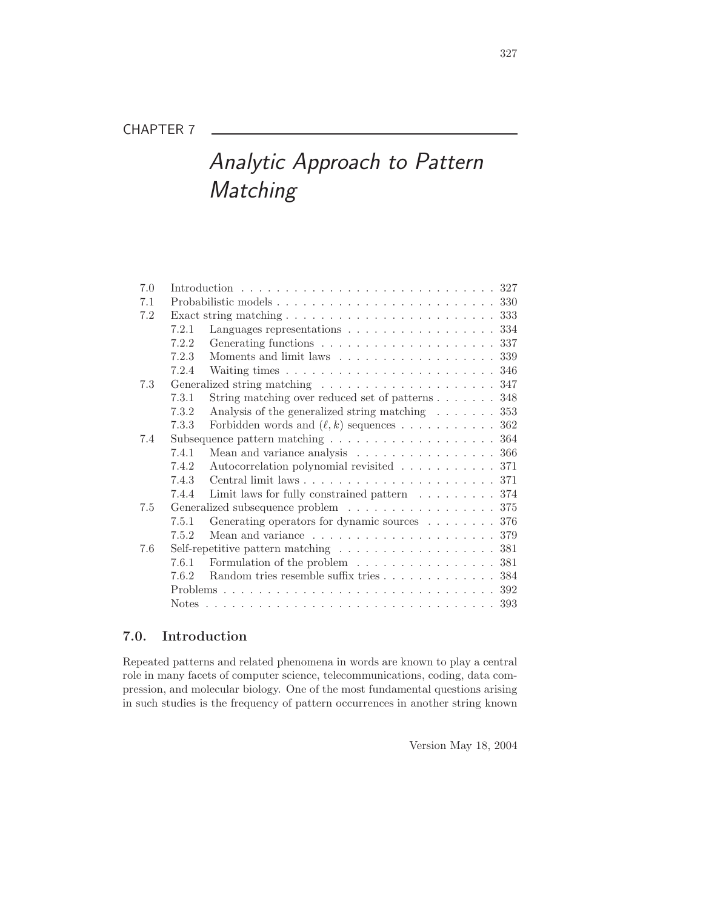CHAPTER 7

# *Analytic Approach to Pattern Matching*

| | | | |
|---|---|---|---|
| 7.0 | Introduction | | 327 |
| 7.1 | Probabilistic models | | 330 |
| 7.2 | Exact string matching | | 333 |
| | 7.2.1 | Languages representations | 334 |
| | 7.2.2 | Generating functions | 337 |
| | 7.2.3 | Moments and limit laws | 339 |
| | 7.2.4 | Waiting times | 346 |
| 7.3 | Generalized string matching | | 347 |
| | 7.3.1 | String matching over reduced set of patterns | 348 |
| | 7.3.2 | Analysis of the generalized string matching | 353 |
| | 7.3.3 | Forbidden words and $(\ell, k)$ sequences | 362 |
| 7.4 | Subsequence pattern matching | | 364 |
| | 7.4.1 | Mean and variance analysis | 366 |
| | 7.4.2 | Autocorrelation polynomial revisited | 371 |
| | 7.4.3 | Central limit laws | 371 |
| | 7.4.4 | Limit laws for fully constrained pattern | 374 |
| 7.5 | Generalized subsequence problem | | 375 |
| | 7.5.1 | Generating operators for dynamic sources | 376 |
| | 7.5.2 | Mean and variance | 379 |
| 7.6 | Self-repetitive pattern matching | | 381 |
| | 7.6.1 | Formulation of the problem | 381 |
| | 7.6.2 | Random tries resemble suffix tries | 384 |
| | Problems | | 392 |
| | Notes | | 393 |

## 7.0. Introduction

Repeated patterns and related phenomena in words are known to play a central role in many facets of computer science, telecommunications, coding, data compression, and molecular biology. One of the most fundamental questions arising in such studies is the frequency of pattern occurrences in another string known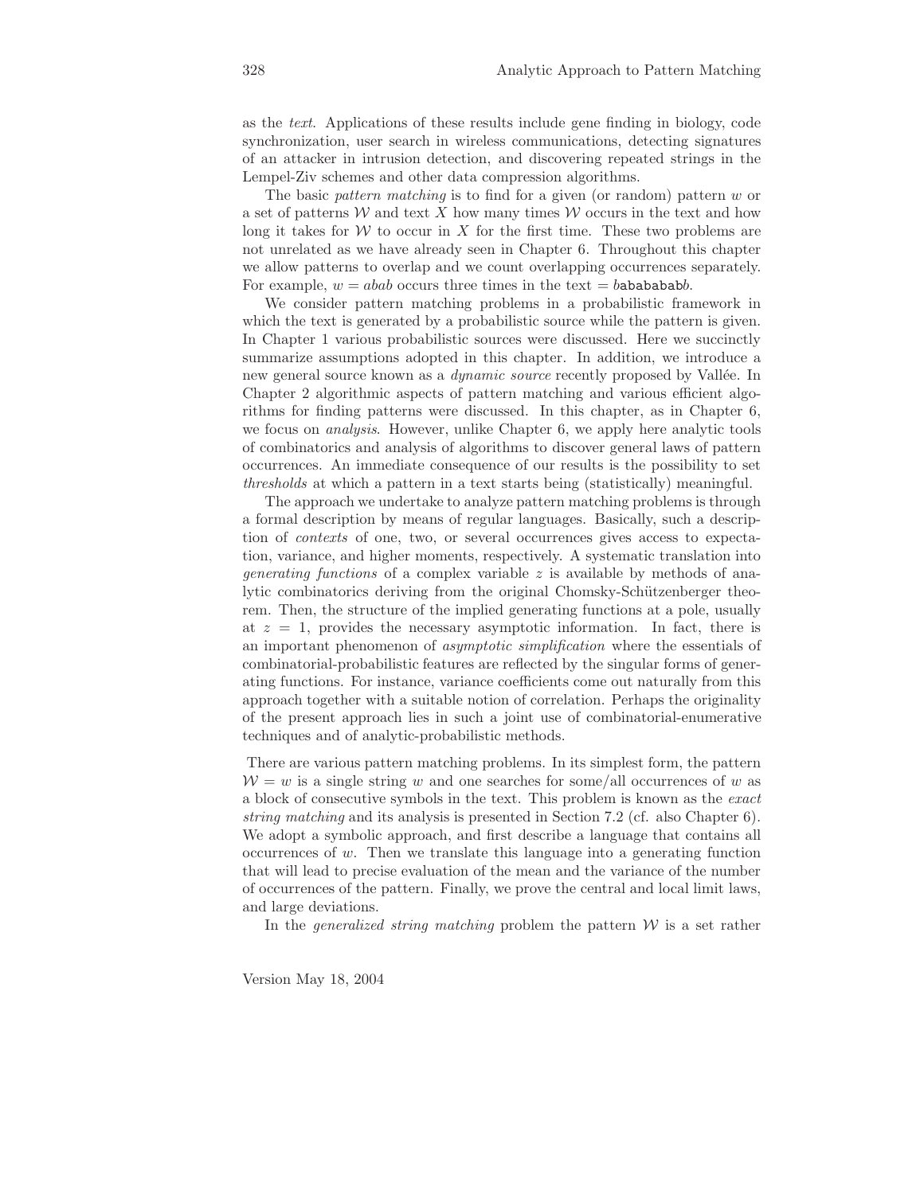as the *text*. Applications of these results include gene finding in biology, code synchronization, user search in wireless communications, detecting signatures of an attacker in intrusion detection, and discovering repeated strings in the Lempel-Ziv schemes and other data compression algorithms.

The basic *pattern matching* is to find for a given (or random) pattern $w$ or a set of patterns $\mathcal{W}$ and text $X$ how many times $\mathcal{W}$ occurs in the text and how long it takes for $\mathcal{W}$ to occur in $X$ for the first time. These two problems are not unrelated as we have already seen in Chapter 6. Throughout this chapter we allow patterns to overlap and we count overlapping occurrences separately. For example, $w = abab$ occurs three times in the text = $b$abababab$b$.

We consider pattern matching problems in a probabilistic framework in which the text is generated by a probabilistic source while the pattern is given. In Chapter 1 various probabilistic sources were discussed. Here we succinctly summarize assumptions adopted in this chapter. In addition, we introduce a new general source known as a *dynamic source* recently proposed by Vallée. In Chapter 2 algorithmic aspects of pattern matching and various efficient algorithms for finding patterns were discussed. In this chapter, as in Chapter 6, we focus on *analysis*. However, unlike Chapter 6, we apply here analytic tools of combinatorics and analysis of algorithms to discover general laws of pattern occurrences. An immediate consequence of our results is the possibility to set *thresholds* at which a pattern in a text starts being (statistically) meaningful.

The approach we undertake to analyze pattern matching problems is through a formal description by means of regular languages. Basically, such a description of *contexts* of one, two, or several occurrences gives access to expectation, variance, and higher moments, respectively. A systematic translation into *generating functions* of a complex variable $z$ is available by methods of analytic combinatorics deriving from the original Chomsky-Schützenberger theorem. Then, the structure of the implied generating functions at a pole, usually at $z = 1$, provides the necessary asymptotic information. In fact, there is an important phenomenon of *asymptotic simplification* where the essentials of combinatorial-probabilistic features are reflected by the singular forms of generating functions. For instance, variance coefficients come out naturally from this approach together with a suitable notion of correlation. Perhaps the originality of the present approach lies in such a joint use of combinatorial-enumerative techniques and of analytic-probabilistic methods.

There are various pattern matching problems. In its simplest form, the pattern $\mathcal{W} = w$ is a single string $w$ and one searches for some/all occurrences of $w$ as a block of consecutive symbols in the text. This problem is known as the *exact string matching* and its analysis is presented in Section 7.2 (cf. also Chapter 6). We adopt a symbolic approach, and first describe a language that contains all occurrences of $w$. Then we translate this language into a generating function that will lead to precise evaluation of the mean and the variance of the number of occurrences of the pattern. Finally, we prove the central and local limit laws, and large deviations.

In the *generalized string matching* problem the pattern $\mathcal{W}$ is a set rather

Version May 18, 2004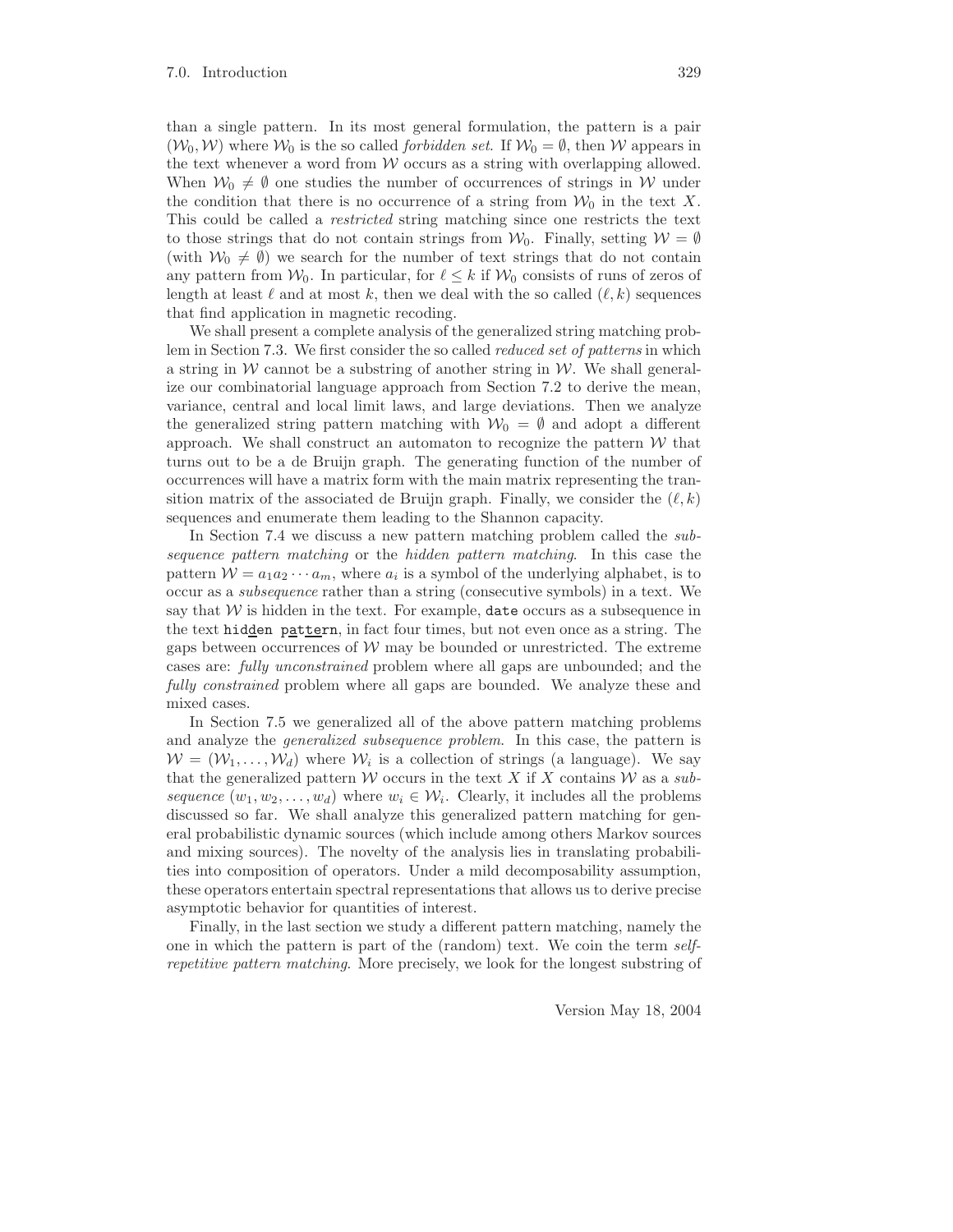than a single pattern. In its most general formulation, the pattern is a pair $(\mathcal{W}_0, \mathcal{W})$ where $\mathcal{W}_0$ is the so called *forbidden set*. If $\mathcal{W}_0 = \emptyset$, then $\mathcal{W}$ appears in the text whenever a word from $\mathcal{W}$ occurs as a string with overlapping allowed. When $\mathcal{W}_0 \neq \emptyset$ one studies the number of occurrences of strings in $\mathcal{W}$ under the condition that there is no occurrence of a string from $\mathcal{W}_0$ in the text $X$. This could be called a *restricted* string matching since one restricts the text to those strings that do not contain strings from $\mathcal{W}_0$. Finally, setting $\mathcal{W} = \emptyset$ (with $\mathcal{W}_0 \neq \emptyset$) we search for the number of text strings that do not contain any pattern from $\mathcal{W}_0$. In particular, for $\ell \leq k$ if $\mathcal{W}_0$ consists of runs of zeros of length at least $\ell$ and at most $k$, then we deal with the so called $(\ell, k)$ sequences that find application in magnetic recoding.

We shall present a complete analysis of the generalized string matching problem in Section 7.3. We first consider the so called *reduced set of patterns* in which a string in $\mathcal{W}$ cannot be a substring of another string in $\mathcal{W}$. We shall generalize our combinatorial language approach from Section 7.2 to derive the mean, variance, central and local limit laws, and large deviations. Then we analyze the generalized string pattern matching with $\mathcal{W}_0 = \emptyset$ and adopt a different approach. We shall construct an automaton to recognize the pattern $\mathcal{W}$ that turns out to be a de Bruijn graph. The generating function of the number of occurrences will have a matrix form with the main matrix representing the transition matrix of the associated de Bruijn graph. Finally, we consider the $(\ell, k)$ sequences and enumerate them leading to the Shannon capacity.

In Section 7.4 we discuss a new pattern matching problem called the *subsequence pattern matching* or the *hidden pattern matching*. In this case the pattern $\mathcal{W} = a_1 a_2 \cdots a_m$, where $a_i$ is a symbol of the underlying alphabet, is to occur as a *subsequence* rather than a string (consecutive symbols) in a text. We say that $\mathcal{W}$ is hidden in the text. For example, `date` occurs as a subsequence in the text `hidden pattern`, in fact four times, but not even once as a string. The gaps between occurrences of $\mathcal{W}$ may be bounded or unrestricted. The extreme cases are: *fully unconstrained* problem where all gaps are unbounded; and the *fully constrained* problem where all gaps are bounded. We analyze these and mixed cases.

In Section 7.5 we generalized all of the above pattern matching problems and analyze the *generalized subsequence problem*. In this case, the pattern is $\mathcal{W} = (\mathcal{W}_1, \ldots, \mathcal{W}_d)$ where $\mathcal{W}_i$ is a collection of strings (a language). We say that the generalized pattern $\mathcal{W}$ occurs in the text $X$ if $X$ contains $\mathcal{W}$ as a *subsequence* $(w_1, w_2, \ldots, w_d)$ where $w_i \in \mathcal{W}_i$. Clearly, it includes all the problems discussed so far. We shall analyze this generalized pattern matching for general probabilistic dynamic sources (which include among others Markov sources and mixing sources). The novelty of the analysis lies in translating probabilities into composition of operators. Under a mild decomposability assumption, these operators entertain spectral representations that allows us to derive precise asymptotic behavior for quantities of interest.

Finally, in the last section we study a different pattern matching, namely the one in which the pattern is part of the (random) text. We coin the term *self-repetitive pattern matching*. More precisely, we look for the longest substring of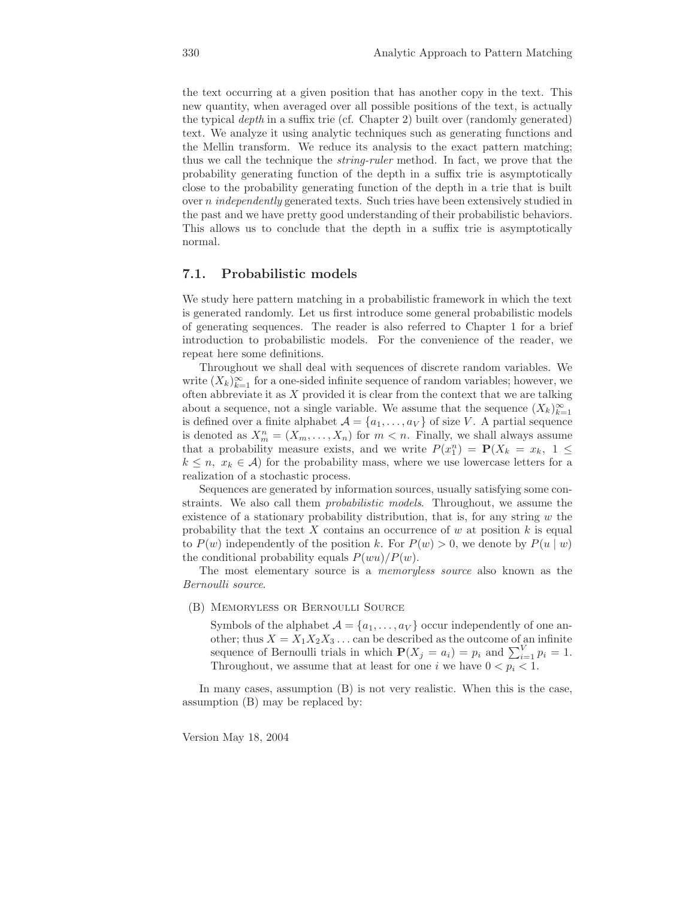the text occurring at a given position that has another copy in the text. This new quantity, when averaged over all possible positions of the text, is actually the typical *depth* in a suffix trie (cf. Chapter 2) built over (randomly generated) text. We analyze it using analytic techniques such as generating functions and the Mellin transform. We reduce its analysis to the exact pattern matching; thus we call the technique the *string-ruler* method. In fact, we prove that the probability generating function of the depth in a suffix trie is asymptotically close to the probability generating function of the depth in a trie that is built over $n$ *independently* generated texts. Such tries have been extensively studied in the past and we have pretty good understanding of their probabilistic behaviors. This allows us to conclude that the depth in a suffix trie is asymptotically normal.

## 7.1. Probabilistic models

We study here pattern matching in a probabilistic framework in which the text is generated randomly. Let us first introduce some general probabilistic models of generating sequences. The reader is also referred to Chapter 1 for a brief introduction to probabilistic models. For the convenience of the reader, we repeat here some definitions.

Throughout we shall deal with sequences of discrete random variables. We write $(X_k)_{k=1}^{\infty}$ for a one-sided infinite sequence of random variables; however, we often abbreviate it as $X$ provided it is clear from the context that we are talking about a sequence, not a single variable. We assume that the sequence $(X_k)_{k=1}^{\infty}$ is defined over a finite alphabet $\mathcal{A} = \{a_1, \ldots, a_V\}$ of size $V$. A partial sequence is denoted as $X_m^n = (X_m, \ldots, X_n)$ for $m < n$. Finally, we shall always assume that a probability measure exists, and we write $P(x_1^n) = \mathbf{P}(X_k = x_k,\ 1 \leq k \leq n,\ x_k \in \mathcal{A})$ for the probability mass, where we use lowercase letters for a realization of a stochastic process.

Sequences are generated by information sources, usually satisfying some constraints. We also call them *probabilistic models*. Throughout, we assume the existence of a stationary probability distribution, that is, for any string $w$ the probability that the text $X$ contains an occurrence of $w$ at position $k$ is equal to $P(w)$ independently of the position $k$. For $P(w) > 0$, we denote by $P(u \mid w)$ the conditional probability equals $P(wu)/P(w)$.

The most elementary source is a *memoryless source* also known as the *Bernoulli source*.

(B) Memoryless or Bernoulli Source

Symbols of the alphabet $\mathcal{A} = \{a_1, \ldots, a_V\}$ occur independently of one another; thus $X = X_1X_2X_3\ldots$ can be described as the outcome of an infinite sequence of Bernoulli trials in which $\mathbf{P}(X_j = a_i) = p_i$ and $\sum_{i=1}^{V} p_i = 1$. Throughout, we assume that at least for one $i$ we have $0 < p_i < 1$.

In many cases, assumption (B) is not very realistic. When this is the case, assumption (B) may be replaced by: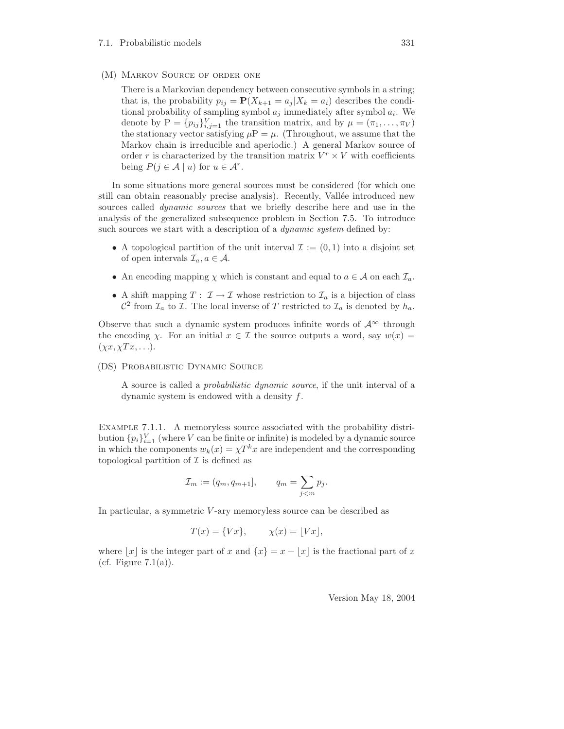(M) Markov Source of order one

There is a Markovian dependency between consecutive symbols in a string; that is, the probability $p_{ij} = \mathbf{P}(X_{k+1} = a_j | X_k = a_i)$ describes the conditional probability of sampling symbol $a_j$ immediately after symbol $a_i$. We denote by $\mathrm{P} = \{p_{ij}\}_{i,j=1}^{V}$ the transition matrix, and by $\mu = (\pi_1, \ldots, \pi_V)$ the stationary vector satisfying $\mu \mathrm{P} = \mu$. (Throughout, we assume that the Markov chain is irreducible and aperiodic.) A general Markov source of order $r$ is characterized by the transition matrix $V^r \times V$ with coefficients being $P(j \in \mathcal{A} \mid u)$ for $u \in \mathcal{A}^r$.

In some situations more general sources must be considered (for which one still can obtain reasonably precise analysis). Recently, Vallée introduced new sources called *dynamic sources* that we briefly describe here and use in the analysis of the generalized subsequence problem in Section 7.5. To introduce such sources we start with a description of a *dynamic system* defined by:

- A topological partition of the unit interval $\mathcal{I} := (0, 1)$ into a disjoint set of open intervals $\mathcal{I}_a, a \in \mathcal{A}$.
- An encoding mapping $\chi$ which is constant and equal to $a \in \mathcal{A}$ on each $\mathcal{I}_a$.
- A shift mapping $T : \mathcal{I} \to \mathcal{I}$ whose restriction to $\mathcal{I}_a$ is a bijection of class $\mathcal{C}^2$ from $\mathcal{I}_a$ to $\mathcal{I}$. The local inverse of $T$ restricted to $\mathcal{I}_a$ is denoted by $h_a$.

Observe that such a dynamic system produces infinite words of $\mathcal{A}^\infty$ through the encoding $\chi$. For an initial $x \in \mathcal{I}$ the source outputs a word, say $w(x) = (\chi x, \chi T x, \ldots)$.

(DS) Probabilistic Dynamic Source

A source is called a *probabilistic dynamic source*, if the unit interval of a dynamic system is endowed with a density $f$.

Example 7.1.1. A memoryless source associated with the probability distribution $\{p_i\}_{i=1}^{V}$ (where $V$ can be finite or infinite) is modeled by a dynamic source in which the components $w_k(x) = \chi T^k x$ are independent and the corresponding topological partition of $\mathcal{I}$ is defined as

$$\mathcal{I}_m := (q_m, q_{m+1}], \qquad q_m = \sum_{j<m} p_j.$$

In particular, a symmetric $V$-ary memoryless source can be described as

$$T(x) = \{Vx\}, \qquad \chi(x) = \lfloor Vx \rfloor,$$

where $\lfloor x \rfloor$ is the integer part of $x$ and $\{x\} = x - \lfloor x \rfloor$ is the fractional part of $x$ (cf. Figure 7.1(a)).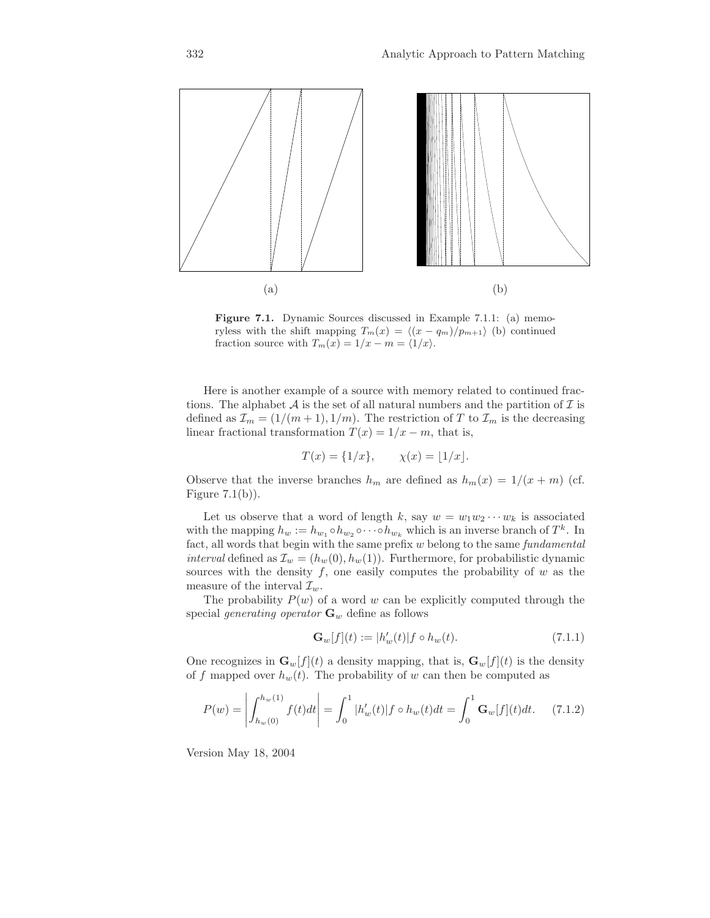(a)

(b)

**Figure 7.1.** Dynamic Sources discussed in Example 7.1.1: (a) memoryless with the shift mapping $T_m(x) = \langle (x - q_m)/p_{m+1} \rangle$ (b) continued fraction source with $T_m(x) = 1/x - m = \langle 1/x \rangle$.

Here is another example of a source with memory related to continued fractions. The alphabet $\mathcal{A}$ is the set of all natural numbers and the partition of $\mathcal{I}$ is defined as $\mathcal{I}_m = (1/(m+1), 1/m)$. The restriction of $T$ to $\mathcal{I}_m$ is the decreasing linear fractional transformation $T(x) = 1/x - m$, that is,

$$T(x) = \{1/x\}, \qquad \chi(x) = \lfloor 1/x \rfloor.$$

Observe that the inverse branches $h_m$ are defined as $h_m(x) = 1/(x + m)$ (cf. Figure 7.1(b)).

Let us observe that a word of length $k$, say $w = w_1 w_2 \cdots w_k$ is associated with the mapping $h_w := h_{w_1} \circ h_{w_2} \circ \cdots \circ h_{w_k}$ which is an inverse branch of $T^k$. In fact, all words that begin with the same prefix $w$ belong to the same *fundamental interval* defined as $\mathcal{I}_w = (h_w(0), h_w(1))$. Furthermore, for probabilistic dynamic sources with the density $f$, one easily computes the probability of $w$ as the measure of the interval $\mathcal{I}_w$.

The probability $P(w)$ of a word $w$ can be explicitly computed through the special *generating operator* $\mathbf{G}_w$ define as follows

$$\mathbf{G}_w[f](t) := |h'_w(t)| f \circ h_w(t). \tag{7.1.1}$$

One recognizes in $\mathbf{G}_w[f](t)$ a density mapping, that is, $\mathbf{G}_w[f](t)$ is the density of $f$ mapped over $h_w(t)$. The probability of $w$ can then be computed as

$$P(w) = \left| \int_{h_w(0)}^{h_w(1)} f(t) dt \right| = \int_0^1 |h'_w(t)| f \circ h_w(t) dt = \int_0^1 \mathbf{G}_w[f](t) dt. \tag{7.1.2}$$

Version May 18, 2004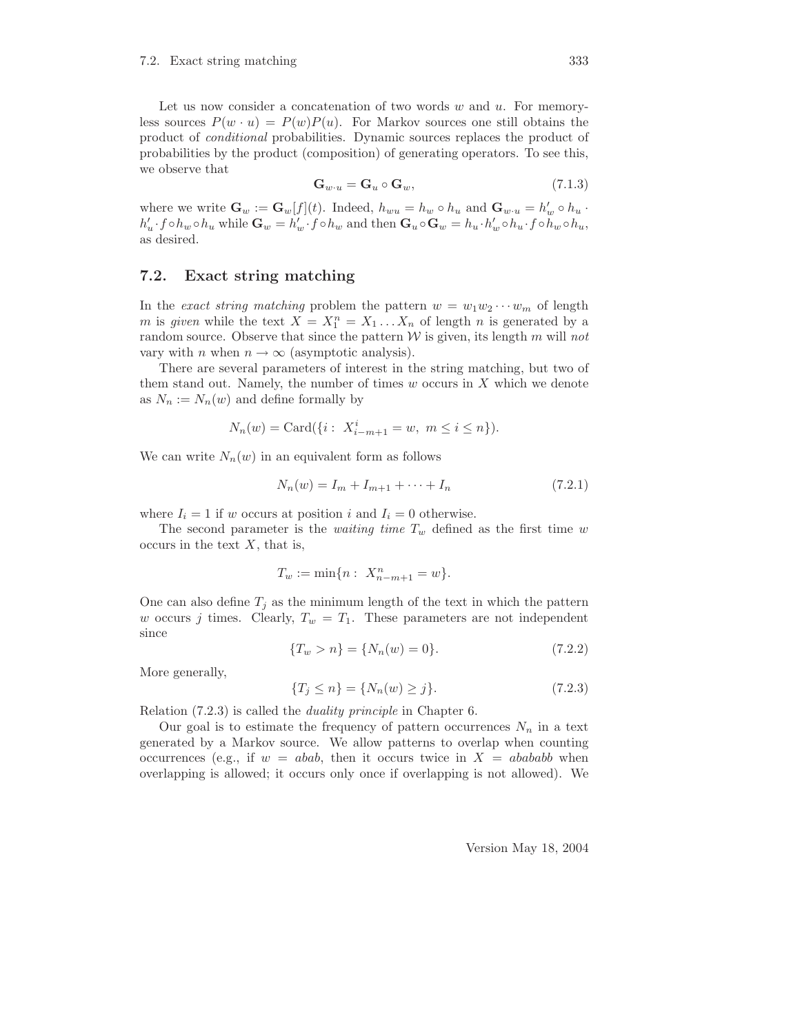Let us now consider a concatenation of two words $w$ and $u$. For memoryless sources $P(w \cdot u) = P(w)P(u)$. For Markov sources one still obtains the product of *conditional* probabilities. Dynamic sources replaces the product of probabilities by the product (composition) of generating operators. To see this, we observe that

$$\mathbf{G}_{w \cdot u} = \mathbf{G}_u \circ \mathbf{G}_w, \tag{7.1.3}$$

where we write $\mathbf{G}_w := \mathbf{G}_w[f](t)$. Indeed, $h_{wu} = h_w \circ h_u$ and $\mathbf{G}_{w \cdot u} = h'_w \circ h_u \cdot h'_u \cdot f \circ h_w \circ h_u$ while $\mathbf{G}_w = h'_w \cdot f \circ h_w$ and then $\mathbf{G}_u \circ \mathbf{G}_w = h_u \cdot h'_w \circ h_u \cdot f \circ h_w \circ h_u$, as desired.

## 7.2. Exact string matching

In the *exact string matching* problem the pattern $w = w_1 w_2 \cdots w_m$ of length $m$ is *given* while the text $X = X_1^n = X_1 \dots X_n$ of length $n$ is generated by a random source. Observe that since the pattern $\mathcal{W}$ is given, its length $m$ will *not* vary with $n$ when $n \to \infty$ (asymptotic analysis).

There are several parameters of interest in the string matching, but two of them stand out. Namely, the number of times $w$ occurs in $X$ which we denote as $N_n := N_n(w)$ and define formally by

$$N_n(w) = \mathrm{Card}(\{i : \; X_{i-m+1}^i = w, \; m \leq i \leq n\}).$$

We can write $N_n(w)$ in an equivalent form as follows

$$N_n(w) = I_m + I_{m+1} + \cdots + I_n \tag{7.2.1}$$

where $I_i = 1$ if $w$ occurs at position $i$ and $I_i = 0$ otherwise.

The second parameter is the *waiting time* $T_w$ defined as the first time $w$ occurs in the text $X$, that is,

$$T_w := \min\{n : \; X_{n-m+1}^n = w\}.$$

One can also define $T_j$ as the minimum length of the text in which the pattern $w$ occurs $j$ times. Clearly, $T_w = T_1$. These parameters are not independent since

$$\{T_w > n\} = \{N_n(w) = 0\}. \tag{7.2.2}$$

More generally,

$$\{T_j \leq n\} = \{N_n(w) \geq j\}. \tag{7.2.3}$$

Relation (7.2.3) is called the *duality principle* in Chapter 6.

Our goal is to estimate the frequency of pattern occurrences $N_n$ in a text generated by a Markov source. We allow patterns to overlap when counting occurrences (e.g., if $w = abab$, then it occurs twice in $X = abababb$ when overlapping is allowed; it occurs only once if overlapping is not allowed). We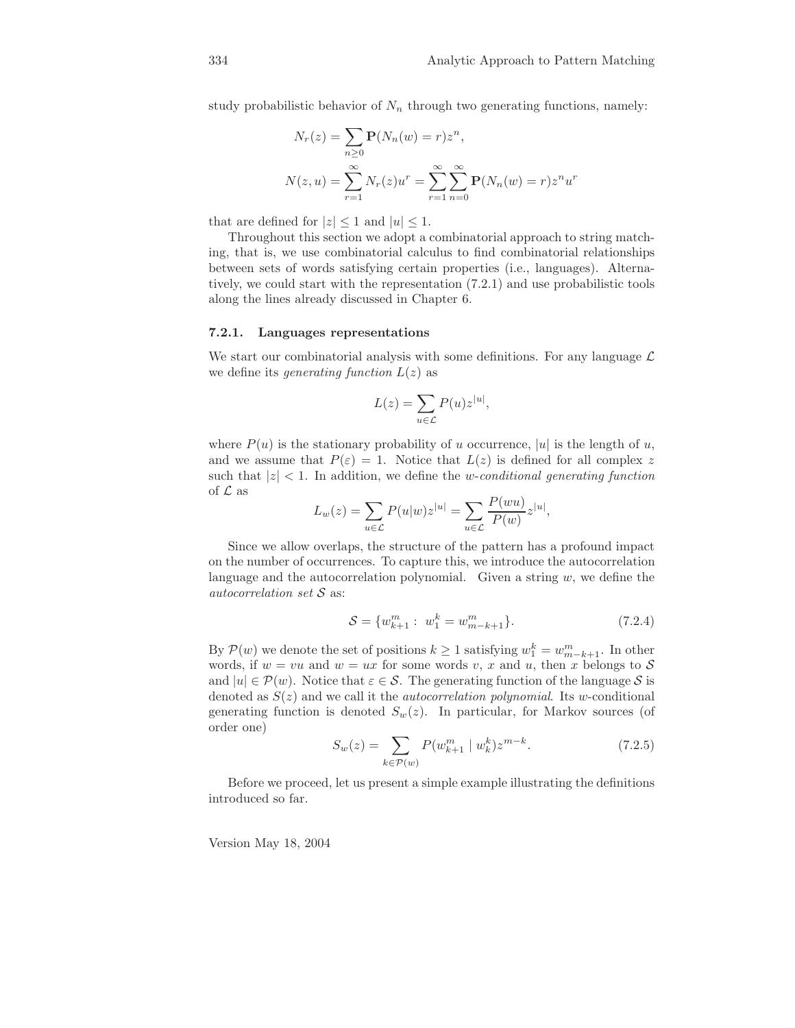study probabilistic behavior of $N_n$ through two generating functions, namely:

$$N_r(z) = \sum_{n \geq 0} \mathbf{P}(N_n(w) = r) z^n,$$

$$N(z, u) = \sum_{r=1}^{\infty} N_r(z) u^r = \sum_{r=1}^{\infty} \sum_{n=0}^{\infty} \mathbf{P}(N_n(w) = r) z^n u^r$$

that are defined for $|z| \leq 1$ and $|u| \leq 1$.

Throughout this section we adopt a combinatorial approach to string matching, that is, we use combinatorial calculus to find combinatorial relationships between sets of words satisfying certain properties (i.e., languages). Alternatively, we could start with the representation (7.2.1) and use probabilistic tools along the lines already discussed in Chapter 6.

### 7.2.1. Languages representations

We start our combinatorial analysis with some definitions. For any language $\mathcal{L}$ we define its *generating function* $L(z)$ as

$$L(z) = \sum_{u \in \mathcal{L}} P(u) z^{|u|},$$

where $P(u)$ is the stationary probability of $u$ occurrence, $|u|$ is the length of $u$, and we assume that $P(\varepsilon) = 1$. Notice that $L(z)$ is defined for all complex $z$ such that $|z| < 1$. In addition, we define the *w-conditional generating function* of $\mathcal{L}$ as

$$L_w(z) = \sum_{u \in \mathcal{L}} P(u|w) z^{|u|} = \sum_{u \in \mathcal{L}} \frac{P(wu)}{P(w)} z^{|u|},$$

Since we allow overlaps, the structure of the pattern has a profound impact on the number of occurrences. To capture this, we introduce the autocorrelation language and the autocorrelation polynomial. Given a string $w$, we define the *autocorrelation set* $\mathcal{S}$ as:

$$\mathcal{S} = \{w_{k+1}^m : \; w_1^k = w_{m-k+1}^m\}. \tag{7.2.4}$$

By $\mathcal{P}(w)$ we denote the set of positions $k \geq 1$ satisfying $w_1^k = w_{m-k+1}^m$. In other words, if $w = vu$ and $w = ux$ for some words $v$, $x$ and $u$, then $x$ belongs to $\mathcal{S}$ and $|u| \in \mathcal{P}(w)$. Notice that $\varepsilon \in \mathcal{S}$. The generating function of the language $\mathcal{S}$ is denoted as $S(z)$ and we call it the *autocorrelation polynomial*. Its $w$-conditional generating function is denoted $S_w(z)$. In particular, for Markov sources (of order one)

$$S_w(z) = \sum_{k \in \mathcal{P}(w)} P(w_{k+1}^m \mid w_k^k) z^{m-k}. \tag{7.2.5}$$

Before we proceed, let us present a simple example illustrating the definitions introduced so far.

Version May 18, 2004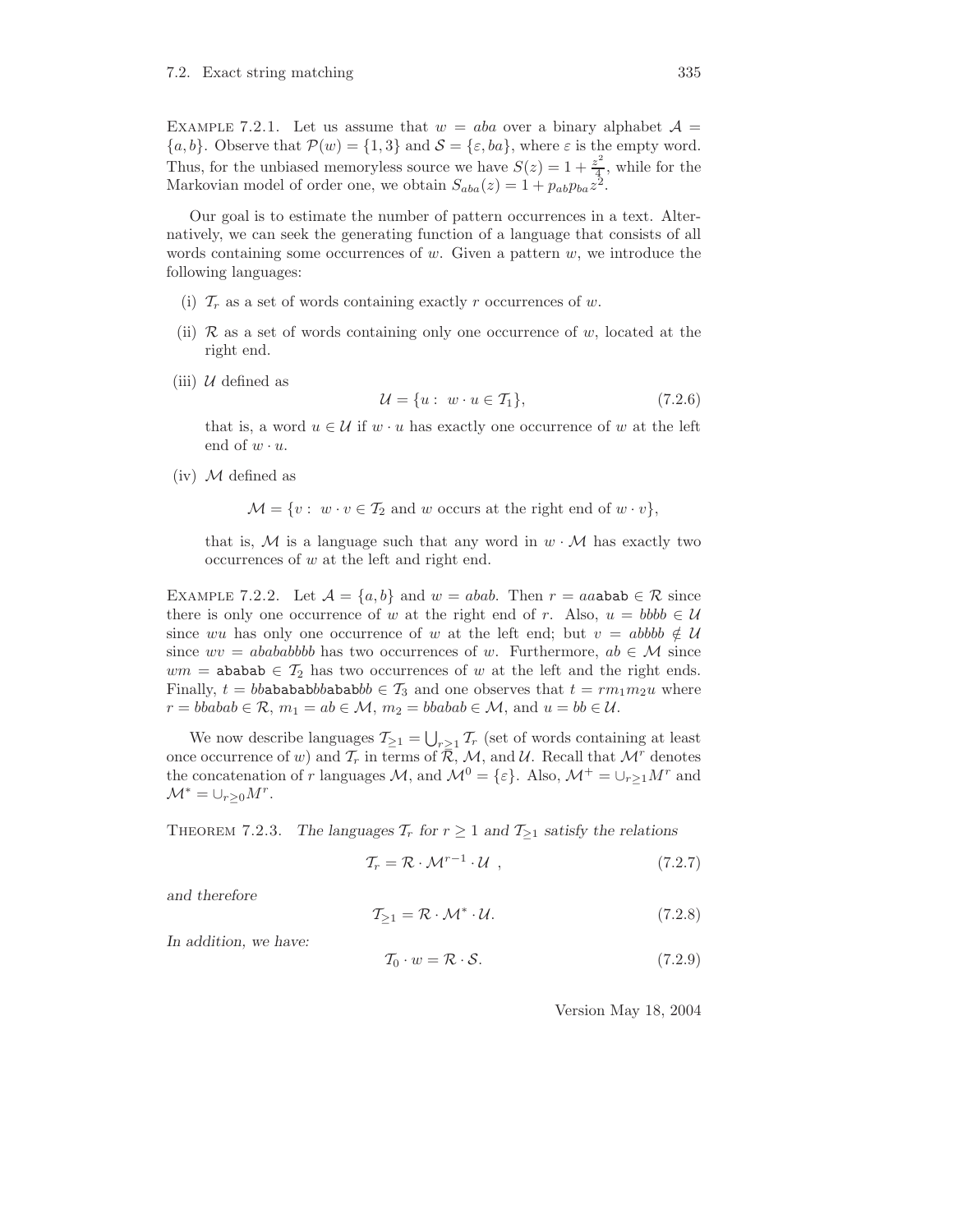Example 7.2.1. Let us assume that $w = aba$ over a binary alphabet $\mathcal{A} = \{a, b\}$. Observe that $\mathcal{P}(w) = \{1, 3\}$ and $\mathcal{S} = \{\varepsilon, ba\}$, where $\varepsilon$ is the empty word. Thus, for the unbiased memoryless source we have $S(z) = 1 + \frac{z^2}{4}$, while for the Markovian model of order one, we obtain $S_{aba}(z) = 1 + p_{ab}p_{ba}z^2$.

Our goal is to estimate the number of pattern occurrences in a text. Alternatively, we can seek the generating function of a language that consists of all words containing some occurrences of $w$. Given a pattern $w$, we introduce the following languages:

(i) $\mathcal{T}_r$ as a set of words containing exactly $r$ occurrences of $w$.

(ii) $\mathcal{R}$ as a set of words containing only one occurrence of $w$, located at the right end.

(iii) $\mathcal{U}$ defined as

$$\mathcal{U} = \{u : \ w \cdot u \in \mathcal{T}_1\}, \tag{7.2.6}$$

that is, a word $u \in \mathcal{U}$ if $w \cdot u$ has exactly one occurrence of $w$ at the left end of $w \cdot u$.

(iv) $\mathcal{M}$ defined as

$$\mathcal{M} = \{v : \ w \cdot v \in \mathcal{T}_2 \text{ and } w \text{ occurs at the right end of } w \cdot v\},$$

that is, $\mathcal{M}$ is a language such that any word in $w \cdot \mathcal{M}$ has exactly two occurrences of $w$ at the left and right end.

Example 7.2.2. Let $\mathcal{A} = \{a, b\}$ and $w = abab$. Then $r = aa\texttt{abab} \in \mathcal{R}$ since there is only one occurrence of $w$ at the right end of $r$. Also, $u = bbbb \in \mathcal{U}$ since $wu$ has only one occurrence of $w$ at the left end; but $v = abbbb \notin \mathcal{U}$ since $wv = abababbbb$ has two occurrences of $w$. Furthermore, $ab \in \mathcal{M}$ since $wm = \texttt{ababab} \in \mathcal{T}_2$ has two occurrences of $w$ at the left and the right ends. Finally, $t = bb\texttt{ababab}bb\texttt{abab}bb \in \mathcal{T}_3$ and one observes that $t = rm_1m_2u$ where $r = bbabab \in \mathcal{R}$, $m_1 = ab \in \mathcal{M}$, $m_2 = bbabab \in \mathcal{M}$, and $u = bb \in \mathcal{U}$.

We now describe languages $\mathcal{T}_{\geq 1} = \bigcup_{r \geq 1} \mathcal{T}_r$ (set of words containing at least once occurrence of $w$) and $\mathcal{T}_r$ in terms of $\mathcal{R}$, $\mathcal{M}$, and $\mathcal{U}$. Recall that $\mathcal{M}^r$ denotes the concatenation of $r$ languages $\mathcal{M}$, and $\mathcal{M}^0 = \{\varepsilon\}$. Also, $\mathcal{M}^+ = \cup_{r \geq 1} M^r$ and $\mathcal{M}^* = \cup_{r \geq 0} M^r$.

Theorem 7.2.3. *The languages $\mathcal{T}_r$ for $r \geq 1$ and $\mathcal{T}_{\geq 1}$ satisfy the relations*

$$\mathcal{T}_r = \mathcal{R} \cdot \mathcal{M}^{r-1} \cdot \mathcal{U} \ , \tag{7.2.7}$$

*and therefore*

$$\mathcal{T}_{\geq 1} = \mathcal{R} \cdot \mathcal{M}^* \cdot \mathcal{U}. \tag{7.2.8}$$

*In addition, we have:*

$$\mathcal{T}_0 \cdot w = \mathcal{R} \cdot \mathcal{S}. \tag{7.2.9}$$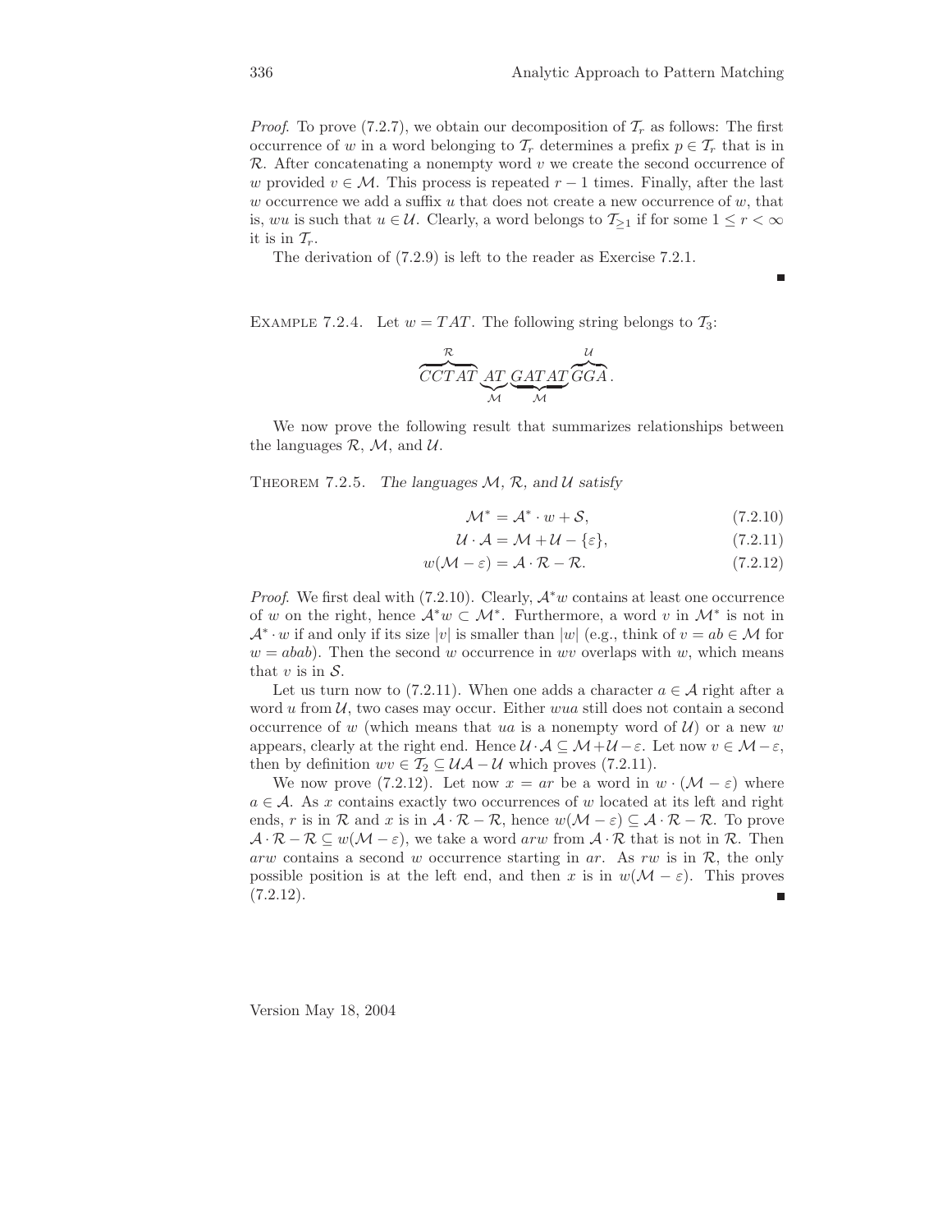*Proof*. To prove (7.2.7), we obtain our decomposition of $\mathcal{T}_r$ as follows: The first occurrence of $w$ in a word belonging to $\mathcal{T}_r$ determines a prefix $p \in \mathcal{T}_r$ that is in $\mathcal{R}$. After concatenating a nonempty word $v$ we create the second occurrence of $w$ provided $v \in \mathcal{M}$. This process is repeated $r-1$ times. Finally, after the last $w$ occurrence we add a suffix $u$ that does not create a new occurrence of $w$, that is, $wu$ is such that $u \in \mathcal{U}$. Clearly, a word belongs to $\mathcal{T}_{\geq 1}$ if for some $1 \leq r < \infty$ it is in $\mathcal{T}_r$.

The derivation of (7.2.9) is left to the reader as Exercise 7.2.1. ∎

EXAMPLE 7.2.4. Let $w = TAT$. The following string belongs to $\mathcal{T}_3$:

$$\overbrace{CCTAT}^{\mathcal{R}}\underbrace{AT}_{\mathcal{M}}\underbrace{GATAT}_{\mathcal{M}}\overbrace{GGA}^{\mathcal{U}}.$$

We now prove the following result that summarizes relationships between the languages $\mathcal{R}$, $\mathcal{M}$, and $\mathcal{U}$.

THEOREM 7.2.5. *The languages $\mathcal{M}$, $\mathcal{R}$, and $\mathcal{U}$ satisfy*

$$\mathcal{M}^* = \mathcal{A}^* \cdot w + \mathcal{S}, \tag{7.2.10}$$

$$\mathcal{U} \cdot \mathcal{A} = \mathcal{M} + \mathcal{U} - \{\varepsilon\}, \tag{7.2.11}$$

$$w(\mathcal{M} - \varepsilon) = \mathcal{A} \cdot \mathcal{R} - \mathcal{R}. \tag{7.2.12}$$

*Proof*. We first deal with (7.2.10). Clearly, $\mathcal{A}^* w$ contains at least one occurrence of $w$ on the right, hence $\mathcal{A}^* w \subset \mathcal{M}^*$. Furthermore, a word $v$ in $\mathcal{M}^*$ is not in $\mathcal{A}^* \cdot w$ if and only if its size $|v|$ is smaller than $|w|$ (e.g., think of $v = ab \in \mathcal{M}$ for $w = abab$). Then the second $w$ occurrence in $wv$ overlaps with $w$, which means that $v$ is in $\mathcal{S}$.

Let us turn now to (7.2.11). When one adds a character $a \in \mathcal{A}$ right after a word $u$ from $\mathcal{U}$, two cases may occur. Either $wua$ still does not contain a second occurrence of $w$ (which means that $ua$ is a nonempty word of $\mathcal{U}$) or a new $w$ appears, clearly at the right end. Hence $\mathcal{U} \cdot \mathcal{A} \subseteq \mathcal{M} + \mathcal{U} - \varepsilon$. Let now $v \in \mathcal{M} - \varepsilon$, then by definition $wv \in \mathcal{T}_2 \subseteq \mathcal{U}\mathcal{A} - \mathcal{U}$ which proves (7.2.11).

We now prove (7.2.12). Let now $x = ar$ be a word in $w \cdot (\mathcal{M} - \varepsilon)$ where $a \in \mathcal{A}$. As $x$ contains exactly two occurrences of $w$ located at its left and right ends, $r$ is in $\mathcal{R}$ and $x$ is in $\mathcal{A} \cdot \mathcal{R} - \mathcal{R}$, hence $w(\mathcal{M} - \varepsilon) \subseteq \mathcal{A} \cdot \mathcal{R} - \mathcal{R}$. To prove $\mathcal{A} \cdot \mathcal{R} - \mathcal{R} \subseteq w(\mathcal{M} - \varepsilon)$, we take a word $arw$ from $\mathcal{A} \cdot \mathcal{R}$ that is not in $\mathcal{R}$. Then $arw$ contains a second $w$ occurrence starting in $ar$. As $rw$ is in $\mathcal{R}$, the only possible position is at the left end, and then $x$ is in $w(\mathcal{M} - \varepsilon)$. This proves (7.2.12). ∎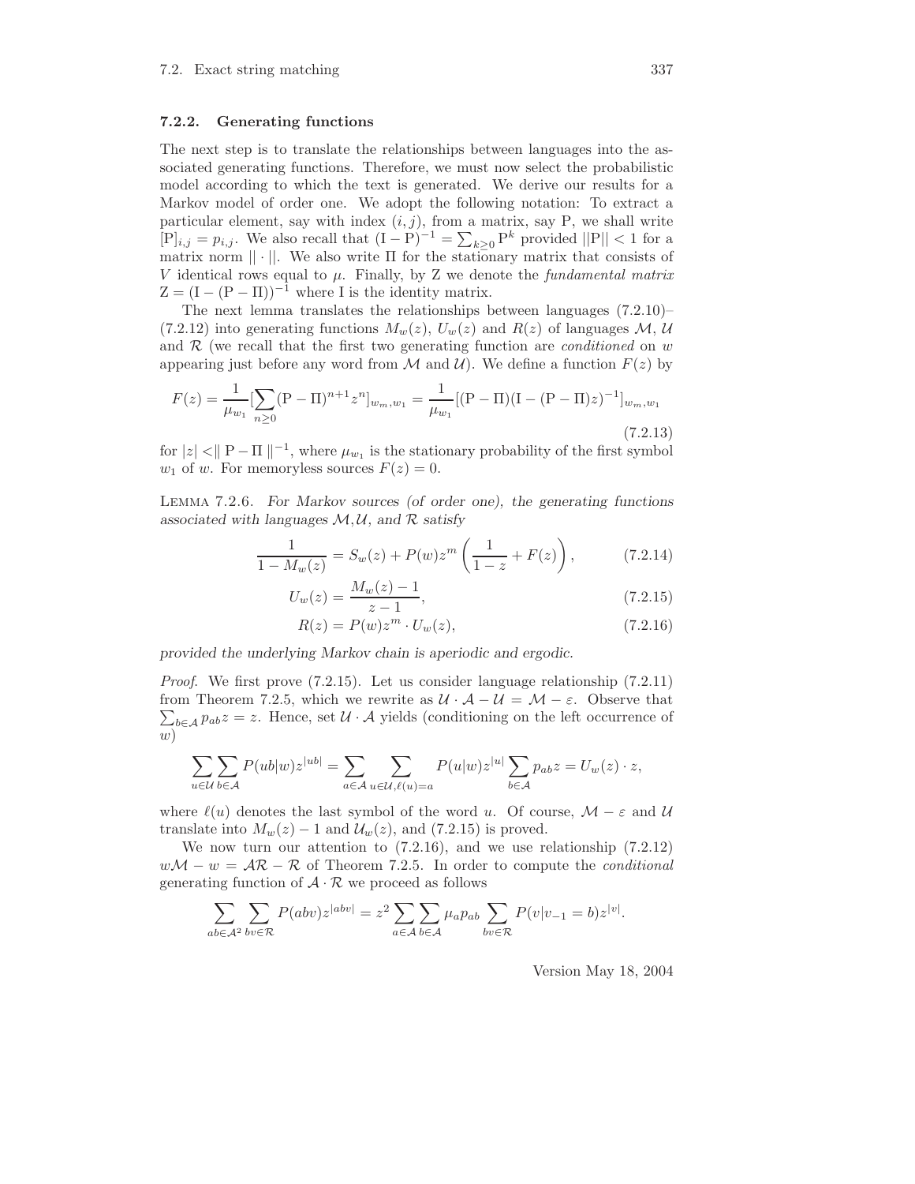### 7.2.2. Generating functions

The next step is to translate the relationships between languages into the associated generating functions. Therefore, we must now select the probabilistic model according to which the text is generated. We derive our results for a Markov model of order one. We adopt the following notation: To extract a particular element, say with index $(i, j)$, from a matrix, say P, we shall write $[\mathrm{P}]_{i,j} = p_{i,j}$. We also recall that $(\mathrm{I} - \mathrm{P})^{-1} = \sum_{k\geq 0} \mathrm{P}^k$ provided $||\mathrm{P}|| < 1$ for a matrix norm $|| \cdot ||$. We also write $\Pi$ for the stationary matrix that consists of $V$ identical rows equal to $\mu$. Finally, by Z we denote the *fundamental matrix* $\mathrm{Z} = (\mathrm{I} - (\mathrm{P} - \Pi))^{-1}$ where I is the identity matrix.

The next lemma translates the relationships between languages (7.2.10)–(7.2.12) into generating functions $M_w(z)$, $U_w(z)$ and $R(z)$ of languages $\mathcal{M}$, $\mathcal{U}$ and $\mathcal{R}$ (we recall that the first two generating function are *conditioned* on $w$ appearing just before any word from $\mathcal{M}$ and $\mathcal{U}$). We define a function $F(z)$ by

$$F(z) = \frac{1}{\mu_{w_1}}[\sum_{n\geq 0}(\mathrm{P} - \Pi)^{n+1}z^n]_{w_m,w_1} = \frac{1}{\mu_{w_1}}[(\mathrm{P} - \Pi)(\mathrm{I} - (\mathrm{P} - \Pi)z)^{-1}]_{w_m,w_1} \tag{7.2.13}$$

for $|z| <\| \mathrm{P} - \Pi \|^{-1}$, where $\mu_{w_1}$ is the stationary probability of the first symbol $w_1$ of $w$. For memoryless sources $F(z) = 0$.

Lemma 7.2.6. *For Markov sources (of order one), the generating functions associated with languages $\mathcal{M}$,$\mathcal{U}$, and $\mathcal{R}$ satisfy*

$$\frac{1}{1 - M_w(z)} = S_w(z) + P(w)z^m\left(\frac{1}{1-z} + F(z)\right), \tag{7.2.14}$$

$$U_w(z) = \frac{M_w(z) - 1}{z - 1}, \tag{7.2.15}$$

$$R(z) = P(w)z^m \cdot U_w(z), \tag{7.2.16}$$

*provided the underlying Markov chain is aperiodic and ergodic.*

*Proof*. We first prove (7.2.15). Let us consider language relationship (7.2.11) from Theorem 7.2.5, which we rewrite as $\mathcal{U} \cdot \mathcal{A} - \mathcal{U} = \mathcal{M} - \varepsilon$. Observe that $\sum_{b\in\mathcal{A}} p_{ab}z = z$. Hence, set $\mathcal{U} \cdot \mathcal{A}$ yields (conditioning on the left occurrence of $w$)

$$\sum_{u\in\mathcal{U}}\sum_{b\in\mathcal{A}} P(ub|w)z^{|ub|} = \sum_{a\in\mathcal{A}}\sum_{u\in\mathcal{U},\ell(u)=a} P(u|w)z^{|u|}\sum_{b\in\mathcal{A}} p_{ab}z = U_w(z)\cdot z,$$

where $\ell(u)$ denotes the last symbol of the word $u$. Of course, $\mathcal{M} - \varepsilon$ and $\mathcal{U}$ translate into $M_w(z) - 1$ and $\mathcal{U}_w(z)$, and (7.2.15) is proved.

We now turn our attention to (7.2.16), and we use relationship (7.2.12) $w\mathcal{M} - w = \mathcal{A}\mathcal{R} - \mathcal{R}$ of Theorem 7.2.5. In order to compute the *conditional* generating function of $\mathcal{A} \cdot \mathcal{R}$ we proceed as follows

$$\sum_{ab\in\mathcal{A}^2}\sum_{bv\in\mathcal{R}} P(abv)z^{|abv|} = z^2\sum_{a\in\mathcal{A}}\sum_{b\in\mathcal{A}}\mu_a p_{ab}\sum_{bv\in\mathcal{R}} P(v|v_{-1} = b)z^{|v|}.$$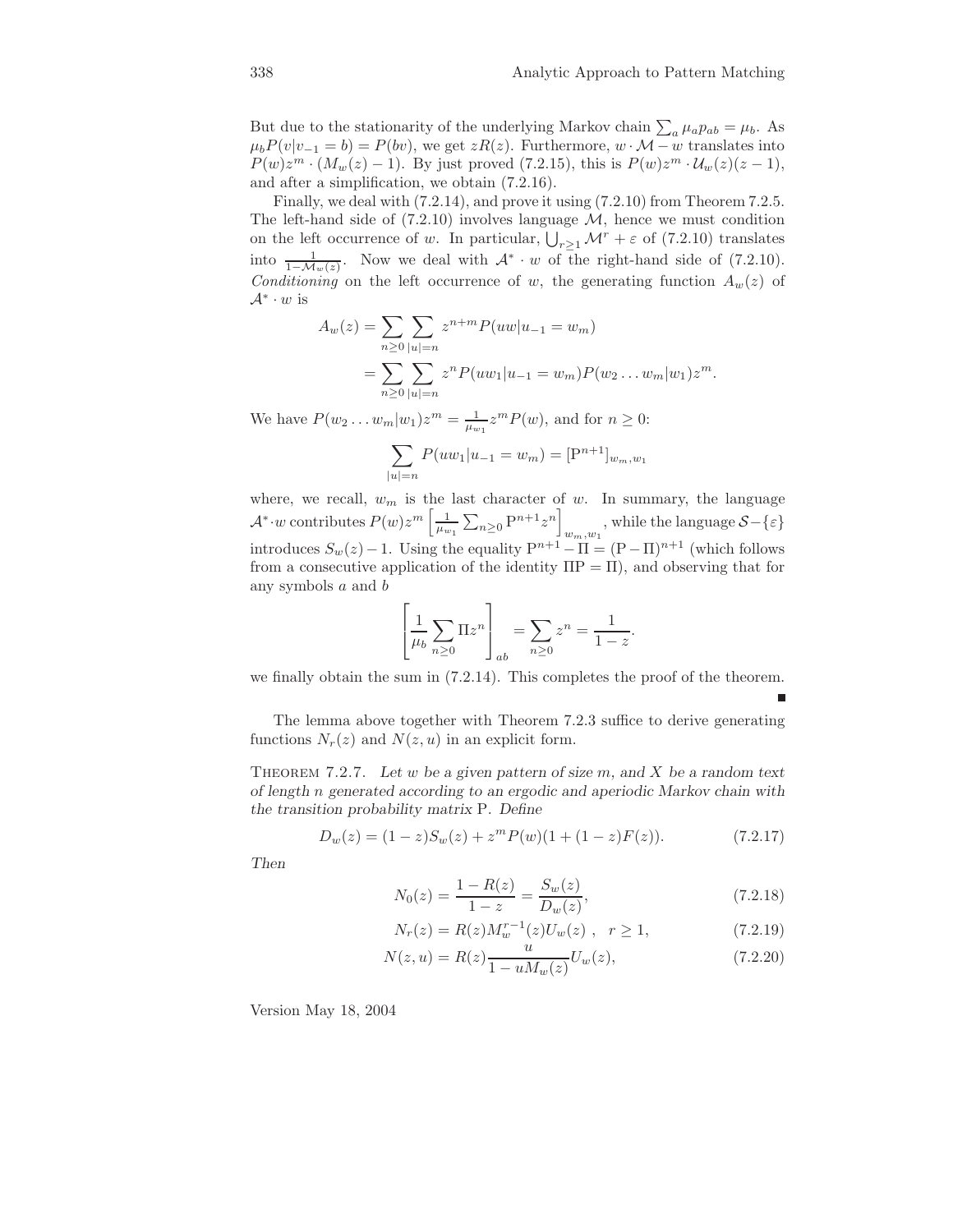But due to the stationarity of the underlying Markov chain $\sum_a \mu_a p_{ab} = \mu_b$. As $\mu_b P(v|v_{-1} = b) = P(bv)$, we get $zR(z)$. Furthermore, $w \cdot \mathcal{M} - w$ translates into $P(w)z^m \cdot (M_w(z) - 1)$. By just proved (7.2.15), this is $P(w)z^m \cdot \mathcal{U}_w(z)(z-1)$, and after a simplification, we obtain (7.2.16).

Finally, we deal with (7.2.14), and prove it using (7.2.10) from Theorem 7.2.5. The left-hand side of (7.2.10) involves language $\mathcal{M}$, hence we must condition on the left occurrence of $w$. In particular, $\bigcup_{r \geq 1} \mathcal{M}^r + \varepsilon$ of (7.2.10) translates into $\frac{1}{1-\mathcal{M}_w(z)}$. Now we deal with $\mathcal{A}^* \cdot w$ of the right-hand side of (7.2.10). *Conditioning* on the left occurrence of $w$, the generating function $A_w(z)$ of $\mathcal{A}^* \cdot w$ is

$$
\begin{aligned}
A_w(z) &= \sum_{n \geq 0} \sum_{|u|=n} z^{n+m} P(uw|u_{-1} = w_m) \\
&= \sum_{n \geq 0} \sum_{|u|=n} z^n P(uw_1|u_{-1} = w_m) P(w_2 \dots w_m|w_1) z^m.
\end{aligned}
$$

We have $P(w_2 \dots w_m|w_1)z^m = \frac{1}{\mu_{w_1}} z^m P(w)$, and for $n \geq 0$:

$$
\sum_{|u|=n} P(uw_1|u_{-1} = w_m) = [\mathrm{P}^{n+1}]_{w_m, w_1}
$$

where, we recall, $w_m$ is the last character of $w$. In summary, the language $\mathcal{A}^* \cdot w$ contributes $P(w)z^m \left[\frac{1}{\mu_{w_1}} \sum_{n \geq 0} \mathrm{P}^{n+1} z^n\right]_{w_m, w_1}$, while the language $\mathcal{S} - \{\varepsilon\}$ introduces $S_w(z) - 1$. Using the equality $\mathrm{P}^{n+1} - \Pi = (\mathrm{P} - \Pi)^{n+1}$ (which follows from a consecutive application of the identity $\Pi\mathrm{P} = \Pi$), and observing that for any symbols $a$ and $b$

$$
\left[\frac{1}{\mu_b} \sum_{n \geq 0} \Pi z^n\right]_{ab} = \sum_{n \geq 0} z^n = \frac{1}{1-z}.
$$

we finally obtain the sum in (7.2.14). This completes the proof of the theorem. ■

The lemma above together with Theorem 7.2.3 suffice to derive generating functions $N_r(z)$ and $N(z, u)$ in an explicit form.

THEOREM 7.2.7. *Let $w$ be a given pattern of size $m$, and $X$ be a random text of length $n$ generated according to an ergodic and aperiodic Markov chain with the transition probability matrix* P. *Define*

$$
D_w(z) = (1-z)S_w(z) + z^m P(w)(1 + (1-z)F(z)). \tag{7.2.17}
$$

*Then*

$$
N_0(z) = \frac{1 - R(z)}{1-z} = \frac{S_w(z)}{D_w(z)}, \tag{7.2.18}
$$

$$
N_r(z) = R(z) M_w^{r-1}(z) U_w(z) \ , \quad r \geq 1, \tag{7.2.19}
$$

$$
N(z, u) = R(z) \frac{u}{1 - uM_w(z)} U_w(z), \tag{7.2.20}
$$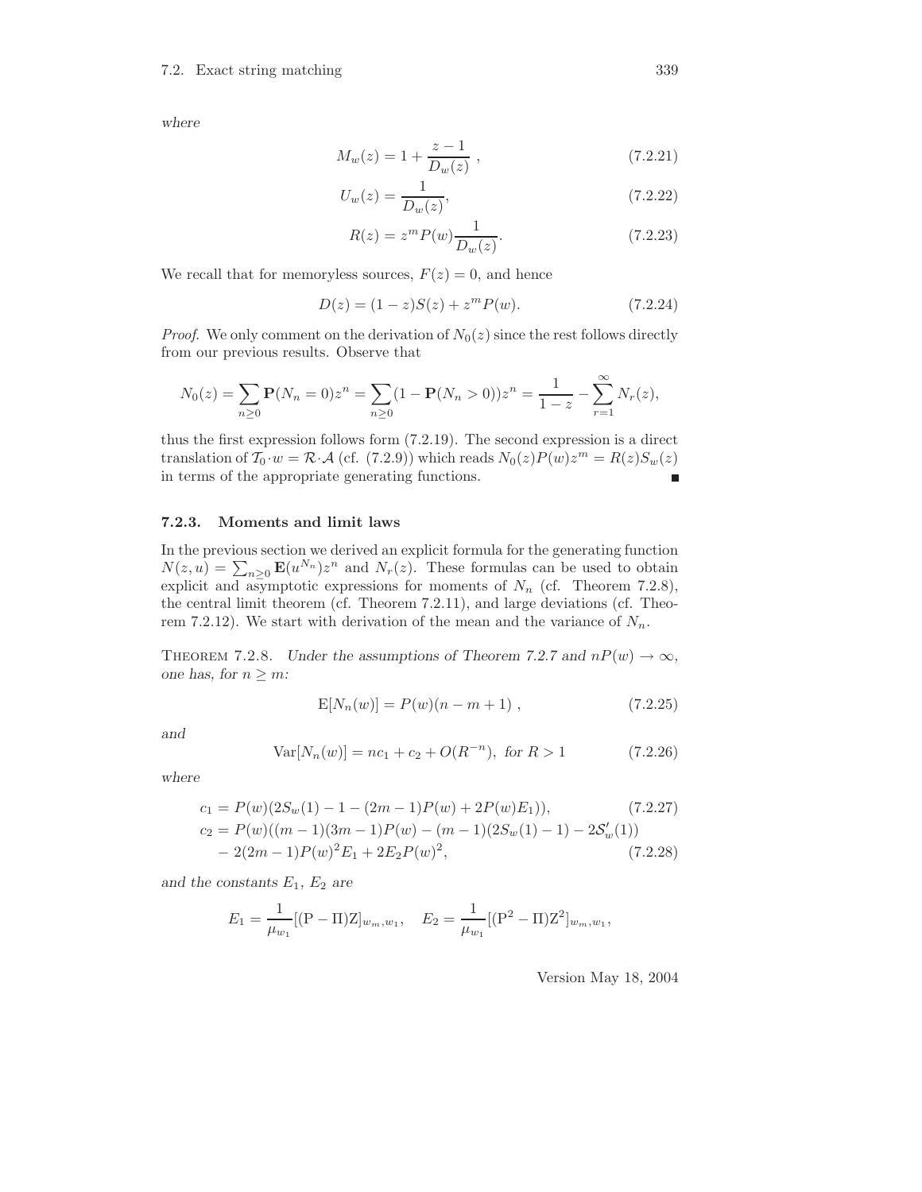*where*

$$M_w(z) = 1 + \frac{z-1}{D_w(z)} , \tag{7.2.21}$$

$$U_w(z) = \frac{1}{D_w(z)}, \tag{7.2.22}$$

$$R(z) = z^m P(w) \frac{1}{D_w(z)}. \tag{7.2.23}$$

We recall that for memoryless sources, $F(z) = 0$, and hence

$$D(z) = (1-z)S(z) + z^m P(w). \tag{7.2.24}$$

*Proof.* We only comment on the derivation of $N_0(z)$ since the rest follows directly from our previous results. Observe that

$$N_0(z) = \sum_{n \ge 0} \mathbf{P}(N_n = 0) z^n = \sum_{n\ge 0} (1 - \mathbf{P}(N_n > 0)) z^n = \frac{1}{1-z} - \sum_{r=1}^{\infty} N_r(z),$$

thus the first expression follows form (7.2.19). The second expression is a direct translation of $\mathcal{T}_0 \cdot w = \mathcal{R} \cdot \mathcal{A}$ (cf. (7.2.9)) which reads $N_0(z)P(w)z^m = R(z)S_w(z)$ in terms of the appropriate generating functions. ∎

### 7.2.3. Moments and limit laws

In the previous section we derived an explicit formula for the generating function $N(z,u) = \sum_{n\ge 0} \mathbf{E}(u^{N_n})z^n$ and $N_r(z)$. These formulas can be used to obtain explicit and asymptotic expressions for moments of $N_n$ (cf. Theorem 7.2.8), the central limit theorem (cf. Theorem 7.2.11), and large deviations (cf. Theorem 7.2.12). We start with derivation of the mean and the variance of $N_n$.

Theorem 7.2.8. *Under the assumptions of Theorem 7.2.7 and $nP(w) \to \infty$, one has, for $n \ge m$:*

$$\mathrm{E}[N_n(w)] = P(w)(n - m + 1) , \tag{7.2.25}$$

*and*

$$\mathrm{Var}[N_n(w)] = nc_1 + c_2 + O(R^{-n}), \text{ for } R > 1 \tag{7.2.26}$$

*where*

$$c_1 = P(w)(2S_w(1) - 1 - (2m-1)P(w) + 2P(w)E_1)), \tag{7.2.27}$$

$$\begin{aligned} c_2 = {} & P(w)((m-1)(3m-1)P(w) - (m-1)(2S_w(1) - 1) - 2\mathcal{S}'_w(1)) \\ & - 2(2m-1)P(w)^2 E_1 + 2E_2 P(w)^2, \end{aligned} \tag{7.2.28}$$

*and the constants $E_1$, $E_2$ are*

$$E_1 = \frac{1}{\mu_{w_1}} [(\mathrm{P} - \Pi)\mathrm{Z}]_{w_m, w_1}, \quad E_2 = \frac{1}{\mu_{w_1}} [(\mathrm{P}^2 - \Pi)\mathrm{Z}^2]_{w_m, w_1},$$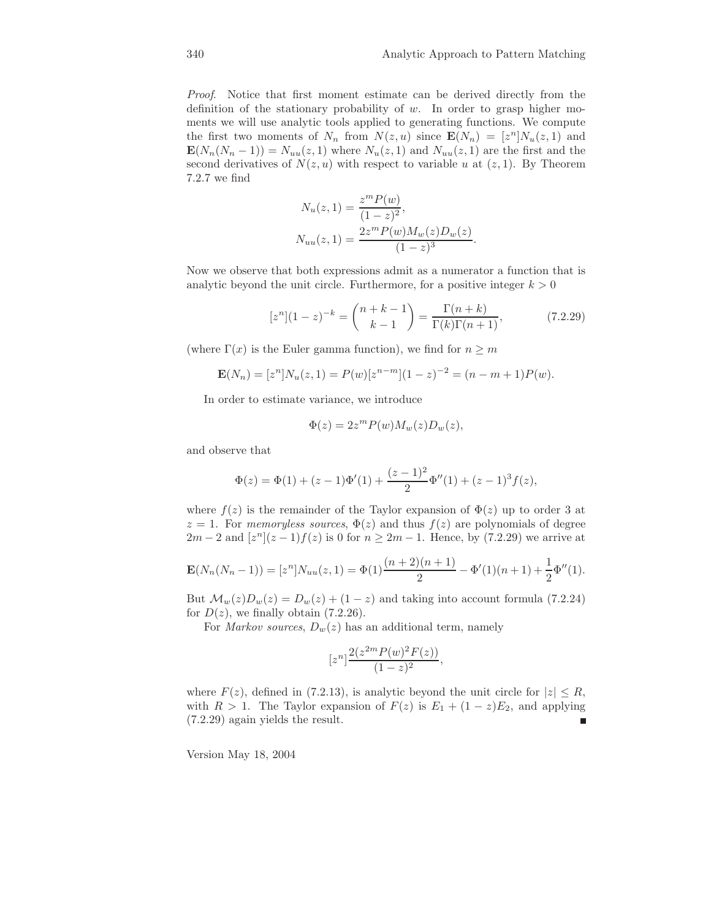*Proof.* Notice that first moment estimate can be derived directly from the definition of the stationary probability of $w$. In order to grasp higher moments we will use analytic tools applied to generating functions. We compute the first two moments of $N_n$ from $N(z, u)$ since $\mathbf{E}(N_n) = [z^n]N_u(z, 1)$ and $\mathbf{E}(N_n(N_n - 1)) = N_{uu}(z, 1)$ where $N_u(z, 1)$ and $N_{uu}(z, 1)$ are the first and the second derivatives of $N(z, u)$ with respect to variable $u$ at $(z, 1)$. By Theorem 7.2.7 we find

$$
\begin{aligned}
N_u(z, 1) &= \frac{z^m P(w)}{(1-z)^2}, \\
N_{uu}(z, 1) &= \frac{2z^m P(w) M_w(z) D_w(z)}{(1-z)^3}.
\end{aligned}
$$

Now we observe that both expressions admit as a numerator a function that is analytic beyond the unit circle. Furthermore, for a positive integer $k > 0$

$$
[z^n](1-z)^{-k} = \binom{n+k-1}{k-1} = \frac{\Gamma(n+k)}{\Gamma(k)\Gamma(n+1)}, \qquad (7.2.29)
$$

(where $\Gamma(x)$ is the Euler gamma function), we find for $n \geq m$

$$
\mathbf{E}(N_n) = [z^n]N_u(z, 1) = P(w)[z^{n-m}](1-z)^{-2} = (n - m + 1)P(w).
$$

In order to estimate variance, we introduce

$$
\Phi(z) = 2z^m P(w) M_w(z) D_w(z),
$$

and observe that

$$
\Phi(z) = \Phi(1) + (z-1)\Phi'(1) + \frac{(z-1)^2}{2}\Phi''(1) + (z-1)^3 f(z),
$$

where $f(z)$ is the remainder of the Taylor expansion of $\Phi(z)$ up to order 3 at $z = 1$. For *memoryless sources*, $\Phi(z)$ and thus $f(z)$ are polynomials of degree $2m - 2$ and $[z^n](z-1)f(z)$ is 0 for $n \geq 2m - 1$. Hence, by (7.2.29) we arrive at

$$
\mathbf{E}(N_n(N_n - 1)) = [z^n]N_{uu}(z, 1) = \Phi(1)\frac{(n+2)(n+1)}{2} - \Phi'(1)(n+1) + \frac{1}{2}\Phi''(1).
$$

But $\mathcal{M}_w(z)D_w(z) = D_w(z) + (1 - z)$ and taking into account formula (7.2.24) for $D(z)$, we finally obtain (7.2.26).

For *Markov sources*, $D_w(z)$ has an additional term, namely

$$
[z^n]\frac{2(z^{2m}P(w)^2 F(z))}{(1-z)^2},
$$

where $F(z)$, defined in (7.2.13), is analytic beyond the unit circle for $|z| \leq R$, with $R > 1$. The Taylor expansion of $F(z)$ is $E_1 + (1 - z)E_2$, and applying (7.2.29) again yields the result. ∎

Version May 18, 2004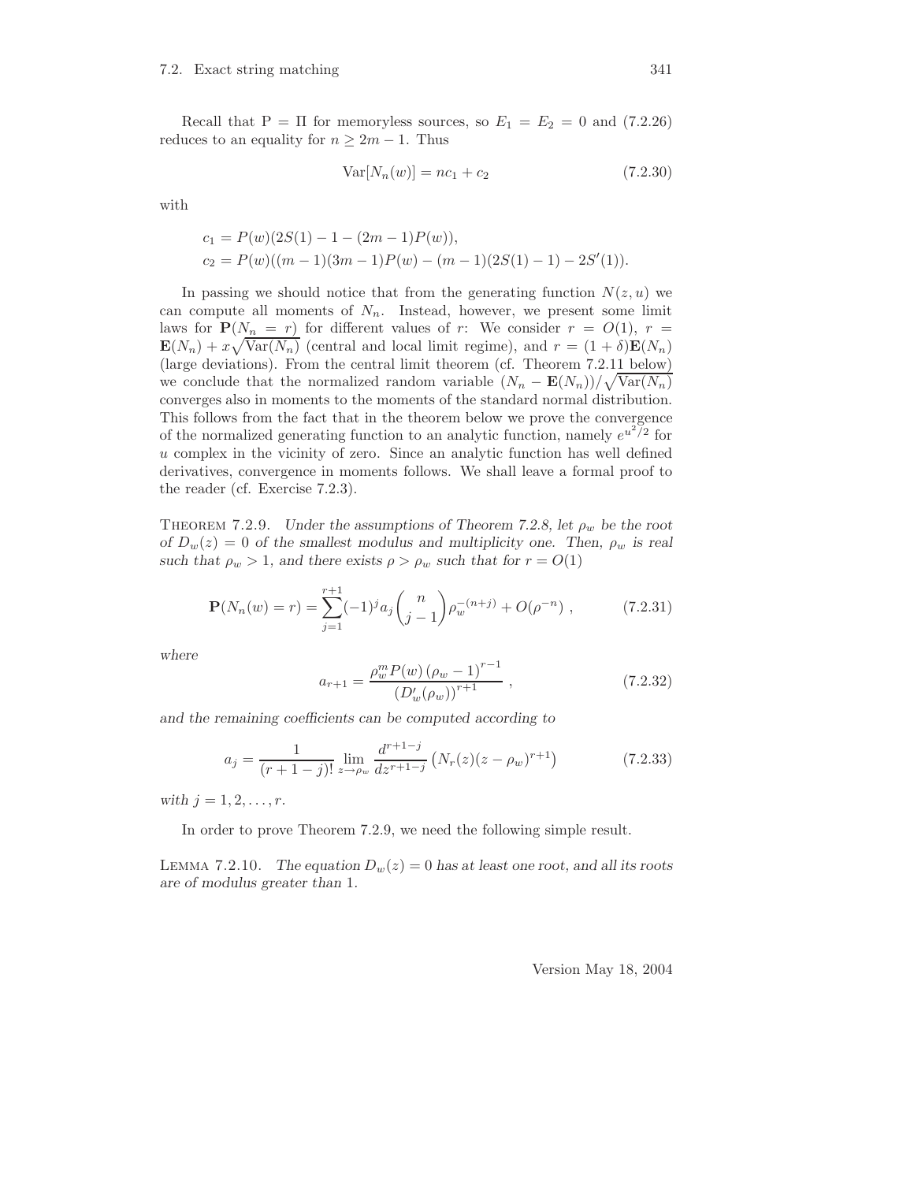Recall that $\mathrm{P} = \Pi$ for memoryless sources, so $E_1 = E_2 = 0$ and (7.2.26) reduces to an equality for $n \geq 2m - 1$. Thus

$$\mathrm{Var}[N_n(w)] = nc_1 + c_2 \tag{7.2.30}$$

with

$$\begin{aligned}
c_1 &= P(w)(2S(1) - 1 - (2m-1)P(w)),\\
c_2 &= P(w)((m-1)(3m-1)P(w) - (m-1)(2S(1)-1) - 2S'(1)).
\end{aligned}$$

In passing we should notice that from the generating function $N(z,u)$ we can compute all moments of $N_n$. Instead, however, we present some limit laws for $\mathbf{P}(N_n = r)$ for different values of $r$: We consider $r = O(1)$, $r = \mathbf{E}(N_n) + x\sqrt{\mathrm{Var}(N_n)}$ (central and local limit regime), and $r = (1+\delta)\mathbf{E}(N_n)$ (large deviations). From the central limit theorem (cf. Theorem 7.2.11 below) we conclude that the normalized random variable $(N_n - \mathbf{E}(N_n))/\sqrt{\mathrm{Var}(N_n)}$ converges also in moments to the moments of the standard normal distribution. This follows from the fact that in the theorem below we prove the convergence of the normalized generating function to an analytic function, namely $e^{u^2/2}$ for $u$ complex in the vicinity of zero. Since an analytic function has well defined derivatives, convergence in moments follows. We shall leave a formal proof to the reader (cf. Exercise 7.2.3).

Theorem 7.2.9. *Under the assumptions of Theorem 7.2.8, let $\rho_w$ be the root of $D_w(z) = 0$ of the smallest modulus and multiplicity one. Then, $\rho_w$ is real such that $\rho_w > 1$, and there exists $\rho > \rho_w$ such that for $r = O(1)$*

$$\mathbf{P}(N_n(w) = r) = \sum_{j=1}^{r+1} (-1)^j a_j \binom{n}{j-1} \rho_w^{-(n+j)} + O(\rho^{-n}) \ , \tag{7.2.31}$$

*where*

$$a_{r+1} = \frac{\rho_w^m P(w) \left(\rho_w - 1\right)^{r-1}}{\left(D_w'(\rho_w)\right)^{r+1}} \ , \tag{7.2.32}$$

*and the remaining coefficients can be computed according to*

$$a_j = \frac{1}{(r+1-j)!} \lim_{z \to \rho_w} \frac{d^{r+1-j}}{dz^{r+1-j}} \left( N_r(z)(z - \rho_w)^{r+1} \right) \tag{7.2.33}$$

*with $j = 1, 2, \ldots, r$.*

In order to prove Theorem 7.2.9, we need the following simple result.

Lemma 7.2.10. *The equation $D_w(z) = 0$ has at least one root, and all its roots are of modulus greater than 1.*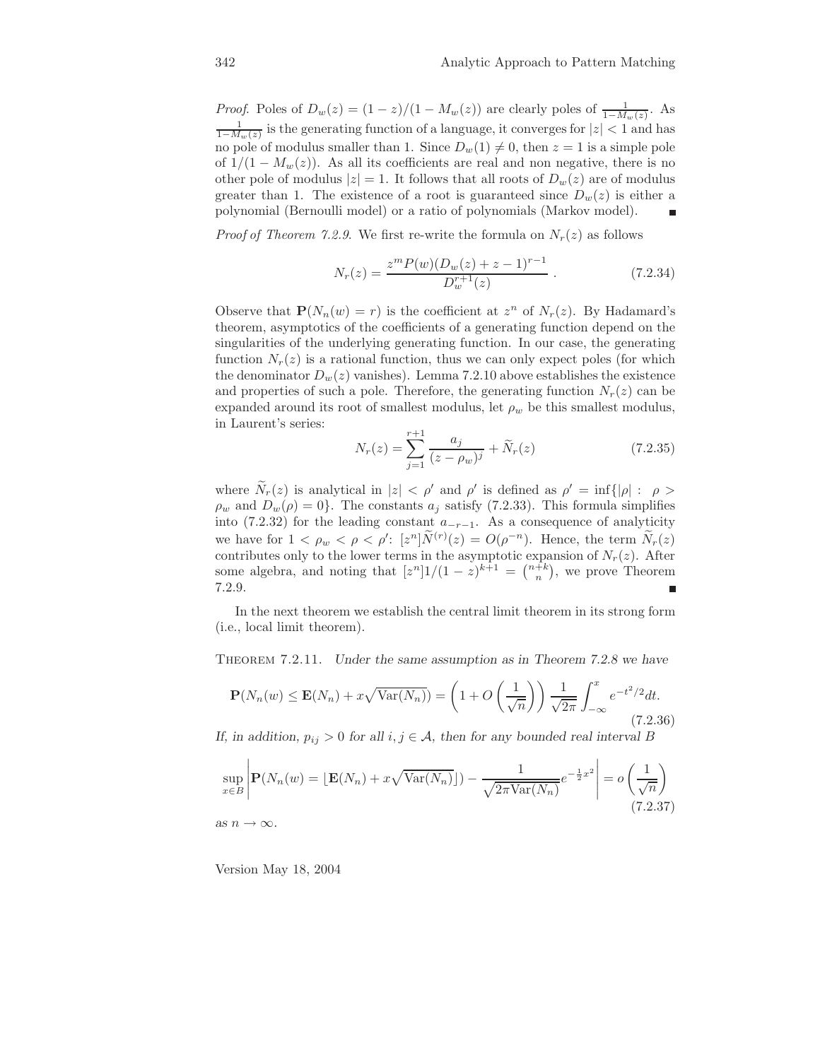*Proof.* Poles of $D_w(z) = (1-z)/(1-M_w(z))$ are clearly poles of $\frac{1}{1-M_w(z)}$. As $\frac{1}{1-M_w(z)}$ is the generating function of a language, it converges for $|z| < 1$ and has no pole of modulus smaller than 1. Since $D_w(1) \neq 0$, then $z = 1$ is a simple pole of $1/(1 - M_w(z))$. As all its coefficients are real and non negative, there is no other pole of modulus $|z| = 1$. It follows that all roots of $D_w(z)$ are of modulus greater than 1. The existence of a root is guaranteed since $D_w(z)$ is either a polynomial (Bernoulli model) or a ratio of polynomials (Markov model). ∎

*Proof of Theorem 7.2.9.* We first re-write the formula on $N_r(z)$ as follows

$$N_r(z) = \frac{z^m P(w)(D_w(z) + z - 1)^{r-1}}{D_w^{r+1}(z)} . \tag{7.2.34}$$

Observe that $\mathbf{P}(N_n(w) = r)$ is the coefficient at $z^n$ of $N_r(z)$. By Hadamard's theorem, asymptotics of the coefficients of a generating function depend on the singularities of the underlying generating function. In our case, the generating function $N_r(z)$ is a rational function, thus we can only expect poles (for which the denominator $D_w(z)$ vanishes). Lemma 7.2.10 above establishes the existence and properties of such a pole. Therefore, the generating function $N_r(z)$ can be expanded around its root of smallest modulus, let $\rho_w$ be this smallest modulus, in Laurent's series:

$$N_r(z) = \sum_{j=1}^{r+1} \frac{a_j}{(z-\rho_w)^j} + \widetilde{N}_r(z) \tag{7.2.35}$$

where $\widetilde{N}_r(z)$ is analytical in $|z| < \rho'$ and $\rho'$ is defined as $\rho' = \inf\{|\rho| : \rho > \rho_w \text{ and } D_w(\rho) = 0\}$. The constants $a_j$ satisfy (7.2.33). This formula simplifies into (7.2.32) for the leading constant $a_{-r-1}$. As a consequence of analyticity we have for $1 < \rho_w < \rho < \rho'$: $[z^n]\widetilde{N}^{(r)}(z) = O(\rho^{-n})$. Hence, the term $\widetilde{N}_r(z)$ contributes only to the lower terms in the asymptotic expansion of $N_r(z)$. After some algebra, and noting that $[z^n]1/(1-z)^{k+1} = \binom{n+k}{n}$, we prove Theorem 7.2.9. ∎

In the next theorem we establish the central limit theorem in its strong form (i.e., local limit theorem).

Theorem 7.2.11. *Under the same assumption as in Theorem 7.2.8 we have*

$$\mathbf{P}(N_n(w) \leq \mathbf{E}(N_n) + x\sqrt{\mathrm{Var}(N_n)}) = \left(1 + O\left(\frac{1}{\sqrt{n}}\right)\right) \frac{1}{\sqrt{2\pi}} \int_{-\infty}^{x} e^{-t^2/2} dt. \tag{7.2.36}$$

*If, in addition, $p_{ij} > 0$ for all $i, j \in \mathcal{A}$, then for any bounded real interval $B$*

$$\sup_{x \in B} \left| \mathbf{P}(N_n(w) = \lfloor \mathbf{E}(N_n) + x\sqrt{\mathrm{Var}(N_n)} \rfloor) - \frac{1}{\sqrt{2\pi \mathrm{Var}(N_n)}} e^{-\frac{1}{2}x^2} \right| = o\left(\frac{1}{\sqrt{n}}\right) \tag{7.2.37}$$

*as $n \to \infty$.*

Version May 18, 2004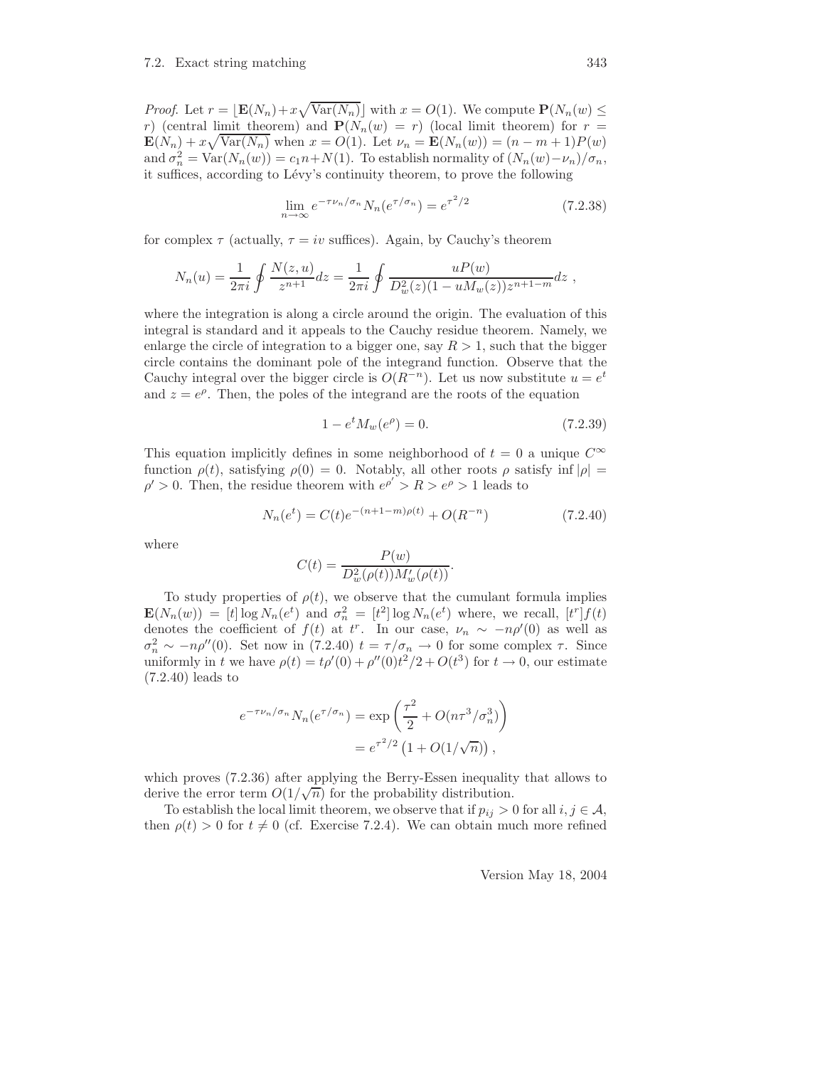*Proof.* Let $r = \lfloor \mathbf{E}(N_n) + x\sqrt{\mathrm{Var}(N_n)} \rfloor$ with $x = O(1)$. We compute $\mathbf{P}(N_n(w) \leq r)$ (central limit theorem) and $\mathbf{P}(N_n(w) = r)$ (local limit theorem) for $r = \mathbf{E}(N_n) + x\sqrt{\mathrm{Var}(N_n)}$ when $x = O(1)$. Let $\nu_n = \mathbf{E}(N_n(w)) = (n - m + 1)P(w)$ and $\sigma_n^2 = \mathrm{Var}(N_n(w)) = c_1 n + N(1)$. To establish normality of $(N_n(w) - \nu_n)/\sigma_n$, it suffices, according to Lévy's continuity theorem, to prove the following

$$\lim_{n\to\infty} e^{-\tau\nu_n/\sigma_n} N_n(e^{\tau/\sigma_n}) = e^{\tau^2/2} \tag{7.2.38}$$

for complex $\tau$ (actually, $\tau = iv$ suffices). Again, by Cauchy's theorem

$$N_n(u) = \frac{1}{2\pi i}\oint \frac{N(z,u)}{z^{n+1}}dz = \frac{1}{2\pi i}\oint \frac{uP(w)}{D_w^2(z)(1 - uM_w(z))z^{n+1-m}}dz \ ,$$

where the integration is along a circle around the origin. The evaluation of this integral is standard and it appeals to the Cauchy residue theorem. Namely, we enlarge the circle of integration to a bigger one, say $R > 1$, such that the bigger circle contains the dominant pole of the integrand function. Observe that the Cauchy integral over the bigger circle is $O(R^{-n})$. Let us now substitute $u = e^t$ and $z = e^\rho$. Then, the poles of the integrand are the roots of the equation

$$1 - e^t M_w(e^\rho) = 0. \tag{7.2.39}$$

This equation implicitly defines in some neighborhood of $t = 0$ a unique $C^\infty$ function $\rho(t)$, satisfying $\rho(0) = 0$. Notably, all other roots $\rho$ satisfy $\inf|\rho| = \rho' > 0$. Then, the residue theorem with $e^{\rho'} > R > e^\rho > 1$ leads to

$$N_n(e^t) = C(t)e^{-(n+1-m)\rho(t)} + O(R^{-n}) \tag{7.2.40}$$

where

$$C(t) = \frac{P(w)}{D_w^2(\rho(t))M_w'(\rho(t))}.$$

To study properties of $\rho(t)$, we observe that the cumulant formula implies $\mathbf{E}(N_n(w)) = [t]\log N_n(e^t)$ and $\sigma_n^2 = [t^2]\log N_n(e^t)$ where, we recall, $[t^r]f(t)$ denotes the coefficient of $f(t)$ at $t^r$. In our case, $\nu_n \sim -n\rho'(0)$ as well as $\sigma_n^2 \sim -n\rho''(0)$. Set now in (7.2.40) $t = \tau/\sigma_n \to 0$ for some complex $\tau$. Since uniformly in $t$ we have $\rho(t) = t\rho'(0) + \rho''(0)t^2/2 + O(t^3)$ for $t \to 0$, our estimate (7.2.40) leads to

$$\begin{aligned} e^{-\tau\nu_n/\sigma_n} N_n(e^{\tau/\sigma_n}) &= \exp\left(\frac{\tau^2}{2} + O(n\tau^3/\sigma_n^3)\right) \\ &= e^{\tau^2/2}\left(1 + O(1/\sqrt{n})\right), \end{aligned}$$

which proves (7.2.36) after applying the Berry-Essen inequality that allows to derive the error term $O(1/\sqrt{n})$ for the probability distribution.

To establish the local limit theorem, we observe that if $p_{ij} > 0$ for all $i, j \in \mathcal{A}$, then $\rho(t) > 0$ for $t \neq 0$ (cf. Exercise 7.2.4). We can obtain much more refined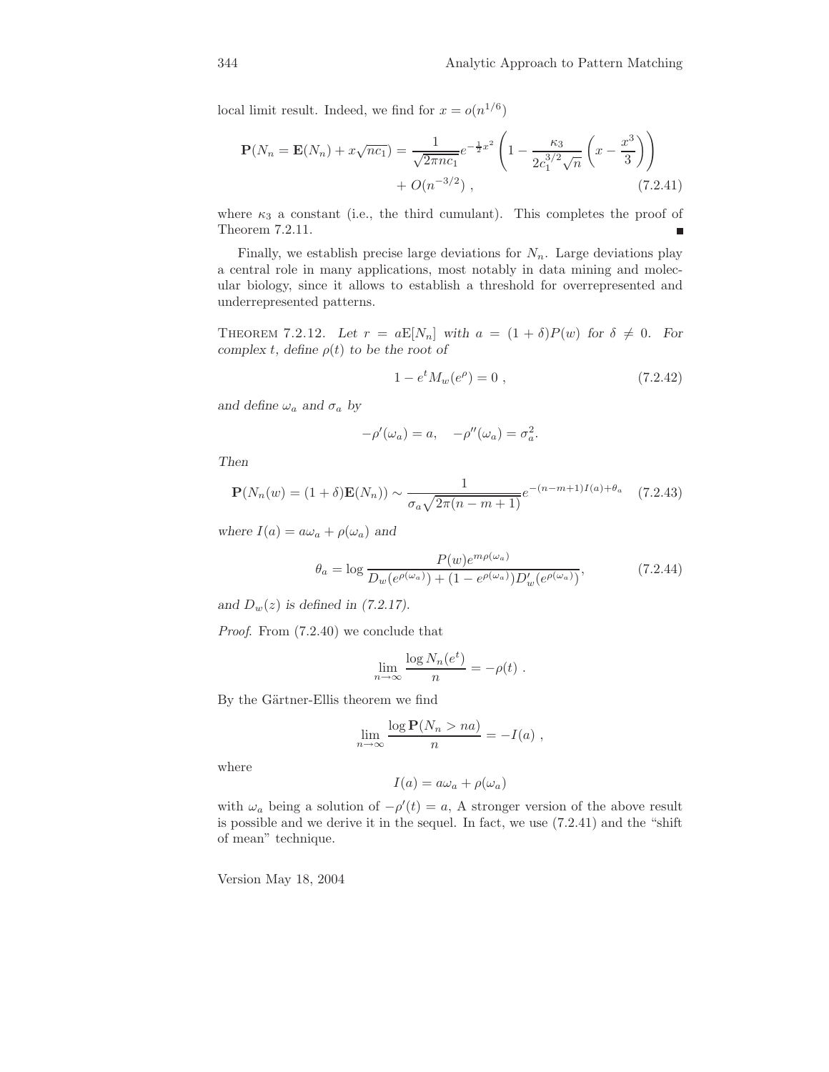local limit result. Indeed, we find for $x = o(n^{1/6})$

$$
\mathbf{P}(N_n = \mathbf{E}(N_n) + x\sqrt{nc_1}) = \frac{1}{\sqrt{2\pi nc_1}} e^{-\frac{1}{2}x^2} \left(1 - \frac{\kappa_3}{2c_1^{3/2}\sqrt{n}}\left(x - \frac{x^3}{3}\right)\right) + O(n^{-3/2}) \ , \tag{7.2.41}
$$

where $\kappa_3$ a constant (i.e., the third cumulant). This completes the proof of Theorem 7.2.11. ∎

Finally, we establish precise large deviations for $N_n$. Large deviations play a central role in many applications, most notably in data mining and molecular biology, since it allows to establish a threshold for overrepresented and underrepresented patterns.

THEOREM 7.2.12. *Let $r = a\mathrm{E}[N_n]$ with $a = (1+\delta)P(w)$ for $\delta \neq 0$. For complex $t$, define $\rho(t)$ to be the root of*

$$
1 - e^t M_w(e^\rho) = 0 \ , \tag{7.2.42}
$$

*and define $\omega_a$ and $\sigma_a$ by*

$$
-\rho'(\omega_a) = a, \quad -\rho''(\omega_a) = \sigma_a^2.
$$

*Then*

$$
\mathbf{P}(N_n(w) = (1+\delta)\mathbf{E}(N_n)) \sim \frac{1}{\sigma_a\sqrt{2\pi(n-m+1)}} e^{-(n-m+1)I(a)+\theta_a} \tag{7.2.43}
$$

*where $I(a) = a\omega_a + \rho(\omega_a)$ and*

$$
\theta_a = \log \frac{P(w)e^{m\rho(\omega_a)}}{D_w(e^{\rho(\omega_a)}) + (1 - e^{\rho(\omega_a)})D_w'(e^{\rho(\omega_a)})}, \tag{7.2.44}
$$

*and $D_w(z)$ is defined in (7.2.17).*

*Proof.* From (7.2.40) we conclude that

$$
\lim_{n\to\infty} \frac{\log N_n(e^t)}{n} = -\rho(t) \ .
$$

By the Gärtner-Ellis theorem we find

$$
\lim_{n\to\infty} \frac{\log \mathbf{P}(N_n > na)}{n} = -I(a) \ ,
$$

where

$$
I(a) = a\omega_a + \rho(\omega_a)
$$

with $\omega_a$ being a solution of $-\rho'(t) = a$, A stronger version of the above result is possible and we derive it in the sequel. In fact, we use (7.2.41) and the "shift of mean" technique.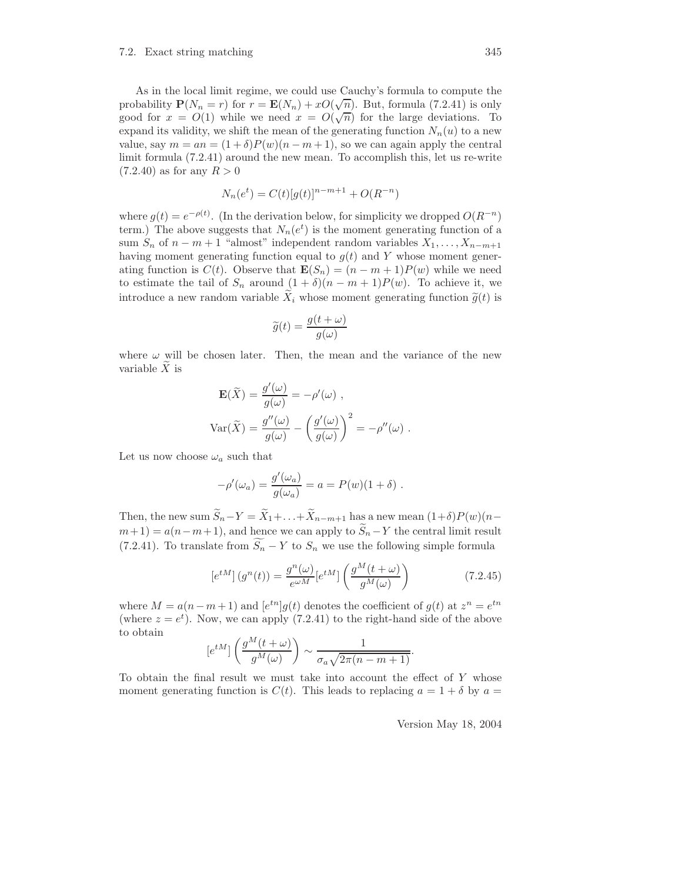As in the local limit regime, we could use Cauchy's formula to compute the probability $\mathbf{P}(N_n = r)$ for $r = \mathbf{E}(N_n) + xO(\sqrt{n})$. But, formula (7.2.41) is only good for $x = O(1)$ while we need $x = O(\sqrt{n})$ for the large deviations. To expand its validity, we shift the mean of the generating function $N_n(u)$ to a new value, say $m = an = (1+\delta)P(w)(n-m+1)$, so we can again apply the central limit formula (7.2.41) around the new mean. To accomplish this, let us re-write (7.2.40) as for any $R > 0$

$$N_n(e^t) = C(t)[g(t)]^{n-m+1} + O(R^{-n})$$

where $g(t) = e^{-\rho(t)}$. (In the derivation below, for simplicity we dropped $O(R^{-n})$ term.) The above suggests that $N_n(e^t)$ is the moment generating function of a sum $S_n$ of $n - m + 1$ "almost" independent random variables $X_1, \ldots, X_{n-m+1}$ having moment generating function equal to $g(t)$ and $Y$ whose moment generating function is $C(t)$. Observe that $\mathbf{E}(S_n) = (n-m+1)P(w)$ while we need to estimate the tail of $S_n$ around $(1+\delta)(n-m+1)P(w)$. To achieve it, we introduce a new random variable $\widetilde{X}_i$ whose moment generating function $\widetilde{g}(t)$ is

$$\widetilde{g}(t) = \frac{g(t+\omega)}{g(\omega)}$$

where $\omega$ will be chosen later. Then, the mean and the variance of the new variable $\widetilde{X}$ is

$$\mathbf{E}(\widetilde{X}) = \frac{g'(\omega)}{g(\omega)} = -\rho'(\omega) \; ,$$

$$\mathrm{Var}(\widetilde{X}) = \frac{g''(\omega)}{g(\omega)} - \left(\frac{g'(\omega)}{g(\omega)}\right)^2 = -\rho''(\omega) \; .$$

Let us now choose $\omega_a$ such that

$$-\rho'(\omega_a) = \frac{g'(\omega_a)}{g(\omega_a)} = a = P(w)(1+\delta) \; .$$

Then, the new sum $\widetilde{S}_n - Y = \widetilde{X}_1 + \ldots + \widetilde{X}_{n-m+1}$ has a new mean $(1+\delta)P(w)(n-m+1) = a(n-m+1)$, and hence we can apply to $\widetilde{S}_n - Y$ the central limit result (7.2.41). To translate from $\widetilde{S_n} - Y$ to $S_n$ we use the following simple formula

$$[e^{tM}]\left(g^n(t)\right) = \frac{g^n(\omega)}{e^{\omega M}}[e^{tM}]\left(\frac{g^M(t+\omega)}{g^M(\omega)}\right) \tag{7.2.45}$$

where $M = a(n-m+1)$ and $[e^{tn}]g(t)$ denotes the coefficient of $g(t)$ at $z^n = e^{tn}$ (where $z = e^t$). Now, we can apply (7.2.41) to the right-hand side of the above to obtain

$$[e^{tM}]\left(\frac{g^M(t+\omega)}{g^M(\omega)}\right) \sim \frac{1}{\sigma_a\sqrt{2\pi(n-m+1)}}.$$

To obtain the final result we must take into account the effect of $Y$ whose moment generating function is $C(t)$. This leads to replacing $a = 1+\delta$ by $a =$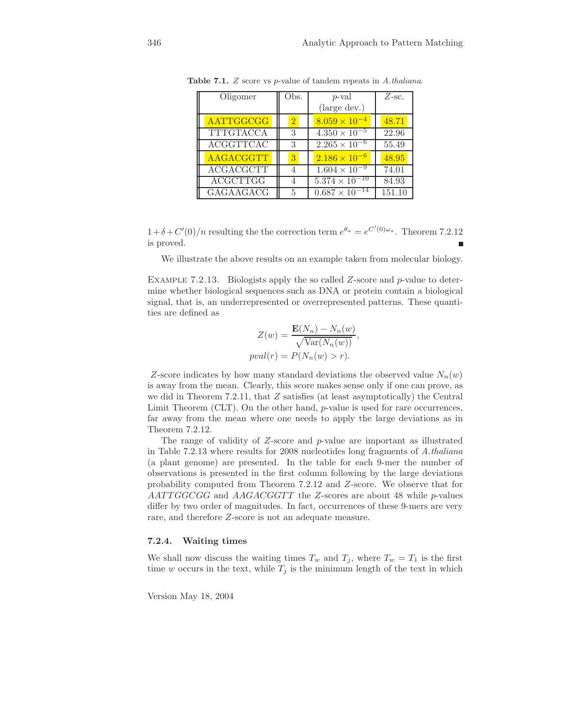**Table 7.1.** $Z$ score vs $p$-value of tandem repeats in *A.thaliana*.

| Oligomer | Obs. | $p$-val (large dev.) | $Z$-sc. |
|---|---|---|---|
| AATTGGCGG | 2 | $8.059 \times 10^{-4}$ | 48.71 |
| TTTGTACCA | 3 | $4.350 \times 10^{-5}$ | 22.96 |
| ACGGTTCAC | 3 | $2.265 \times 10^{-6}$ | 55.49 |
| AAGACGGTT | 3 | $2.186 \times 10^{-6}$ | 48.95 |
| ACGACGCTT | 4 | $1.604 \times 10^{-9}$ | 74.01 |
| ACGCTTGG | 4 | $5.374 \times 10^{-10}$ | 84.93 |
| GAGAAGACG | 5 | $0.687 \times 10^{-14}$ | 151.10 |

$1+\delta+C'(0)/n$ resulting the the correction term $e^{\theta_a} = e^{C'(0)\omega_a}$. Theorem 7.2.12 is proved. ∎

We illustrate the above results on an example taken from molecular biology.

Example 7.2.13. Biologists apply the so called $Z$-score and $p$-value to determine whether biological sequences such as DNA or protein contain a biological signal, that is, an underrepresented or overrepresented patterns. These quantities are defined as

$$Z(w) = \frac{\mathbf{E}(N_n) - N_n(w)}{\sqrt{\mathrm{Var}(N_n(w))}},$$
$$pval(r) = P(N_n(w) > r).$$

$Z$-score indicates by how many standard deviations the observed value $N_n(w)$ is away from the mean. Clearly, this score makes sense only if one can prove, as we did in Theorem 7.2.11, that $Z$ satisfies (at least asymptotically) the Central Limit Theorem (CLT). On the other hand, $p$-value is used for rare occurrences, far away from the mean where one needs to apply the large deviations as in Theorem 7.2.12.

The range of validity of $Z$-score and $p$-value are important as illustrated in Table 7.2.13 where results for 2008 nucleotides long fragments of *A.thaliana* (a plant genome) are presented. In the table for each 9-mer the number of observations is presented in the first column following by the large deviations probability computed from Theorem 7.2.12 and $Z$-score. We observe that for *AATTGGCGG* and *AAGACGGTT* the $Z$-scores are about 48 while $p$-values differ by two order of magnitudes. In fact, occurrences of these 9-mers are very rare, and therefore $Z$-score is not an adequate measure.

### 7.2.4. Waiting times

We shall now discuss the waiting times $T_w$ and $T_j$, where $T_w = T_1$ is the first time $w$ occurs in the text, while $T_j$ is the minimum length of the text in which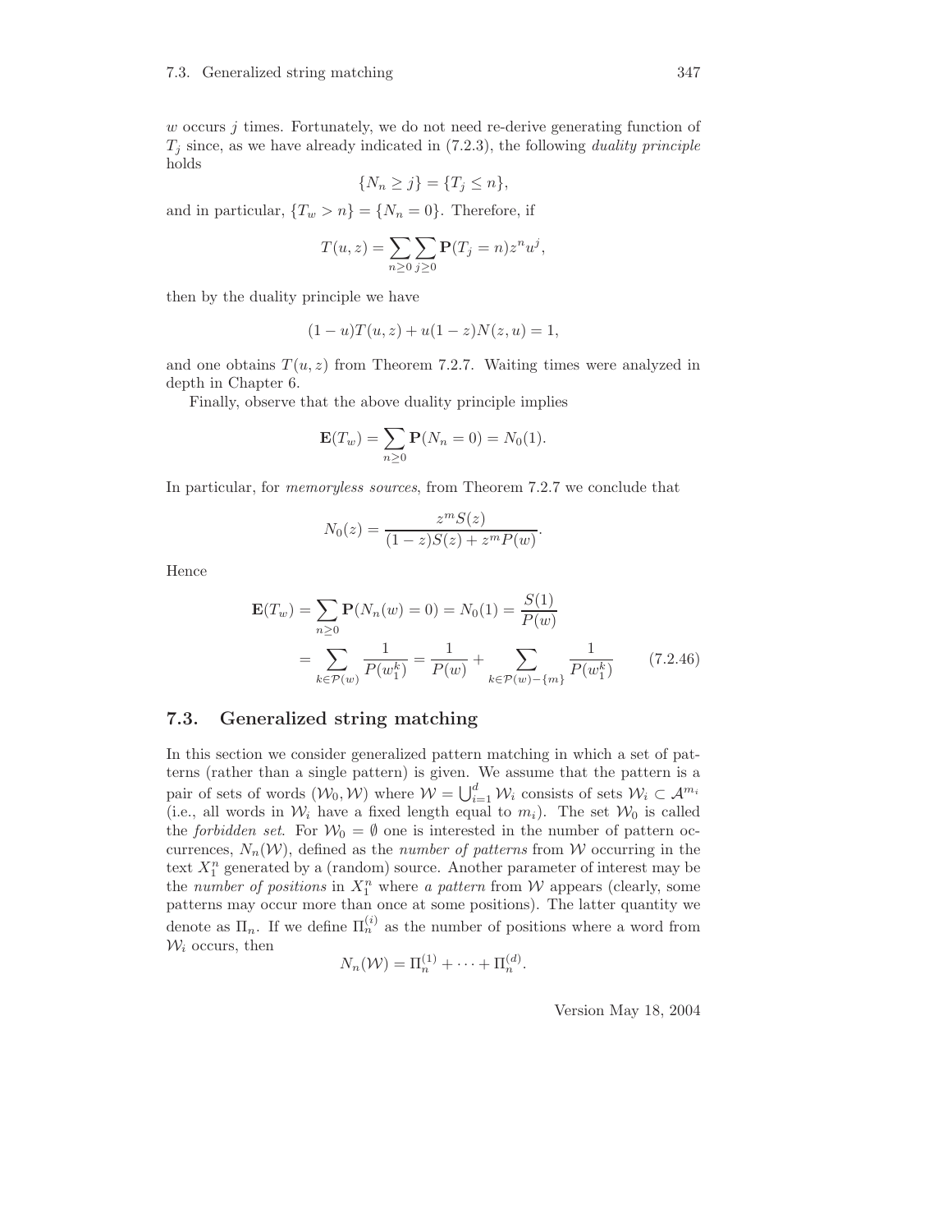$w$ occurs $j$ times. Fortunately, we do not need re-derive generating function of $T_j$ since, as we have already indicated in (7.2.3), the following *duality principle* holds

$$\{N_n \geq j\} = \{T_j \leq n\},$$

and in particular, $\{T_w > n\} = \{N_n = 0\}$. Therefore, if

$$T(u, z) = \sum_{n \geq 0} \sum_{j \geq 0} \mathbf{P}(T_j = n) z^n u^j,$$

then by the duality principle we have

$$(1 - u)T(u, z) + u(1 - z)N(z, u) = 1,$$

and one obtains $T(u, z)$ from Theorem 7.2.7. Waiting times were analyzed in depth in Chapter 6.

Finally, observe that the above duality principle implies

$$\mathbf{E}(T_w) = \sum_{n \geq 0} \mathbf{P}(N_n = 0) = N_0(1).$$

In particular, for *memoryless sources*, from Theorem 7.2.7 we conclude that

$$N_0(z) = \frac{z^m S(z)}{(1 - z)S(z) + z^m P(w)}.$$

Hence

$$\begin{aligned}
\mathbf{E}(T_w) &= \sum_{n \geq 0} \mathbf{P}(N_n(w) = 0) = N_0(1) = \frac{S(1)}{P(w)} \\
&= \sum_{k \in \mathcal{P}(w)} \frac{1}{P(w_1^k)} = \frac{1}{P(w)} + \sum_{k \in \mathcal{P}(w) - \{m\}} \frac{1}{P(w_1^k)} \qquad (7.2.46)
\end{aligned}$$

## 7.3. Generalized string matching

In this section we consider generalized pattern matching in which a set of patterns (rather than a single pattern) is given. We assume that the pattern is a pair of sets of words $(\mathcal{W}_0, \mathcal{W})$ where $\mathcal{W} = \bigcup_{i=1}^{d} \mathcal{W}_i$ consists of sets $\mathcal{W}_i \subset \mathcal{A}^{m_i}$ (i.e., all words in $\mathcal{W}_i$ have a fixed length equal to $m_i$). The set $\mathcal{W}_0$ is called the *forbidden set*. For $\mathcal{W}_0 = \emptyset$ one is interested in the number of pattern occurrences, $N_n(\mathcal{W})$, defined as the *number of patterns* from $\mathcal{W}$ occurring in the text $X_1^n$ generated by a (random) source. Another parameter of interest may be the *number of positions* in $X_1^n$ where *a pattern* from $\mathcal{W}$ appears (clearly, some patterns may occur more than once at some positions). The latter quantity we denote as $\Pi_n$. If we define $\Pi_n^{(i)}$ as the number of positions where a word from $\mathcal{W}_i$ occurs, then

$$N_n(\mathcal{W}) = \Pi_n^{(1)} + \cdots + \Pi_n^{(d)}.$$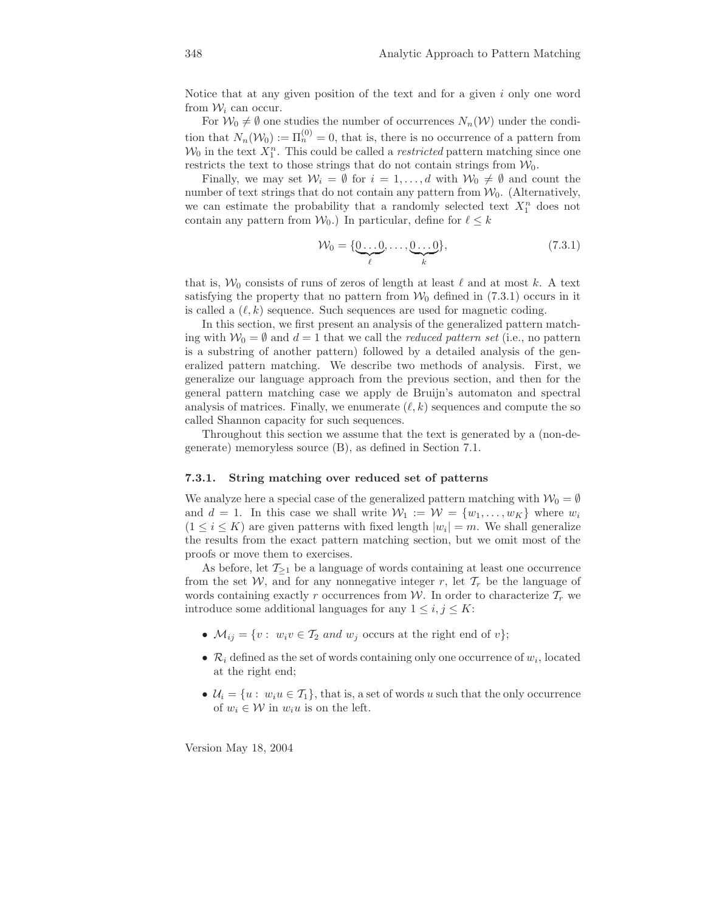Notice that at any given position of the text and for a given $i$ only one word from $\mathcal{W}_i$ can occur.

For $\mathcal{W}_0 \neq \emptyset$ one studies the number of occurrences $N_n(\mathcal{W})$ under the condition that $N_n(\mathcal{W}_0) := \Pi_n^{(0)} = 0$, that is, there is no occurrence of a pattern from $\mathcal{W}_0$ in the text $X_1^n$. This could be called a *restricted* pattern matching since one restricts the text to those strings that do not contain strings from $\mathcal{W}_0$.

Finally, we may set $\mathcal{W}_i = \emptyset$ for $i = 1, \ldots, d$ with $\mathcal{W}_0 \neq \emptyset$ and count the number of text strings that do not contain any pattern from $\mathcal{W}_0$. (Alternatively, we can estimate the probability that a randomly selected text $X_1^n$ does not contain any pattern from $\mathcal{W}_0$.) In particular, define for $\ell \leq k$

$$\mathcal{W}_0 = \{\underbrace{0 \ldots 0}_{\ell}, \ldots, \underbrace{0 \ldots 0}_{k}\}, \tag{7.3.1}$$

that is, $\mathcal{W}_0$ consists of runs of zeros of length at least $\ell$ and at most $k$. A text satisfying the property that no pattern from $\mathcal{W}_0$ defined in (7.3.1) occurs in it is called a $(\ell, k)$ sequence. Such sequences are used for magnetic coding.

In this section, we first present an analysis of the generalized pattern matching with $\mathcal{W}_0 = \emptyset$ and $d = 1$ that we call the *reduced pattern set* (i.e., no pattern is a substring of another pattern) followed by a detailed analysis of the generalized pattern matching. We describe two methods of analysis. First, we generalize our language approach from the previous section, and then for the general pattern matching case we apply de Bruijn's automaton and spectral analysis of matrices. Finally, we enumerate $(\ell, k)$ sequences and compute the so called Shannon capacity for such sequences.

Throughout this section we assume that the text is generated by a (non-degenerate) memoryless source (B), as defined in Section 7.1.

### 7.3.1. String matching over reduced set of patterns

We analyze here a special case of the generalized pattern matching with $\mathcal{W}_0 = \emptyset$ and $d = 1$. In this case we shall write $\mathcal{W}_1 := \mathcal{W} = \{w_1, \ldots, w_K\}$ where $w_i$ $(1 \leq i \leq K)$ are given patterns with fixed length $|w_i| = m$. We shall generalize the results from the exact pattern matching section, but we omit most of the proofs or move them to exercises.

As before, let $\mathcal{T}_{\geq 1}$ be a language of words containing at least one occurrence from the set $\mathcal{W}$, and for any nonnegative integer $r$, let $\mathcal{T}_r$ be the language of words containing exactly $r$ occurrences from $\mathcal{W}$. In order to characterize $\mathcal{T}_r$ we introduce some additional languages for any $1 \leq i, j \leq K$:

- $\mathcal{M}_{ij} = \{v : \ w_i v \in \mathcal{T}_2 \ \textit{and} \ w_j \text{ occurs at the right end of } v\}$;
- $\mathcal{R}_i$ defined as the set of words containing only one occurrence of $w_i$, located at the right end;
- $\mathcal{U}_i = \{u : \ w_i u \in \mathcal{T}_1\}$, that is, a set of words $u$ such that the only occurrence of $w_i \in \mathcal{W}$ in $w_i u$ is on the left.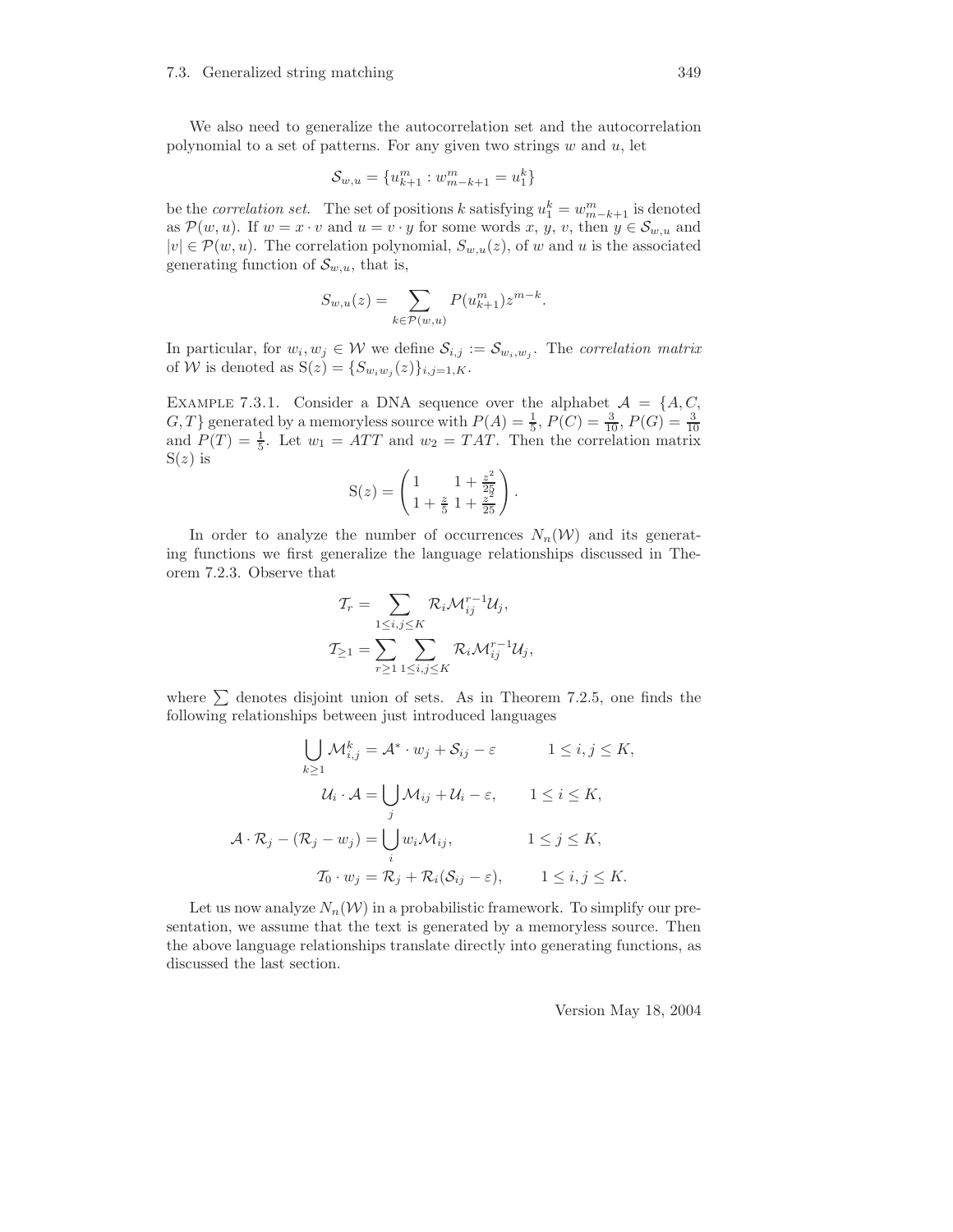We also need to generalize the autocorrelation set and the autocorrelation polynomial to a set of patterns. For any given two strings $w$ and $u$, let

$$\mathcal{S}_{w,u} = \{u_{k+1}^m : w_{m-k+1}^m = u_1^k\}$$

be the *correlation set*. The set of positions $k$ satisfying $u_1^k = w_{m-k+1}^m$ is denoted as $\mathcal{P}(w,u)$. If $w = x \cdot v$ and $u = v \cdot y$ for some words $x$, $y$, $v$, then $y \in \mathcal{S}_{w,u}$ and $|v| \in \mathcal{P}(w,u)$. The correlation polynomial, $S_{w,u}(z)$, of $w$ and $u$ is the associated generating function of $\mathcal{S}_{w,u}$, that is,

$$S_{w,u}(z) = \sum_{k \in \mathcal{P}(w,u)} P(u_{k+1}^m) z^{m-k}.$$

In particular, for $w_i, w_j \in \mathcal{W}$ we define $\mathcal{S}_{i,j} := \mathcal{S}_{w_i,w_j}$. The *correlation matrix* of $\mathcal{W}$ is denoted as $\mathrm{S}(z) = \{S_{w_i w_j}(z)\}_{i,j=1,K}$.

Example 7.3.1. Consider a DNA sequence over the alphabet $\mathcal{A} = \{A, C, G, T\}$ generated by a memoryless source with $P(A) = \frac{1}{5}$, $P(C) = \frac{3}{10}$, $P(G) = \frac{3}{10}$ and $P(T) = \frac{1}{5}$. Let $w_1 = ATT$ and $w_2 = TAT$. Then the correlation matrix $\mathrm{S}(z)$ is

$$\mathrm{S}(z) = \begin{pmatrix} 1 & 1 + \frac{z^2}{25} \\ 1 + \frac{z}{5} & 1 + \frac{z^2}{25} \end{pmatrix}.$$

In order to analyze the number of occurrences $N_n(\mathcal{W})$ and its generating functions we first generalize the language relationships discussed in Theorem 7.2.3. Observe that

$$\mathcal{T}_r = \sum_{1 \le i,j \le K} \mathcal{R}_i \mathcal{M}_{ij}^{r-1} \mathcal{U}_j,$$

$$\mathcal{T}_{\ge 1} = \sum_{r \ge 1} \sum_{1 \le i,j \le K} \mathcal{R}_i \mathcal{M}_{ij}^{r-1} \mathcal{U}_j,$$

where $\sum$ denotes disjoint union of sets. As in Theorem 7.2.5, one finds the following relationships between just introduced languages

$$\bigcup_{k \ge 1} \mathcal{M}_{i,j}^k = \mathcal{A}^* \cdot w_j + \mathcal{S}_{ij} - \varepsilon \qquad 1 \le i,j \le K,$$

$$\mathcal{U}_i \cdot \mathcal{A} = \bigcup_j \mathcal{M}_{ij} + \mathcal{U}_i - \varepsilon, \qquad 1 \le i \le K,$$

$$\mathcal{A} \cdot \mathcal{R}_j - (\mathcal{R}_j - w_j) = \bigcup_i w_i \mathcal{M}_{ij}, \qquad 1 \le j \le K,$$

$$\mathcal{T}_0 \cdot w_j = \mathcal{R}_j + \mathcal{R}_i(\mathcal{S}_{ij} - \varepsilon), \qquad 1 \le i,j \le K.$$

Let us now analyze $N_n(\mathcal{W})$ in a probabilistic framework. To simplify our presentation, we assume that the text is generated by a memoryless source. Then the above language relationships translate directly into generating functions, as discussed the last section.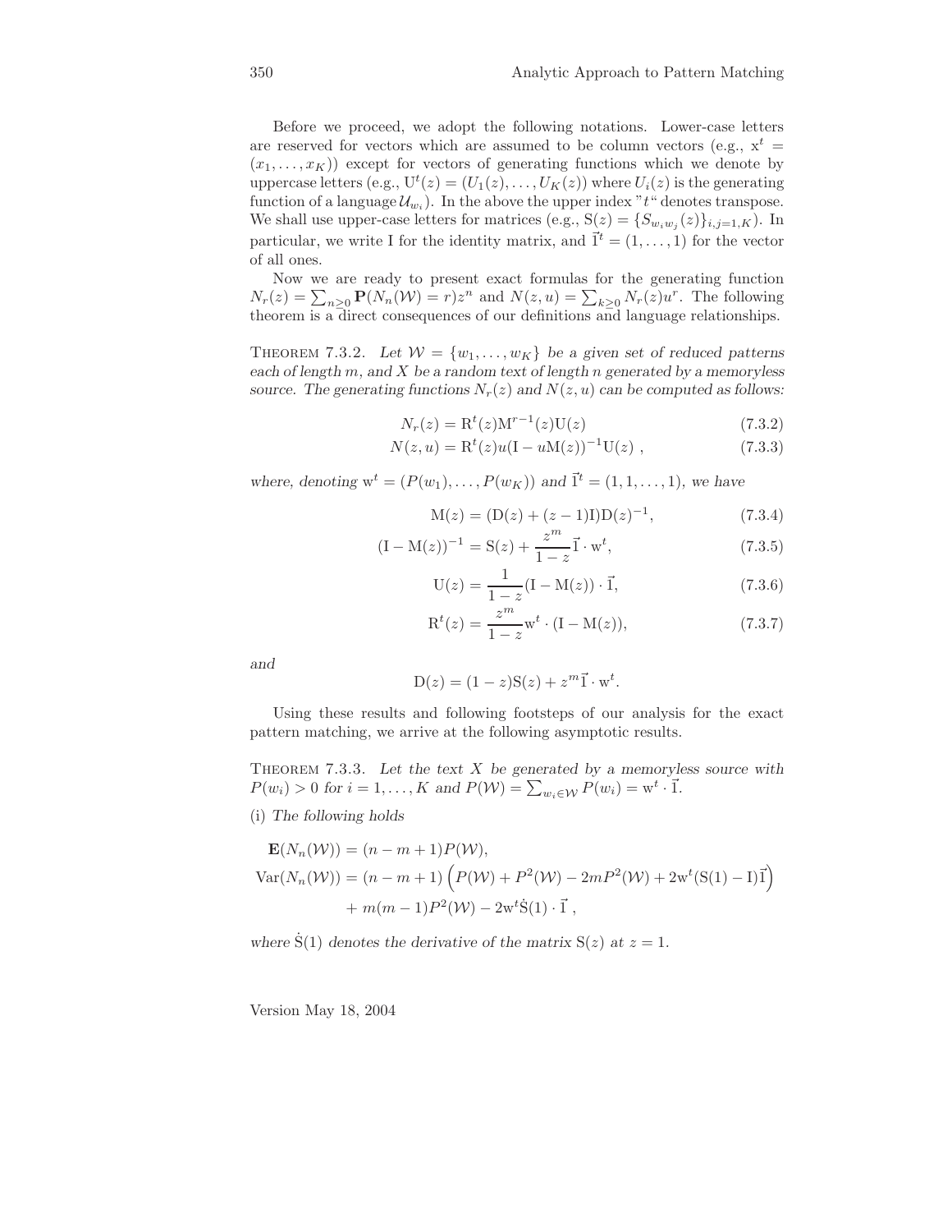Before we proceed, we adopt the following notations. Lower-case letters are reserved for vectors which are assumed to be column vectors (e.g., $\mathrm{x}^t = (x_1, \ldots, x_K)$) except for vectors of generating functions which we denote by uppercase letters (e.g., $\mathrm{U}^t(z) = (U_1(z), \ldots, U_K(z))$ where $U_i(z)$ is the generating function of a language $\mathcal{U}_{w_i}$). In the above the upper index "$t$" denotes transpose. We shall use upper-case letters for matrices (e.g., $\mathrm{S}(z) = \{S_{w_i w_j}(z)\}_{i,j=1,K}$). In particular, we write I for the identity matrix, and $\vec{1}^t = (1, \ldots, 1)$ for the vector of all ones.

Now we are ready to present exact formulas for the generating function $N_r(z) = \sum_{n \geq 0} \mathbf{P}(N_n(\mathcal{W}) = r) z^n$ and $N(z, u) = \sum_{k \geq 0} N_r(z) u^r$. The following theorem is a direct consequences of our definitions and language relationships.

THEOREM 7.3.2. *Let $\mathcal{W} = \{w_1, \ldots, w_K\}$ be a given set of reduced patterns each of length $m$, and $X$ be a random text of length $n$ generated by a memoryless source. The generating functions $N_r(z)$ and $N(z, u)$ can be computed as follows:*

$$N_r(z) = \mathrm{R}^t(z)\mathrm{M}^{r-1}(z)\mathrm{U}(z) \tag{7.3.2}$$

$$N(z, u) = \mathrm{R}^t(z) u (\mathrm{I} - u\mathrm{M}(z))^{-1} \mathrm{U}(z) \ , \tag{7.3.3}$$

*where, denoting $\mathrm{w}^t = (P(w_1), \ldots, P(w_K))$ and $\vec{1}^t = (1, 1, \ldots, 1)$, we have*

$$\mathrm{M}(z) = (\mathrm{D}(z) + (z-1)\mathrm{I})\mathrm{D}(z)^{-1}, \tag{7.3.4}$$

$$(\mathrm{I} - \mathrm{M}(z))^{-1} = \mathrm{S}(z) + \frac{z^m}{1-z} \vec{1} \cdot \mathrm{w}^t, \tag{7.3.5}$$

$$\mathrm{U}(z) = \frac{1}{1-z} (\mathrm{I} - \mathrm{M}(z)) \cdot \vec{1}, \tag{7.3.6}$$

$$\mathrm{R}^t(z) = \frac{z^m}{1-z} \mathrm{w}^t \cdot (\mathrm{I} - \mathrm{M}(z)), \tag{7.3.7}$$

*and*

$$\mathrm{D}(z) = (1-z)\mathrm{S}(z) + z^m \vec{1} \cdot \mathrm{w}^t.$$

Using these results and following footsteps of our analysis for the exact pattern matching, we arrive at the following asymptotic results.

THEOREM 7.3.3. *Let the text $X$ be generated by a memoryless source with $P(w_i) > 0$ for $i = 1, \ldots, K$ and $P(\mathcal{W}) = \sum_{w_i \in \mathcal{W}} P(w_i) = \mathrm{w}^t \cdot \vec{1}$.*

(i) *The following holds*

$$\begin{aligned}
\mathbf{E}(N_n(\mathcal{W})) &= (n - m + 1) P(\mathcal{W}), \\
\mathrm{Var}(N_n(\mathcal{W})) &= (n - m + 1) \left( P(\mathcal{W}) + P^2(\mathcal{W}) - 2mP^2(\mathcal{W}) + 2\mathrm{w}^t(\mathrm{S}(1) - \mathrm{I})\vec{1} \right) \\
&\quad + m(m-1)P^2(\mathcal{W}) - 2\mathrm{w}^t \dot{\mathrm{S}}(1) \cdot \vec{1} \ ,
\end{aligned}$$

*where $\dot{\mathrm{S}}(1)$ denotes the derivative of the matrix $\mathrm{S}(z)$ at $z = 1$.*

Version May 18, 2004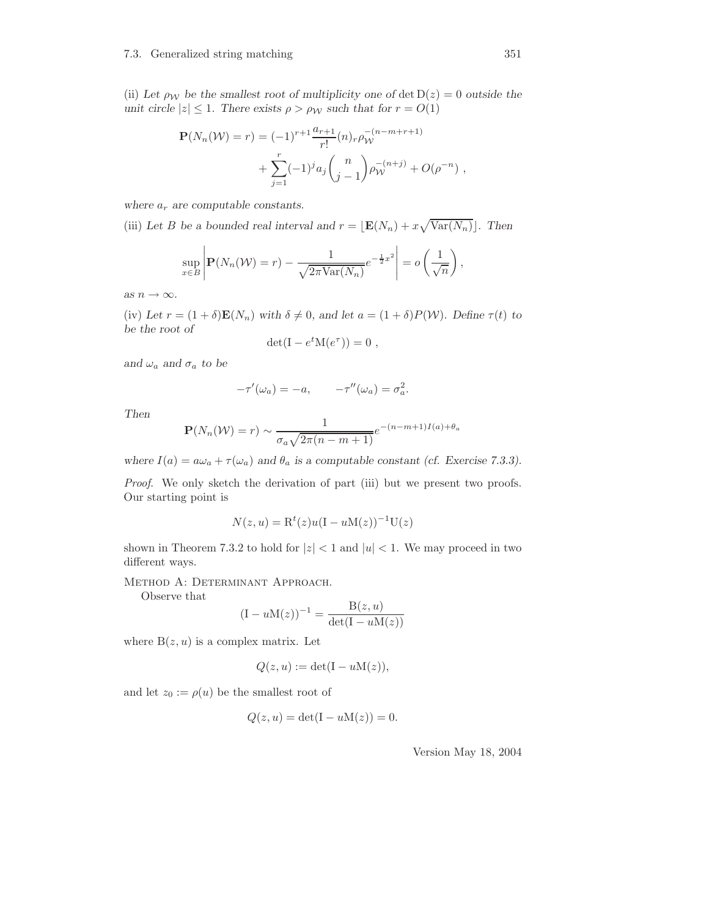(ii) *Let $\rho_{\mathcal{W}}$ be the smallest root of multiplicity one of* $\det \mathrm{D}(z) = 0$ *outside the unit circle* $|z| \le 1$*. There exists* $\rho > \rho_{\mathcal{W}}$ *such that for* $r = O(1)$

$$\mathbf{P}(N_n(\mathcal{W}) = r) = (-1)^{r+1} \frac{a_{r+1}}{r!} (n)_r \rho_{\mathcal{W}}^{-(n-m+r+1)} + \sum_{j=1}^{r} (-1)^j a_j \binom{n}{j-1} \rho_{\mathcal{W}}^{-(n+j)} + O(\rho^{-n}) \ ,$$

*where* $a_r$ *are computable constants.*

(iii) *Let* $B$ *be a bounded real interval and* $r = \lfloor \mathbf{E}(N_n) + x\sqrt{\mathrm{Var}(N_n)} \rfloor$*. Then*

$$\sup_{x \in B} \left| \mathbf{P}(N_n(\mathcal{W}) = r) - \frac{1}{\sqrt{2\pi \mathrm{Var}(N_n)}} e^{-\frac{1}{2}x^2} \right| = o\left(\frac{1}{\sqrt{n}}\right),$$

*as* $n \to \infty$*.*

(iv) *Let* $r = (1+\delta)\mathbf{E}(N_n)$ *with* $\delta \neq 0$*, and let* $a = (1+\delta)P(\mathcal{W})$*. Define* $\tau(t)$ *to be the root of*

$$\det(\mathrm{I} - e^t \mathrm{M}(e^\tau)) = 0 \ ,$$

*and* $\omega_a$ *and* $\sigma_a$ *to be*

$$-\tau'(\omega_a) = -a, \qquad -\tau''(\omega_a) = \sigma_a^2.$$

*Then*

$$\mathbf{P}(N_n(\mathcal{W}) = r) \sim \frac{1}{\sigma_a \sqrt{2\pi(n-m+1)}} e^{-(n-m+1)I(a) + \theta_a}$$

*where* $I(a) = a\omega_a + \tau(\omega_a)$ *and* $\theta_a$ *is a computable constant (cf. Exercise 7.3.3).*

*Proof.* We only sketch the derivation of part (iii) but we present two proofs. Our starting point is

$$N(z,u) = \mathrm{R}^t(z) u (\mathrm{I} - u\mathrm{M}(z))^{-1} \mathrm{U}(z)$$

shown in Theorem 7.3.2 to hold for $|z| < 1$ and $|u| < 1$. We may proceed in two different ways.

Method A: Determinant Approach.

Observe that

$$(\mathrm{I} - u\mathrm{M}(z))^{-1} = \frac{\mathrm{B}(z,u)}{\det(\mathrm{I} - u\mathrm{M}(z))}$$

where $\mathrm{B}(z,u)$ is a complex matrix. Let

$$Q(z,u) := \det(\mathrm{I} - u\mathrm{M}(z)),$$

and let $z_0 := \rho(u)$ be the smallest root of

$$Q(z,u) = \det(\mathrm{I} - u\mathrm{M}(z)) = 0.$$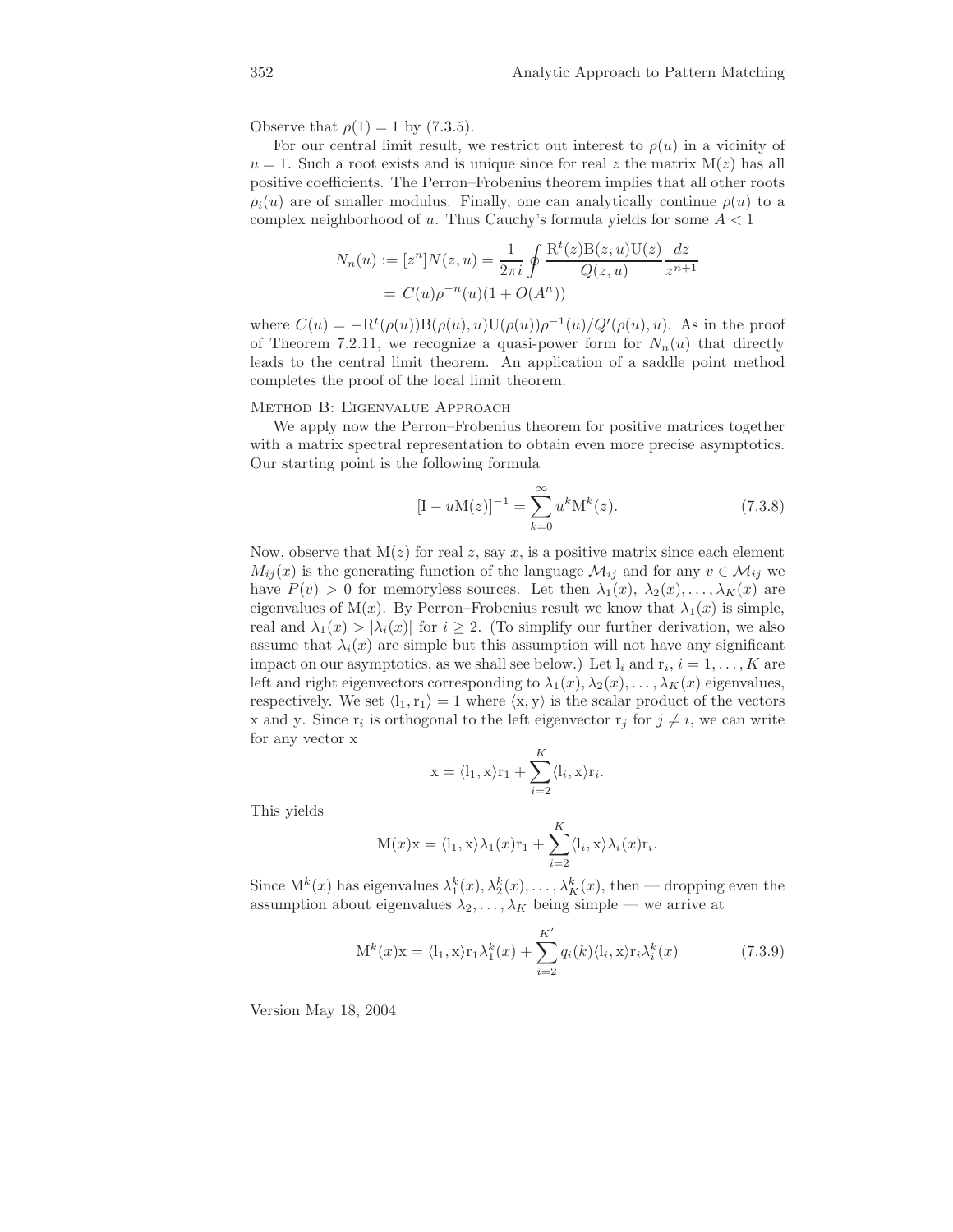Observe that $\rho(1) = 1$ by (7.3.5).

For our central limit result, we restrict out interest to $\rho(u)$ in a vicinity of $u = 1$. Such a root exists and is unique since for real $z$ the matrix $\mathrm{M}(z)$ has all positive coefficients. The Perron–Frobenius theorem implies that all other roots $\rho_i(u)$ are of smaller modulus. Finally, one can analytically continue $\rho(u)$ to a complex neighborhood of $u$. Thus Cauchy's formula yields for some $A < 1$

$$N_n(u) := [z^n]N(z,u) = \frac{1}{2\pi i}\oint \frac{\mathrm{R}^t(z)\mathrm{B}(z,u)\mathrm{U}(z)}{Q(z,u)}\frac{dz}{z^{n+1}}$$
$$= C(u)\rho^{-n}(u)(1 + O(A^n))$$

where $C(u) = -\mathrm{R}^t(\rho(u))\mathrm{B}(\rho(u),u)\mathrm{U}(\rho(u))\rho^{-1}(u)/Q'(\rho(u),u)$. As in the proof of Theorem 7.2.11, we recognize a quasi-power form for $N_n(u)$ that directly leads to the central limit theorem. An application of a saddle point method completes the proof of the local limit theorem.

Method B: Eigenvalue Approach

We apply now the Perron–Frobenius theorem for positive matrices together with a matrix spectral representation to obtain even more precise asymptotics. Our starting point is the following formula

$$[\mathrm{I} - u\mathrm{M}(z)]^{-1} = \sum_{k=0}^{\infty} u^k \mathrm{M}^k(z). \tag{7.3.8}$$

Now, observe that $\mathrm{M}(z)$ for real $z$, say $x$, is a positive matrix since each element $M_{ij}(x)$ is the generating function of the language $\mathcal{M}_{ij}$ and for any $v \in \mathcal{M}_{ij}$ we have $P(v) > 0$ for memoryless sources. Let then $\lambda_1(x), \lambda_2(x), \ldots, \lambda_K(x)$ are eigenvalues of $\mathrm{M}(x)$. By Perron–Frobenius result we know that $\lambda_1(x)$ is simple, real and $\lambda_1(x) > |\lambda_i(x)|$ for $i \geq 2$. (To simplify our further derivation, we also assume that $\lambda_i(x)$ are simple but this assumption will not have any significant impact on our asymptotics, as we shall see below.) Let $\mathrm{l}_i$ and $\mathrm{r}_i$, $i = 1, \ldots, K$ are left and right eigenvectors corresponding to $\lambda_1(x), \lambda_2(x), \ldots, \lambda_K(x)$ eigenvalues, respectively. We set $\langle \mathrm{l}_1, \mathrm{r}_1 \rangle = 1$ where $\langle \mathrm{x}, \mathrm{y} \rangle$ is the scalar product of the vectors $\mathrm{x}$ and $\mathrm{y}$. Since $\mathrm{r}_i$ is orthogonal to the left eigenvector $\mathrm{r}_j$ for $j \neq i$, we can write for any vector $\mathrm{x}$

$$\mathrm{x} = \langle \mathrm{l}_1, \mathrm{x} \rangle \mathrm{r}_1 + \sum_{i=2}^{K} \langle \mathrm{l}_i, \mathrm{x} \rangle \mathrm{r}_i.$$

This yields

$$\mathrm{M}(x)\mathrm{x} = \langle \mathrm{l}_1, \mathrm{x} \rangle \lambda_1(x) \mathrm{r}_1 + \sum_{i=2}^{K} \langle \mathrm{l}_i, \mathrm{x} \rangle \lambda_i(x) \mathrm{r}_i.$$

Since $\mathrm{M}^k(x)$ has eigenvalues $\lambda_1^k(x), \lambda_2^k(x), \ldots, \lambda_K^k(x)$, then — dropping even the assumption about eigenvalues $\lambda_2, \ldots, \lambda_K$ being simple — we arrive at

$$\mathrm{M}^k(x)\mathrm{x} = \langle \mathrm{l}_1, \mathrm{x} \rangle \mathrm{r}_1 \lambda_1^k(x) + \sum_{i=2}^{K'} q_i(k) \langle \mathrm{l}_i, \mathrm{x} \rangle \mathrm{r}_i \lambda_i^k(x) \tag{7.3.9}$$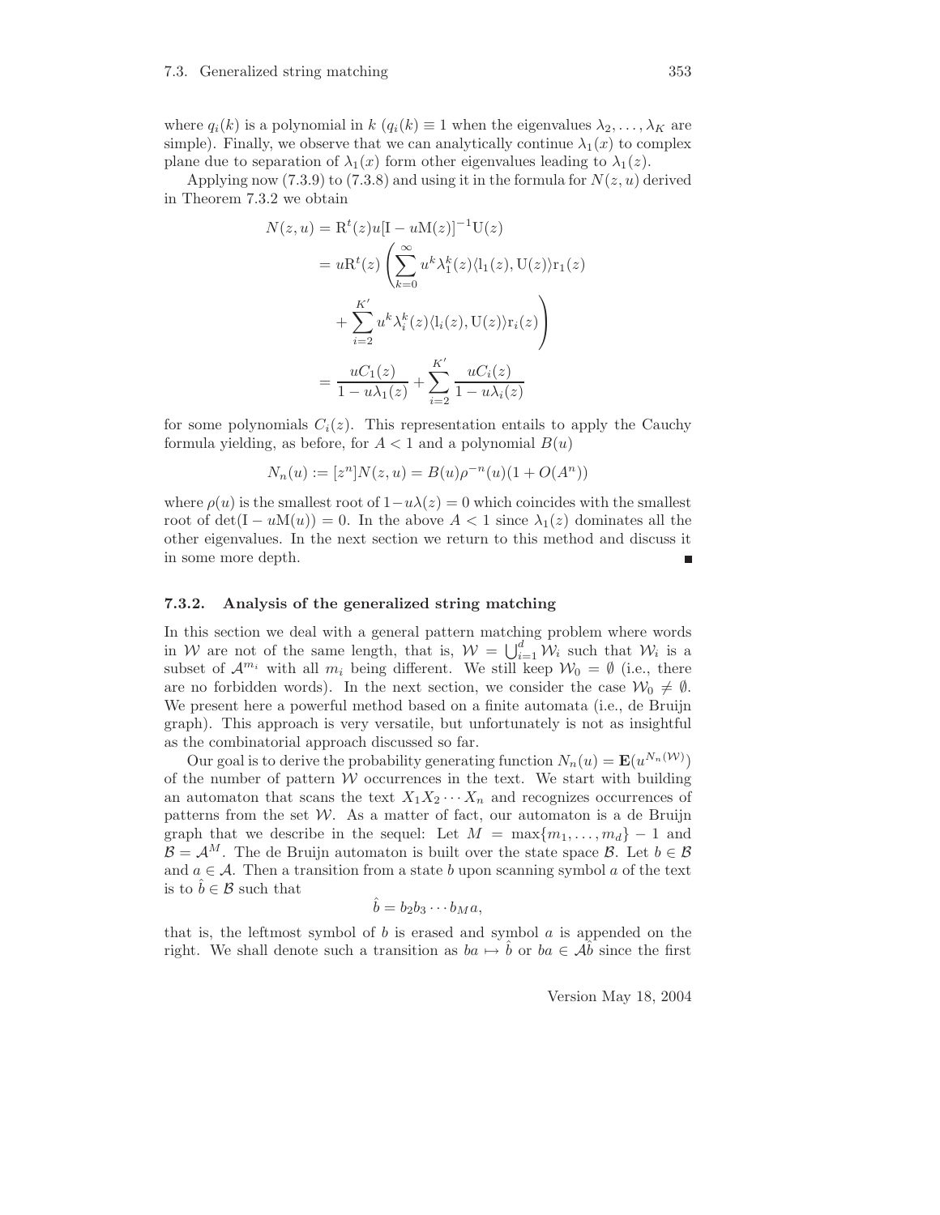where $q_i(k)$ is a polynomial in $k$ ($q_i(k) \equiv 1$ when the eigenvalues $\lambda_2, \ldots, \lambda_K$ are simple). Finally, we observe that we can analytically continue $\lambda_1(x)$ to complex plane due to separation of $\lambda_1(x)$ form other eigenvalues leading to $\lambda_1(z)$.

Applying now (7.3.9) to (7.3.8) and using it in the formula for $N(z,u)$ derived in Theorem 7.3.2 we obtain

$$
\begin{aligned}
N(z,u) &= \mathrm{R}^t(z)u[\mathrm{I} - u\mathrm{M}(z)]^{-1}\mathrm{U}(z) \\
&= u\mathrm{R}^t(z)\left(\sum_{k=0}^{\infty} u^k \lambda_1^k(z)\langle \mathrm{l}_1(z), \mathrm{U}(z)\rangle \mathrm{r}_1(z)\right. \\
&\quad \left. + \sum_{i=2}^{K'} u^k \lambda_i^k(z)\langle \mathrm{l}_i(z), \mathrm{U}(z)\rangle \mathrm{r}_i(z)\right) \\
&= \frac{uC_1(z)}{1 - u\lambda_1(z)} + \sum_{i=2}^{K'} \frac{uC_i(z)}{1 - u\lambda_i(z)}
\end{aligned}
$$

for some polynomials $C_i(z)$. This representation entails to apply the Cauchy formula yielding, as before, for $A < 1$ and a polynomial $B(u)$

$$
N_n(u) := [z^n]N(z,u) = B(u)\rho^{-n}(u)(1 + O(A^n))
$$

where $\rho(u)$ is the smallest root of $1 - u\lambda(z) = 0$ which coincides with the smallest root of $\det(\mathrm{I} - u\mathrm{M}(u)) = 0$. In the above $A < 1$ since $\lambda_1(z)$ dominates all the other eigenvalues. In the next section we return to this method and discuss it in some more depth. ∎

### 7.3.2. Analysis of the generalized string matching

In this section we deal with a general pattern matching problem where words in $\mathcal{W}$ are not of the same length, that is, $\mathcal{W} = \bigcup_{i=1}^{d} \mathcal{W}_i$ such that $\mathcal{W}_i$ is a subset of $\mathcal{A}^{m_i}$ with all $m_i$ being different. We still keep $\mathcal{W}_0 = \emptyset$ (i.e., there are no forbidden words). In the next section, we consider the case $\mathcal{W}_0 \neq \emptyset$. We present here a powerful method based on a finite automata (i.e., de Bruijn graph). This approach is very versatile, but unfortunately is not as insightful as the combinatorial approach discussed so far.

Our goal is to derive the probability generating function $N_n(u) = \mathbf{E}(u^{N_n(\mathcal{W})})$ of the number of pattern $\mathcal{W}$ occurrences in the text. We start with building an automaton that scans the text $X_1X_2\cdots X_n$ and recognizes occurrences of patterns from the set $\mathcal{W}$. As a matter of fact, our automaton is a de Bruijn graph that we describe in the sequel: Let $M = \max\{m_1, \ldots, m_d\} - 1$ and $\mathcal{B} = \mathcal{A}^M$. The de Bruijn automaton is built over the state space $\mathcal{B}$. Let $b \in \mathcal{B}$ and $a \in \mathcal{A}$. Then a transition from a state $b$ upon scanning symbol $a$ of the text is to $\hat{b} \in \mathcal{B}$ such that

$$
\hat{b} = b_2 b_3 \cdots b_M a,
$$

that is, the leftmost symbol of $b$ is erased and symbol $a$ is appended on the right. We shall denote such a transition as $ba \mapsto \hat{b}$ or $ba \in \mathcal{A}\hat{b}$ since the first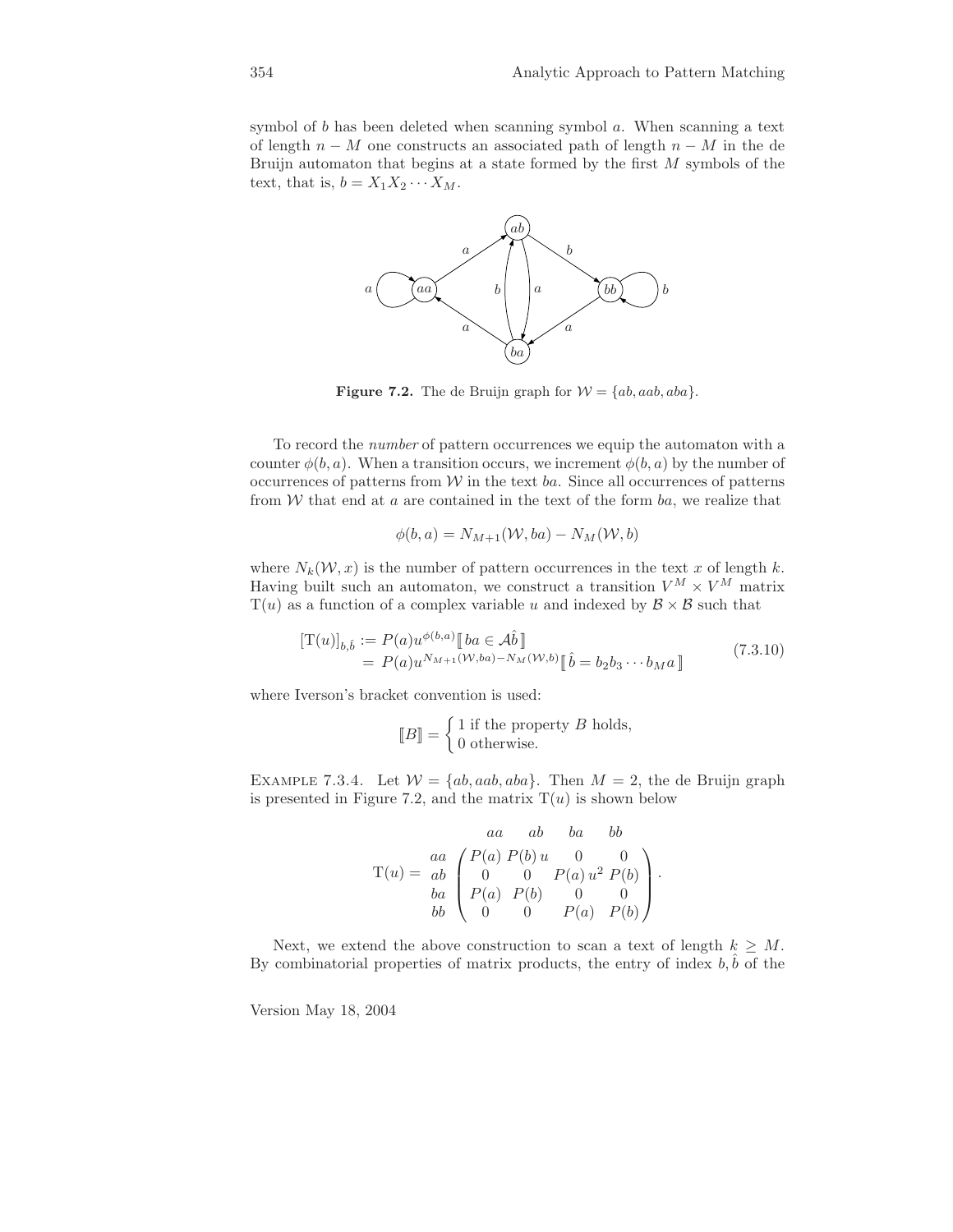symbol of $b$ has been deleted when scanning symbol $a$. When scanning a text of length $n-M$ one constructs an associated path of length $n-M$ in the de Bruijn automaton that begins at a state formed by the first $M$ symbols of the text, that is, $b = X_1 X_2 \cdots X_M$.

**Figure 7.2.** The de Bruijn graph for $\mathcal{W} = \{ab, aab, aba\}$.

To record the *number* of pattern occurrences we equip the automaton with a counter $\phi(b,a)$. When a transition occurs, we increment $\phi(b,a)$ by the number of occurrences of patterns from $\mathcal{W}$ in the text $ba$. Since all occurrences of patterns from $\mathcal{W}$ that end at $a$ are contained in the text of the form $ba$, we realize that

$$\phi(b,a) = N_{M+1}(\mathcal{W}, ba) - N_M(\mathcal{W}, b)$$

where $N_k(\mathcal{W}, x)$ is the number of pattern occurrences in the text $x$ of length $k$. Having built such an automaton, we construct a transition $V^M \times V^M$ matrix $\mathrm{T}(u)$ as a function of a complex variable $u$ and indexed by $\mathcal{B} \times \mathcal{B}$ such that

$$\begin{aligned} [\mathrm{T}(u)]_{b,\hat{b}} &:= P(a) u^{\phi(b,a)} [\![\, ba \in \mathcal{A}\hat{b} \,]\!] \\ &= P(a) u^{N_{M+1}(\mathcal{W},ba) - N_M(\mathcal{W},b)} [\![\, \hat{b} = b_2 b_3 \cdots b_M a \,]\!] \end{aligned} \tag{7.3.10}$$

where Iverson's bracket convention is used:

$$[\![B]\!] = \begin{cases} 1 \text{ if the property } B \text{ holds,} \\ 0 \text{ otherwise.} \end{cases}$$

EXAMPLE 7.3.4. Let $\mathcal{W} = \{ab, aab, aba\}$. Then $M = 2$, the de Bruijn graph is presented in Figure 7.2, and the matrix $\mathrm{T}(u)$ is shown below

$$\mathrm{T}(u) = \begin{array}{c} \\ aa \\ ab \\ ba \\ bb \end{array} \begin{array}{c} \begin{array}{cccc} aa & ab & ba & bb \end{array} \\ \begin{pmatrix} P(a) & P(b)\,u & 0 & 0 \\ 0 & 0 & P(a)\,u^2 & P(b) \\ P(a) & P(b) & 0 & 0 \\ 0 & 0 & P(a) & P(b) \end{pmatrix} \end{array}.$$

Next, we extend the above construction to scan a text of length $k \geq M$. By combinatorial properties of matrix products, the entry of index $b, \hat{b}$ of the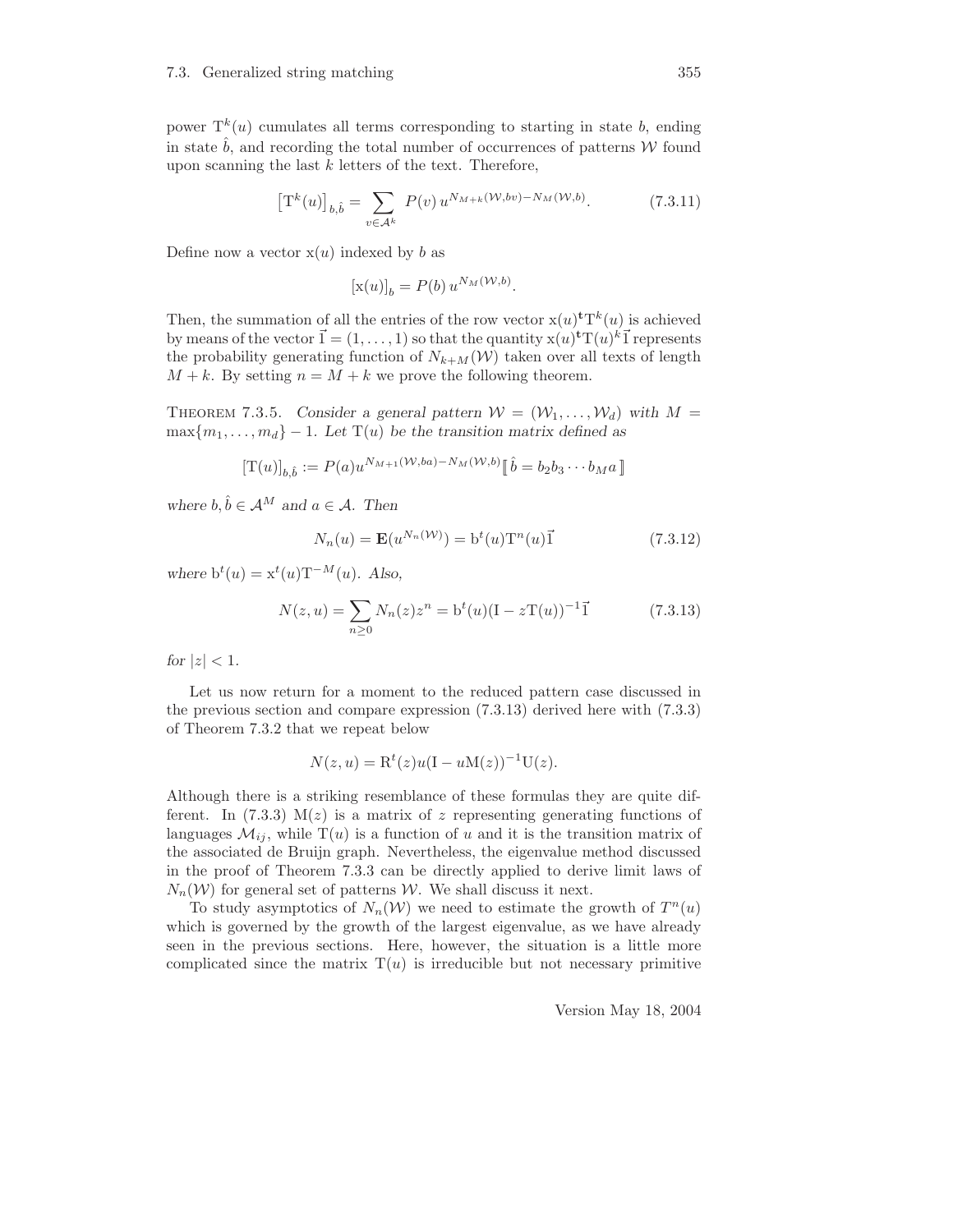power $\mathrm{T}^k(u)$ cumulates all terms corresponding to starting in state $b$, ending in state $\hat{b}$, and recording the total number of occurrences of patterns $\mathcal{W}$ found upon scanning the last $k$ letters of the text. Therefore,

$$\left[\mathrm{T}^k(u)\right]_{b,\hat{b}} = \sum_{v \in \mathcal{A}^k} P(v)\, u^{N_{M+k}(\mathcal{W},bv) - N_M(\mathcal{W},b)}. \tag{7.3.11}$$

Define now a vector $\mathrm{x}(u)$ indexed by $b$ as

$$\left[\mathrm{x}(u)\right]_b = P(b)\, u^{N_M(\mathcal{W},b)}.$$

Then, the summation of all the entries of the row vector $\mathrm{x}(u)^{\mathbf{t}}\mathrm{T}^k(u)$ is achieved by means of the vector $\vec{1} = (1, \ldots, 1)$ so that the quantity $\mathrm{x}(u)^{\mathbf{t}}\mathrm{T}(u)^k\vec{1}$ represents the probability generating function of $N_{k+M}(\mathcal{W})$ taken over all texts of length $M+k$. By setting $n = M+k$ we prove the following theorem.

Theorem 7.3.5. *Consider a general pattern $\mathcal{W} = (\mathcal{W}_1, \ldots, \mathcal{W}_d)$ with $M = \max\{m_1, \ldots, m_d\} - 1$. Let $\mathrm{T}(u)$ be the transition matrix defined as*

$$\left[\mathrm{T}(u)\right]_{b,\hat{b}} := P(a)u^{N_{M+1}(\mathcal{W},ba) - N_M(\mathcal{W},b)}[\![\, \hat{b} = b_2b_3\cdots b_M a \,]\!]$$

*where $b, \hat{b} \in \mathcal{A}^M$ and $a \in \mathcal{A}$. Then*

$$N_n(u) = \mathbf{E}(u^{N_n(\mathcal{W})}) = \mathrm{b}^t(u)\mathrm{T}^n(u)\vec{1} \tag{7.3.12}$$

*where $\mathrm{b}^t(u) = \mathrm{x}^t(u)\mathrm{T}^{-M}(u)$. Also,*

$$N(z,u) = \sum_{n \geq 0} N_n(z)z^n = \mathrm{b}^t(u)(\mathrm{I} - z\mathrm{T}(u))^{-1}\vec{1} \tag{7.3.13}$$

*for $|z| < 1$.*

Let us now return for a moment to the reduced pattern case discussed in the previous section and compare expression (7.3.13) derived here with (7.3.3) of Theorem 7.3.2 that we repeat below

$$N(z,u) = \mathrm{R}^t(z)u(\mathrm{I} - u\mathrm{M}(z))^{-1}\mathrm{U}(z).$$

Although there is a striking resemblance of these formulas they are quite different. In (7.3.3) $\mathrm{M}(z)$ is a matrix of $z$ representing generating functions of languages $\mathcal{M}_{ij}$, while $\mathrm{T}(u)$ is a function of $u$ and it is the transition matrix of the associated de Bruijn graph. Nevertheless, the eigenvalue method discussed in the proof of Theorem 7.3.3 can be directly applied to derive limit laws of $N_n(\mathcal{W})$ for general set of patterns $\mathcal{W}$. We shall discuss it next.

To study asymptotics of $N_n(\mathcal{W})$ we need to estimate the growth of $T^n(u)$ which is governed by the growth of the largest eigenvalue, as we have already seen in the previous sections. Here, however, the situation is a little more complicated since the matrix $\mathrm{T}(u)$ is irreducible but not necessary primitive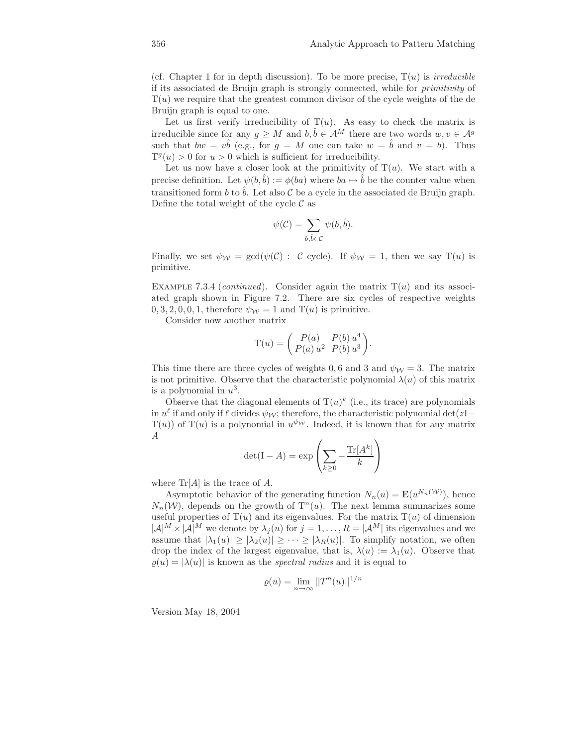(cf. Chapter 1 for in depth discussion). To be more precise, $\mathrm{T}(u)$ is *irreducible* if its associated de Bruijn graph is strongly connected, while for *primitivity* of $\mathrm{T}(u)$ we require that the greatest common divisor of the cycle weights of the de Bruijn graph is equal to one.

Let us first verify irreducibility of $\mathrm{T}(u)$. As easy to check the matrix is irreducible since for any $g \geq M$ and $b, \hat{b} \in \mathcal{A}^M$ there are two words $w, v \in \mathcal{A}^g$ such that $bw = v\hat{b}$ (e.g., for $g = M$ one can take $w = \hat{b}$ and $v = b$). Thus $\mathrm{T}^g(u) > 0$ for $u > 0$ which is sufficient for irreducibility.

Let us now have a closer look at the primitivity of $\mathrm{T}(u)$. We start with a precise definition. Let $\psi(b, \hat{b}) := \phi(ba)$ where $ba \mapsto \hat{b}$ be the counter value when transitioned form $b$ to $\hat{b}$. Let also $\mathcal{C}$ be a cycle in the associated de Bruijn graph. Define the total weight of the cycle $\mathcal{C}$ as

$$\psi(\mathcal{C}) = \sum_{b, \hat{b} \in \mathcal{C}} \psi(b, \hat{b}).$$

Finally, we set $\psi_{\mathcal{W}} = \gcd(\psi(\mathcal{C}) : \ \mathcal{C} \text{ cycle})$. If $\psi_{\mathcal{W}} = 1$, then we say $\mathrm{T}(u)$ is primitive.

Example 7.3.4 (*continued*). Consider again the matrix $\mathrm{T}(u)$ and its associated graph shown in Figure 7.2. There are six cycles of respective weights $0, 3, 2, 0, 0, 1$, therefore $\psi_{\mathcal{W}} = 1$ and $\mathrm{T}(u)$ is primitive.

Consider now another matrix

$$\mathrm{T}(u) = \begin{pmatrix} P(a) & P(b)\,u^4 \\ P(a)\,u^2 & P(b)\,u^3 \end{pmatrix}.$$

This time there are three cycles of weights $0, 6$ and $3$ and $\psi_{\mathcal{W}} = 3$. The matrix is not primitive. Observe that the characteristic polynomial $\lambda(u)$ of this matrix is a polynomial in $u^3$.

Observe that the diagonal elements of $\mathrm{T}(u)^k$ (i.e., its trace) are polynomials in $u^\ell$ if and only if $\ell$ divides $\psi_{\mathcal{W}}$; therefore, the characteristic polynomial $\det(z\mathrm{I} - \mathrm{T}(u))$ of $\mathrm{T}(u)$ is a polynomial in $u^{\psi_{\mathcal{W}}}$. Indeed, it is known that for any matrix $A$

$$\det(\mathrm{I} - A) = \exp\left(\sum_{k \geq 0} -\frac{\mathrm{Tr}[A^k]}{k}\right)$$

where $\mathrm{Tr}[A]$ is the trace of $A$.

Asymptotic behavior of the generating function $N_n(u) = \mathbf{E}(u^{N_n(\mathcal{W})})$, hence $N_n(\mathcal{W})$, depends on the growth of $\mathrm{T}^n(u)$. The next lemma summarizes some useful properties of $\mathrm{T}(u)$ and its eigenvalues. For the matrix $\mathrm{T}(u)$ of dimension $|\mathcal{A}|^M \times |\mathcal{A}|^M$ we denote by $\lambda_j(u)$ for $j = 1, \ldots, R = |\mathcal{A}^M|$ its eigenvalues and we assume that $|\lambda_1(u)| \geq |\lambda_2(u)| \geq \cdots \geq |\lambda_R(u)|$. To simplify notation, we often drop the index of the largest eigenvalue, that is, $\lambda(u) := \lambda_1(u)$. Observe that $\varrho(u) = |\lambda(u)|$ is known as the *spectral radius* and it is equal to

$$\varrho(u) = \lim_{n \to \infty} ||T^n(u)||^{1/n}$$

Version May 18, 2004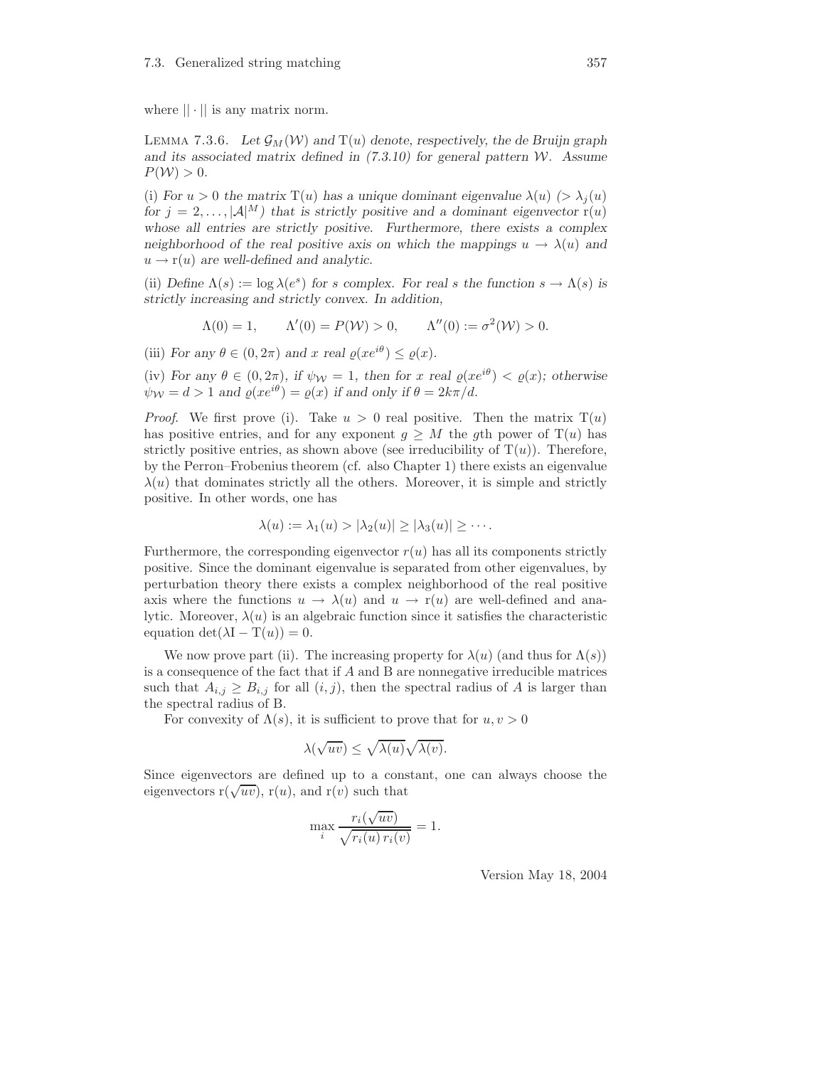where $||\cdot||$ is any matrix norm.

Lemma 7.3.6. *Let $\mathcal{G}_M(\mathcal{W})$ and $\mathrm{T}(u)$ denote, respectively, the de Bruijn graph and its associated matrix defined in (7.3.10) for general pattern $\mathcal{W}$. Assume $P(\mathcal{W}) > 0$.*

(i) *For $u > 0$ the matrix $\mathrm{T}(u)$ has a unique dominant eigenvalue $\lambda(u)$ ($> \lambda_j(u)$ for $j = 2, \ldots, |\mathcal{A}|^M$) that is strictly positive and a dominant eigenvector $\mathrm{r}(u)$ whose all entries are strictly positive. Furthermore, there exists a complex neighborhood of the real positive axis on which the mappings $u \to \lambda(u)$ and $u \to \mathrm{r}(u)$ are well-defined and analytic.*

(ii) *Define $\Lambda(s) := \log \lambda(e^s)$ for $s$ complex. For real $s$ the function $s \to \Lambda(s)$ is strictly increasing and strictly convex. In addition,*

$$\Lambda(0) = 1, \qquad \Lambda'(0) = P(\mathcal{W}) > 0, \qquad \Lambda''(0) := \sigma^2(\mathcal{W}) > 0.$$

(iii) *For any $\theta \in (0, 2\pi)$ and $x$ real $\varrho(xe^{i\theta}) \le \varrho(x)$.*

(iv) *For any $\theta \in (0, 2\pi)$, if $\psi_{\mathcal{W}} = 1$, then for $x$ real $\varrho(xe^{i\theta}) < \varrho(x)$; otherwise $\psi_{\mathcal{W}} = d > 1$ and $\varrho(xe^{i\theta}) = \varrho(x)$ if and only if $\theta = 2k\pi/d$.*

*Proof.* We first prove (i). Take $u > 0$ real positive. Then the matrix $\mathrm{T}(u)$ has positive entries, and for any exponent $g \ge M$ the $g$th power of $\mathrm{T}(u)$ has strictly positive entries, as shown above (see irreducibility of $\mathrm{T}(u)$). Therefore, by the Perron–Frobenius theorem (cf. also Chapter 1) there exists an eigenvalue $\lambda(u)$ that dominates strictly all the others. Moreover, it is simple and strictly positive. In other words, one has

$$\lambda(u) := \lambda_1(u) > |\lambda_2(u)| \ge |\lambda_3(u)| \ge \cdots.$$

Furthermore, the corresponding eigenvector $r(u)$ has all its components strictly positive. Since the dominant eigenvalue is separated from other eigenvalues, by perturbation theory there exists a complex neighborhood of the real positive axis where the functions $u \to \lambda(u)$ and $u \to \mathrm{r}(u)$ are well-defined and analytic. Moreover, $\lambda(u)$ is an algebraic function since it satisfies the characteristic equation $\det(\lambda \mathrm{I} - \mathrm{T}(u)) = 0$.

We now prove part (ii). The increasing property for $\lambda(u)$ (and thus for $\Lambda(s)$) is a consequence of the fact that if $A$ and B are nonnegative irreducible matrices such that $A_{i,j} \ge B_{i,j}$ for all $(i,j)$, then the spectral radius of $A$ is larger than the spectral radius of B.

For convexity of $\Lambda(s)$, it is sufficient to prove that for $u, v > 0$

$$\lambda(\sqrt{uv}) \le \sqrt{\lambda(u)}\sqrt{\lambda(v)}.$$

Since eigenvectors are defined up to a constant, one can always choose the eigenvectors $\mathrm{r}(\sqrt{uv})$, $\mathrm{r}(u)$, and $\mathrm{r}(v)$ such that

$$\max_i \frac{r_i(\sqrt{uv})}{\sqrt{r_i(u)\, r_i(v)}} = 1.$$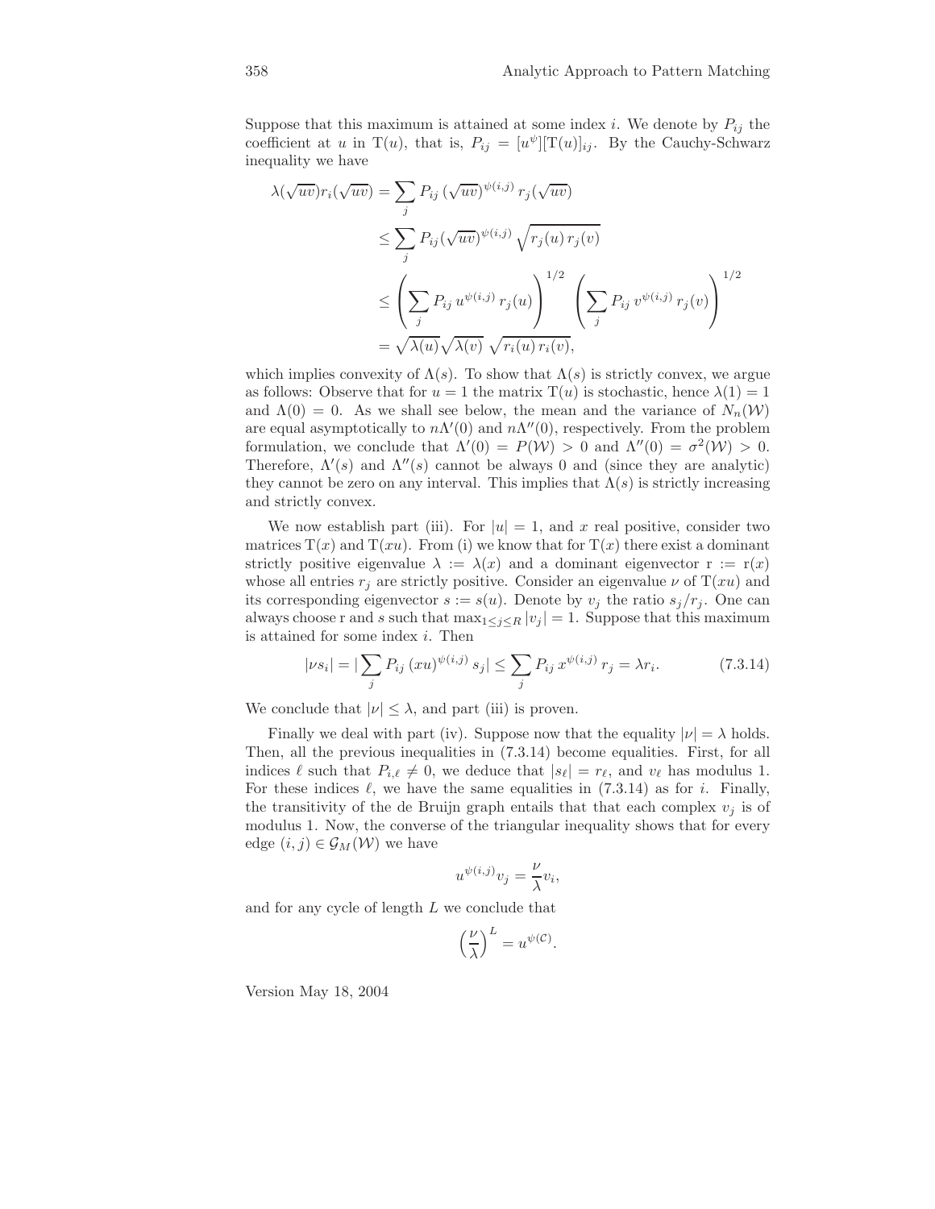Suppose that this maximum is attained at some index $i$. We denote by $P_{ij}$ the coefficient at $u$ in $\mathrm{T}(u)$, that is, $P_{ij} = [u^{\psi}][\mathrm{T}(u)]_{ij}$. By the Cauchy-Schwarz inequality we have

$$
\begin{aligned}
\lambda(\sqrt{uv})r_i(\sqrt{uv}) &= \sum_j P_{ij}\,(\sqrt{uv})^{\psi(i,j)}\,r_j(\sqrt{uv}) \\
&\leq \sum_j P_{ij}(\sqrt{uv})^{\psi(i,j)}\,\sqrt{r_j(u)\,r_j(v)} \\
&\leq \left(\sum_j P_{ij}\,u^{\psi(i,j)}\,r_j(u)\right)^{1/2}\left(\sum_j P_{ij}\,v^{\psi(i,j)}\,r_j(v)\right)^{1/2} \\
&= \sqrt{\lambda(u)}\sqrt{\lambda(v)}\;\sqrt{r_i(u)\,r_i(v)},
\end{aligned}
$$

which implies convexity of $\Lambda(s)$. To show that $\Lambda(s)$ is strictly convex, we argue as follows: Observe that for $u = 1$ the matrix $\mathrm{T}(u)$ is stochastic, hence $\lambda(1) = 1$ and $\Lambda(0) = 0$. As we shall see below, the mean and the variance of $N_n(\mathcal{W})$ are equal asymptotically to $n\Lambda'(0)$ and $n\Lambda''(0)$, respectively. From the problem formulation, we conclude that $\Lambda'(0) = P(\mathcal{W}) > 0$ and $\Lambda''(0) = \sigma^2(\mathcal{W}) > 0$. Therefore, $\Lambda'(s)$ and $\Lambda''(s)$ cannot be always 0 and (since they are analytic) they cannot be zero on any interval. This implies that $\Lambda(s)$ is strictly increasing and strictly convex.

We now establish part (iii). For $|u| = 1$, and $x$ real positive, consider two matrices $\mathrm{T}(x)$ and $\mathrm{T}(xu)$. From (i) we know that for $\mathrm{T}(x)$ there exist a dominant strictly positive eigenvalue $\lambda := \lambda(x)$ and a dominant eigenvector $\mathrm{r} := \mathrm{r}(x)$ whose all entries $r_j$ are strictly positive. Consider an eigenvalue $\nu$ of $\mathrm{T}(xu)$ and its corresponding eigenvector $s := s(u)$. Denote by $v_j$ the ratio $s_j/r_j$. One can always choose r and $s$ such that $\max_{1\leq j\leq R}|v_j| = 1$. Suppose that this maximum is attained for some index $i$. Then

$$
|\nu s_i| = |\sum_j P_{ij}\,(xu)^{\psi(i,j)}\,s_j| \leq \sum_j P_{ij}\,x^{\psi(i,j)}\,r_j = \lambda r_i. \tag{7.3.14}
$$

We conclude that $|\nu| \leq \lambda$, and part (iii) is proven.

Finally we deal with part (iv). Suppose now that the equality $|\nu| = \lambda$ holds. Then, all the previous inequalities in (7.3.14) become equalities. First, for all indices $\ell$ such that $P_{i,\ell} \neq 0$, we deduce that $|s_\ell| = r_\ell$, and $v_\ell$ has modulus 1. For these indices $\ell$, we have the same equalities in (7.3.14) as for $i$. Finally, the transitivity of the de Bruijn graph entails that that each complex $v_j$ is of modulus 1. Now, the converse of the triangular inequality shows that for every edge $(i,j) \in \mathcal{G}_M(\mathcal{W})$ we have

$$
u^{\psi(i,j)}v_j = \frac{\nu}{\lambda}v_i,
$$

and for any cycle of length $L$ we conclude that

$$
\left(\frac{\nu}{\lambda}\right)^L = u^{\psi(\mathcal{C})}.
$$

Version May 18, 2004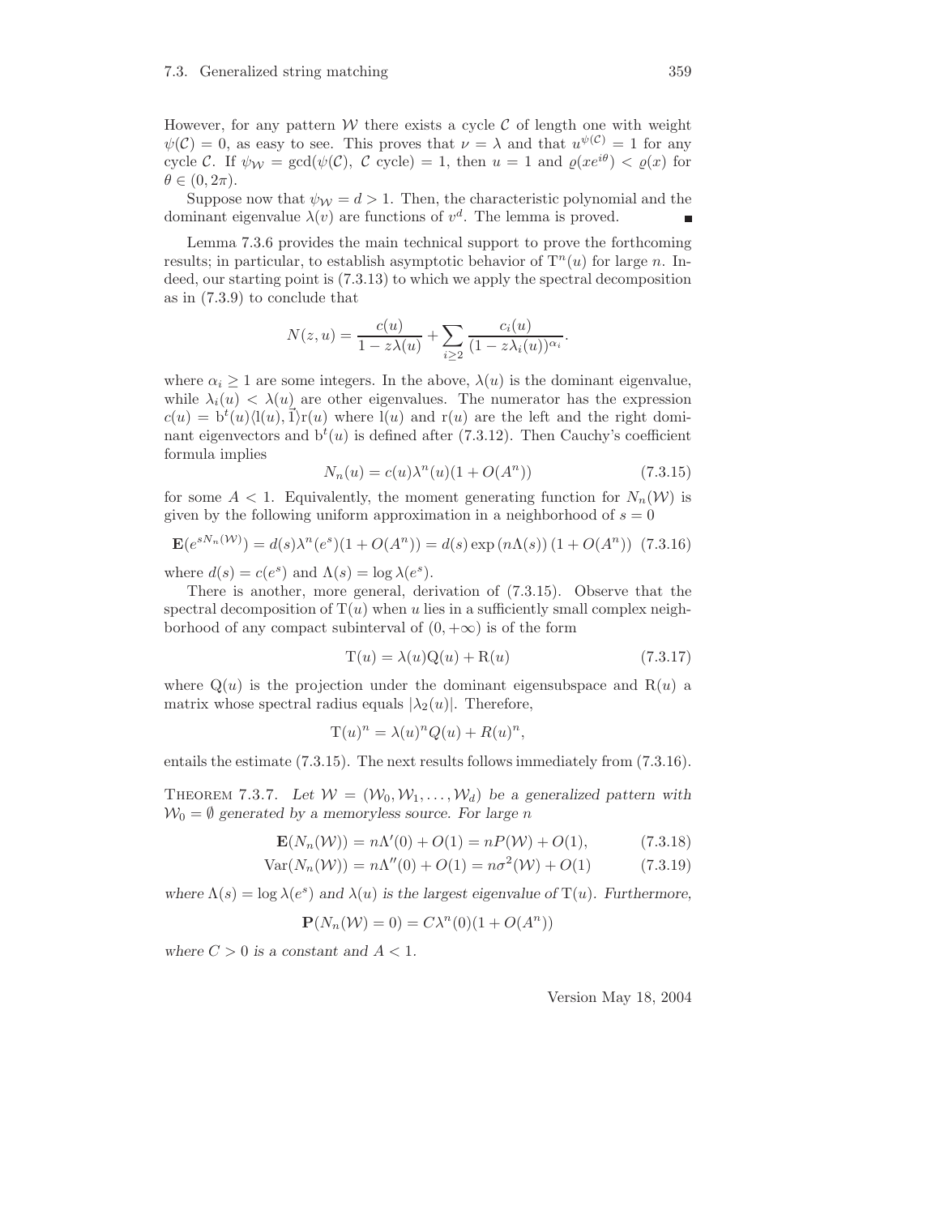However, for any pattern $\mathcal{W}$ there exists a cycle $\mathcal{C}$ of length one with weight $\psi(\mathcal{C}) = 0$, as easy to see. This proves that $\nu = \lambda$ and that $u^{\psi(\mathcal{C})} = 1$ for any cycle $\mathcal{C}$. If $\psi_{\mathcal{W}} = \gcd(\psi(\mathcal{C}),\ \mathcal{C}\text{ cycle}) = 1$, then $u = 1$ and $\varrho(xe^{i\theta}) < \varrho(x)$ for $\theta \in (0, 2\pi)$.

Suppose now that $\psi_{\mathcal{W}} = d > 1$. Then, the characteristic polynomial and the dominant eigenvalue $\lambda(v)$ are functions of $v^d$. The lemma is proved. ∎

Lemma 7.3.6 provides the main technical support to prove the forthcoming results; in particular, to establish asymptotic behavior of $\mathrm{T}^n(u)$ for large $n$. Indeed, our starting point is (7.3.13) to which we apply the spectral decomposition as in (7.3.9) to conclude that

$$N(z, u) = \frac{c(u)}{1 - z\lambda(u)} + \sum_{i \geq 2} \frac{c_i(u)}{(1 - z\lambda_i(u))^{\alpha_i}}.$$

where $\alpha_i \geq 1$ are some integers. In the above, $\lambda(u)$ is the dominant eigenvalue, while $\lambda_i(u) < \lambda(u)$ are other eigenvalues. The numerator has the expression $c(u) = \mathrm{b}^t(u)\langle \mathrm{l}(u), \vec{1}\rangle \mathrm{r}(u)$ where $\mathrm{l}(u)$ and $\mathrm{r}(u)$ are the left and the right dominant eigenvectors and $\mathrm{b}^t(u)$ is defined after (7.3.12). Then Cauchy's coefficient formula implies

$$N_n(u) = c(u)\lambda^n(u)(1 + O(A^n)) \tag{7.3.15}$$

for some $A < 1$. Equivalently, the moment generating function for $N_n(\mathcal{W})$ is given by the following uniform approximation in a neighborhood of $s = 0$

$$\mathbf{E}(e^{sN_n(\mathcal{W})}) = d(s)\lambda^n(e^s)(1 + O(A^n)) = d(s)\exp\left(n\Lambda(s)\right)(1 + O(A^n)) \tag{7.3.16}$$

where $d(s) = c(e^s)$ and $\Lambda(s) = \log \lambda(e^s)$.

There is another, more general, derivation of (7.3.15). Observe that the spectral decomposition of $\mathrm{T}(u)$ when $u$ lies in a sufficiently small complex neighborhood of any compact subinterval of $(0, +\infty)$ is of the form

$$\mathrm{T}(u) = \lambda(u)\mathrm{Q}(u) + \mathrm{R}(u) \tag{7.3.17}$$

where $\mathrm{Q}(u)$ is the projection under the dominant eigensubspace and $\mathrm{R}(u)$ a matrix whose spectral radius equals $|\lambda_2(u)|$. Therefore,

$$\mathrm{T}(u)^n = \lambda(u)^n Q(u) + R(u)^n,$$

entails the estimate (7.3.15). The next results follows immediately from (7.3.16).

**Theorem 7.3.7.** *Let $\mathcal{W} = (\mathcal{W}_0, \mathcal{W}_1, \ldots, \mathcal{W}_d)$ be a generalized pattern with $\mathcal{W}_0 = \emptyset$ generated by a memoryless source. For large $n$*

$$\mathbf{E}(N_n(\mathcal{W})) = n\Lambda'(0) + O(1) = nP(\mathcal{W}) + O(1), \tag{7.3.18}$$

$$\mathrm{Var}(N_n(\mathcal{W})) = n\Lambda''(0) + O(1) = n\sigma^2(\mathcal{W}) + O(1) \tag{7.3.19}$$

*where $\Lambda(s) = \log \lambda(e^s)$ and $\lambda(u)$ is the largest eigenvalue of $\mathrm{T}(u)$. Furthermore,*

$$\mathbf{P}(N_n(\mathcal{W}) = 0) = C\lambda^n(0)(1 + O(A^n))$$

*where $C > 0$ is a constant and $A < 1$.*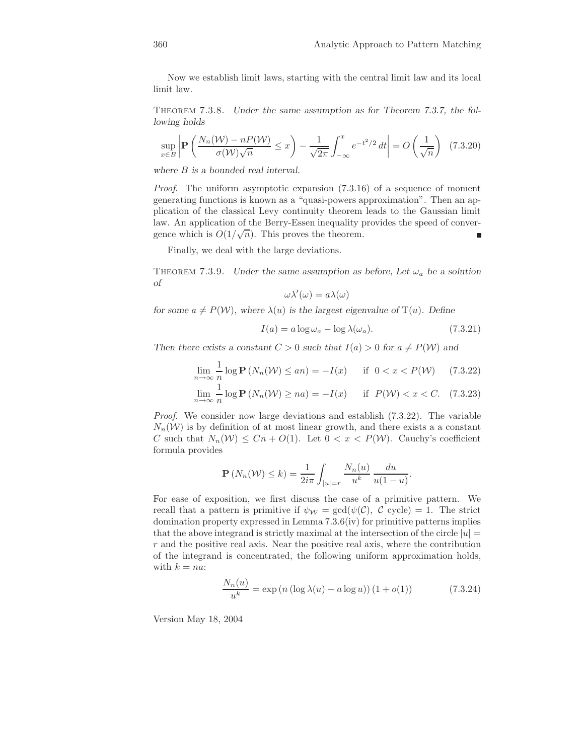Now we establish limit laws, starting with the central limit law and its local limit law.

Theorem 7.3.8. *Under the same assumption as for Theorem 7.3.7, the following holds*

$$\sup_{x \in B} \left| \mathbf{P}\left( \frac{N_n(\mathcal{W}) - nP(\mathcal{W})}{\sigma(\mathcal{W})\sqrt{n}} \leq x \right) - \frac{1}{\sqrt{2\pi}} \int_{-\infty}^{x} e^{-t^2/2}\, dt \right| = O\left(\frac{1}{\sqrt{n}}\right) \quad (7.3.20)$$

*where $B$ is a bounded real interval.*

*Proof.* The uniform asymptotic expansion (7.3.16) of a sequence of moment generating functions is known as a "quasi-powers approximation". Then an application of the classical Levy continuity theorem leads to the Gaussian limit law. An application of the Berry-Essen inequality provides the speed of convergence which is $O(1/\sqrt{n})$. This proves the theorem. ∎

Finally, we deal with the large deviations.

Theorem 7.3.9. *Under the same assumption as before, Let $\omega_a$ be a solution of*

$$\omega \lambda'(\omega) = a \lambda(\omega)$$

*for some $a \neq P(\mathcal{W})$, where $\lambda(u)$ is the largest eigenvalue of $\mathrm{T}(u)$. Define*

$$I(a) = a \log \omega_a - \log \lambda(\omega_a). \quad (7.3.21)$$

*Then there exists a constant $C > 0$ such that $I(a) > 0$ for $a \neq P(\mathcal{W})$ and*

$$\lim_{n\to\infty} \frac{1}{n} \log \mathbf{P}\left(N_n(\mathcal{W}) \leq an\right) = -I(x) \qquad \text{if} \ \ 0 < x < P(\mathcal{W}) \quad (7.3.22)$$

$$\lim_{n\to\infty} \frac{1}{n} \log \mathbf{P}\left(N_n(\mathcal{W}) \geq na\right) = -I(x) \qquad \text{if} \ \ P(\mathcal{W}) < x < C. \quad (7.3.23)$$

*Proof.* We consider now large deviations and establish (7.3.22). The variable $N_n(\mathcal{W})$ is by definition of at most linear growth, and there exists a a constant $C$ such that $N_n(\mathcal{W}) \leq Cn + O(1)$. Let $0 < x < P(\mathcal{W})$. Cauchy's coefficient formula provides

$$\mathbf{P}\left(N_n(\mathcal{W}) \leq k\right) = \frac{1}{2i\pi} \int_{|u|=r} \frac{N_n(u)}{u^k} \frac{du}{u(1-u)}.$$

For ease of exposition, we first discuss the case of a primitive pattern. We recall that a pattern is primitive if $\psi_{\mathcal{W}} = \gcd(\psi(\mathcal{C}),\ \mathcal{C} \text{ cycle}) = 1$. The strict domination property expressed in Lemma 7.3.6(iv) for primitive patterns implies that the above integrand is strictly maximal at the intersection of the circle $|u| = r$ and the positive real axis. Near the positive real axis, where the contribution of the integrand is concentrated, the following uniform approximation holds, with $k = na$:

$$\frac{N_n(u)}{u^k} = \exp\left(n\left(\log \lambda(u) - a \log u\right)\right)(1 + o(1)) \quad (7.3.24)$$

Version May 18, 2004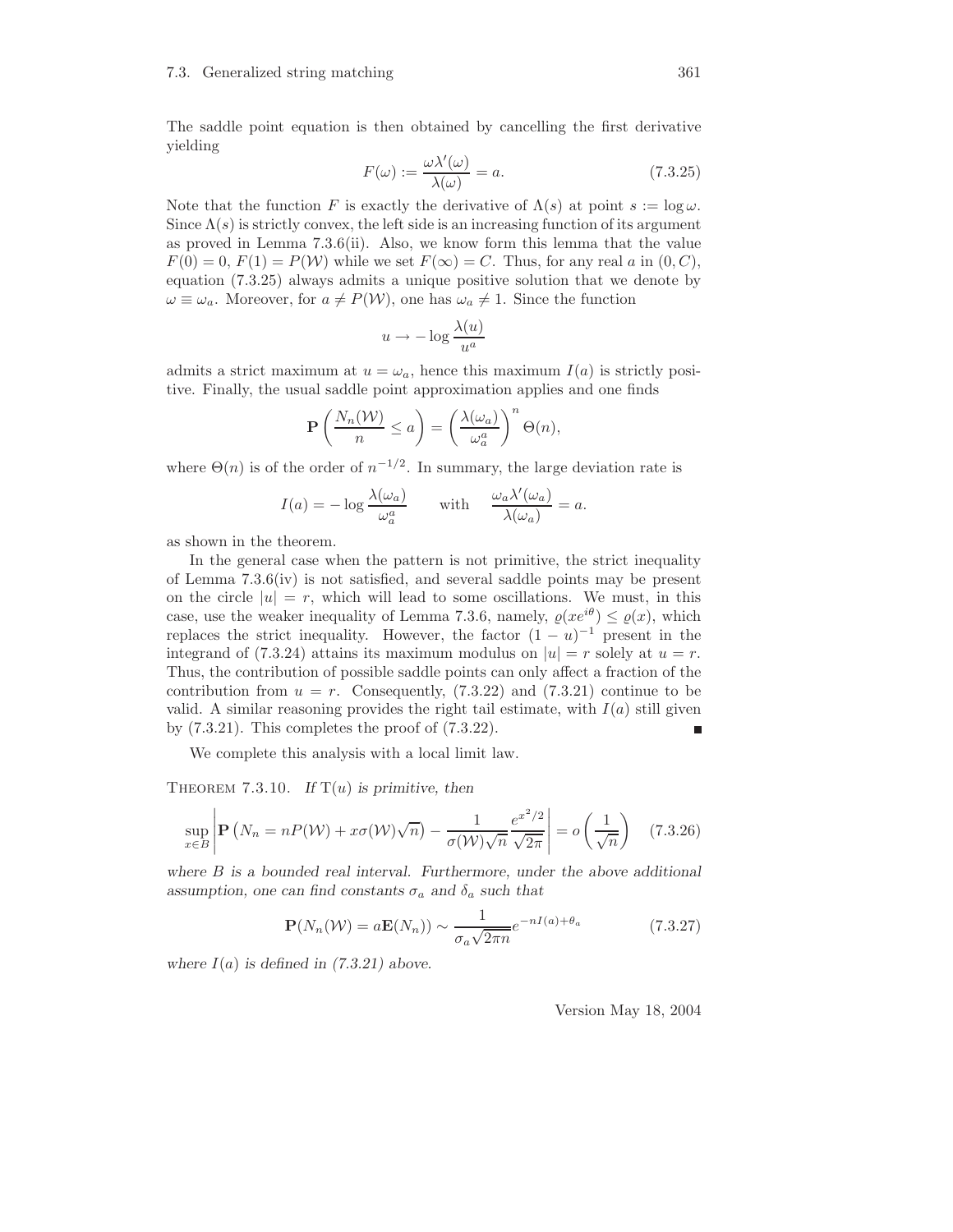The saddle point equation is then obtained by cancelling the first derivative yielding

$$F(\omega) := \frac{\omega \lambda'(\omega)}{\lambda(\omega)} = a. \tag{7.3.25}$$

Note that the function $F$ is exactly the derivative of $\Lambda(s)$ at point $s := \log \omega$. Since $\Lambda(s)$ is strictly convex, the left side is an increasing function of its argument as proved in Lemma 7.3.6(ii). Also, we know form this lemma that the value $F(0) = 0$, $F(1) = P(\mathcal{W})$ while we set $F(\infty) = C$. Thus, for any real $a$ in $(0, C)$, equation (7.3.25) always admits a unique positive solution that we denote by $\omega \equiv \omega_a$. Moreover, for $a \neq P(\mathcal{W})$, one has $\omega_a \neq 1$. Since the function

$$u \to -\log \frac{\lambda(u)}{u^a}$$

admits a strict maximum at $u = \omega_a$, hence this maximum $I(a)$ is strictly positive. Finally, the usual saddle point approximation applies and one finds

$$\mathbf{P}\left(\frac{N_n(\mathcal{W})}{n} \leq a\right) = \left(\frac{\lambda(\omega_a)}{\omega_a^a}\right)^n \Theta(n),$$

where $\Theta(n)$ is of the order of $n^{-1/2}$. In summary, the large deviation rate is

$$I(a) = -\log \frac{\lambda(\omega_a)}{\omega_a^a} \qquad \text{with} \qquad \frac{\omega_a \lambda'(\omega_a)}{\lambda(\omega_a)} = a.$$

as shown in the theorem.

In the general case when the pattern is not primitive, the strict inequality of Lemma 7.3.6(iv) is not satisfied, and several saddle points may be present on the circle $|u| = r$, which will lead to some oscillations. We must, in this case, use the weaker inequality of Lemma 7.3.6, namely, $\varrho(xe^{i\theta}) \leq \varrho(x)$, which replaces the strict inequality. However, the factor $(1-u)^{-1}$ present in the integrand of (7.3.24) attains its maximum modulus on $|u| = r$ solely at $u = r$. Thus, the contribution of possible saddle points can only affect a fraction of the contribution from $u = r$. Consequently, (7.3.22) and (7.3.21) continue to be valid. A similar reasoning provides the right tail estimate, with $I(a)$ still given by (7.3.21). This completes the proof of (7.3.22). ∎

We complete this analysis with a local limit law.

THEOREM 7.3.10. *If* $\mathrm{T}(u)$ *is primitive, then*

$$\sup_{x \in B} \left| \mathbf{P}\left(N_n = nP(\mathcal{W}) + x\sigma(\mathcal{W})\sqrt{n}\right) - \frac{1}{\sigma(\mathcal{W})\sqrt{n}} \frac{e^{x^2/2}}{\sqrt{2\pi}} \right| = o\left(\frac{1}{\sqrt{n}}\right) \tag{7.3.26}$$

*where $B$ is a bounded real interval. Furthermore, under the above additional assumption, one can find constants $\sigma_a$ and $\delta_a$ such that*

$$\mathbf{P}(N_n(\mathcal{W}) = a\mathbf{E}(N_n)) \sim \frac{1}{\sigma_a \sqrt{2\pi n}} e^{-nI(a) + \theta_a} \tag{7.3.27}$$

*where $I(a)$ is defined in (7.3.21) above.*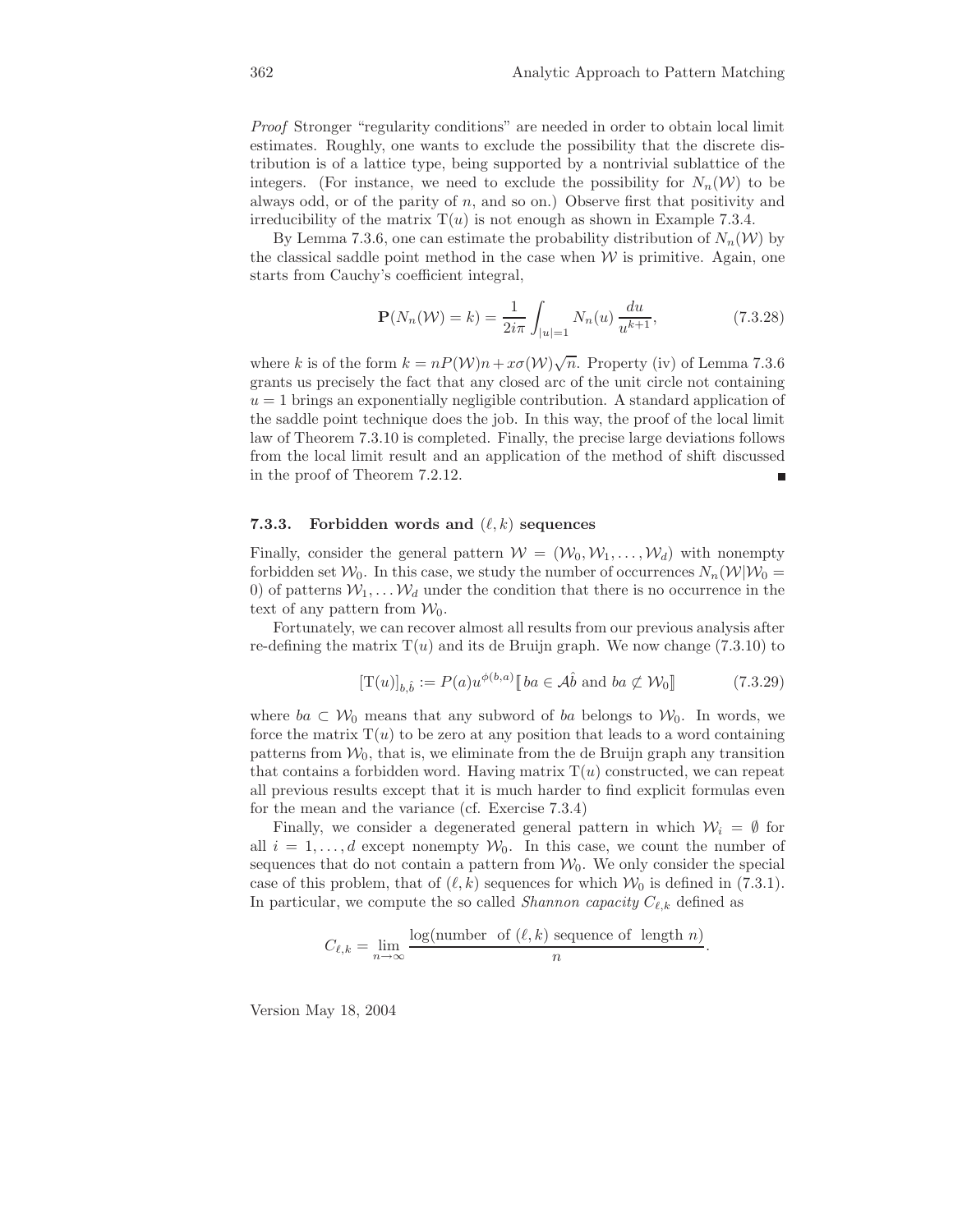*Proof* Stronger "regularity conditions" are needed in order to obtain local limit estimates. Roughly, one wants to exclude the possibility that the discrete distribution is of a lattice type, being supported by a nontrivial sublattice of the integers. (For instance, we need to exclude the possibility for $N_n(\mathcal{W})$ to be always odd, or of the parity of $n$, and so on.) Observe first that positivity and irreducibility of the matrix $\mathrm{T}(u)$ is not enough as shown in Example 7.3.4.

By Lemma 7.3.6, one can estimate the probability distribution of $N_n(\mathcal{W})$ by the classical saddle point method in the case when $\mathcal{W}$ is primitive. Again, one starts from Cauchy's coefficient integral,

$$\mathbf{P}(N_n(\mathcal{W}) = k) = \frac{1}{2i\pi} \int_{|u|=1} N_n(u) \, \frac{du}{u^{k+1}}, \tag{7.3.28}$$

where $k$ is of the form $k = nP(\mathcal{W})n + x\sigma(\mathcal{W})\sqrt{n}$. Property (iv) of Lemma 7.3.6 grants us precisely the fact that any closed arc of the unit circle not containing $u = 1$ brings an exponentially negligible contribution. A standard application of the saddle point technique does the job. In this way, the proof of the local limit law of Theorem 7.3.10 is completed. Finally, the precise large deviations follows from the local limit result and an application of the method of shift discussed in the proof of Theorem 7.2.12. ∎

### 7.3.3. Forbidden words and $(\ell, k)$ sequences

Finally, consider the general pattern $\mathcal{W} = (\mathcal{W}_0, \mathcal{W}_1, \ldots, \mathcal{W}_d)$ with nonempty forbidden set $\mathcal{W}_0$. In this case, we study the number of occurrences $N_n(\mathcal{W}|\mathcal{W}_0 = 0)$ of patterns $\mathcal{W}_1, \ldots \mathcal{W}_d$ under the condition that there is no occurrence in the text of any pattern from $\mathcal{W}_0$.

Fortunately, we can recover almost all results from our previous analysis after re-defining the matrix $\mathrm{T}(u)$ and its de Bruijn graph. We now change (7.3.10) to

$$[\mathrm{T}(u)]_{b,\hat{b}} := P(a)u^{\phi(b,a)} [\![ ba \in \mathcal{A}\hat{b} \text{ and } ba \not\subset \mathcal{W}_0 ]\!] \tag{7.3.29}$$

where $ba \subset \mathcal{W}_0$ means that any subword of $ba$ belongs to $\mathcal{W}_0$. In words, we force the matrix $\mathrm{T}(u)$ to be zero at any position that leads to a word containing patterns from $\mathcal{W}_0$, that is, we eliminate from the de Bruijn graph any transition that contains a forbidden word. Having matrix $\mathrm{T}(u)$ constructed, we can repeat all previous results except that it is much harder to find explicit formulas even for the mean and the variance (cf. Exercise 7.3.4)

Finally, we consider a degenerated general pattern in which $\mathcal{W}_i = \emptyset$ for all $i = 1, \ldots, d$ except nonempty $\mathcal{W}_0$. In this case, we count the number of sequences that do not contain a pattern from $\mathcal{W}_0$. We only consider the special case of this problem, that of $(\ell, k)$ sequences for which $\mathcal{W}_0$ is defined in (7.3.1). In particular, we compute the so called *Shannon capacity* $C_{\ell,k}$ defined as

$$C_{\ell,k} = \lim_{n\to\infty} \frac{\log(\text{number of } (\ell,k) \text{ sequence of length } n)}{n}.$$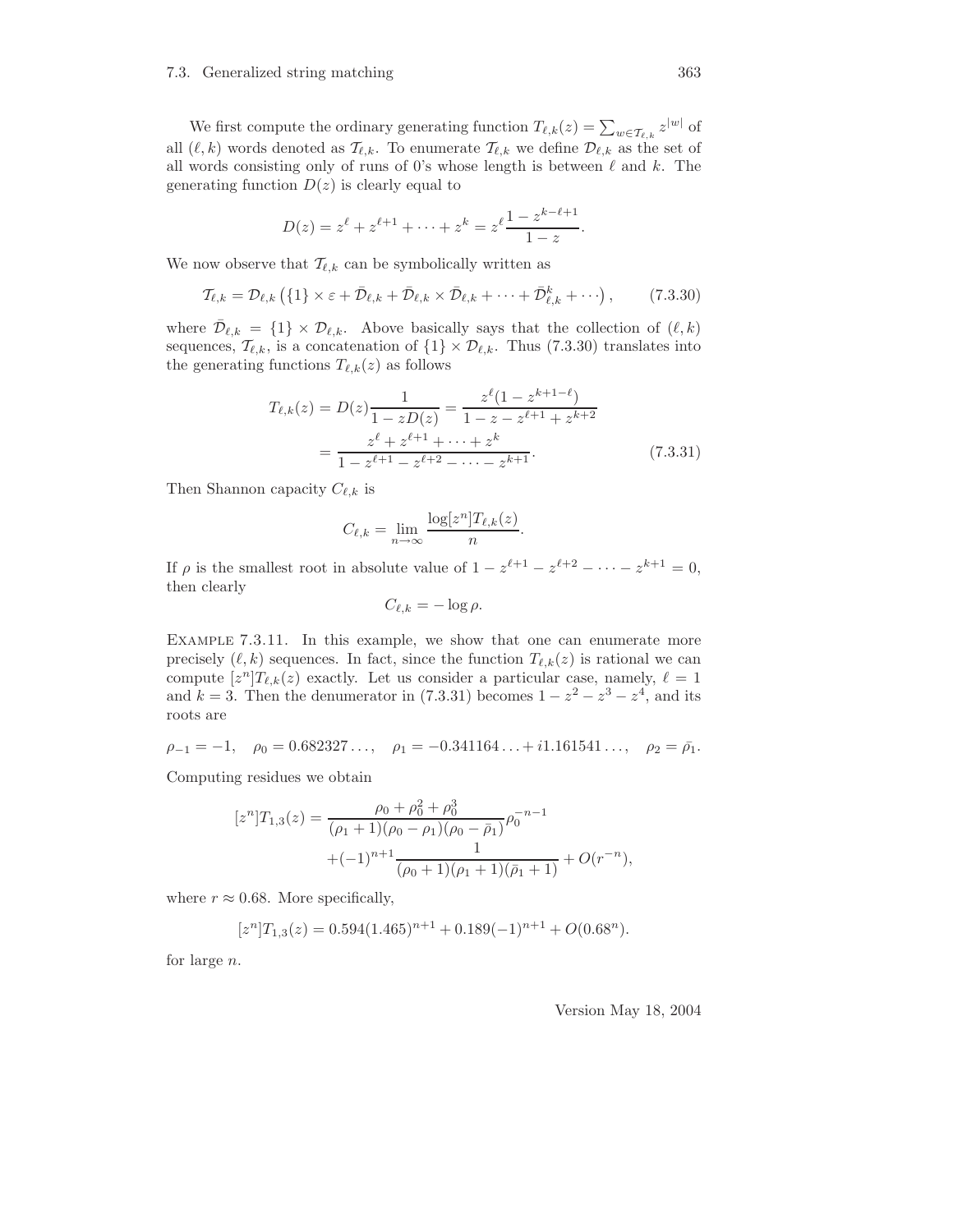We first compute the ordinary generating function $T_{\ell,k}(z) = \sum_{w \in \mathcal{T}_{\ell,k}} z^{|w|}$ of all $(\ell, k)$ words denoted as $\mathcal{T}_{\ell,k}$. To enumerate $\mathcal{T}_{\ell,k}$ we define $\mathcal{D}_{\ell,k}$ as the set of all words consisting only of runs of 0's whose length is between $\ell$ and $k$. The generating function $D(z)$ is clearly equal to

$$D(z) = z^\ell + z^{\ell+1} + \cdots + z^k = z^\ell \frac{1 - z^{k-\ell+1}}{1-z}.$$

We now observe that $\mathcal{T}_{\ell,k}$ can be symbolically written as

$$\mathcal{T}_{\ell,k} = \mathcal{D}_{\ell,k} \left( \{1\} \times \varepsilon + \bar{\mathcal{D}}_{\ell,k} + \bar{\mathcal{D}}_{\ell,k} \times \bar{\mathcal{D}}_{\ell,k} + \cdots + \bar{\mathcal{D}}_{\ell,k}^k + \cdots \right), \qquad (7.3.30)$$

where $\bar{\mathcal{D}}_{\ell,k} = \{1\} \times \mathcal{D}_{\ell,k}$. Above basically says that the collection of $(\ell, k)$ sequences, $\mathcal{T}_{\ell,k}$, is a concatenation of $\{1\} \times \mathcal{D}_{\ell,k}$. Thus (7.3.30) translates into the generating functions $T_{\ell,k}(z)$ as follows

$$\begin{aligned} T_{\ell,k}(z) = D(z) \frac{1}{1 - zD(z)} &= \frac{z^\ell (1 - z^{k+1-\ell})}{1 - z - z^{\ell+1} + z^{k+2}} \\ &= \frac{z^\ell + z^{\ell+1} + \cdots + z^k}{1 - z^{\ell+1} - z^{\ell+2} - \cdots - z^{k+1}}. \end{aligned} \qquad (7.3.31)$$

Then Shannon capacity $C_{\ell,k}$ is

$$C_{\ell,k} = \lim_{n \to \infty} \frac{\log [z^n] T_{\ell,k}(z)}{n}.$$

If $\rho$ is the smallest root in absolute value of $1 - z^{\ell+1} - z^{\ell+2} - \cdots - z^{k+1} = 0$, then clearly

$$C_{\ell,k} = -\log \rho.$$

Example 7.3.11. In this example, we show that one can enumerate more precisely $(\ell, k)$ sequences. In fact, since the function $T_{\ell,k}(z)$ is rational we can compute $[z^n]T_{\ell,k}(z)$ exactly. Let us consider a particular case, namely, $\ell = 1$ and $k = 3$. Then the denumerator in (7.3.31) becomes $1 - z^2 - z^3 - z^4$, and its roots are

$$\rho_{-1} = -1, \quad \rho_0 = 0.682327\ldots, \quad \rho_1 = -0.341164\ldots + i1.161541\ldots, \quad \rho_2 = \bar{\rho}_1.$$

Computing residues we obtain

$$\begin{aligned} [z^n] T_{1,3}(z) &= \frac{\rho_0 + \rho_0^2 + \rho_0^3}{(\rho_1 + 1)(\rho_0 - \rho_1)(\rho_0 - \bar{\rho}_1)} \rho_0^{-n-1} \\ &\quad + (-1)^{n+1} \frac{1}{(\rho_0 + 1)(\rho_1 + 1)(\bar{\rho}_1 + 1)} + O(r^{-n}), \end{aligned}$$

where $r \approx 0.68$. More specifically,

$$[z^n] T_{1,3}(z) = 0.594(1.465)^{n+1} + 0.189(-1)^{n+1} + O(0.68^n).$$

for large $n$.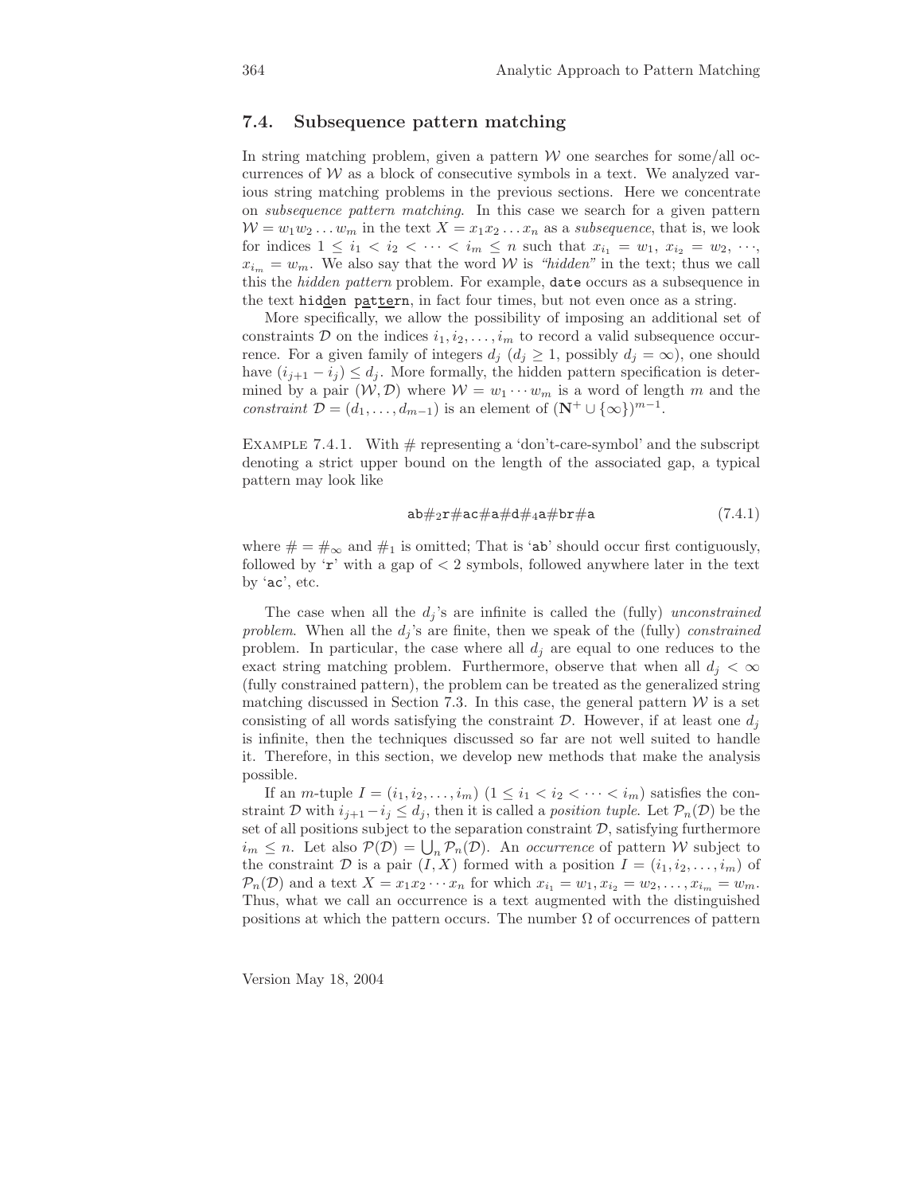## 7.4. Subsequence pattern matching

In string matching problem, given a pattern $\mathcal{W}$ one searches for some/all occurrences of $\mathcal{W}$ as a block of consecutive symbols in a text. We analyzed various string matching problems in the previous sections. Here we concentrate on *subsequence pattern matching*. In this case we search for a given pattern $\mathcal{W} = w_1 w_2 \dots w_m$ in the text $X = x_1 x_2 \dots x_n$ as a *subsequence*, that is, we look for indices $1 \le i_1 < i_2 < \cdots < i_m \le n$ such that $x_{i_1} = w_1$, $x_{i_2} = w_2$, $\cdots$, $x_{i_m} = w_m$. We also say that the word $\mathcal{W}$ is *"hidden"* in the text; thus we call this the *hidden pattern* problem. For example, `date` occurs as a subsequence in the text `hidden pattern`, in fact four times, but not even once as a string.

More specifically, we allow the possibility of imposing an additional set of constraints $\mathcal{D}$ on the indices $i_1, i_2, \dots, i_m$ to record a valid subsequence occurrence. For a given family of integers $d_j$ ($d_j \ge 1$, possibly $d_j = \infty$), one should have $(i_{j+1} - i_j) \le d_j$. More formally, the hidden pattern specification is determined by a pair $(\mathcal{W}, \mathcal{D})$ where $\mathcal{W} = w_1 \cdots w_m$ is a word of length $m$ and the *constraint* $\mathcal{D} = (d_1, \dots, d_{m-1})$ is an element of $(\mathbf{N}^+ \cup \{\infty\})^{m-1}$.

Example 7.4.1. With # representing a 'don't-care-symbol' and the subscript denoting a strict upper bound on the length of the associated gap, a typical pattern may look like

$$\texttt{ab}\#_2\texttt{r}\#\texttt{ac}\#\texttt{a}\#\texttt{d}\#_4\texttt{a}\#\texttt{br}\#\texttt{a} \tag{7.4.1}$$

where $\# = \#_\infty$ and $\#_1$ is omitted; That is '`ab`' should occur first contiguously, followed by '`r`' with a gap of $< 2$ symbols, followed anywhere later in the text by '`ac`', etc.

The case when all the $d_j$'s are infinite is called the (fully) *unconstrained problem*. When all the $d_j$'s are finite, then we speak of the (fully) *constrained* problem. In particular, the case where all $d_j$ are equal to one reduces to the exact string matching problem. Furthermore, observe that when all $d_j < \infty$ (fully constrained pattern), the problem can be treated as the generalized string matching discussed in Section 7.3. In this case, the general pattern $\mathcal{W}$ is a set consisting of all words satisfying the constraint $\mathcal{D}$. However, if at least one $d_j$ is infinite, then the techniques discussed so far are not well suited to handle it. Therefore, in this section, we develop new methods that make the analysis possible.

If an $m$-tuple $I = (i_1, i_2, \dots, i_m)$ ($1 \le i_1 < i_2 < \cdots < i_m$) satisfies the constraint $\mathcal{D}$ with $i_{j+1} - i_j \le d_j$, then it is called a *position tuple*. Let $\mathcal{P}_n(\mathcal{D})$ be the set of all positions subject to the separation constraint $\mathcal{D}$, satisfying furthermore $i_m \le n$. Let also $\mathcal{P}(\mathcal{D}) = \bigcup_n \mathcal{P}_n(\mathcal{D})$. An *occurrence* of pattern $\mathcal{W}$ subject to the constraint $\mathcal{D}$ is a pair $(I, X)$ formed with a position $I = (i_1, i_2, \dots, i_m)$ of $\mathcal{P}_n(\mathcal{D})$ and a text $X = x_1 x_2 \cdots x_n$ for which $x_{i_1} = w_1, x_{i_2} = w_2, \dots, x_{i_m} = w_m$. Thus, what we call an occurrence is a text augmented with the distinguished positions at which the pattern occurs. The number $\Omega$ of occurrences of pattern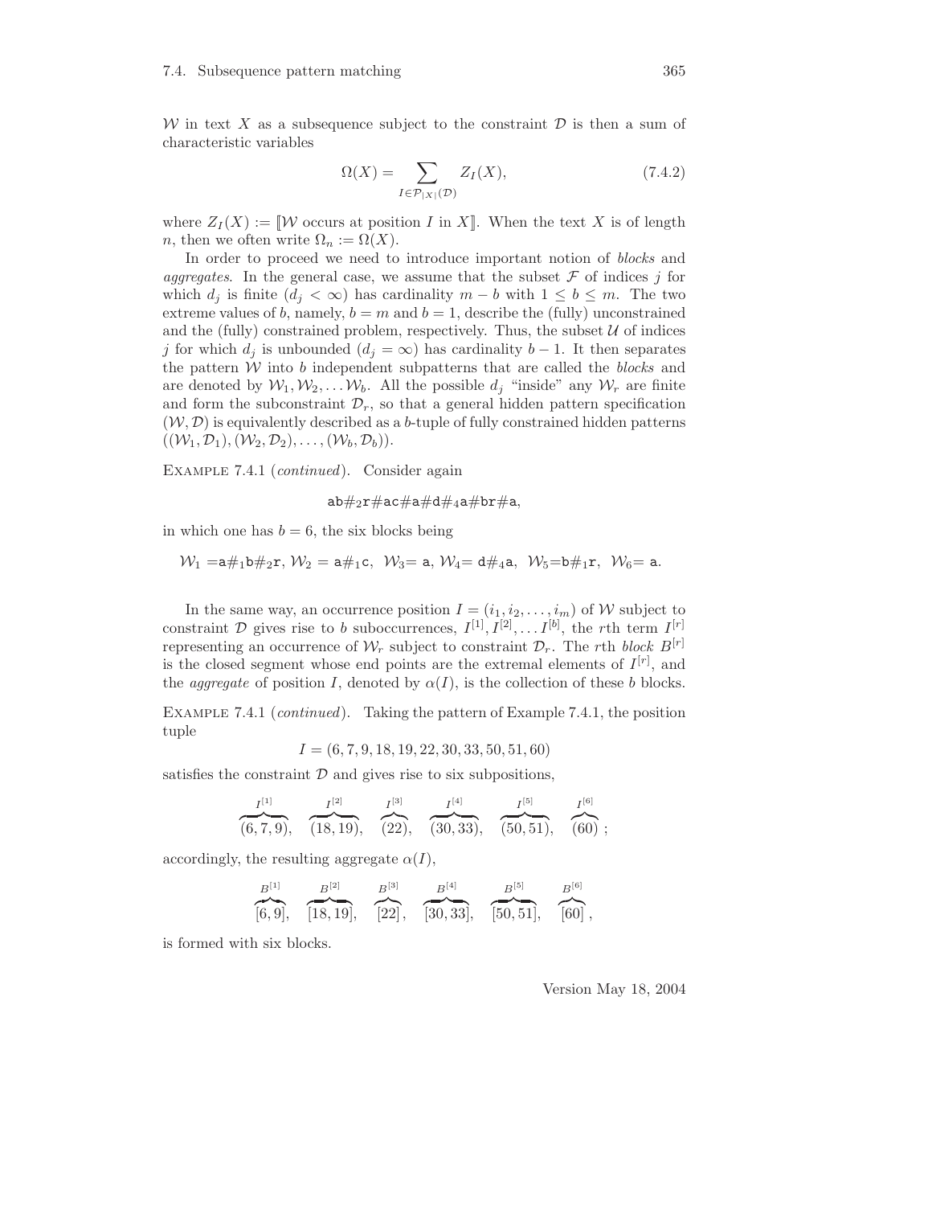$\mathcal{W}$ in text $X$ as a subsequence subject to the constraint $\mathcal{D}$ is then a sum of characteristic variables

$$\Omega(X) = \sum_{I \in \mathcal{P}_{|X|}(\mathcal{D})} Z_I(X), \tag{7.4.2}$$

where $Z_I(X) := [\![\mathcal{W}$ occurs at position $I$ in $X]\!]$. When the text $X$ is of length $n$, then we often write $\Omega_n := \Omega(X)$.

In order to proceed we need to introduce important notion of *blocks* and *aggregates*. In the general case, we assume that the subset $\mathcal{F}$ of indices $j$ for which $d_j$ is finite ($d_j < \infty$) has cardinality $m - b$ with $1 \leq b \leq m$. The two extreme values of $b$, namely, $b = m$ and $b = 1$, describe the (fully) unconstrained and the (fully) constrained problem, respectively. Thus, the subset $\mathcal{U}$ of indices $j$ for which $d_j$ is unbounded ($d_j = \infty$) has cardinality $b - 1$. It then separates the pattern $\mathcal{W}$ into $b$ independent subpatterns that are called the *blocks* and are denoted by $\mathcal{W}_1, \mathcal{W}_2, \ldots \mathcal{W}_b$. All the possible $d_j$ "inside" any $\mathcal{W}_r$ are finite and form the subconstraint $\mathcal{D}_r$, so that a general hidden pattern specification $(\mathcal{W}, \mathcal{D})$ is equivalently described as a $b$-tuple of fully constrained hidden patterns $((\mathcal{W}_1, \mathcal{D}_1), (\mathcal{W}_2, \mathcal{D}_2), \ldots, (\mathcal{W}_b, \mathcal{D}_b))$.

Example 7.4.1 (*continued*). Consider again

$$\mathtt{ab}\#_2\mathtt{r}\#\mathtt{ac}\#\mathtt{a}\#\mathtt{d}\#_4\mathtt{a}\#\mathtt{br}\#\mathtt{a},$$

in which one has $b = 6$, the six blocks being

$$\mathcal{W}_1 = \mathtt{a}\#_1\mathtt{b}\#_2\mathtt{r},\ \mathcal{W}_2 = \mathtt{a}\#_1\mathtt{c},\ \ \mathcal{W}_3 = \mathtt{a},\ \mathcal{W}_4 = \mathtt{d}\#_4\mathtt{a},\ \ \mathcal{W}_5 = \mathtt{b}\#_1\mathtt{r},\ \ \mathcal{W}_6 = \mathtt{a}.$$

In the same way, an occurrence position $I = (i_1, i_2, \ldots, i_m)$ of $\mathcal{W}$ subject to constraint $\mathcal{D}$ gives rise to $b$ suboccurrences, $I^{[1]}, I^{[2]}, \ldots I^{[b]}$, the $r$th term $I^{[r]}$ representing an occurrence of $\mathcal{W}_r$ subject to constraint $\mathcal{D}_r$. The $r$th *block* $B^{[r]}$ is the closed segment whose end points are the extremal elements of $I^{[r]}$, and the *aggregate* of position $I$, denoted by $\alpha(I)$, is the collection of these $b$ blocks.

Example 7.4.1 (*continued*). Taking the pattern of Example 7.4.1, the position tuple

$$I = (6, 7, 9, 18, 19, 22, 30, 33, 50, 51, 60)$$

satisfies the constraint $\mathcal{D}$ and gives rise to six subpositions,

$$\overbrace{(6,7,9)}^{I^{[1]}},\quad \overbrace{(18,19)}^{I^{[2]}},\quad \overbrace{(22)}^{I^{[3]}},\quad \overbrace{(30,33)}^{I^{[4]}},\quad \overbrace{(50,51)}^{I^{[5]}},\quad \overbrace{(60)}^{I^{[6]}};$$

accordingly, the resulting aggregate $\alpha(I)$,

$$\overbrace{[6,9]}^{B^{[1]}},\quad \overbrace{[18,19]}^{B^{[2]}},\quad \overbrace{[22]}^{B^{[3]}},\quad \overbrace{[30,33]}^{B^{[4]}},\quad \overbrace{[50,51]}^{B^{[5]}},\quad \overbrace{[60]}^{B^{[6]}},$$

is formed with six blocks.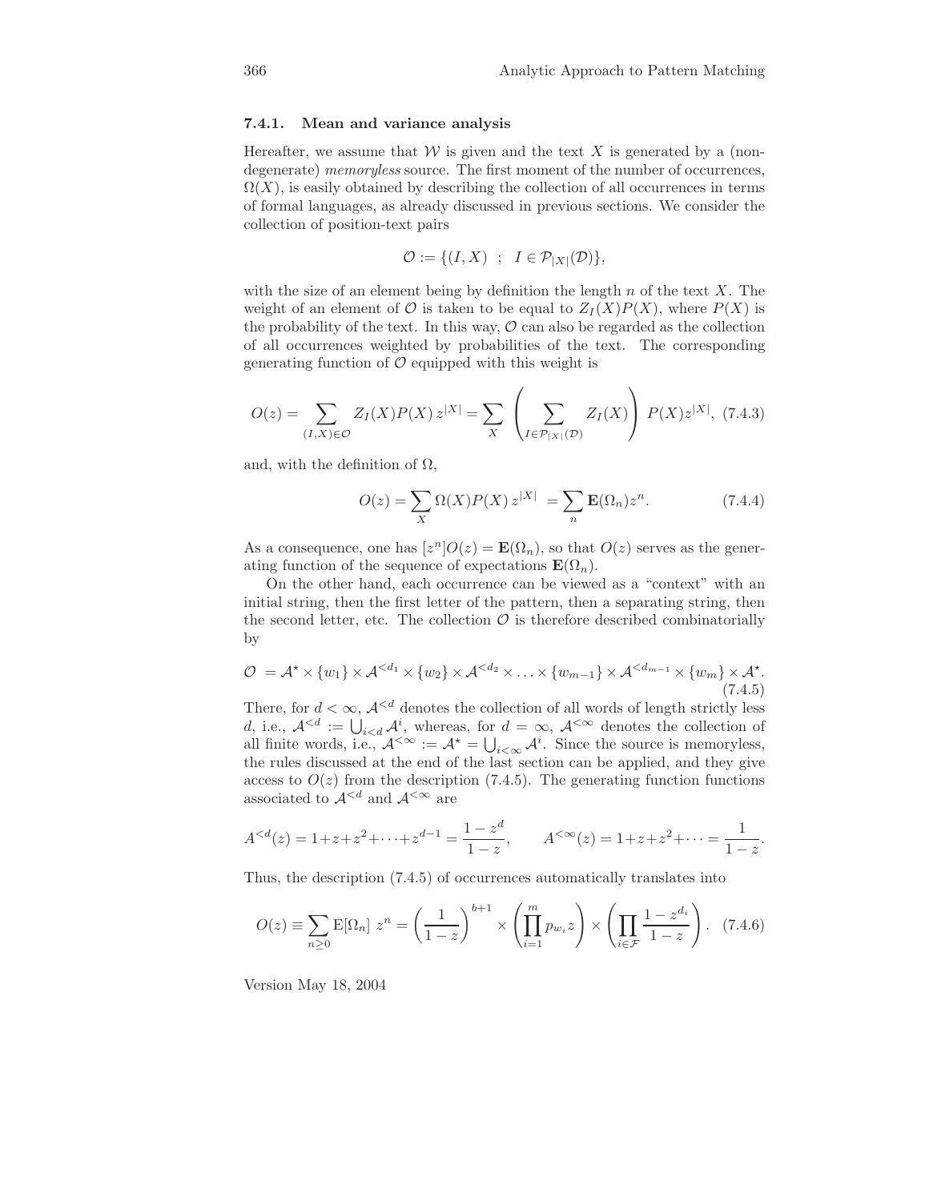### 7.4.1. Mean and variance analysis

Hereafter, we assume that $\mathcal{W}$ is given and the text $X$ is generated by a (non-degenerate) *memoryless* source. The first moment of the number of occurrences, $\Omega(X)$, is easily obtained by describing the collection of all occurrences in terms of formal languages, as already discussed in previous sections. We consider the collection of position-text pairs

$$\mathcal{O} := \{(I, X) \;\; ; \;\; I \in \mathcal{P}_{|X|}(\mathcal{D})\},$$

with the size of an element being by definition the length $n$ of the text $X$. The weight of an element of $\mathcal{O}$ is taken to be equal to $Z_I(X)P(X)$, where $P(X)$ is the probability of the text. In this way, $\mathcal{O}$ can also be regarded as the collection of all occurrences weighted by probabilities of the text. The corresponding generating function of $\mathcal{O}$ equipped with this weight is

$$O(z) = \sum_{(I,X)\in\mathcal{O}} Z_I(X)P(X)\, z^{|X|} = \sum_X \left( \sum_{I\in\mathcal{P}_{|X|}(\mathcal{D})} Z_I(X) \right) P(X) z^{|X|}, \quad (7.4.3)$$

and, with the definition of $\Omega$,

$$O(z) = \sum_X \Omega(X)P(X)\, z^{|X|} \; = \sum_n \mathbf{E}(\Omega_n) z^n. \quad (7.4.4)$$

As a consequence, one has $[z^n]O(z) = \mathbf{E}(\Omega_n)$, so that $O(z)$ serves as the generating function of the sequence of expectations $\mathbf{E}(\Omega_n)$.

On the other hand, each occurrence can be viewed as a "context" with an initial string, then the first letter of the pattern, then a separating string, then the second letter, etc. The collection $\mathcal{O}$ is therefore described combinatorially by

$$\mathcal{O} \; = \mathcal{A}^\star \times \{w_1\} \times \mathcal{A}^{<d_1} \times \{w_2\} \times \mathcal{A}^{<d_2} \times \ldots \times \{w_{m-1}\} \times \mathcal{A}^{<d_{m-1}} \times \{w_m\} \times \mathcal{A}^\star. \quad (7.4.5)$$

There, for $d < \infty$, $\mathcal{A}^{<d}$ denotes the collection of all words of length strictly less $d$, i.e., $\mathcal{A}^{<d} := \bigcup_{i<d} \mathcal{A}^i$, whereas, for $d = \infty$, $\mathcal{A}^{<\infty}$ denotes the collection of all finite words, i.e., $\mathcal{A}^{<\infty} := \mathcal{A}^\star = \bigcup_{i<\infty} \mathcal{A}^i$. Since the source is memoryless, the rules discussed at the end of the last section can be applied, and they give access to $O(z)$ from the description (7.4.5). The generating function functions associated to $\mathcal{A}^{<d}$ and $\mathcal{A}^{<\infty}$ are

$$A^{<d}(z) = 1+z+z^2+\cdots+z^{d-1} = \frac{1-z^d}{1-z}, \qquad A^{<\infty}(z) = 1+z+z^2+\cdots = \frac{1}{1-z}.$$

Thus, the description (7.4.5) of occurrences automatically translates into

$$O(z) \equiv \sum_{n\geq 0} \mathrm{E}[\Omega_n]\; z^n = \left(\frac{1}{1-z}\right)^{b+1} \times \left(\prod_{i=1}^m p_{w_i} z\right) \times \left(\prod_{i\in\mathcal{F}} \frac{1-z^{d_i}}{1-z}\right). \quad (7.4.6)$$

Version May 18, 2004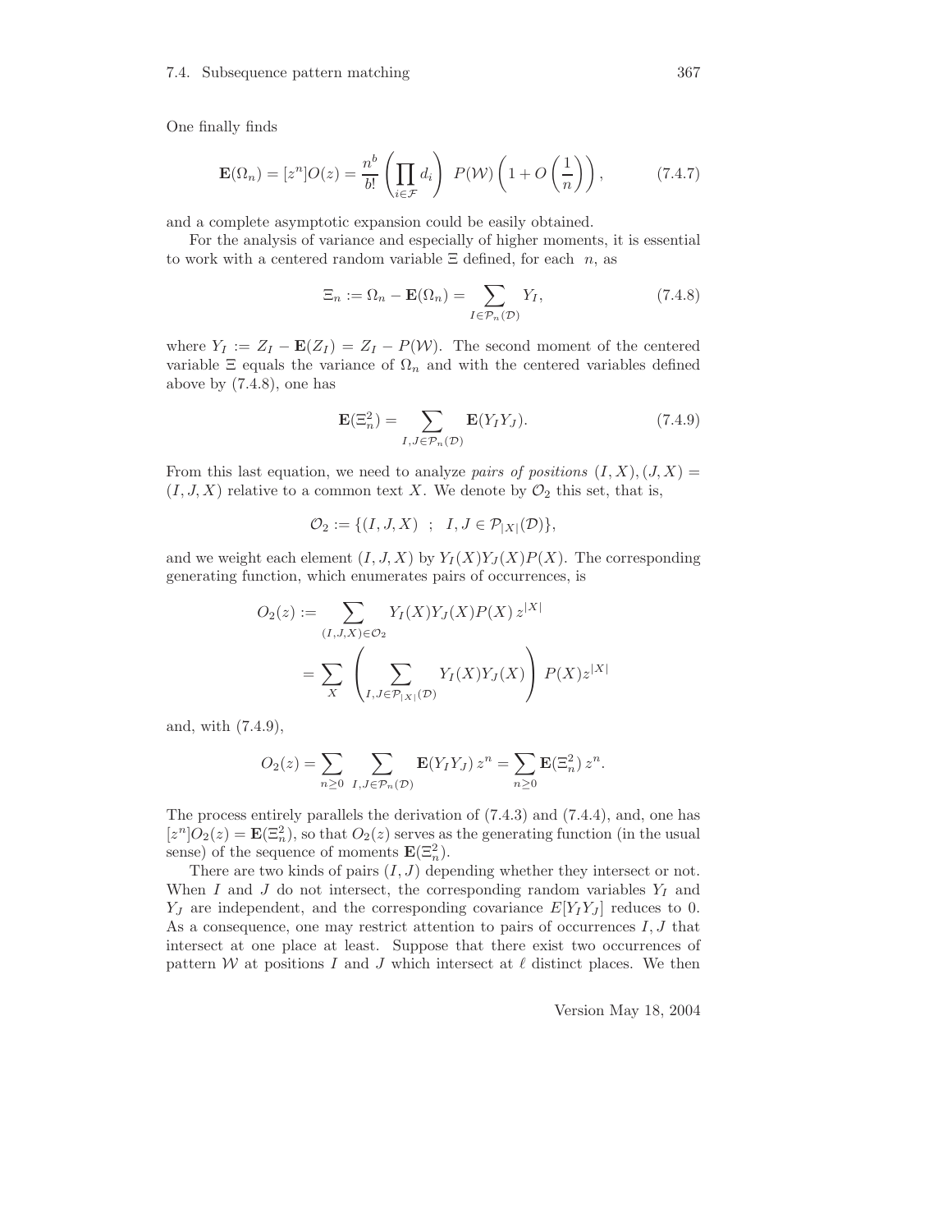One finally finds

$$\mathbf{E}(\Omega_n) = [z^n]O(z) = \frac{n^b}{b!}\left(\prod_{i\in\mathcal{F}} d_i\right)\ P(\mathcal{W})\left(1 + O\left(\frac{1}{n}\right)\right), \tag{7.4.7}$$

and a complete asymptotic expansion could be easily obtained.

For the analysis of variance and especially of higher moments, it is essential to work with a centered random variable $\Xi$ defined, for each $n$, as

$$\Xi_n := \Omega_n - \mathbf{E}(\Omega_n) = \sum_{I\in\mathcal{P}_n(\mathcal{D})} Y_I, \tag{7.4.8}$$

where $Y_I := Z_I - \mathbf{E}(Z_I) = Z_I - P(\mathcal{W})$. The second moment of the centered variable $\Xi$ equals the variance of $\Omega_n$ and with the centered variables defined above by (7.4.8), one has

$$\mathbf{E}(\Xi_n^2) = \sum_{I,J\in\mathcal{P}_n(\mathcal{D})} \mathbf{E}(Y_I Y_J). \tag{7.4.9}$$

From this last equation, we need to analyze *pairs of positions* $(I, X), (J, X) = (I, J, X)$ relative to a common text $X$. We denote by $\mathcal{O}_2$ this set, that is,

$$\mathcal{O}_2 := \{(I, J, X)\ \ ;\ \ I, J \in \mathcal{P}_{|X|}(\mathcal{D})\},$$

and we weight each element $(I, J, X)$ by $Y_I(X)Y_J(X)P(X)$. The corresponding generating function, which enumerates pairs of occurrences, is

$$\begin{aligned} O_2(z) &:= \sum_{(I,J,X)\in\mathcal{O}_2} Y_I(X)Y_J(X)P(X)\,z^{|X|} \\ &= \sum_X \left(\sum_{I,J\in\mathcal{P}_{|X|}(\mathcal{D})} Y_I(X)Y_J(X)\right) P(X)z^{|X|} \end{aligned}$$

and, with (7.4.9),

$$O_2(z) = \sum_{n\ge 0}\ \sum_{I,J\in\mathcal{P}_n(\mathcal{D})} \mathbf{E}(Y_I Y_J)\, z^n = \sum_{n\ge 0} \mathbf{E}(\Xi_n^2)\, z^n.$$

The process entirely parallels the derivation of (7.4.3) and (7.4.4), and, one has $[z^n]O_2(z) = \mathbf{E}(\Xi_n^2)$, so that $O_2(z)$ serves as the generating function (in the usual sense) of the sequence of moments $\mathbf{E}(\Xi_n^2)$.

There are two kinds of pairs $(I, J)$ depending whether they intersect or not. When $I$ and $J$ do not intersect, the corresponding random variables $Y_I$ and $Y_J$ are independent, and the corresponding covariance $E[Y_I Y_J]$ reduces to 0. As a consequence, one may restrict attention to pairs of occurrences $I, J$ that intersect at one place at least. Suppose that there exist two occurrences of pattern $\mathcal{W}$ at positions $I$ and $J$ which intersect at $\ell$ distinct places. We then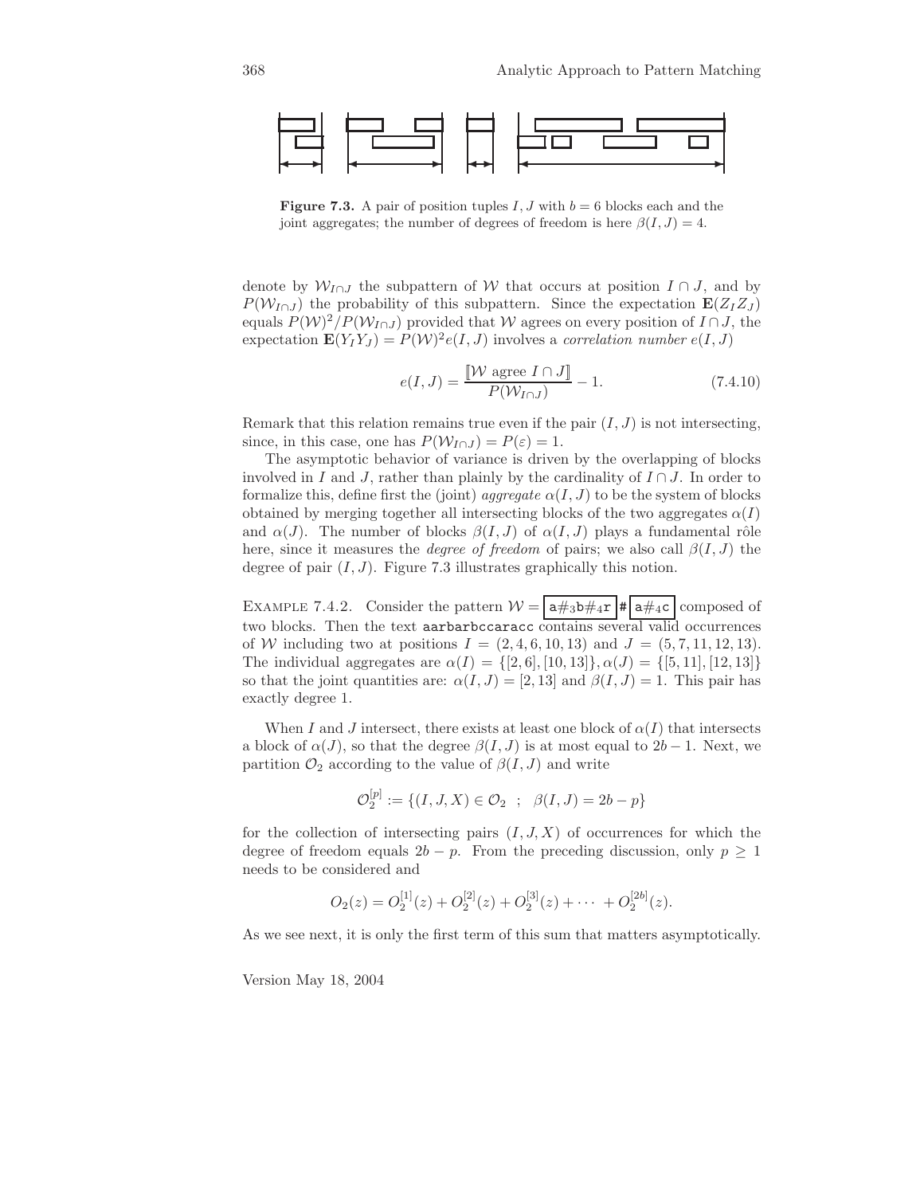**Figure 7.3.** A pair of position tuples $I, J$ with $b = 6$ blocks each and the joint aggregates; the number of degrees of freedom is here $\beta(I, J) = 4$.

denote by $\mathcal{W}_{I\cap J}$ the subpattern of $\mathcal{W}$ that occurs at position $I \cap J$, and by $P(\mathcal{W}_{I\cap J})$ the probability of this subpattern. Since the expectation $\mathbf{E}(Z_I Z_J)$ equals $P(\mathcal{W})^2/P(\mathcal{W}_{I\cap J})$ provided that $\mathcal{W}$ agrees on every position of $I \cap J$, the expectation $\mathbf{E}(Y_I Y_J) = P(\mathcal{W})^2 e(I, J)$ involves a *correlation number* $e(I, J)$

$$e(I, J) = \frac{[\![\mathcal{W} \text{ agree } I \cap J]\!]}{P(\mathcal{W}_{I\cap J})} - 1. \tag{7.4.10}$$

Remark that this relation remains true even if the pair $(I, J)$ is not intersecting, since, in this case, one has $P(\mathcal{W}_{I\cap J}) = P(\varepsilon) = 1$.

The asymptotic behavior of variance is driven by the overlapping of blocks involved in $I$ and $J$, rather than plainly by the cardinality of $I \cap J$. In order to formalize this, define first the (joint) *aggregate* $\alpha(I, J)$ to be the system of blocks obtained by merging together all intersecting blocks of the two aggregates $\alpha(I)$ and $\alpha(J)$. The number of blocks $\beta(I, J)$ of $\alpha(I, J)$ plays a fundamental rôle here, since it measures the *degree of freedom* of pairs; we also call $\beta(I, J)$ the degree of pair $(I, J)$. Figure 7.3 illustrates graphically this notion.

Example 7.4.2. Consider the pattern $\mathcal{W} = \boxed{\texttt{a}\#_3\texttt{b}\#_4\texttt{r}}\ \texttt{\#}\ \boxed{\texttt{a}\#_4\texttt{c}}$ composed of two blocks. Then the text `aarbarbccaracc` contains several valid occurrences of $\mathcal{W}$ including two at positions $I = (2, 4, 6, 10, 13)$ and $J = (5, 7, 11, 12, 13)$. The individual aggregates are $\alpha(I) = \{[2, 6], [10, 13]\}, \alpha(J) = \{[5, 11], [12, 13]\}$ so that the joint quantities are: $\alpha(I, J) = [2, 13]$ and $\beta(I, J) = 1$. This pair has exactly degree 1.

When $I$ and $J$ intersect, there exists at least one block of $\alpha(I)$ that intersects a block of $\alpha(J)$, so that the degree $\beta(I, J)$ is at most equal to $2b - 1$. Next, we partition $\mathcal{O}_2$ according to the value of $\beta(I, J)$ and write

$$\mathcal{O}_2^{[p]} := \{(I, J, X) \in \mathcal{O}_2 \ \ ; \ \ \beta(I, J) = 2b - p\}$$

for the collection of intersecting pairs $(I, J, X)$ of occurrences for which the degree of freedom equals $2b - p$. From the preceding discussion, only $p \geq 1$ needs to be considered and

$$O_2(z) = O_2^{[1]}(z) + O_2^{[2]}(z) + O_2^{[3]}(z) + \cdots + O_2^{[2b]}(z).$$

As we see next, it is only the first term of this sum that matters asymptotically.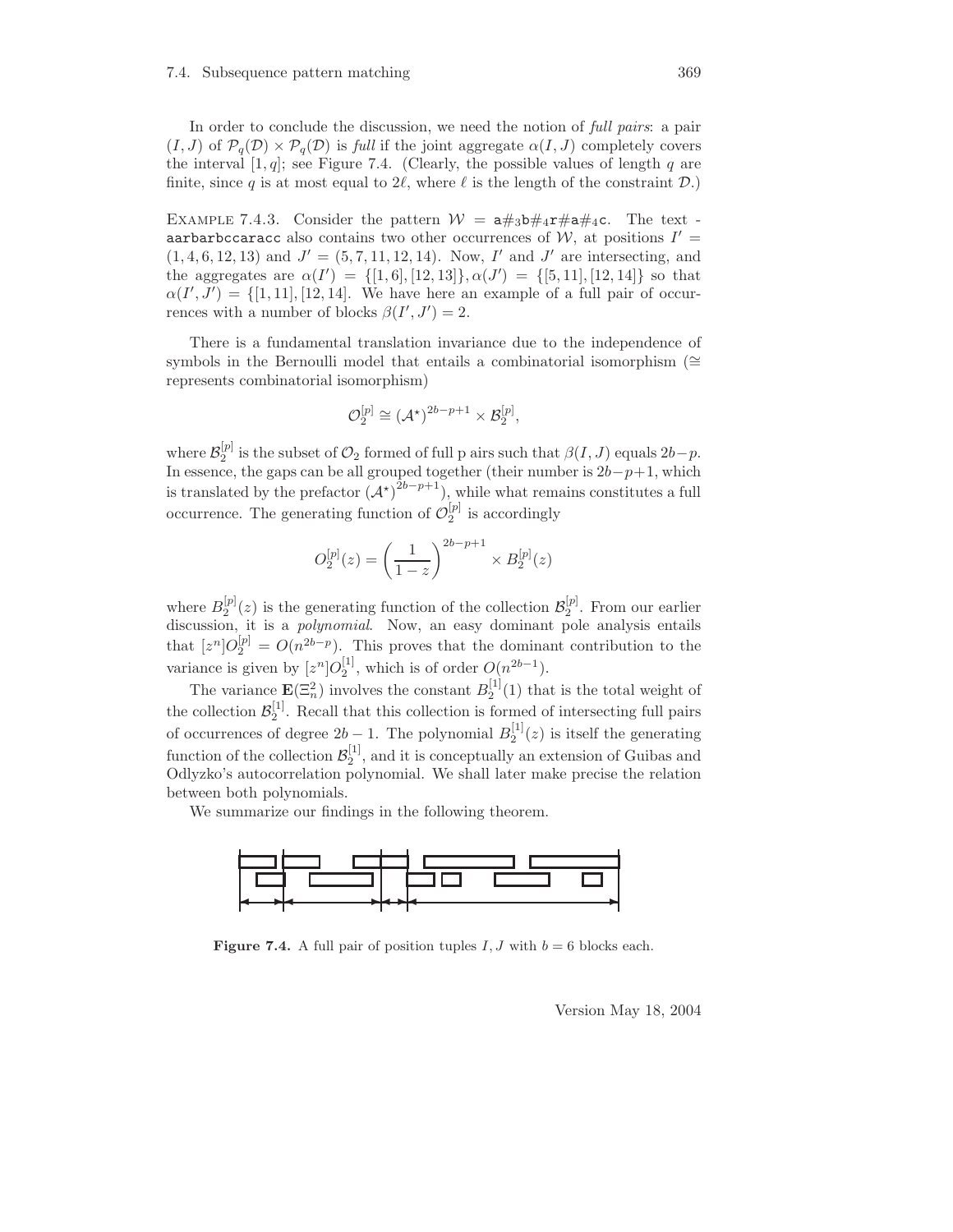In order to conclude the discussion, we need the notion of *full pairs*: a pair $(I, J)$ of $\mathcal{P}_q(\mathcal{D}) \times \mathcal{P}_q(\mathcal{D})$ is *full* if the joint aggregate $\alpha(I, J)$ completely covers the interval $[1, q]$; see Figure 7.4. (Clearly, the possible values of length $q$ are finite, since $q$ is at most equal to $2\ell$, where $\ell$ is the length of the constraint $\mathcal{D}$.)

EXAMPLE 7.4.3. Consider the pattern $\mathcal{W} = \mathtt{a}\#_3\mathtt{b}\#_4\mathtt{r}\#\mathtt{a}\#_4\mathtt{c}$. The text - `aarbarbccaracc` also contains two other occurrences of $\mathcal{W}$, at positions $I' = (1, 4, 6, 12, 13)$ and $J' = (5, 7, 11, 12, 14)$. Now, $I'$ and $J'$ are intersecting, and the aggregates are $\alpha(I') = \{[1, 6], [12, 13]\}, \alpha(J') = \{[5, 11], [12, 14]\}$ so that $\alpha(I', J') = \{[1, 11], [12, 14]$. We have here an example of a full pair of occurrences with a number of blocks $\beta(I', J') = 2$.

There is a fundamental translation invariance due to the independence of symbols in the Bernoulli model that entails a combinatorial isomorphism ($\cong$ represents combinatorial isomorphism)

$$\mathcal{O}_2^{[p]} \cong (\mathcal{A}^\star)^{2b-p+1} \times \mathcal{B}_2^{[p]},$$

where $\mathcal{B}_2^{[p]}$ is the subset of $\mathcal{O}_2$ formed of full p airs such that $\beta(I, J)$ equals $2b-p$. In essence, the gaps can be all grouped together (their number is $2b-p+1$, which is translated by the prefactor $(\mathcal{A}^\star)^{2b-p+1}$), while what remains constitutes a full occurrence. The generating function of $\mathcal{O}_2^{[p]}$ is accordingly

$$O_2^{[p]}(z) = \left(\frac{1}{1-z}\right)^{2b-p+1} \times B_2^{[p]}(z)$$

where $B_2^{[p]}(z)$ is the generating function of the collection $\mathcal{B}_2^{[p]}$. From our earlier discussion, it is a *polynomial*. Now, an easy dominant pole analysis entails that $[z^n]O_2^{[p]} = O(n^{2b-p})$. This proves that the dominant contribution to the variance is given by $[z^n]O_2^{[1]}$, which is of order $O(n^{2b-1})$.

The variance $\mathbf{E}(\Xi_n^2)$ involves the constant $B_2^{[1]}(1)$ that is the total weight of the collection $\mathcal{B}_2^{[1]}$. Recall that this collection is formed of intersecting full pairs of occurrences of degree $2b-1$. The polynomial $B_2^{[1]}(z)$ is itself the generating function of the collection $\mathcal{B}_2^{[1]}$, and it is conceptually an extension of Guibas and Odlyzko's autocorrelation polynomial. We shall later make precise the relation between both polynomials.

We summarize our findings in the following theorem.

**Figure 7.4.** A full pair of position tuples $I, J$ with $b = 6$ blocks each.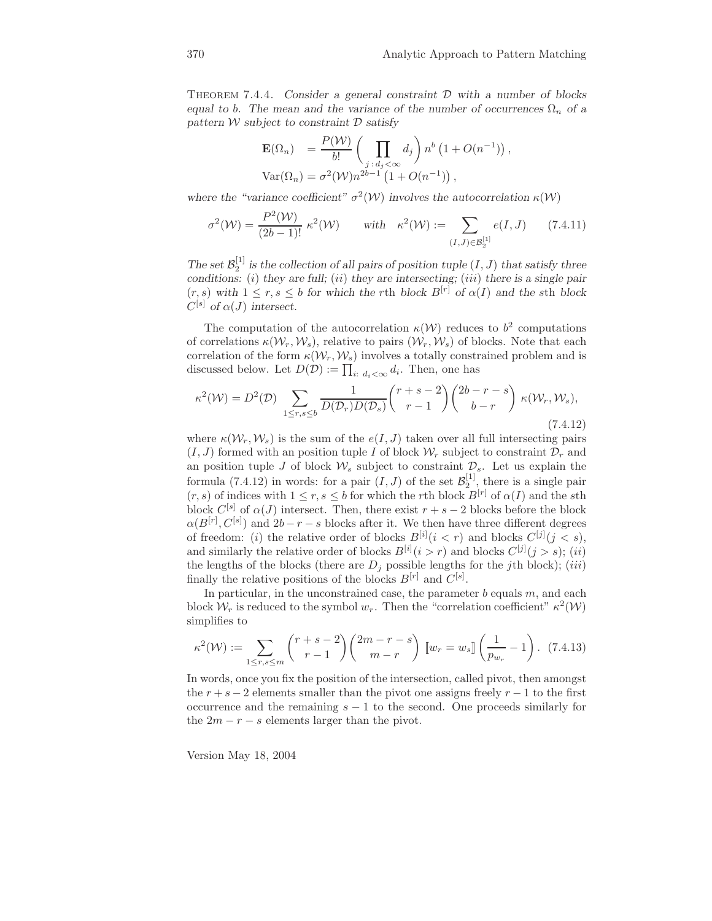Theorem 7.4.4. *Consider a general constraint $\mathcal{D}$ with a number of blocks equal to $b$. The mean and the variance of the number of occurrences $\Omega_n$ of a pattern $\mathcal{W}$ subject to constraint $\mathcal{D}$ satisfy*

$$
\begin{aligned}
\mathbf{E}(\Omega_n) &= \frac{P(\mathcal{W})}{b!}\left(\prod_{j\,:\,d_j<\infty} d_j\right) n^b\left(1+O(n^{-1})\right),\\
\mathrm{Var}(\Omega_n) &= \sigma^2(\mathcal{W})n^{2b-1}\left(1+O(n^{-1})\right),
\end{aligned}
$$

*where the "variance coefficient" $\sigma^2(\mathcal{W})$ involves the autocorrelation $\kappa(\mathcal{W})$*

$$
\sigma^2(\mathcal{W}) = \frac{P^2(\mathcal{W})}{(2b-1)!}\,\kappa^2(\mathcal{W}) \qquad \text{with} \quad \kappa^2(\mathcal{W}) := \sum_{(I,J)\in\mathcal{B}_2^{[1]}} e(I,J) \tag{7.4.11}
$$

*The set $\mathcal{B}_2^{[1]}$ is the collection of all pairs of position tuple $(I,J)$ that satisfy three conditions: $(i)$ they are full; $(ii)$ they are intersecting; $(iii)$ there is a single pair $(r,s)$ with $1 \le r,s \le b$ for which the $r$th block $B^{[r]}$ of $\alpha(I)$ and the $s$th block $C^{[s]}$ of $\alpha(J)$ intersect.*

The computation of the autocorrelation $\kappa(\mathcal{W})$ reduces to $b^2$ computations of correlations $\kappa(\mathcal{W}_r,\mathcal{W}_s)$, relative to pairs $(\mathcal{W}_r,\mathcal{W}_s)$ of blocks. Note that each correlation of the form $\kappa(\mathcal{W}_r,\mathcal{W}_s)$ involves a totally constrained problem and is discussed below. Let $D(\mathcal{D}) := \prod_{i:\ d_i<\infty} d_i$. Then, one has

$$
\kappa^2(\mathcal{W}) = D^2(\mathcal{D}) \sum_{1\le r,s\le b} \frac{1}{D(\mathcal{D}_r)D(\mathcal{D}_s)} \binom{r+s-2}{r-1}\binom{2b-r-s}{b-r}\,\kappa(\mathcal{W}_r,\mathcal{W}_s), \tag{7.4.12}
$$

where $\kappa(\mathcal{W}_r,\mathcal{W}_s)$ is the sum of the $e(I,J)$ taken over all full intersecting pairs $(I,J)$ formed with an position tuple $I$ of block $\mathcal{W}_r$ subject to constraint $\mathcal{D}_r$ and an position tuple $J$ of block $\mathcal{W}_s$ subject to constraint $\mathcal{D}_s$. Let us explain the formula (7.4.12) in words: for a pair $(I,J)$ of the set $\mathcal{B}_2^{[1]}$, there is a single pair $(r,s)$ of indices with $1\le r,s\le b$ for which the $r$th block $B^{[r]}$ of $\alpha(I)$ and the $s$th block $C^{[s]}$ of $\alpha(J)$ intersect. Then, there exist $r+s-2$ blocks before the block $\alpha(B^{[r]},C^{[s]})$ and $2b-r-s$ blocks after it. We then have three different degrees of freedom: $(i)$ the relative order of blocks $B^{[i]}(i<r)$ and blocks $C^{[j]}(j<s)$, and similarly the relative order of blocks $B^{[i]}(i>r)$ and blocks $C^{[j]}(j>s)$; $(ii)$ the lengths of the blocks (there are $D_j$ possible lengths for the $j$th block); $(iii)$ finally the relative positions of the blocks $B^{[r]}$ and $C^{[s]}$.

In particular, in the unconstrained case, the parameter $b$ equals $m$, and each block $\mathcal{W}_r$ is reduced to the symbol $w_r$. Then the "correlation coefficient" $\kappa^2(\mathcal{W})$ simplifies to

$$
\kappa^2(\mathcal{W}) := \sum_{1\le r,s\le m} \binom{r+s-2}{r-1}\binom{2m-r-s}{m-r}\,[\![w_r=w_s]\!]\left(\frac{1}{p_{w_r}}-1\right). \tag{7.4.13}
$$

In words, once you fix the position of the intersection, called pivot, then amongst the $r+s-2$ elements smaller than the pivot one assigns freely $r-1$ to the first occurrence and the remaining $s-1$ to the second. One proceeds similarly for the $2m-r-s$ elements larger than the pivot.

Version May 18, 2004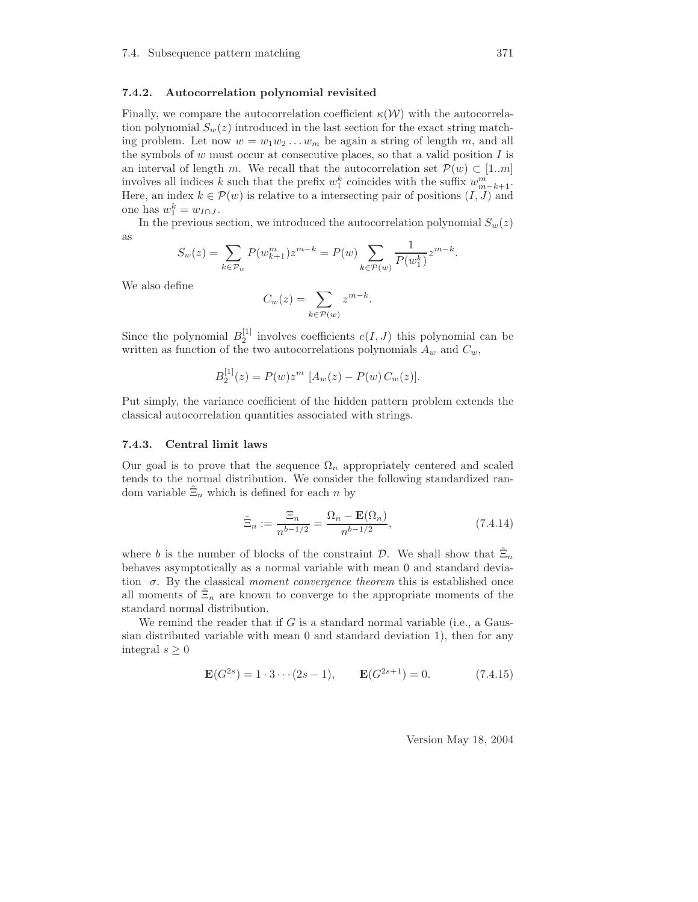### 7.4.2. Autocorrelation polynomial revisited

Finally, we compare the autocorrelation coefficient $\kappa(\mathcal{W})$ with the autocorrelation polynomial $S_w(z)$ introduced in the last section for the exact string matching problem. Let now $w = w_1 w_2 \dots w_m$ be again a string of length $m$, and all the symbols of $w$ must occur at consecutive places, so that a valid position $I$ is an interval of length $m$. We recall that the autocorrelation set $\mathcal{P}(w) \subset [1..m]$ involves all indices $k$ such that the prefix $w_1^k$ coincides with the suffix $w_{m-k+1}^m$. Here, an index $k \in \mathcal{P}(w)$ is relative to a intersecting pair of positions $(I, J)$ and one has $w_1^k = w_{I\cap J}$.

In the previous section, we introduced the autocorrelation polynomial $S_w(z)$ as

$$S_w(z) = \sum_{k\in\mathcal{P}_w} P(w_{k+1}^m) z^{m-k} = P(w) \sum_{k\in\mathcal{P}(w)} \frac{1}{P(w_1^k)} z^{m-k}.$$

We also define

$$C_w(z) = \sum_{k\in\mathcal{P}(w)} z^{m-k}.$$

Since the polynomial $B_2^{[1]}$ involves coefficients $e(I,J)$ this polynomial can be written as function of the two autocorrelations polynomials $A_w$ and $C_w$,

$$B_2^{[1]}(z) = P(w) z^m \, [A_w(z) - P(w)\, C_w(z)].$$

Put simply, the variance coefficient of the hidden pattern problem extends the classical autocorrelation quantities associated with strings.

### 7.4.3. Central limit laws

Our goal is to prove that the sequence $\Omega_n$ appropriately centered and scaled tends to the normal distribution. We consider the following standardized random variable $\tilde{\Xi}_n$ which is defined for each $n$ by

$$\tilde{\Xi}_n := \frac{\Xi_n}{n^{b-1/2}} = \frac{\Omega_n - \mathbf{E}(\Omega_n)}{n^{b-1/2}}, \tag{7.4.14}$$

where $b$ is the number of blocks of the constraint $\mathcal{D}$. We shall show that $\tilde{\Xi}_n$ behaves asymptotically as a normal variable with mean 0 and standard deviation $\sigma$. By the classical *moment convergence theorem* this is established once all moments of $\tilde{\Xi}_n$ are known to converge to the appropriate moments of the standard normal distribution.

We remind the reader that if $G$ is a standard normal variable (i.e., a Gaussian distributed variable with mean 0 and standard deviation 1), then for any integral $s \geq 0$

$$\mathbf{E}(G^{2s}) = 1 \cdot 3 \cdots (2s-1), \qquad \mathbf{E}(G^{2s+1}) = 0. \tag{7.4.15}$$

Version May 18, 2004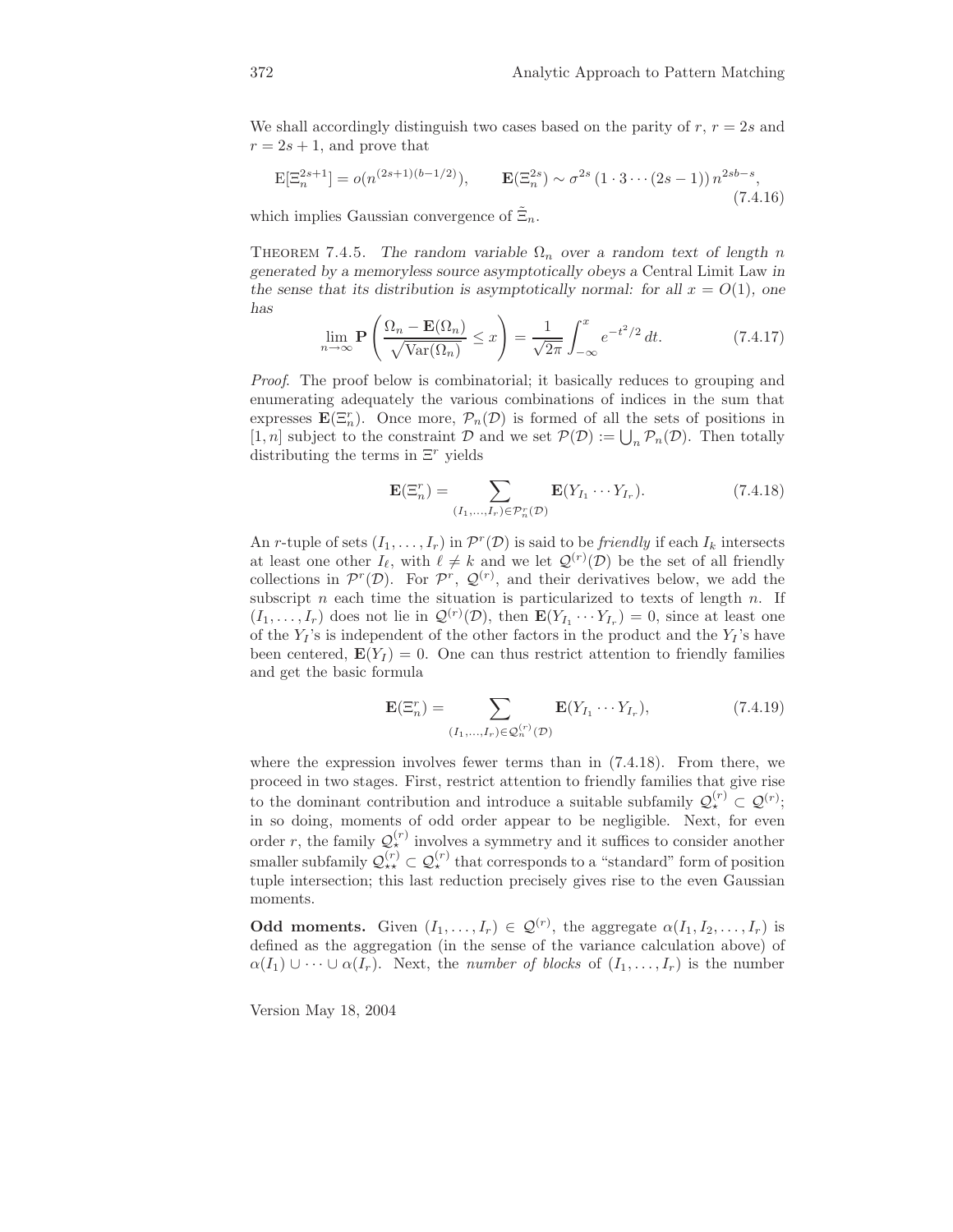We shall accordingly distinguish two cases based on the parity of $r$, $r = 2s$ and $r = 2s + 1$, and prove that

$$\mathrm{E}[\Xi_n^{2s+1}] = o(n^{(2s+1)(b-1/2)}), \qquad \mathbf{E}(\Xi_n^{2s}) \sim \sigma^{2s}\,(1 \cdot 3 \cdots (2s-1))\, n^{2sb-s}, \tag{7.4.16}$$

which implies Gaussian convergence of $\tilde{\Xi}_n$.

Theorem 7.4.5. *The random variable $\Omega_n$ over a random text of length $n$ generated by a memoryless source asymptotically obeys a* Central Limit Law *in the sense that its distribution is asymptotically normal: for all $x = O(1)$, one has*

$$\lim_{n\to\infty} \mathbf{P}\left(\frac{\Omega_n - \mathbf{E}(\Omega_n)}{\sqrt{\mathrm{Var}(\Omega_n)}} \le x\right) = \frac{1}{\sqrt{2\pi}} \int_{-\infty}^{x} e^{-t^2/2}\, dt. \tag{7.4.17}$$

*Proof.* The proof below is combinatorial; it basically reduces to grouping and enumerating adequately the various combinations of indices in the sum that expresses $\mathbf{E}(\Xi_n^r)$. Once more, $\mathcal{P}_n(\mathcal{D})$ is formed of all the sets of positions in $[1, n]$ subject to the constraint $\mathcal{D}$ and we set $\mathcal{P}(\mathcal{D}) := \bigcup_n \mathcal{P}_n(\mathcal{D})$. Then totally distributing the terms in $\Xi^r$ yields

$$\mathbf{E}(\Xi_n^r) = \sum_{(I_1,\ldots,I_r)\in\mathcal{P}_n^r(\mathcal{D})} \mathbf{E}(Y_{I_1} \cdots Y_{I_r}). \tag{7.4.18}$$

An $r$-tuple of sets $(I_1, \ldots, I_r)$ in $\mathcal{P}^r(\mathcal{D})$ is said to be *friendly* if each $I_k$ intersects at least one other $I_\ell$, with $\ell \ne k$ and we let $\mathcal{Q}^{(r)}(\mathcal{D})$ be the set of all friendly collections in $\mathcal{P}^r(\mathcal{D})$. For $\mathcal{P}^r$, $\mathcal{Q}^{(r)}$, and their derivatives below, we add the subscript $n$ each time the situation is particularized to texts of length $n$. If $(I_1, \ldots, I_r)$ does not lie in $\mathcal{Q}^{(r)}(\mathcal{D})$, then $\mathbf{E}(Y_{I_1} \cdots Y_{I_r}) = 0$, since at least one of the $Y_I$'s is independent of the other factors in the product and the $Y_I$'s have been centered, $\mathbf{E}(Y_I) = 0$. One can thus restrict attention to friendly families and get the basic formula

$$\mathbf{E}(\Xi_n^r) = \sum_{(I_1,\ldots,I_r)\in\mathcal{Q}_n^{(r)}(\mathcal{D})} \mathbf{E}(Y_{I_1} \cdots Y_{I_r}), \tag{7.4.19}$$

where the expression involves fewer terms than in (7.4.18). From there, we proceed in two stages. First, restrict attention to friendly families that give rise to the dominant contribution and introduce a suitable subfamily $\mathcal{Q}_\star^{(r)} \subset \mathcal{Q}^{(r)}$; in so doing, moments of odd order appear to be negligible. Next, for even order $r$, the family $\mathcal{Q}_\star^{(r)}$ involves a symmetry and it suffices to consider another smaller subfamily $\mathcal{Q}_{\star\star}^{(r)} \subset \mathcal{Q}_\star^{(r)}$ that corresponds to a "standard" form of position tuple intersection; this last reduction precisely gives rise to the even Gaussian moments.

**Odd moments.** Given $(I_1, \ldots, I_r) \in \mathcal{Q}^{(r)}$, the aggregate $\alpha(I_1, I_2, \ldots, I_r)$ is defined as the aggregation (in the sense of the variance calculation above) of $\alpha(I_1) \cup \cdots \cup \alpha(I_r)$. Next, the *number of blocks* of $(I_1, \ldots, I_r)$ is the number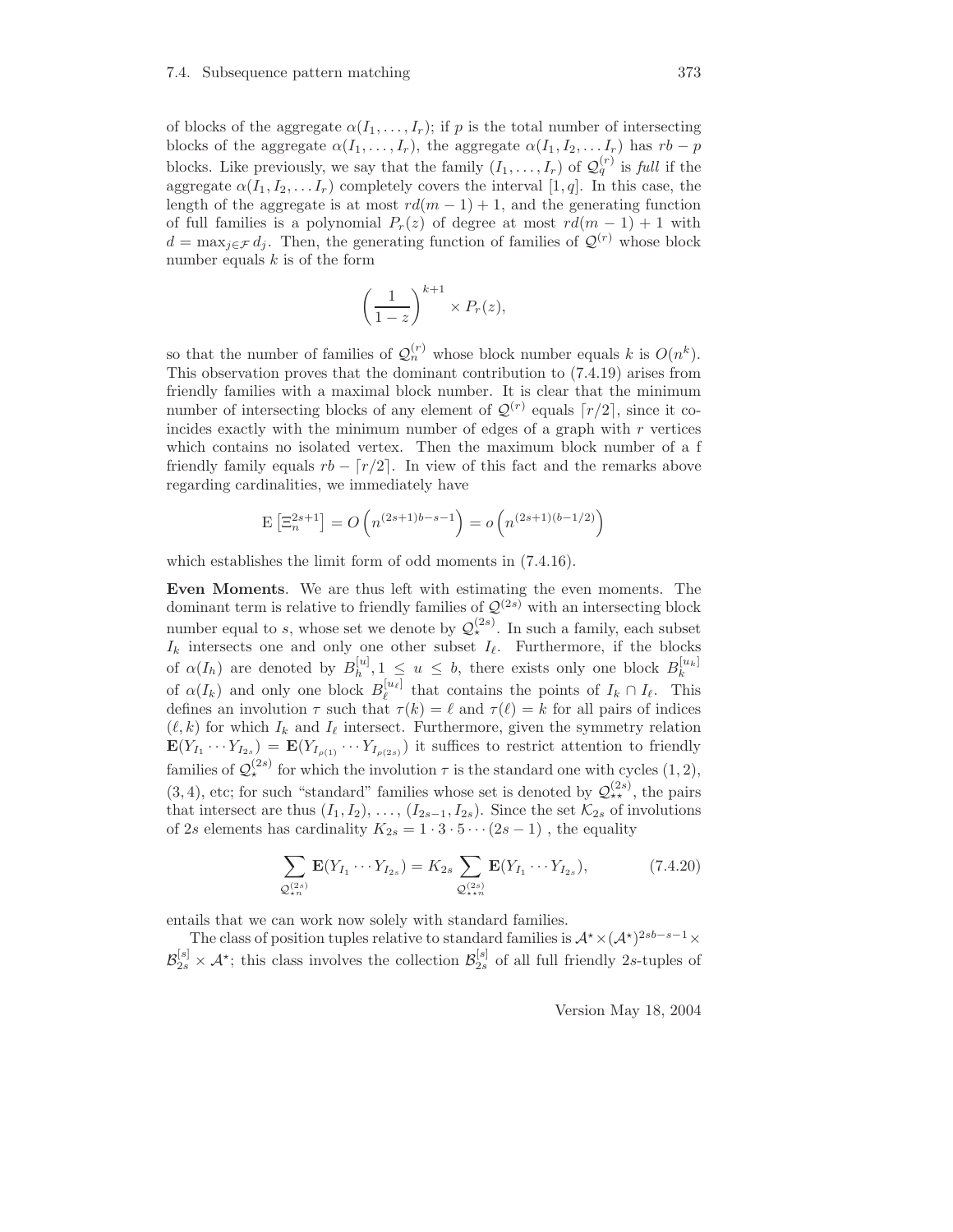of blocks of the aggregate $\alpha(I_1, \ldots, I_r)$; if $p$ is the total number of intersecting blocks of the aggregate $\alpha(I_1, \ldots, I_r)$, the aggregate $\alpha(I_1, I_2, \ldots I_r)$ has $rb - p$ blocks. Like previously, we say that the family $(I_1, \ldots, I_r)$ of $\mathcal{Q}_q^{(r)}$ is *full* if the aggregate $\alpha(I_1, I_2, \ldots I_r)$ completely covers the interval $[1, q]$. In this case, the length of the aggregate is at most $rd(m-1)+1$, and the generating function of full families is a polynomial $P_r(z)$ of degree at most $rd(m-1)+1$ with $d = \max_{j \in \mathcal{F}} d_j$. Then, the generating function of families of $\mathcal{Q}^{(r)}$ whose block number equals $k$ is of the form

$$\left(\frac{1}{1-z}\right)^{k+1} \times P_r(z),$$

so that the number of families of $\mathcal{Q}_n^{(r)}$ whose block number equals $k$ is $O(n^k)$. This observation proves that the dominant contribution to (7.4.19) arises from friendly families with a maximal block number. It is clear that the minimum number of intersecting blocks of any element of $\mathcal{Q}^{(r)}$ equals $\lceil r/2 \rceil$, since it coincides exactly with the minimum number of edges of a graph with $r$ vertices which contains no isolated vertex. Then the maximum block number of a f friendly family equals $rb - \lceil r/2 \rceil$. In view of this fact and the remarks above regarding cardinalities, we immediately have

$$\mathrm{E}\left[\Xi_n^{2s+1}\right] = O\left(n^{(2s+1)b-s-1}\right) = o\left(n^{(2s+1)(b-1/2)}\right)$$

which establishes the limit form of odd moments in (7.4.16).

**Even Moments**. We are thus left with estimating the even moments. The dominant term is relative to friendly families of $\mathcal{Q}^{(2s)}$ with an intersecting block number equal to $s$, whose set we denote by $\mathcal{Q}_\star^{(2s)}$. In such a family, each subset $I_k$ intersects one and only one other subset $I_\ell$. Furthermore, if the blocks of $\alpha(I_h)$ are denoted by $B_h^{[u]}, 1 \le u \le b$, there exists only one block $B_k^{[u_k]}$ of $\alpha(I_k)$ and only one block $B_\ell^{[u_\ell]}$ that contains the points of $I_k \cap I_\ell$. This defines an involution $\tau$ such that $\tau(k) = \ell$ and $\tau(\ell) = k$ for all pairs of indices $(\ell, k)$ for which $I_k$ and $I_\ell$ intersect. Furthermore, given the symmetry relation $\mathbf{E}(Y_{I_1} \cdots Y_{I_{2s}}) = \mathbf{E}(Y_{I_{\rho(1)}} \cdots Y_{I_{\rho(2s)}})$ it suffices to restrict attention to friendly families of $\mathcal{Q}_\star^{(2s)}$ for which the involution $\tau$ is the standard one with cycles $(1,2)$, $(3,4)$, etc; for such "standard" families whose set is denoted by $\mathcal{Q}_{\star\star}^{(2s)}$, the pairs that intersect are thus $(I_1, I_2), \ldots, (I_{2s-1}, I_{2s})$. Since the set $\mathcal{K}_{2s}$ of involutions of $2s$ elements has cardinality $K_{2s} = 1 \cdot 3 \cdot 5 \cdots (2s-1)$ , the equality

$$\sum_{\mathcal{Q}_{\star n}^{(2s)}} \mathbf{E}(Y_{I_1} \cdots Y_{I_{2s}}) = K_{2s} \sum_{\mathcal{Q}_{\star\star n}^{(2s)}} \mathbf{E}(Y_{I_1} \cdots Y_{I_{2s}}), \tag{7.4.20}$$

entails that we can work now solely with standard families.

The class of position tuples relative to standard families is $\mathcal{A}^\star \times (\mathcal{A}^\star)^{2sb-s-1} \times \mathcal{B}_{2s}^{[s]} \times \mathcal{A}^\star$; this class involves the collection $\mathcal{B}_{2s}^{[s]}$ of all full friendly $2s$-tuples of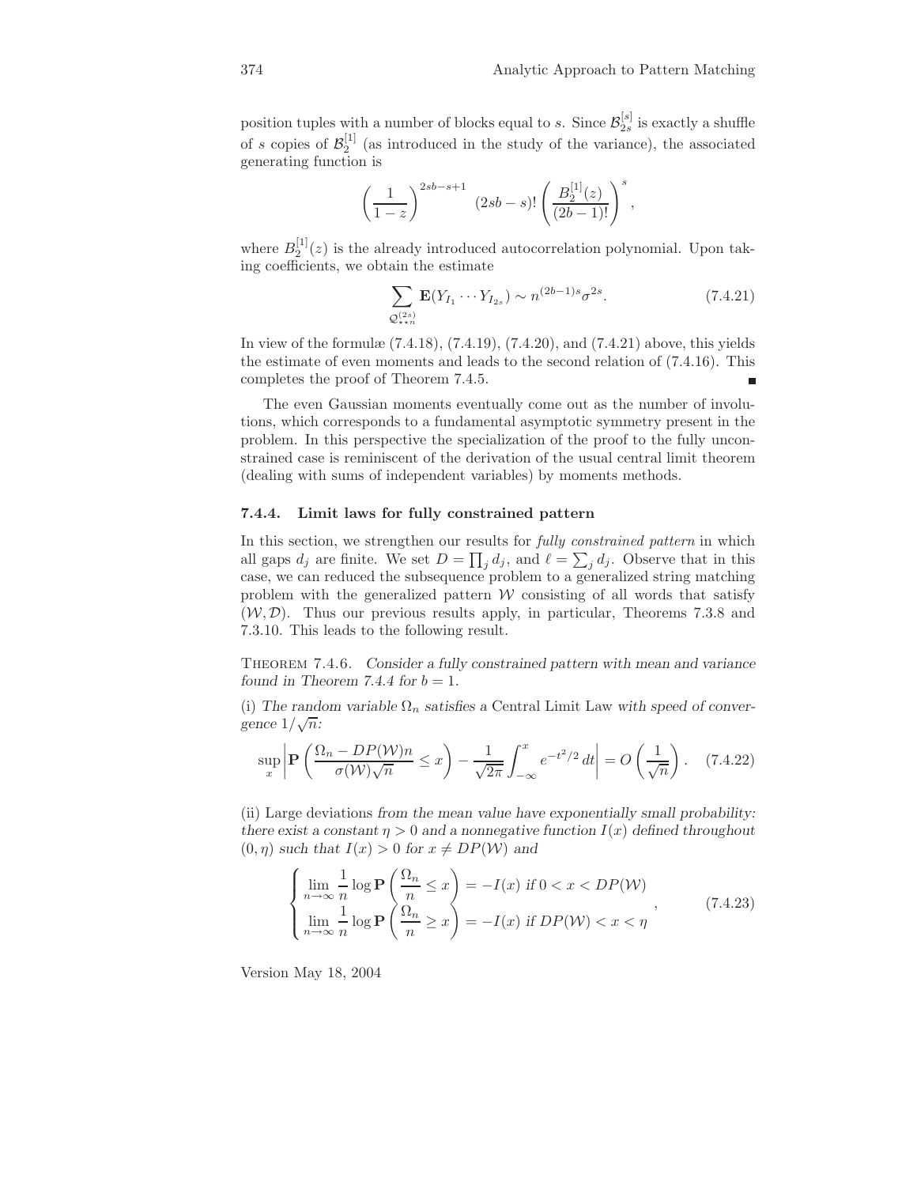position tuples with a number of blocks equal to $s$. Since $\mathcal{B}_{2s}^{[s]}$ is exactly a shuffle of $s$ copies of $\mathcal{B}_2^{[1]}$ (as introduced in the study of the variance), the associated generating function is

$$\left(\frac{1}{1-z}\right)^{2sb-s+1} \quad (2sb-s)! \left(\frac{B_2^{[1]}(z)}{(2b-1)!}\right)^s,$$

where $B_2^{[1]}(z)$ is the already introduced autocorrelation polynomial. Upon taking coefficients, we obtain the estimate

$$\sum_{\mathcal{Q}_{\star\star n}^{(2s)}} \mathbf{E}(Y_{I_1} \cdots Y_{I_{2s}}) \sim n^{(2b-1)s} \sigma^{2s}. \tag{7.4.21}$$

In view of the formulæ (7.4.18), (7.4.19), (7.4.20), and (7.4.21) above, this yields the estimate of even moments and leads to the second relation of (7.4.16). This completes the proof of Theorem 7.4.5. ∎

The even Gaussian moments eventually come out as the number of involutions, which corresponds to a fundamental asymptotic symmetry present in the problem. In this perspective the specialization of the proof to the fully unconstrained case is reminiscent of the derivation of the usual central limit theorem (dealing with sums of independent variables) by moments methods.

### 7.4.4. Limit laws for fully constrained pattern

In this section, we strengthen our results for *fully constrained pattern* in which all gaps $d_j$ are finite. We set $D = \prod_j d_j$, and $\ell = \sum_j d_j$. Observe that in this case, we can reduced the subsequence problem to a generalized string matching problem with the generalized pattern $\mathcal{W}$ consisting of all words that satisfy $(\mathcal{W}, \mathcal{D})$. Thus our previous results apply, in particular, Theorems 7.3.8 and 7.3.10. This leads to the following result.

Theorem 7.4.6. *Consider a fully constrained pattern with mean and variance found in Theorem 7.4.4 for $b = 1$.*

(i) *The random variable $\Omega_n$ satisfies a* Central Limit Law *with speed of convergence $1/\sqrt{n}$:*

$$\sup_x \left| \mathbf{P}\left(\frac{\Omega_n - DP(\mathcal{W})n}{\sigma(\mathcal{W})\sqrt{n}} \le x\right) - \frac{1}{\sqrt{2\pi}} \int_{-\infty}^{x} e^{-t^2/2}\, dt \right| = O\left(\frac{1}{\sqrt{n}}\right). \tag{7.4.22}$$

(ii) Large deviations *from the mean value have exponentially small probability: there exist a constant $\eta > 0$ and a nonnegative function $I(x)$ defined throughout $(0, \eta)$ such that $I(x) > 0$ for $x \ne DP(\mathcal{W})$ and*

$$\begin{cases} \displaystyle\lim_{n\to\infty} \frac{1}{n} \log \mathbf{P}\left(\frac{\Omega_n}{n} \le x\right) = -I(x) \text{ if } 0 < x < DP(\mathcal{W}) \\ \displaystyle\lim_{n\to\infty} \frac{1}{n} \log \mathbf{P}\left(\frac{\Omega_n}{n} \ge x\right) = -I(x) \text{ if } DP(\mathcal{W}) < x < \eta \end{cases}, \tag{7.4.23}$$

Version May 18, 2004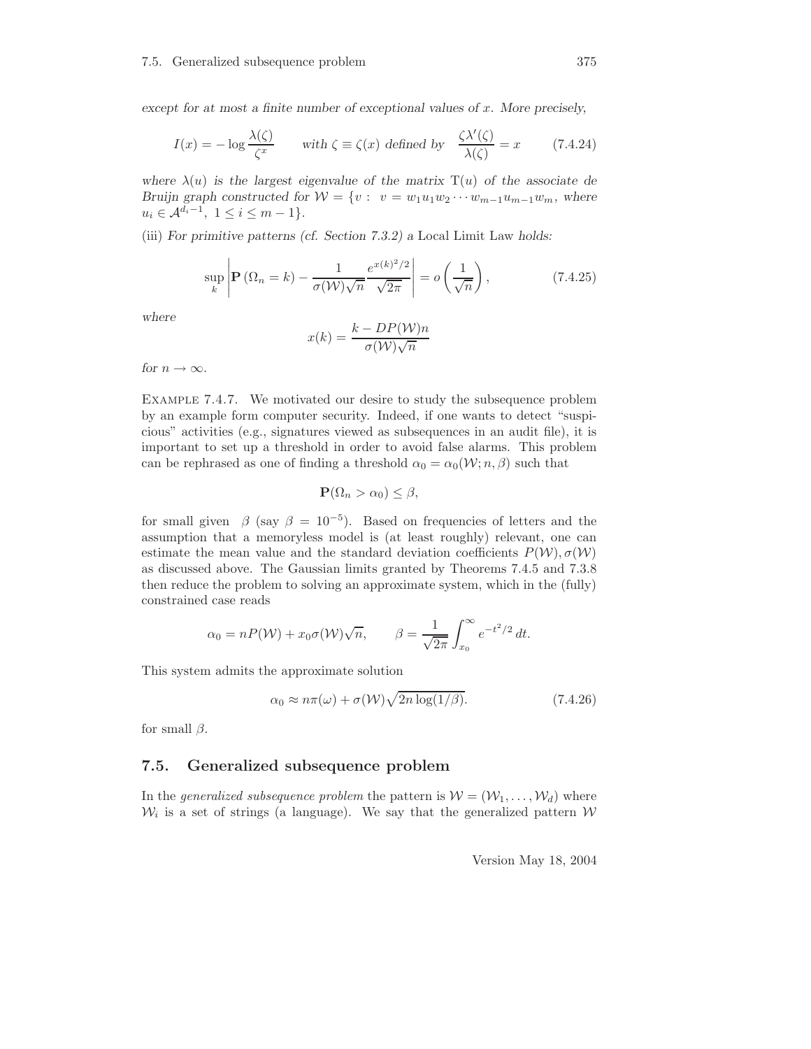*except for at most a finite number of exceptional values of $x$. More precisely,*

$$I(x) = -\log \frac{\lambda(\zeta)}{\zeta^x} \qquad \text{with } \zeta \equiv \zeta(x) \text{ defined by } \quad \frac{\zeta \lambda'(\zeta)}{\lambda(\zeta)} = x \tag{7.4.24}$$

*where $\lambda(u)$ is the largest eigenvalue of the matrix $\mathrm{T}(u)$ of the associate de Bruijn graph constructed for $\mathcal{W} = \{v : \ v = w_1 u_1 w_2 \cdots w_{m-1} u_{m-1} w_m$, where $u_i \in \mathcal{A}^{d_i - 1}, \ 1 \leq i \leq m-1\}$.*

(iii) *For primitive patterns (cf. Section 7.3.2)* a Local Limit Law *holds:*

$$\sup_k \left| \mathbf{P}\left(\Omega_n = k\right) - \frac{1}{\sigma(\mathcal{W})\sqrt{n}} \frac{e^{x(k)^2/2}}{\sqrt{2\pi}} \right| = o\left(\frac{1}{\sqrt{n}}\right), \tag{7.4.25}$$

*where*

$$x(k) = \frac{k - DP(\mathcal{W})n}{\sigma(\mathcal{W})\sqrt{n}}$$

*for $n \to \infty$.*

Example 7.4.7. We motivated our desire to study the subsequence problem by an example form computer security. Indeed, if one wants to detect "suspicious" activities (e.g., signatures viewed as subsequences in an audit file), it is important to set up a threshold in order to avoid false alarms. This problem can be rephrased as one of finding a threshold $\alpha_0 = \alpha_0(\mathcal{W}; n, \beta)$ such that

$$\mathbf{P}(\Omega_n > \alpha_0) \leq \beta,$$

for small given $\beta$ (say $\beta = 10^{-5}$). Based on frequencies of letters and the assumption that a memoryless model is (at least roughly) relevant, one can estimate the mean value and the standard deviation coefficients $P(\mathcal{W}), \sigma(\mathcal{W})$ as discussed above. The Gaussian limits granted by Theorems 7.4.5 and 7.3.8 then reduce the problem to solving an approximate system, which in the (fully) constrained case reads

$$\alpha_0 = nP(\mathcal{W}) + x_0 \sigma(\mathcal{W})\sqrt{n}, \qquad \beta = \frac{1}{\sqrt{2\pi}} \int_{x_0}^{\infty} e^{-t^2/2}\, dt.$$

This system admits the approximate solution

$$\alpha_0 \approx n\pi(\omega) + \sigma(\mathcal{W})\sqrt{2n \log(1/\beta)}. \tag{7.4.26}$$

for small $\beta$.

## 7.5. Generalized subsequence problem

In the *generalized subsequence problem* the pattern is $\mathcal{W} = (\mathcal{W}_1, \ldots, \mathcal{W}_d)$ where $\mathcal{W}_i$ is a set of strings (a language). We say that the generalized pattern $\mathcal{W}$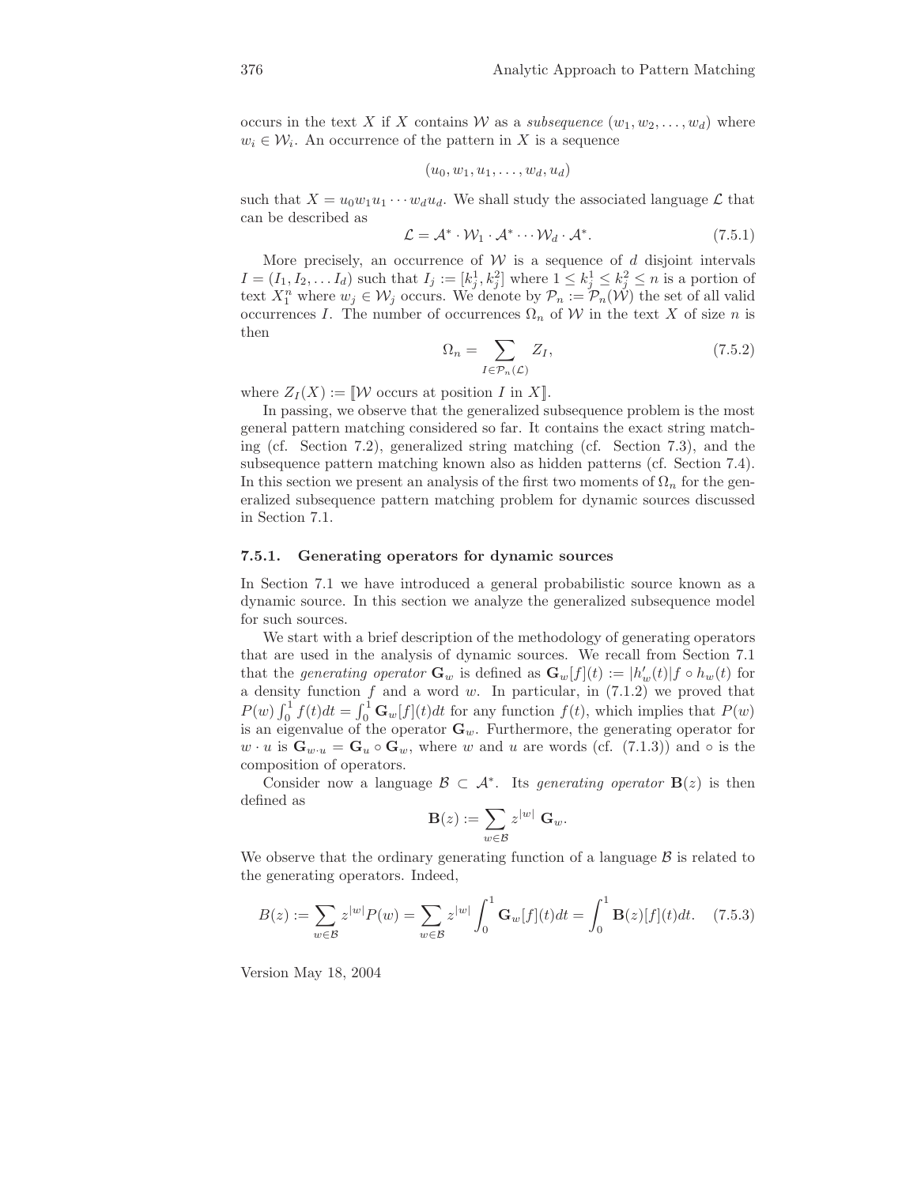occurs in the text $X$ if $X$ contains $\mathcal{W}$ as a *subsequence* $(w_1, w_2, \ldots, w_d)$ where $w_i \in \mathcal{W}_i$. An occurrence of the pattern in $X$ is a sequence

$$(u_0, w_1, u_1, \ldots, w_d, u_d)$$

such that $X = u_0 w_1 u_1 \cdots w_d u_d$. We shall study the associated language $\mathcal{L}$ that can be described as

$$\mathcal{L} = \mathcal{A}^* \cdot \mathcal{W}_1 \cdot \mathcal{A}^* \cdots \mathcal{W}_d \cdot \mathcal{A}^*. \tag{7.5.1}$$

More precisely, an occurrence of $\mathcal{W}$ is a sequence of $d$ disjoint intervals $I = (I_1, I_2, \ldots I_d)$ such that $I_j := [k_j^1, k_j^2]$ where $1 \le k_j^1 \le k_j^2 \le n$ is a portion of text $X_1^n$ where $w_j \in \mathcal{W}_j$ occurs. We denote by $\mathcal{P}_n := \mathcal{P}_n(\mathcal{W})$ the set of all valid occurrences $I$. The number of occurrences $\Omega_n$ of $\mathcal{W}$ in the text $X$ of size $n$ is then

$$\Omega_n = \sum_{I \in \mathcal{P}_n(\mathcal{L})} Z_I, \tag{7.5.2}$$

where $Z_I(X) := [\![\mathcal{W} \text{ occurs at position } I \text{ in } X]\!]$.

In passing, we observe that the generalized subsequence problem is the most general pattern matching considered so far. It contains the exact string matching (cf. Section 7.2), generalized string matching (cf. Section 7.3), and the subsequence pattern matching known also as hidden patterns (cf. Section 7.4). In this section we present an analysis of the first two moments of $\Omega_n$ for the generalized subsequence pattern matching problem for dynamic sources discussed in Section 7.1.

### 7.5.1. Generating operators for dynamic sources

In Section 7.1 we have introduced a general probabilistic source known as a dynamic source. In this section we analyze the generalized subsequence model for such sources.

We start with a brief description of the methodology of generating operators that are used in the analysis of dynamic sources. We recall from Section 7.1 that the *generating operator* $\mathbf{G}_w$ is defined as $\mathbf{G}_w[f](t) := |h'_w(t)| f \circ h_w(t)$ for a density function $f$ and a word $w$. In particular, in (7.1.2) we proved that $P(w) \int_0^1 f(t)dt = \int_0^1 \mathbf{G}_w[f](t)dt$ for any function $f(t)$, which implies that $P(w)$ is an eigenvalue of the operator $\mathbf{G}_w$. Furthermore, the generating operator for $w \cdot u$ is $\mathbf{G}_{w \cdot u} = \mathbf{G}_u \circ \mathbf{G}_w$, where $w$ and $u$ are words (cf. (7.1.3)) and $\circ$ is the composition of operators.

Consider now a language $\mathcal{B} \subset \mathcal{A}^*$. Its *generating operator* $\mathbf{B}(z)$ is then defined as

$$\mathbf{B}(z) := \sum_{w \in \mathcal{B}} z^{|w|} \, \mathbf{G}_w.$$

We observe that the ordinary generating function of a language $\mathcal{B}$ is related to the generating operators. Indeed,

$$B(z) := \sum_{w \in \mathcal{B}} z^{|w|} P(w) = \sum_{w \in \mathcal{B}} z^{|w|} \int_0^1 \mathbf{G}_w[f](t)dt = \int_0^1 \mathbf{B}(z)[f](t)dt. \tag{7.5.3}$$

Version May 18, 2004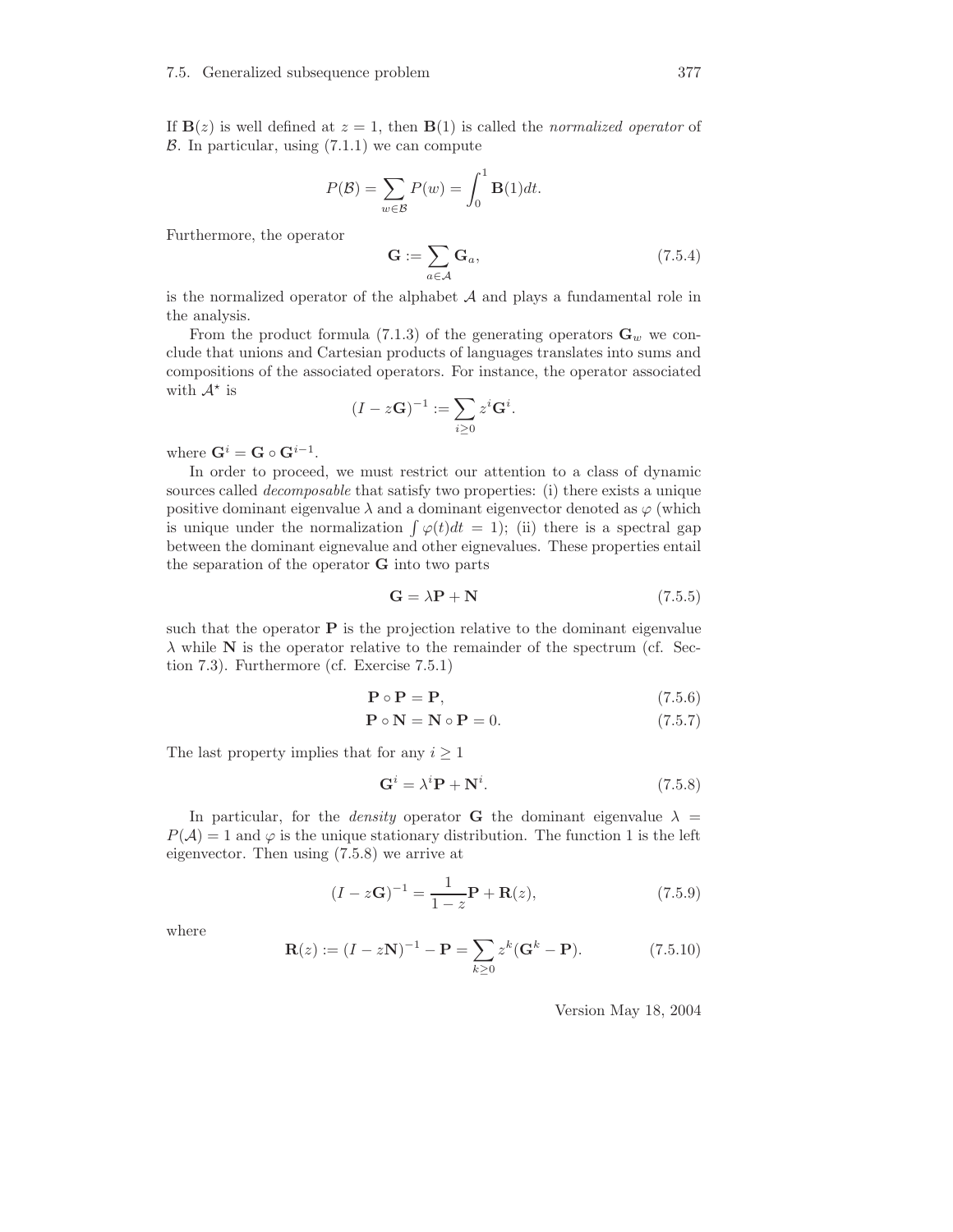If $\mathbf{B}(z)$ is well defined at $z = 1$, then $\mathbf{B}(1)$ is called the *normalized operator* of $\mathcal{B}$. In particular, using (7.1.1) we can compute

$$P(\mathcal{B}) = \sum_{w \in \mathcal{B}} P(w) = \int_0^1 \mathbf{B}(1) dt.$$

Furthermore, the operator

$$\mathbf{G} := \sum_{a \in \mathcal{A}} \mathbf{G}_a, \tag{7.5.4}$$

is the normalized operator of the alphabet $\mathcal{A}$ and plays a fundamental role in the analysis.

From the product formula (7.1.3) of the generating operators $\mathbf{G}_w$ we conclude that unions and Cartesian products of languages translates into sums and compositions of the associated operators. For instance, the operator associated with $\mathcal{A}^\star$ is

$$(I - z\mathbf{G})^{-1} := \sum_{i \geq 0} z^i \mathbf{G}^i.$$

where $\mathbf{G}^i = \mathbf{G} \circ \mathbf{G}^{i-1}$.

In order to proceed, we must restrict our attention to a class of dynamic sources called *decomposable* that satisfy two properties: (i) there exists a unique positive dominant eigenvalue $\lambda$ and a dominant eigenvector denoted as $\varphi$ (which is unique under the normalization $\int \varphi(t) dt = 1$); (ii) there is a spectral gap between the dominant eignevalue and other eignevalues. These properties entail the separation of the operator $\mathbf{G}$ into two parts

$$\mathbf{G} = \lambda \mathbf{P} + \mathbf{N} \tag{7.5.5}$$

such that the operator $\mathbf{P}$ is the projection relative to the dominant eigenvalue $\lambda$ while $\mathbf{N}$ is the operator relative to the remainder of the spectrum (cf. Section 7.3). Furthermore (cf. Exercise 7.5.1)

$$\mathbf{P} \circ \mathbf{P} = \mathbf{P}, \tag{7.5.6}$$

$$\mathbf{P} \circ \mathbf{N} = \mathbf{N} \circ \mathbf{P} = 0. \tag{7.5.7}$$

The last property implies that for any $i \geq 1$

$$\mathbf{G}^i = \lambda^i \mathbf{P} + \mathbf{N}^i. \tag{7.5.8}$$

In particular, for the *density* operator $\mathbf{G}$ the dominant eigenvalue $\lambda = P(\mathcal{A}) = 1$ and $\varphi$ is the unique stationary distribution. The function 1 is the left eigenvector. Then using (7.5.8) we arrive at

$$(I - z\mathbf{G})^{-1} = \frac{1}{1 - z} \mathbf{P} + \mathbf{R}(z), \tag{7.5.9}$$

where

$$\mathbf{R}(z) := (I - z\mathbf{N})^{-1} - \mathbf{P} = \sum_{k \geq 0} z^k (\mathbf{G}^k - \mathbf{P}). \tag{7.5.10}$$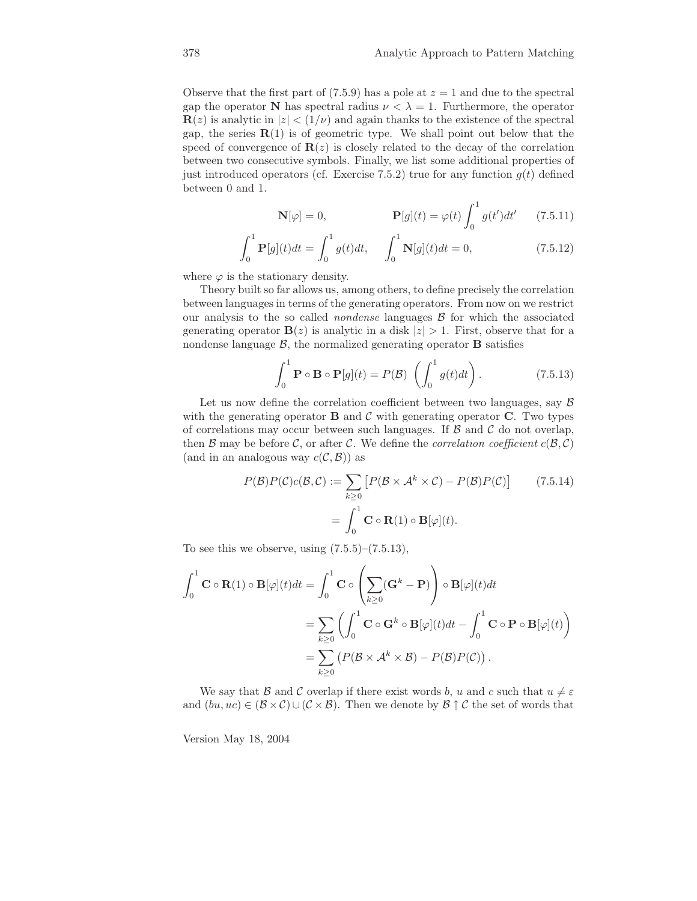Observe that the first part of (7.5.9) has a pole at $z = 1$ and due to the spectral gap the operator $\mathbf{N}$ has spectral radius $\nu < \lambda = 1$. Furthermore, the operator $\mathbf{R}(z)$ is analytic in $|z| < (1/\nu)$ and again thanks to the existence of the spectral gap, the series $\mathbf{R}(1)$ is of geometric type. We shall point out below that the speed of convergence of $\mathbf{R}(z)$ is closely related to the decay of the correlation between two consecutive symbols. Finally, we list some additional properties of just introduced operators (cf. Exercise 7.5.2) true for any function $g(t)$ defined between 0 and 1.

$$\mathbf{N}[\varphi] = 0, \qquad\qquad \mathbf{P}[g](t) = \varphi(t) \int_0^1 g(t')dt' \tag{7.5.11}$$

$$\int_0^1 \mathbf{P}[g](t)dt = \int_0^1 g(t)dt, \quad \int_0^1 \mathbf{N}[g](t)dt = 0, \tag{7.5.12}$$

where $\varphi$ is the stationary density.

Theory built so far allows us, among others, to define precisely the correlation between languages in terms of the generating operators. From now on we restrict our analysis to the so called *nondense* languages $\mathcal{B}$ for which the associated generating operator $\mathbf{B}(z)$ is analytic in a disk $|z| > 1$. First, observe that for a nondense language $\mathcal{B}$, the normalized generating operator $\mathbf{B}$ satisfies

$$\int_0^1 \mathbf{P} \circ \mathbf{B} \circ \mathbf{P}[g](t) = P(\mathcal{B}) \left( \int_0^1 g(t)dt \right). \tag{7.5.13}$$

Let us now define the correlation coefficient between two languages, say $\mathcal{B}$ with the generating operator $\mathbf{B}$ and $\mathcal{C}$ with generating operator $\mathbf{C}$. Two types of correlations may occur between such languages. If $\mathcal{B}$ and $\mathcal{C}$ do not overlap, then $\mathcal{B}$ may be before $\mathcal{C}$, or after $\mathcal{C}$. We define the *correlation coefficient* $c(\mathcal{B}, \mathcal{C})$ (and in an analogous way $c(\mathcal{C}, \mathcal{B})$) as

$$\begin{aligned} P(\mathcal{B})P(\mathcal{C})c(\mathcal{B}, \mathcal{C}) &:= \sum_{k \geq 0} \left[ P(\mathcal{B} \times \mathcal{A}^k \times \mathcal{C}) - P(\mathcal{B})P(\mathcal{C}) \right] \\ &= \int_0^1 \mathbf{C} \circ \mathbf{R}(1) \circ \mathbf{B}[\varphi](t). \end{aligned} \tag{7.5.14}$$

To see this we observe, using (7.5.5)–(7.5.13),

$$\begin{aligned} \int_0^1 \mathbf{C} \circ \mathbf{R}(1) \circ \mathbf{B}[\varphi](t)dt &= \int_0^1 \mathbf{C} \circ \left( \sum_{k \geq 0} (\mathbf{G}^k - \mathbf{P}) \right) \circ \mathbf{B}[\varphi](t)dt \\ &= \sum_{k \geq 0} \left( \int_0^1 \mathbf{C} \circ \mathbf{G}^k \circ \mathbf{B}[\varphi](t)dt - \int_0^1 \mathbf{C} \circ \mathbf{P} \circ \mathbf{B}[\varphi](t) \right) \\ &= \sum_{k \geq 0} \left( P(\mathcal{B} \times \mathcal{A}^k \times \mathcal{B}) - P(\mathcal{B})P(\mathcal{C}) \right). \end{aligned}$$

We say that $\mathcal{B}$ and $\mathcal{C}$ overlap if there exist words $b$, $u$ and $c$ such that $u \neq \varepsilon$ and $(bu, uc) \in (\mathcal{B} \times \mathcal{C}) \cup (\mathcal{C} \times \mathcal{B})$. Then we denote by $\mathcal{B} \uparrow \mathcal{C}$ the set of words that

Version May 18, 2004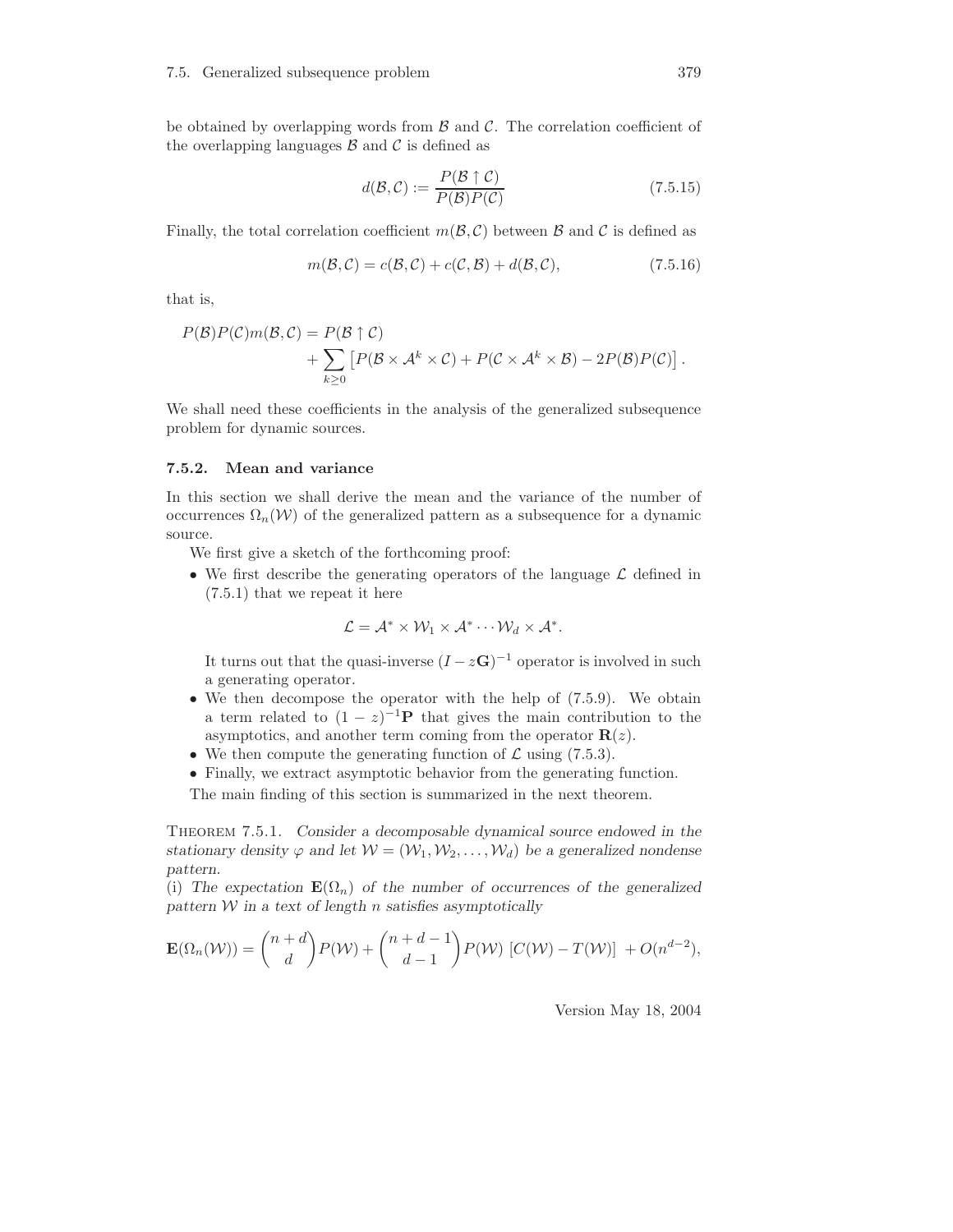be obtained by overlapping words from $\mathcal{B}$ and $\mathcal{C}$. The correlation coefficient of the overlapping languages $\mathcal{B}$ and $\mathcal{C}$ is defined as

$$d(\mathcal{B}, \mathcal{C}) := \frac{P(\mathcal{B} \uparrow \mathcal{C})}{P(\mathcal{B})P(\mathcal{C})} \tag{7.5.15}$$

Finally, the total correlation coefficient $m(\mathcal{B}, \mathcal{C})$ between $\mathcal{B}$ and $\mathcal{C}$ is defined as

$$m(\mathcal{B}, \mathcal{C}) = c(\mathcal{B}, \mathcal{C}) + c(\mathcal{C}, \mathcal{B}) + d(\mathcal{B}, \mathcal{C}), \tag{7.5.16}$$

that is,

$$\begin{aligned} P(\mathcal{B})P(\mathcal{C})m(\mathcal{B}, \mathcal{C}) = {} & P(\mathcal{B} \uparrow \mathcal{C}) \\ & + \sum_{k \geq 0} \left[ P(\mathcal{B} \times \mathcal{A}^k \times \mathcal{C}) + P(\mathcal{C} \times \mathcal{A}^k \times \mathcal{B}) - 2P(\mathcal{B})P(\mathcal{C}) \right]. \end{aligned}$$

We shall need these coefficients in the analysis of the generalized subsequence problem for dynamic sources.

### 7.5.2. Mean and variance

In this section we shall derive the mean and the variance of the number of occurrences $\Omega_n(\mathcal{W})$ of the generalized pattern as a subsequence for a dynamic source.

We first give a sketch of the forthcoming proof:

- We first describe the generating operators of the language $\mathcal{L}$ defined in (7.5.1) that we repeat it here

$$\mathcal{L} = \mathcal{A}^* \times \mathcal{W}_1 \times \mathcal{A}^* \cdots \mathcal{W}_d \times \mathcal{A}^*.$$

  It turns out that the quasi-inverse $(I - z\mathbf{G})^{-1}$ operator is involved in such a generating operator.
- We then decompose the operator with the help of (7.5.9). We obtain a term related to $(1-z)^{-1}\mathbf{P}$ that gives the main contribution to the asymptotics, and another term coming from the operator $\mathbf{R}(z)$.
- We then compute the generating function of $\mathcal{L}$ using (7.5.3).
- Finally, we extract asymptotic behavior from the generating function.

The main finding of this section is summarized in the next theorem.

THEOREM 7.5.1. *Consider a decomposable dynamical source endowed in the stationary density $\varphi$ and let $\mathcal{W} = (\mathcal{W}_1, \mathcal{W}_2, \ldots, \mathcal{W}_d)$ be a generalized nondense pattern.*

(i) *The expectation $\mathbf{E}(\Omega_n)$ of the number of occurrences of the generalized pattern $\mathcal{W}$ in a text of length $n$ satisfies asymptotically*

$$\mathbf{E}(\Omega_n(\mathcal{W})) = \binom{n+d}{d} P(\mathcal{W}) + \binom{n+d-1}{d-1} P(\mathcal{W}) \left[ C(\mathcal{W}) - T(\mathcal{W}) \right] + O(n^{d-2}),$$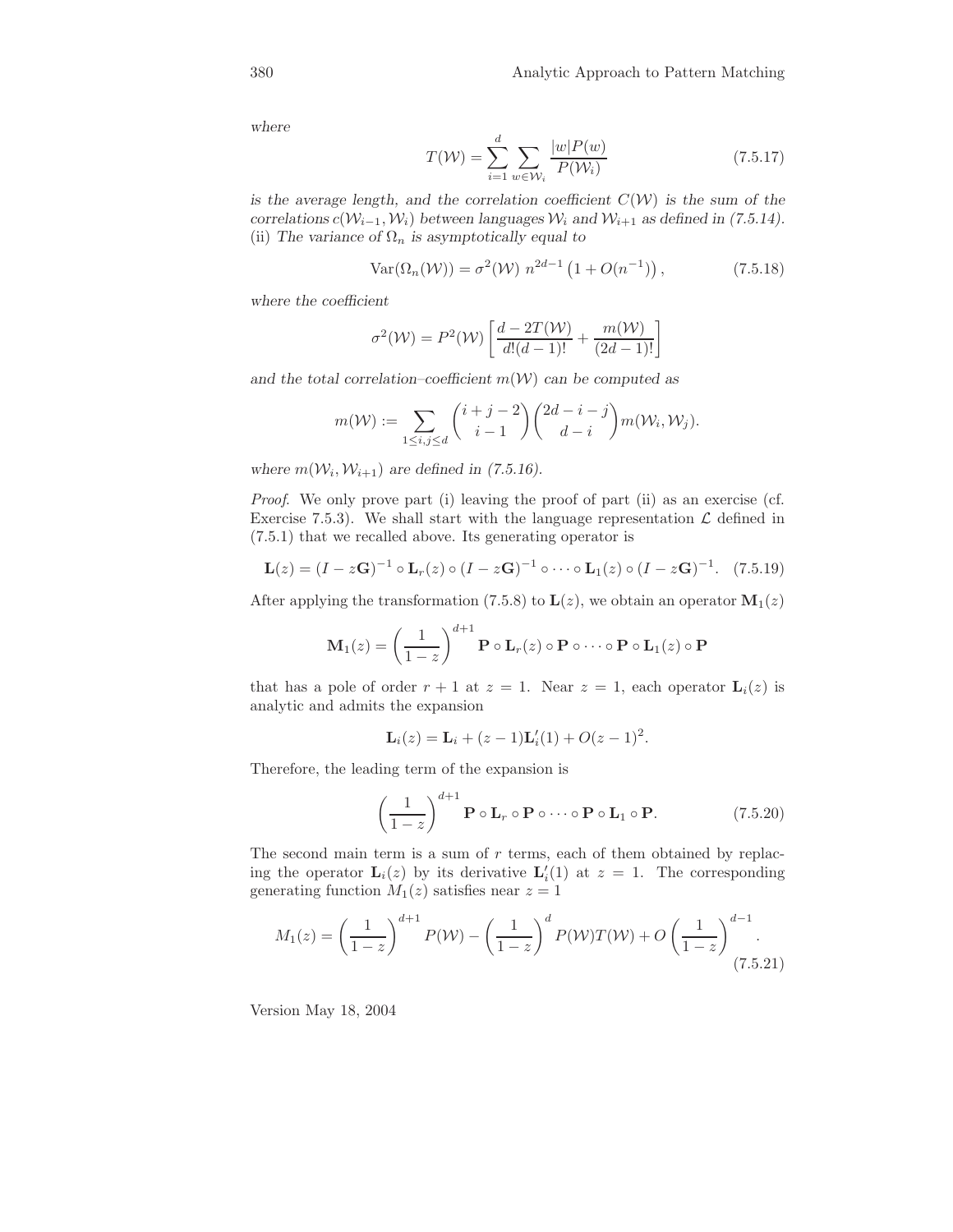*where*

$$T(\mathcal{W}) = \sum_{i=1}^{d} \sum_{w \in \mathcal{W}_i} \frac{|w| P(w)}{P(\mathcal{W}_i)} \tag{7.5.17}$$

*is the average length, and the correlation coefficient $C(\mathcal{W})$ is the sum of the correlations $c(\mathcal{W}_{i-1}, \mathcal{W}_i)$ between languages $\mathcal{W}_i$ and $\mathcal{W}_{i+1}$ as defined in (7.5.14).*
(ii) *The variance of $\Omega_n$ is asymptotically equal to*

$$\mathrm{Var}(\Omega_n(\mathcal{W})) = \sigma^2(\mathcal{W})\; n^{2d-1} \left(1 + O(n^{-1})\right), \tag{7.5.18}$$

*where the coefficient*

$$\sigma^2(\mathcal{W}) = P^2(\mathcal{W}) \left[ \frac{d - 2T(\mathcal{W})}{d!(d-1)!} + \frac{m(\mathcal{W})}{(2d-1)!} \right]$$

*and the total correlation–coefficient $m(\mathcal{W})$ can be computed as*

$$m(\mathcal{W}) := \sum_{1 \le i,j \le d} \binom{i+j-2}{i-1} \binom{2d-i-j}{d-i} m(\mathcal{W}_i, \mathcal{W}_j).$$

*where $m(\mathcal{W}_i, \mathcal{W}_{i+1})$ are defined in (7.5.16).*

*Proof.* We only prove part (i) leaving the proof of part (ii) as an exercise (cf. Exercise 7.5.3). We shall start with the language representation $\mathcal{L}$ defined in (7.5.1) that we recalled above. Its generating operator is

$$\mathbf{L}(z) = (I - z\mathbf{G})^{-1} \circ \mathbf{L}_r(z) \circ (I - z\mathbf{G})^{-1} \circ \cdots \circ \mathbf{L}_1(z) \circ (I - z\mathbf{G})^{-1}. \tag{7.5.19}$$

After applying the transformation (7.5.8) to $\mathbf{L}(z)$, we obtain an operator $\mathbf{M}_1(z)$

$$\mathbf{M}_1(z) = \left(\frac{1}{1-z}\right)^{d+1} \mathbf{P} \circ \mathbf{L}_r(z) \circ \mathbf{P} \circ \cdots \circ \mathbf{P} \circ \mathbf{L}_1(z) \circ \mathbf{P}$$

that has a pole of order $r+1$ at $z = 1$. Near $z = 1$, each operator $\mathbf{L}_i(z)$ is analytic and admits the expansion

$$\mathbf{L}_i(z) = \mathbf{L}_i + (z-1)\mathbf{L}_i'(1) + O(z-1)^2.$$

Therefore, the leading term of the expansion is

$$\left(\frac{1}{1-z}\right)^{d+1} \mathbf{P} \circ \mathbf{L}_r \circ \mathbf{P} \circ \cdots \circ \mathbf{P} \circ \mathbf{L}_1 \circ \mathbf{P}. \tag{7.5.20}$$

The second main term is a sum of $r$ terms, each of them obtained by replacing the operator $\mathbf{L}_i(z)$ by its derivative $\mathbf{L}_i'(1)$ at $z = 1$. The corresponding generating function $M_1(z)$ satisfies near $z = 1$

$$M_1(z) = \left(\frac{1}{1-z}\right)^{d+1} P(\mathcal{W}) - \left(\frac{1}{1-z}\right)^{d} P(\mathcal{W})T(\mathcal{W}) + O\left(\frac{1}{1-z}\right)^{d-1}. \tag{7.5.21}$$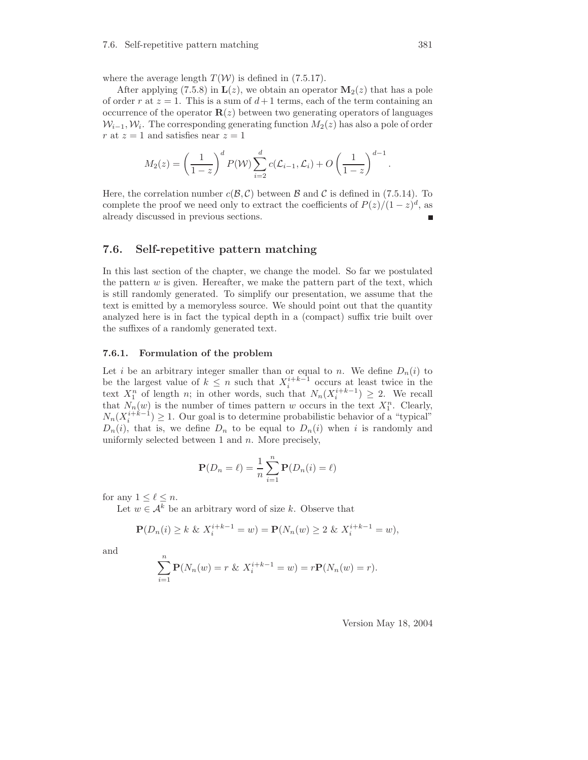where the average length $T(\mathcal{W})$ is defined in (7.5.17).

After applying (7.5.8) in $\mathbf{L}(z)$, we obtain an operator $\mathbf{M}_2(z)$ that has a pole of order $r$ at $z = 1$. This is a sum of $d+1$ terms, each of the term containing an occurrence of the operator $\mathbf{R}(z)$ between two generating operators of languages $\mathcal{W}_{i-1}, \mathcal{W}_i$. The corresponding generating function $M_2(z)$ has also a pole of order $r$ at $z = 1$ and satisfies near $z = 1$

$$M_2(z) = \left(\frac{1}{1-z}\right)^d P(\mathcal{W}) \sum_{i=2}^{d} c(\mathcal{L}_{i-1}, \mathcal{L}_i) + O\left(\frac{1}{1-z}\right)^{d-1}.$$

Here, the correlation number $c(\mathcal{B}, \mathcal{C})$ between $\mathcal{B}$ and $\mathcal{C}$ is defined in (7.5.14). To complete the proof we need only to extract the coefficients of $P(z)/(1-z)^d$, as already discussed in previous sections. ■

## 7.6. Self-repetitive pattern matching

In this last section of the chapter, we change the model. So far we postulated the pattern $w$ is given. Hereafter, we make the pattern part of the text, which is still randomly generated. To simplify our presentation, we assume that the text is emitted by a memoryless source. We should point out that the quantity analyzed here is in fact the typical depth in a (compact) suffix trie built over the suffixes of a randomly generated text.

### 7.6.1. Formulation of the problem

Let $i$ be an arbitrary integer smaller than or equal to $n$. We define $D_n(i)$ to be the largest value of $k \le n$ such that $X_i^{i+k-1}$ occurs at least twice in the text $X_1^n$ of length $n$; in other words, such that $N_n(X_i^{i+k-1}) \ge 2$. We recall that $N_n(w)$ is the number of times pattern $w$ occurs in the text $X_1^n$. Clearly, $N_n(X_i^{i+k-1}) \ge 1$. Our goal is to determine probabilistic behavior of a "typical" $D_n(i)$, that is, we define $D_n$ to be equal to $D_n(i)$ when $i$ is randomly and uniformly selected between 1 and $n$. More precisely,

$$\mathbf{P}(D_n = \ell) = \frac{1}{n} \sum_{i=1}^{n} \mathbf{P}(D_n(i) = \ell)$$

for any $1 \le \ell \le n$.

Let $w \in \mathcal{A}^k$ be an arbitrary word of size $k$. Observe that

$$\mathbf{P}(D_n(i) \ge k \;\&\; X_i^{i+k-1} = w) = \mathbf{P}(N_n(w) \ge 2 \;\&\; X_i^{i+k-1} = w),$$

and

$$\sum_{i=1}^{n} \mathbf{P}(N_n(w) = r \;\&\; X_i^{i+k-1} = w) = r\mathbf{P}(N_n(w) = r).$$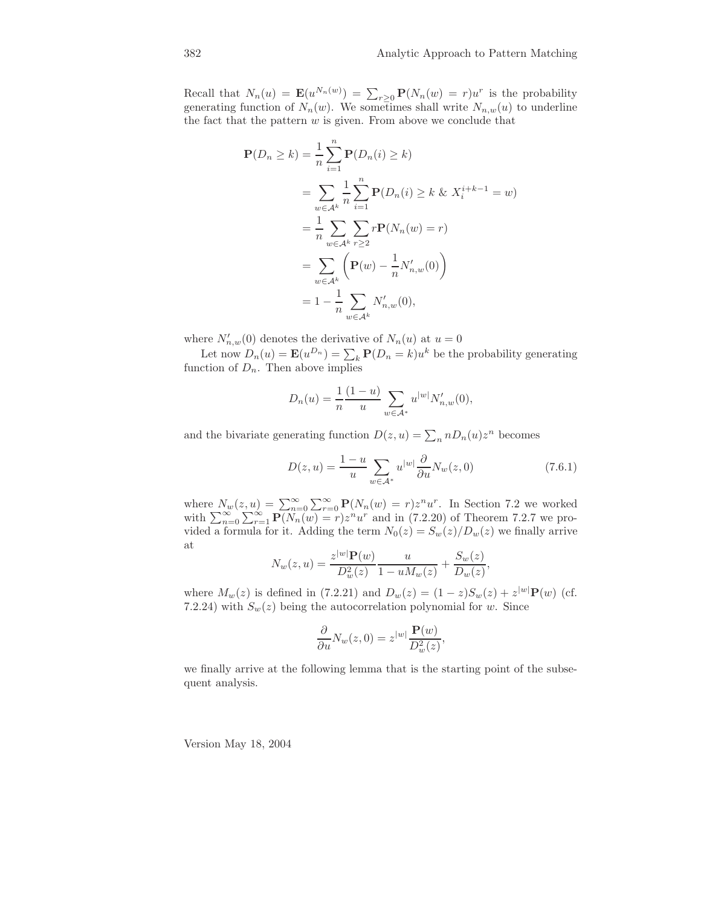Recall that $N_n(u) = \mathbf{E}(u^{N_n(w)}) = \sum_{r\geq 0} \mathbf{P}(N_n(w) = r)u^r$ is the probability generating function of $N_n(w)$. We sometimes shall write $N_{n,w}(u)$ to underline the fact that the pattern $w$ is given. From above we conclude that

$$
\begin{aligned}
\mathbf{P}(D_n \geq k) &= \frac{1}{n}\sum_{i=1}^{n} \mathbf{P}(D_n(i) \geq k) \\
&= \sum_{w\in\mathcal{A}^k} \frac{1}{n}\sum_{i=1}^{n} \mathbf{P}(D_n(i) \geq k \ \& \ X_i^{i+k-1} = w) \\
&= \frac{1}{n}\sum_{w\in\mathcal{A}^k}\sum_{r\geq 2} r\mathbf{P}(N_n(w) = r) \\
&= \sum_{w\in\mathcal{A}^k}\left(\mathbf{P}(w) - \frac{1}{n}N'_{n,w}(0)\right) \\
&= 1 - \frac{1}{n}\sum_{w\in\mathcal{A}^k} N'_{n,w}(0),
\end{aligned}
$$

where $N'_{n,w}(0)$ denotes the derivative of $N_n(u)$ at $u = 0$

Let now $D_n(u) = \mathbf{E}(u^{D_n}) = \sum_k \mathbf{P}(D_n = k)u^k$ be the probability generating function of $D_n$. Then above implies

$$
D_n(u) = \frac{1}{n}\frac{(1-u)}{u}\sum_{w\in\mathcal{A}^*} u^{|w|}N'_{n,w}(0),
$$

and the bivariate generating function $D(z,u) = \sum_n nD_n(u)z^n$ becomes

$$
D(z,u) = \frac{1-u}{u}\sum_{w\in\mathcal{A}^*} u^{|w|}\frac{\partial}{\partial u}N_w(z,0) \tag{7.6.1}
$$

where $N_w(z,u) = \sum_{n=0}^{\infty}\sum_{r=0}^{\infty}\mathbf{P}(N_n(w) = r)z^n u^r$. In Section 7.2 we worked with $\sum_{n=0}^{\infty}\sum_{r=1}^{\infty}\mathbf{P}(N_n(w) = r)z^n u^r$ and in (7.2.20) of Theorem 7.2.7 we provided a formula for it. Adding the term $N_0(z) = S_w(z)/D_w(z)$ we finally arrive at

$$
N_w(z,u) = \frac{z^{|w|}\mathbf{P}(w)}{D_w^2(z)}\frac{u}{1-uM_w(z)} + \frac{S_w(z)}{D_w(z)},
$$

where $M_w(z)$ is defined in (7.2.21) and $D_w(z) = (1-z)S_w(z) + z^{|w|}\mathbf{P}(w)$ (cf. 7.2.24) with $S_w(z)$ being the autocorrelation polynomial for $w$. Since

$$
\frac{\partial}{\partial u}N_w(z,0) = z^{|w|}\frac{\mathbf{P}(w)}{D_w^2(z)},
$$

we finally arrive at the following lemma that is the starting point of the subsequent analysis.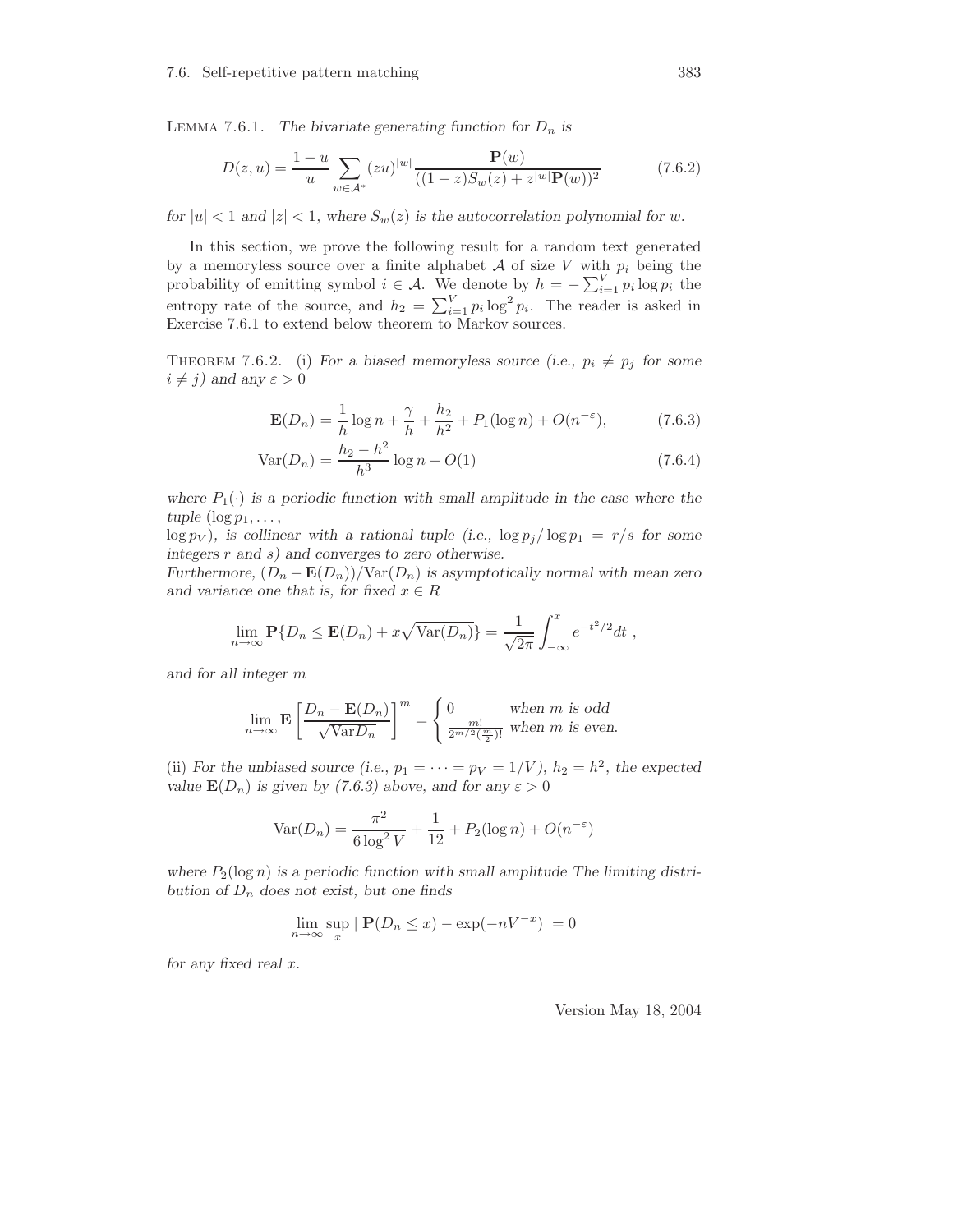Lemma 7.6.1. *The bivariate generating function for $D_n$ is*

$$D(z, u) = \frac{1-u}{u} \sum_{w \in \mathcal{A}^*} (zu)^{|w|} \frac{\mathbf{P}(w)}{((1-z)S_w(z) + z^{|w|}\mathbf{P}(w))^2} \tag{7.6.2}$$

*for $|u| < 1$ and $|z| < 1$, where $S_w(z)$ is the autocorrelation polynomial for $w$.*

In this section, we prove the following result for a random text generated by a memoryless source over a finite alphabet $\mathcal{A}$ of size $V$ with $p_i$ being the probability of emitting symbol $i \in \mathcal{A}$. We denote by $h = -\sum_{i=1}^{V} p_i \log p_i$ the entropy rate of the source, and $h_2 = \sum_{i=1}^{V} p_i \log^2 p_i$. The reader is asked in Exercise 7.6.1 to extend below theorem to Markov sources.

Theorem 7.6.2. (i) *For a biased memoryless source (i.e., $p_i \neq p_j$ for some $i \neq j$) and any $\varepsilon > 0$*

$$\mathbf{E}(D_n) = \frac{1}{h} \log n + \frac{\gamma}{h} + \frac{h_2}{h^2} + P_1(\log n) + O(n^{-\varepsilon}), \tag{7.6.3}$$

$$\mathrm{Var}(D_n) = \frac{h_2 - h^2}{h^3} \log n + O(1) \tag{7.6.4}$$

*where $P_1(\cdot)$ is a periodic function with small amplitude in the case where the tuple $(\log p_1, \ldots,$
$\log p_V)$, is collinear with a rational tuple (i.e., $\log p_j / \log p_1 = r/s$ for some integers $r$ and $s$) and converges to zero otherwise.*
*Furthermore, $(D_n - \mathbf{E}(D_n))/\mathrm{Var}(D_n)$ is asymptotically normal with mean zero and variance one that is, for fixed $x \in R$*

$$\lim_{n\to\infty} \mathbf{P}\{D_n \leq \mathbf{E}(D_n) + x\sqrt{\mathrm{Var}(D_n)}\} = \frac{1}{\sqrt{2\pi}} \int_{-\infty}^{x} e^{-t^2/2} dt \ ,$$

*and for all integer $m$*

$$\lim_{n\to\infty} \mathbf{E}\left[\frac{D_n - \mathbf{E}(D_n)}{\sqrt{\mathrm{Var} D_n}}\right]^m = \begin{cases} 0 & \text{when } m \text{ is odd} \\ \frac{m!}{2^{m/2}(\frac{m}{2})!} & \text{when } m \text{ is even.} \end{cases}$$

(ii) *For the unbiased source (i.e., $p_1 = \cdots = p_V = 1/V$), $h_2 = h^2$, the expected value $\mathbf{E}(D_n)$ is given by (7.6.3) above, and for any $\varepsilon > 0$*

$$\mathrm{Var}(D_n) = \frac{\pi^2}{6\log^2 V} + \frac{1}{12} + P_2(\log n) + O(n^{-\varepsilon})$$

*where $P_2(\log n)$ is a periodic function with small amplitude The limiting distribution of $D_n$ does not exist, but one finds*

$$\lim_{n\to\infty} \sup_x \mid \mathbf{P}(D_n \leq x) - \exp(-nV^{-x}) \mid = 0$$

*for any fixed real $x$.*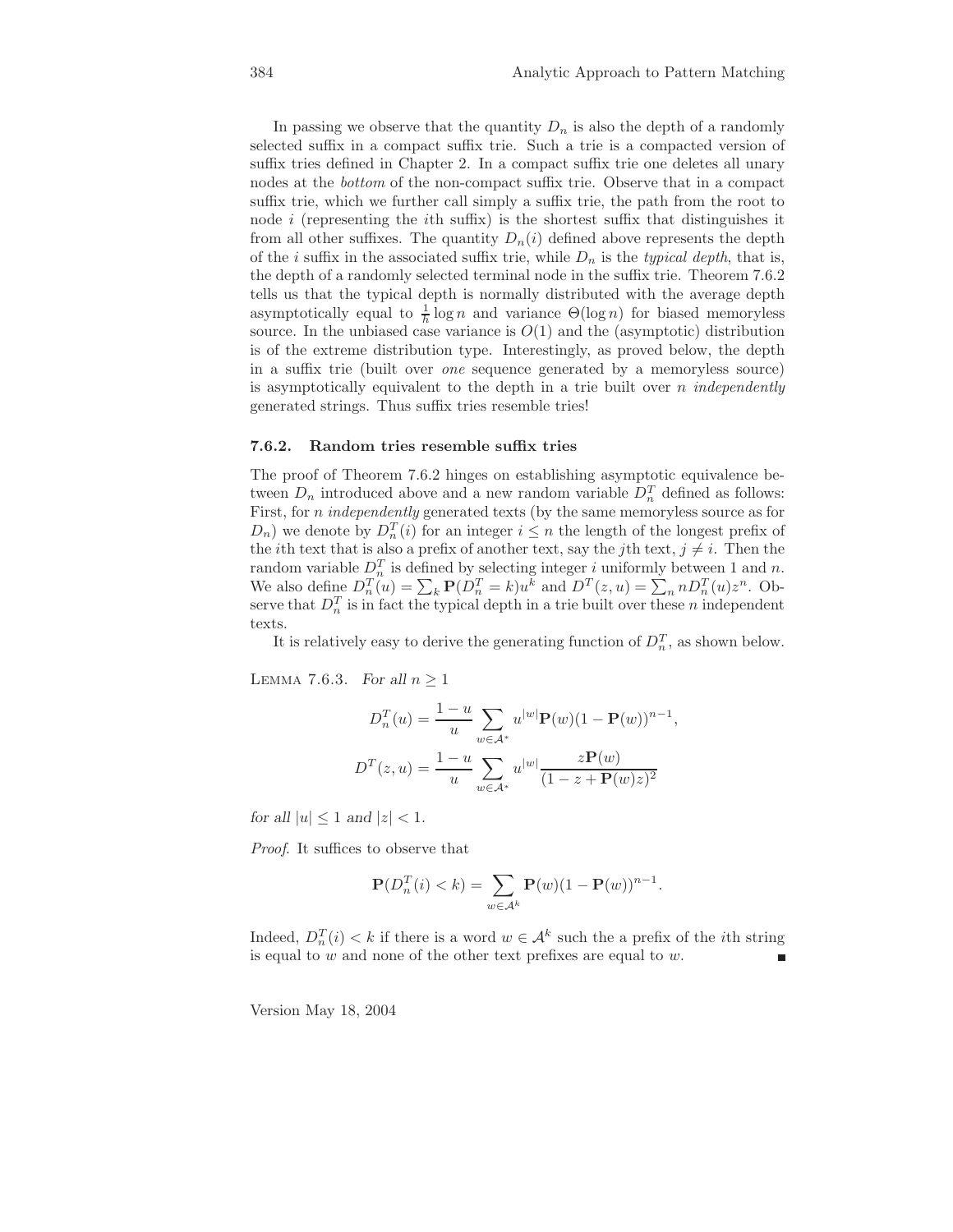In passing we observe that the quantity $D_n$ is also the depth of a randomly selected suffix in a compact suffix trie. Such a trie is a compacted version of suffix tries defined in Chapter 2. In a compact suffix trie one deletes all unary nodes at the *bottom* of the non-compact suffix trie. Observe that in a compact suffix trie, which we further call simply a suffix trie, the path from the root to node $i$ (representing the $i$th suffix) is the shortest suffix that distinguishes it from all other suffixes. The quantity $D_n(i)$ defined above represents the depth of the $i$ suffix in the associated suffix trie, while $D_n$ is the *typical depth*, that is, the depth of a randomly selected terminal node in the suffix trie. Theorem 7.6.2 tells us that the typical depth is normally distributed with the average depth asymptotically equal to $\frac{1}{h}\log n$ and variance $\Theta(\log n)$ for biased memoryless source. In the unbiased case variance is $O(1)$ and the (asymptotic) distribution is of the extreme distribution type. Interestingly, as proved below, the depth in a suffix trie (built over *one* sequence generated by a memoryless source) is asymptotically equivalent to the depth in a trie built over $n$ *independently* generated strings. Thus suffix tries resemble tries!

### 7.6.2. Random tries resemble suffix tries

The proof of Theorem 7.6.2 hinges on establishing asymptotic equivalence between $D_n$ introduced above and a new random variable $D_n^T$ defined as follows: First, for $n$ *independently* generated texts (by the same memoryless source as for $D_n$) we denote by $D_n^T(i)$ for an integer $i \le n$ the length of the longest prefix of the $i$th text that is also a prefix of another text, say the $j$th text, $j \ne i$. Then the random variable $D_n^T$ is defined by selecting integer $i$ uniformly between 1 and $n$. We also define $D_n^T(u) = \sum_k \mathbf{P}(D_n^T = k)u^k$ and $D^T(z,u) = \sum_n nD_n^T(u)z^n$. Observe that $D_n^T$ is in fact the typical depth in a trie built over these $n$ independent texts.

It is relatively easy to derive the generating function of $D_n^T$, as shown below.

LEMMA 7.6.3. *For all* $n \ge 1$

$$D_n^T(u) = \frac{1-u}{u}\sum_{w\in\mathcal{A}^*} u^{|w|}\mathbf{P}(w)(1-\mathbf{P}(w))^{n-1},$$

$$D^T(z,u) = \frac{1-u}{u}\sum_{w\in\mathcal{A}^*} u^{|w|}\frac{z\mathbf{P}(w)}{(1-z+\mathbf{P}(w)z)^2}$$

*for all* $|u| \le 1$ *and* $|z| < 1$.

*Proof*. It suffices to observe that

$$\mathbf{P}(D_n^T(i) < k) = \sum_{w\in\mathcal{A}^k}\mathbf{P}(w)(1-\mathbf{P}(w))^{n-1}.$$

Indeed, $D_n^T(i) < k$ if there is a word $w \in \mathcal{A}^k$ such the a prefix of the $i$th string is equal to $w$ and none of the other text prefixes are equal to $w$. ∎

Version May 18, 2004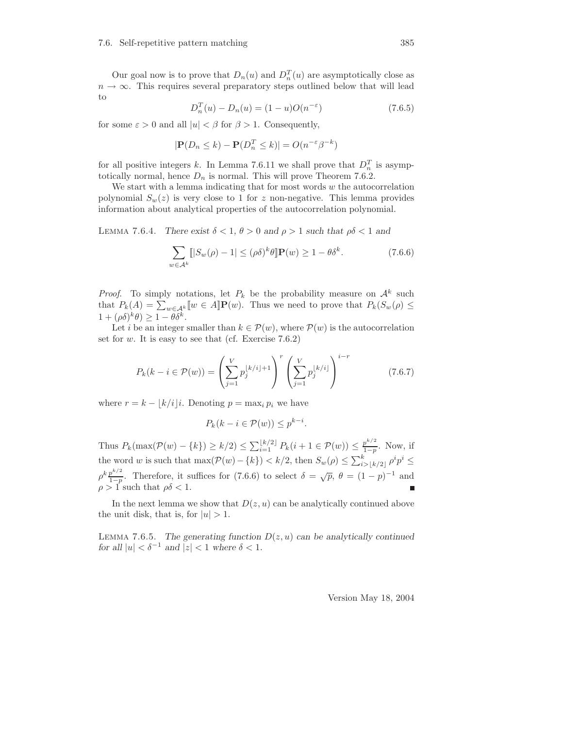Our goal now is to prove that $D_n(u)$ and $D_n^T(u)$ are asymptotically close as $n \to \infty$. This requires several preparatory steps outlined below that will lead to

$$D_n^T(u) - D_n(u) = (1-u)O(n^{-\varepsilon}) \tag{7.6.5}$$

for some $\varepsilon > 0$ and all $|u| < \beta$ for $\beta > 1$. Consequently,

$$|\mathbf{P}(D_n \le k) - \mathbf{P}(D_n^T \le k)| = O(n^{-\varepsilon}\beta^{-k})$$

for all positive integers $k$. In Lemma 7.6.11 we shall prove that $D_n^T$ is asymptotically normal, hence $D_n$ is normal. This will prove Theorem 7.6.2.

We start with a lemma indicating that for most words $w$ the autocorrelation polynomial $S_w(z)$ is very close to 1 for $z$ non-negative. This lemma provides information about analytical properties of the autocorrelation polynomial.

LEMMA 7.6.4. *There exist $\delta < 1$, $\theta > 0$ and $\rho > 1$ such that $\rho\delta < 1$ and*

$$\sum_{w \in \mathcal{A}^k} [\![ |S_w(\rho) - 1| \le (\rho\delta)^k \theta ]\!] \mathbf{P}(w) \ge 1 - \theta\delta^k. \tag{7.6.6}$$

*Proof.* To simply notations, let $P_k$ be the probability measure on $\mathcal{A}^k$ such that $P_k(A) = \sum_{w \in \mathcal{A}^k} [\![ w \in A ]\!] \mathbf{P}(w)$. Thus we need to prove that $P_k(S_w(\rho) \le 1 + (\rho\delta)^k\theta) \ge 1 - \theta\delta^k$.

Let $i$ be an integer smaller than $k \in \mathcal{P}(w)$, where $\mathcal{P}(w)$ is the autocorrelation set for $w$. It is easy to see that (cf. Exercise 7.6.2)

$$P_k(k - i \in \mathcal{P}(w)) = \left( \sum_{j=1}^{V} p_j^{\lfloor k/i \rfloor + 1} \right)^r \left( \sum_{j=1}^{V} p_j^{\lfloor k/i \rfloor} \right)^{i-r} \tag{7.6.7}$$

where $r = k - \lfloor k/i \rfloor i$. Denoting $p = \max_i p_i$ we have

$$P_k(k - i \in \mathcal{P}(w)) \le p^{k-i}.$$

Thus $P_k(\max(\mathcal{P}(w) - \{k\}) \ge k/2) \le \sum_{i=1}^{\lfloor k/2 \rfloor} P_k(i+1 \in \mathcal{P}(w)) \le \frac{p^{k/2}}{1-p}$. Now, if the word $w$ is such that $\max(\mathcal{P}(w) - \{k\}) < k/2$, then $S_w(\rho) \le \sum_{i > \lfloor k/2 \rfloor}^{k} \rho^i p^i \le \rho^k \frac{p^{k/2}}{1-p}$. Therefore, it suffices for (7.6.6) to select $\delta = \sqrt{p}$, $\theta = (1-p)^{-1}$ and $\rho > 1$ such that $\rho\delta < 1$. ■

In the next lemma we show that $D(z, u)$ can be analytically continued above the unit disk, that is, for $|u| > 1$.

LEMMA 7.6.5. *The generating function $D(z, u)$ can be analytically continued for all $|u| < \delta^{-1}$ and $|z| < 1$ where $\delta < 1$.*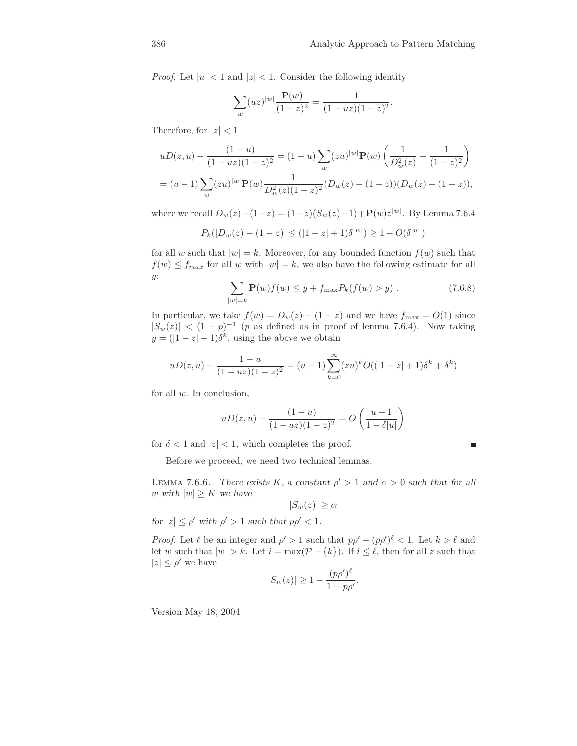*Proof.* Let $|u| < 1$ and $|z| < 1$. Consider the following identity

$$\sum_w (uz)^{|w|} \frac{\mathbf{P}(w)}{(1-z)^2} = \frac{1}{(1-uz)(1-z)^2}.$$

Therefore, for $|z| < 1$

$$uD(z,u) - \frac{(1-u)}{(1-uz)(1-z)^2} = (1-u)\sum_w (zu)^{|w|}\mathbf{P}(w)\left(\frac{1}{D_w^2(z)} - \frac{1}{(1-z)^2}\right)$$
$$= (u-1)\sum_w (zu)^{|w|}\mathbf{P}(w)\frac{1}{D_w^2(z)(1-z)^2}(D_w(z)-(1-z))(D_w(z)+(1-z)),$$

where we recall $D_w(z) - (1-z) = (1-z)(S_w(z)-1) + \mathbf{P}(w)z^{|w|}$. By Lemma 7.6.4

$$P_k(|D_w(z) - (1-z)| \leq (|1-z|+1)\delta^{|w|}) \geq 1 - O(\delta^{|w|})$$

for all $w$ such that $|w| = k$. Moreover, for any bounded function $f(w)$ such that $f(w) \leq f_{max}$ for all $w$ with $|w| = k$, we also have the following estimate for all $y$:

$$\sum_{|w|=k} \mathbf{P}(w) f(w) \leq y + f_{\max} P_k(f(w) > y) \ . \tag{7.6.8}$$

In particular, we take $f(w) = D_w(z) - (1-z)$ and we have $f_{\max} = O(1)$ since $|S_w(z)| < (1-p)^{-1}$ ($p$ as defined as in proof of lemma 7.6.4). Now taking $y = (|1-z|+1)\delta^k$, using the above we obtain

$$uD(z,u) - \frac{1-u}{(1-uz)(1-z)^2} = (u-1)\sum_{k=0}^{\infty}(zu)^k O((|1-z|+1)\delta^k + \delta^k)$$

for all $w$. In conclusion,

$$uD(z,u) - \frac{(1-u)}{(1-uz)(1-z)^2} = O\left(\frac{u-1}{1-\delta|u|}\right)$$

for $\delta < 1$ and $|z| < 1$, which completes the proof. ∎

Before we proceed, we need two technical lemmas.

LEMMA 7.6.6. *There exists $K$, a constant $\rho' > 1$ and $\alpha > 0$ such that for all $w$ with $|w| \geq K$ we have*

$$|S_w(z)| \geq \alpha$$

*for $|z| \leq \rho'$ with $\rho' > 1$ such that $p\rho' < 1$.*

*Proof.* Let $\ell$ be an integer and $\rho' > 1$ such that $p\rho' + (p\rho')^\ell < 1$. Let $k > \ell$ and let $w$ such that $|w| > k$. Let $i = \max(\mathcal{P} - \{k\})$. If $i \leq \ell$, then for all $z$ such that $|z| \leq \rho'$ we have

$$|S_w(z)| \geq 1 - \frac{(p\rho')^\ell}{1-p\rho'}.$$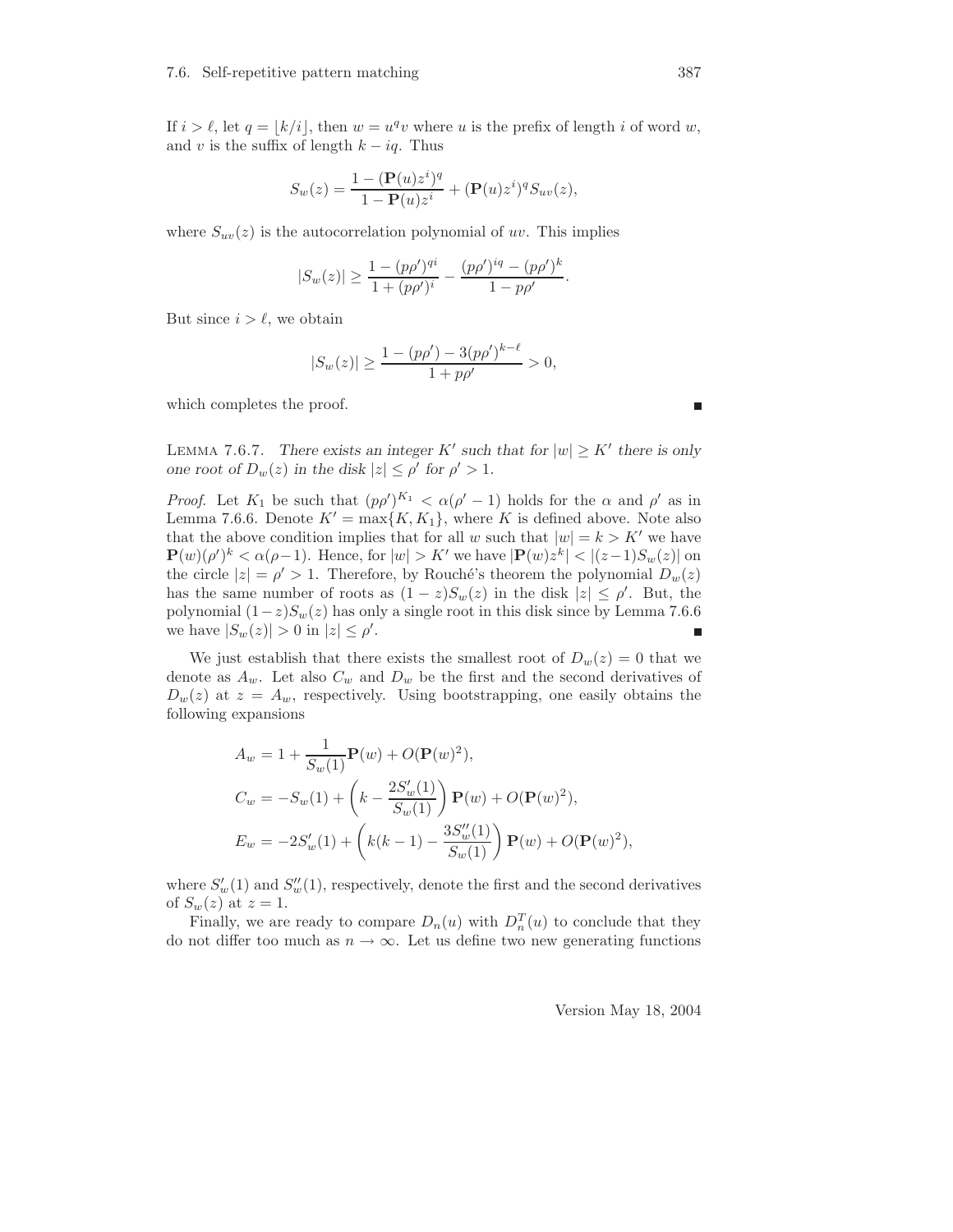If $i > \ell$, let $q = \lfloor k/i \rfloor$, then $w = u^q v$ where $u$ is the prefix of length $i$ of word $w$, and $v$ is the suffix of length $k - iq$. Thus

$$S_w(z) = \frac{1 - (\mathbf{P}(u)z^i)^q}{1 - \mathbf{P}(u)z^i} + (\mathbf{P}(u)z^i)^q S_{uv}(z),$$

where $S_{uv}(z)$ is the autocorrelation polynomial of $uv$. This implies

$$|S_w(z)| \geq \frac{1 - (p\rho')^{qi}}{1 + (p\rho')^i} - \frac{(p\rho')^{iq} - (p\rho')^k}{1 - p\rho'}.$$

But since $i > \ell$, we obtain

$$|S_w(z)| \geq \frac{1 - (p\rho') - 3(p\rho')^{k-\ell}}{1 + p\rho'} > 0,$$

which completes the proof. ∎

LEMMA 7.6.7. *There exists an integer $K'$ such that for $|w| \geq K'$ there is only one root of $D_w(z)$ in the disk $|z| \leq \rho'$ for $\rho' > 1$.*

*Proof.* Let $K_1$ be such that $(p\rho')^{K_1} < \alpha(\rho' - 1)$ holds for the $\alpha$ and $\rho'$ as in Lemma 7.6.6. Denote $K' = \max\{K, K_1\}$, where $K$ is defined above. Note also that the above condition implies that for all $w$ such that $|w| = k > K'$ we have $\mathbf{P}(w)(\rho')^k < \alpha(\rho - 1)$. Hence, for $|w| > K'$ we have $|\mathbf{P}(w)z^k| < |(z-1)S_w(z)|$ on the circle $|z| = \rho' > 1$. Therefore, by Rouché's theorem the polynomial $D_w(z)$ has the same number of roots as $(1 - z)S_w(z)$ in the disk $|z| \leq \rho'$. But, the polynomial $(1-z)S_w(z)$ has only a single root in this disk since by Lemma 7.6.6 we have $|S_w(z)| > 0$ in $|z| \leq \rho'$. ∎

We just establish that there exists the smallest root of $D_w(z) = 0$ that we denote as $A_w$. Let also $C_w$ and $D_w$ be the first and the second derivatives of $D_w(z)$ at $z = A_w$, respectively. Using bootstrapping, one easily obtains the following expansions

$$\begin{aligned}
A_w &= 1 + \frac{1}{S_w(1)}\mathbf{P}(w) + O(\mathbf{P}(w)^2), \\
C_w &= -S_w(1) + \left(k - \frac{2S_w'(1)}{S_w(1)}\right)\mathbf{P}(w) + O(\mathbf{P}(w)^2), \\
E_w &= -2S_w'(1) + \left(k(k-1) - \frac{3S_w''(1)}{S_w(1)}\right)\mathbf{P}(w) + O(\mathbf{P}(w)^2),
\end{aligned}$$

where $S_w'(1)$ and $S_w''(1)$, respectively, denote the first and the second derivatives of $S_w(z)$ at $z = 1$.

Finally, we are ready to compare $D_n(u)$ with $D_n^T(u)$ to conclude that they do not differ too much as $n \to \infty$. Let us define two new generating functions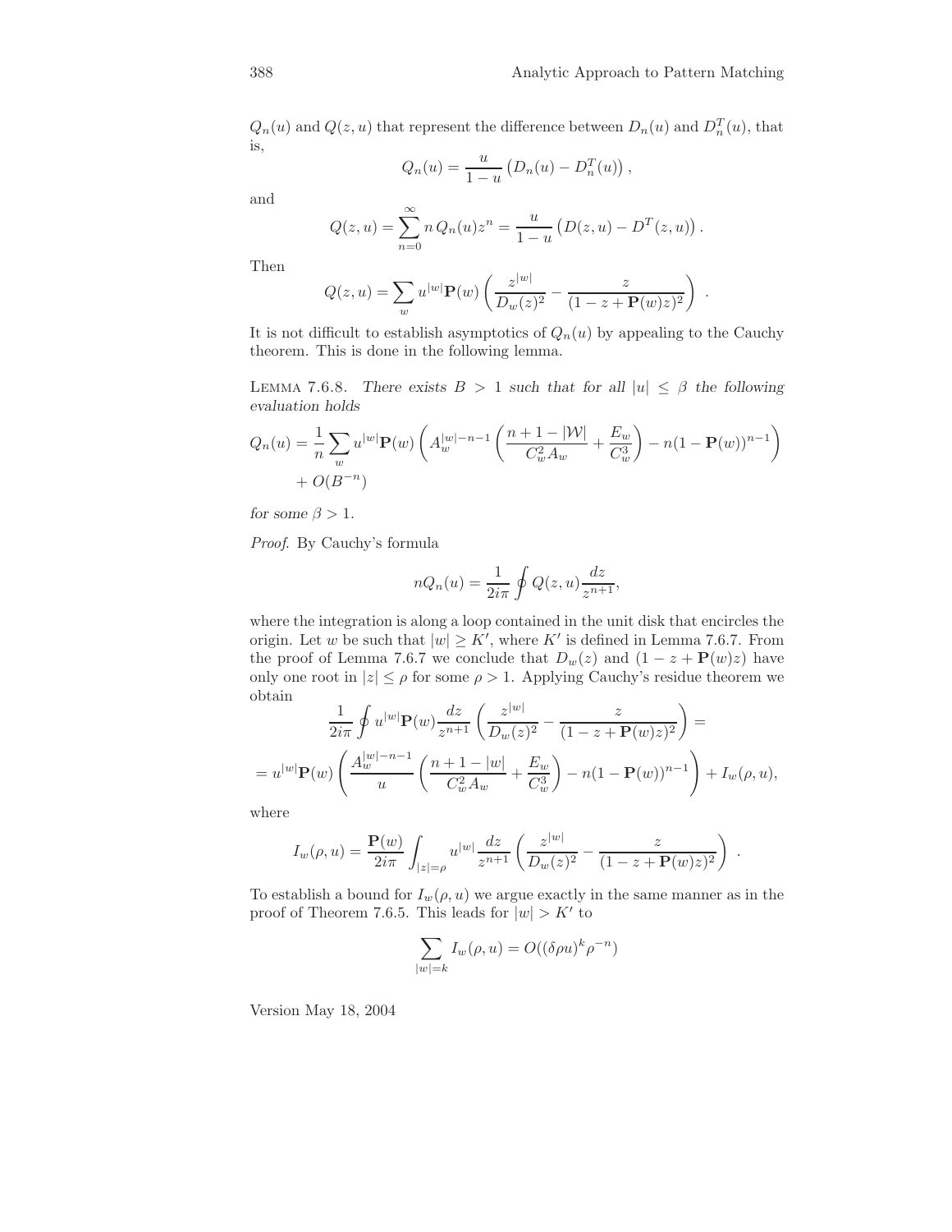$Q_n(u)$ and $Q(z,u)$ that represent the difference between $D_n(u)$ and $D_n^T(u)$, that is,

$$Q_n(u) = \frac{u}{1-u}\left(D_n(u) - D_n^T(u)\right),$$

and

$$Q(z,u) = \sum_{n=0}^{\infty} n\, Q_n(u) z^n = \frac{u}{1-u}\left(D(z,u) - D^T(z,u)\right).$$

Then

$$Q(z,u) = \sum_w u^{|w|}\mathbf{P}(w)\left(\frac{z^{|w|}}{D_w(z)^2} - \frac{z}{(1-z+\mathbf{P}(w)z)^2}\right) .$$

It is not difficult to establish asymptotics of $Q_n(u)$ by appealing to the Cauchy theorem. This is done in the following lemma.

Lemma 7.6.8. *There exists $B > 1$ such that for all $|u| \leq \beta$ the following evaluation holds*

$$Q_n(u) = \frac{1}{n}\sum_w u^{|w|}\mathbf{P}(w)\left(A_w^{|w|-n-1}\left(\frac{n+1-|\mathcal{W}|}{C_w^2 A_w} + \frac{E_w}{C_w^3}\right) - n(1-\mathbf{P}(w))^{n-1}\right) + O(B^{-n})$$

*for some $\beta > 1$.*

*Proof.* By Cauchy's formula

$$nQ_n(u) = \frac{1}{2i\pi}\oint Q(z,u)\frac{dz}{z^{n+1}},$$

where the integration is along a loop contained in the unit disk that encircles the origin. Let $w$ be such that $|w| \geq K'$, where $K'$ is defined in Lemma 7.6.7. From the proof of Lemma 7.6.7 we conclude that $D_w(z)$ and $(1-z+\mathbf{P}(w)z)$ have only one root in $|z| \leq \rho$ for some $\rho > 1$. Applying Cauchy's residue theorem we obtain

$$\frac{1}{2i\pi}\oint u^{|w|}\mathbf{P}(w)\frac{dz}{z^{n+1}}\left(\frac{z^{|w|}}{D_w(z)^2} - \frac{z}{(1-z+\mathbf{P}(w)z)^2}\right) =$$
$$= u^{|w|}\mathbf{P}(w)\left(\frac{A_w^{|w|-n-1}}{u}\left(\frac{n+1-|w|}{C_w^2 A_w} + \frac{E_w}{C_w^3}\right) - n(1-\mathbf{P}(w))^{n-1}\right) + I_w(\rho,u),$$

where

$$I_w(\rho,u) = \frac{\mathbf{P}(w)}{2i\pi}\int_{|z|=\rho} u^{|w|}\frac{dz}{z^{n+1}}\left(\frac{z^{|w|}}{D_w(z)^2} - \frac{z}{(1-z+\mathbf{P}(w)z)^2}\right) .$$

To establish a bound for $I_w(\rho,u)$ we argue exactly in the same manner as in the proof of Theorem 7.6.5. This leads for $|w| > K'$ to

$$\sum_{|w|=k} I_w(\rho,u) = O((\delta\rho u)^k \rho^{-n})$$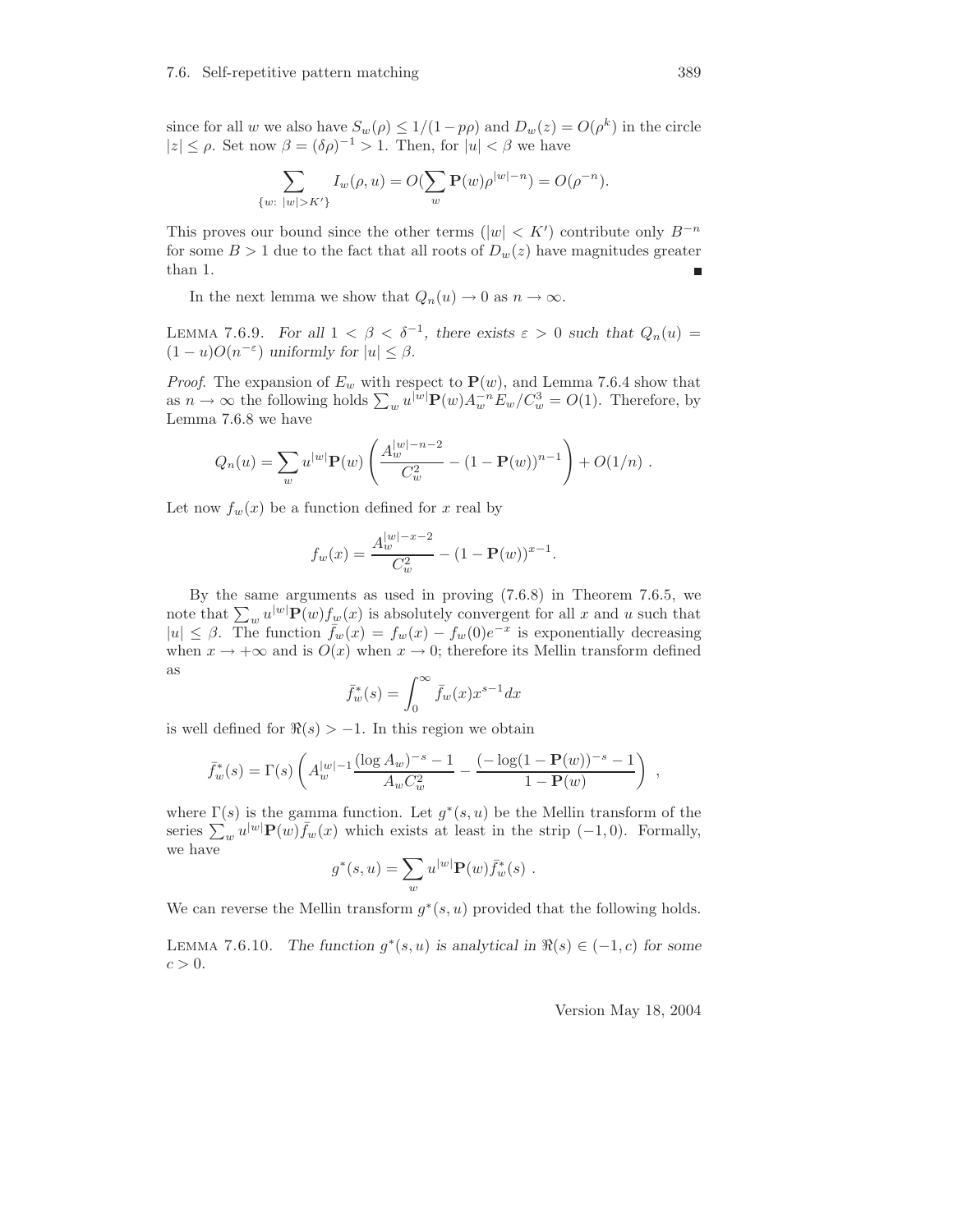since for all $w$ we also have $S_w(\rho) \le 1/(1-p\rho)$ and $D_w(z) = O(\rho^k)$ in the circle $|z| \le \rho$. Set now $\beta = (\delta\rho)^{-1} > 1$. Then, for $|u| < \beta$ we have

$$\sum_{\{w:\ |w|>K'\}} I_w(\rho, u) = O(\sum_w \mathbf{P}(w)\rho^{|w|-n}) = O(\rho^{-n}).$$

This proves our bound since the other terms ($|w| < K'$) contribute only $B^{-n}$ for some $B > 1$ due to the fact that all roots of $D_w(z)$ have magnitudes greater than 1. ∎

In the next lemma we show that $Q_n(u) \to 0$ as $n \to \infty$.

Lemma 7.6.9. *For all $1 < \beta < \delta^{-1}$, there exists $\varepsilon > 0$ such that $Q_n(u) = (1-u)O(n^{-\varepsilon})$ uniformly for $|u| \le \beta$.*

*Proof*. The expansion of $E_w$ with respect to $\mathbf{P}(w)$, and Lemma 7.6.4 show that as $n \to \infty$ the following holds $\sum_w u^{|w|}\mathbf{P}(w)A_w^{-n}E_w/C_w^3 = O(1)$. Therefore, by Lemma 7.6.8 we have

$$Q_n(u) = \sum_w u^{|w|}\mathbf{P}(w)\left(\frac{A_w^{|w|-n-2}}{C_w^2} - (1-\mathbf{P}(w))^{n-1}\right) + O(1/n)\ .$$

Let now $f_w(x)$ be a function defined for $x$ real by

$$f_w(x) = \frac{A_w^{|w|-x-2}}{C_w^2} - (1-\mathbf{P}(w))^{x-1}.$$

By the same arguments as used in proving (7.6.8) in Theorem 7.6.5, we note that $\sum_w u^{|w|}\mathbf{P}(w)f_w(x)$ is absolutely convergent for all $x$ and $u$ such that $|u| \le \beta$. The function $\bar{f}_w(x) = f_w(x) - f_w(0)e^{-x}$ is exponentially decreasing when $x \to +\infty$ and is $O(x)$ when $x \to 0$; therefore its Mellin transform defined as

$$\bar{f}_w^*(s) = \int_0^\infty \bar{f}_w(x)x^{s-1}dx$$

is well defined for $\Re(s) > -1$. In this region we obtain

$$\bar{f}_w^*(s) = \Gamma(s)\left(A_w^{|w|-1}\frac{(\log A_w)^{-s}-1}{A_wC_w^2} - \frac{(-\log(1-\mathbf{P}(w))^{-s}-1}{1-\mathbf{P}(w)}\right)\ ,$$

where $\Gamma(s)$ is the gamma function. Let $g^*(s,u)$ be the Mellin transform of the series $\sum_w u^{|w|}\mathbf{P}(w)\bar{f}_w(x)$ which exists at least in the strip $(-1,0)$. Formally, we have

$$g^*(s,u) = \sum_w u^{|w|}\mathbf{P}(w)\bar{f}_w^*(s)\ .$$

We can reverse the Mellin transform $g^*(s,u)$ provided that the following holds.

Lemma 7.6.10. *The function $g^*(s,u)$ is analytical in $\Re(s) \in (-1,c)$ for some $c > 0$.*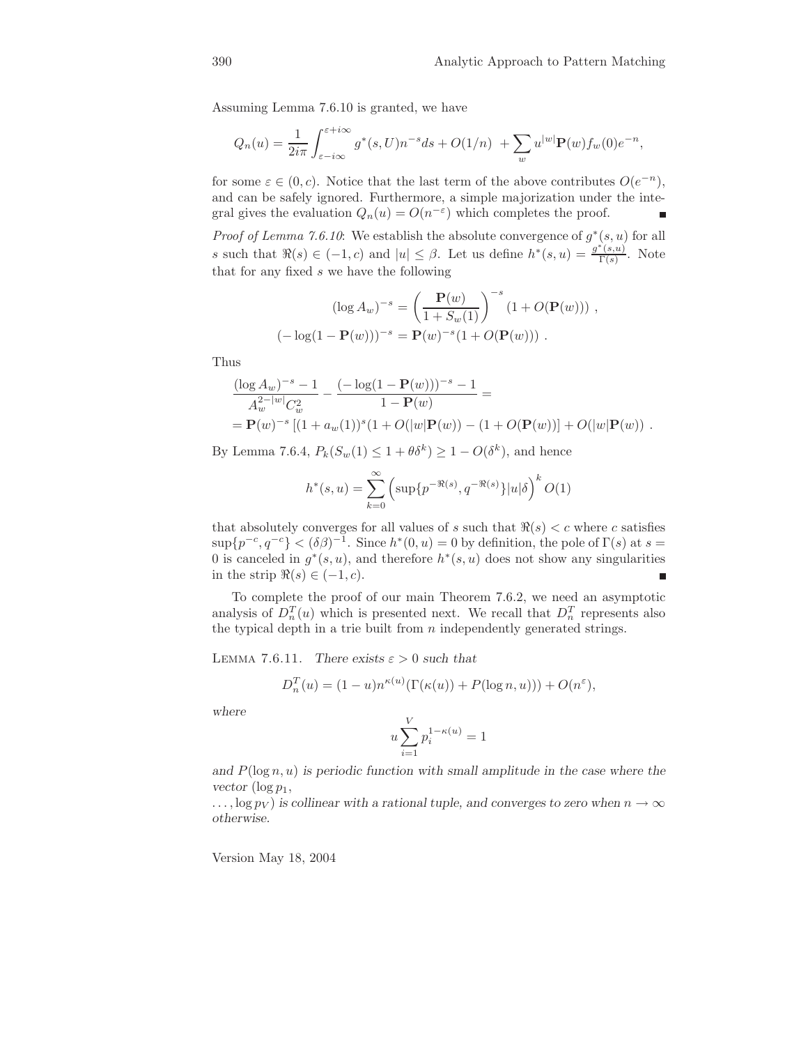Assuming Lemma 7.6.10 is granted, we have

$$Q_n(u) = \frac{1}{2i\pi}\int_{\varepsilon-i\infty}^{\varepsilon+i\infty} g^*(s,U)n^{-s}ds + O(1/n) \; + \sum_w u^{|w|}\mathbf{P}(w)f_w(0)e^{-n},$$

for some $\varepsilon \in (0,c)$. Notice that the last term of the above contributes $O(e^{-n})$, and can be safely ignored. Furthermore, a simple majorization under the integral gives the evaluation $Q_n(u) = O(n^{-\varepsilon})$ which completes the proof. ∎

*Proof of Lemma 7.6.10*: We establish the absolute convergence of $g^*(s,u)$ for all $s$ such that $\Re(s) \in (-1,c)$ and $|u| \leq \beta$. Let us define $h^*(s,u) = \frac{g^*(s,u)}{\Gamma(s)}$. Note that for any fixed $s$ we have the following

$$(\log A_w)^{-s} = \left(\frac{\mathbf{P}(w)}{1+S_w(1)}\right)^{-s}(1+O(\mathbf{P}(w))) \; ,$$
$$(-\log(1-\mathbf{P}(w)))^{-s} = \mathbf{P}(w)^{-s}(1+O(\mathbf{P}(w))) \; .$$

Thus

$$\frac{(\log A_w)^{-s}-1}{A_w^{2-|w|}C_w^2} - \frac{(-\log(1-\mathbf{P}(w)))^{-s}-1}{1-\mathbf{P}(w)} =$$
$$= \mathbf{P}(w)^{-s}\left[(1+a_w(1))^s(1+O(|w|\mathbf{P}(w)) - (1+O(\mathbf{P}(w))\right] + O(|w|\mathbf{P}(w)) \; .$$

By Lemma 7.6.4, $P_k(S_w(1) \leq 1+\theta\delta^k) \geq 1-O(\delta^k)$, and hence

$$h^*(s,u) = \sum_{k=0}^{\infty}\left(\sup\{p^{-\Re(s)}, q^{-\Re(s)}\}|u|\delta\right)^k O(1)$$

that absolutely converges for all values of $s$ such that $\Re(s) < c$ where $c$ satisfies $\sup\{p^{-c}, q^{-c}\} < (\delta\beta)^{-1}$. Since $h^*(0,u) = 0$ by definition, the pole of $\Gamma(s)$ at $s = 0$ is canceled in $g^*(s,u)$, and therefore $h^*(s,u)$ does not show any singularities in the strip $\Re(s) \in (-1,c)$. ∎

To complete the proof of our main Theorem 7.6.2, we need an asymptotic analysis of $D_n^T(u)$ which is presented next. We recall that $D_n^T$ represents also the typical depth in a trie built from $n$ independently generated strings.

LEMMA 7.6.11. *There exists $\varepsilon > 0$ such that*

$$D_n^T(u) = (1-u)n^{\kappa(u)}(\Gamma(\kappa(u)) + P(\log n, u))) + O(n^{\varepsilon}),$$

*where*

$$u\sum_{i=1}^{V} p_i^{1-\kappa(u)} = 1$$

*and $P(\log n, u)$ is periodic function with small amplitude in the case where the vector $(\log p_1,$ $\ldots, \log p_V)$ is collinear with a rational tuple, and converges to zero when $n \to \infty$ otherwise.*

Version May 18, 2004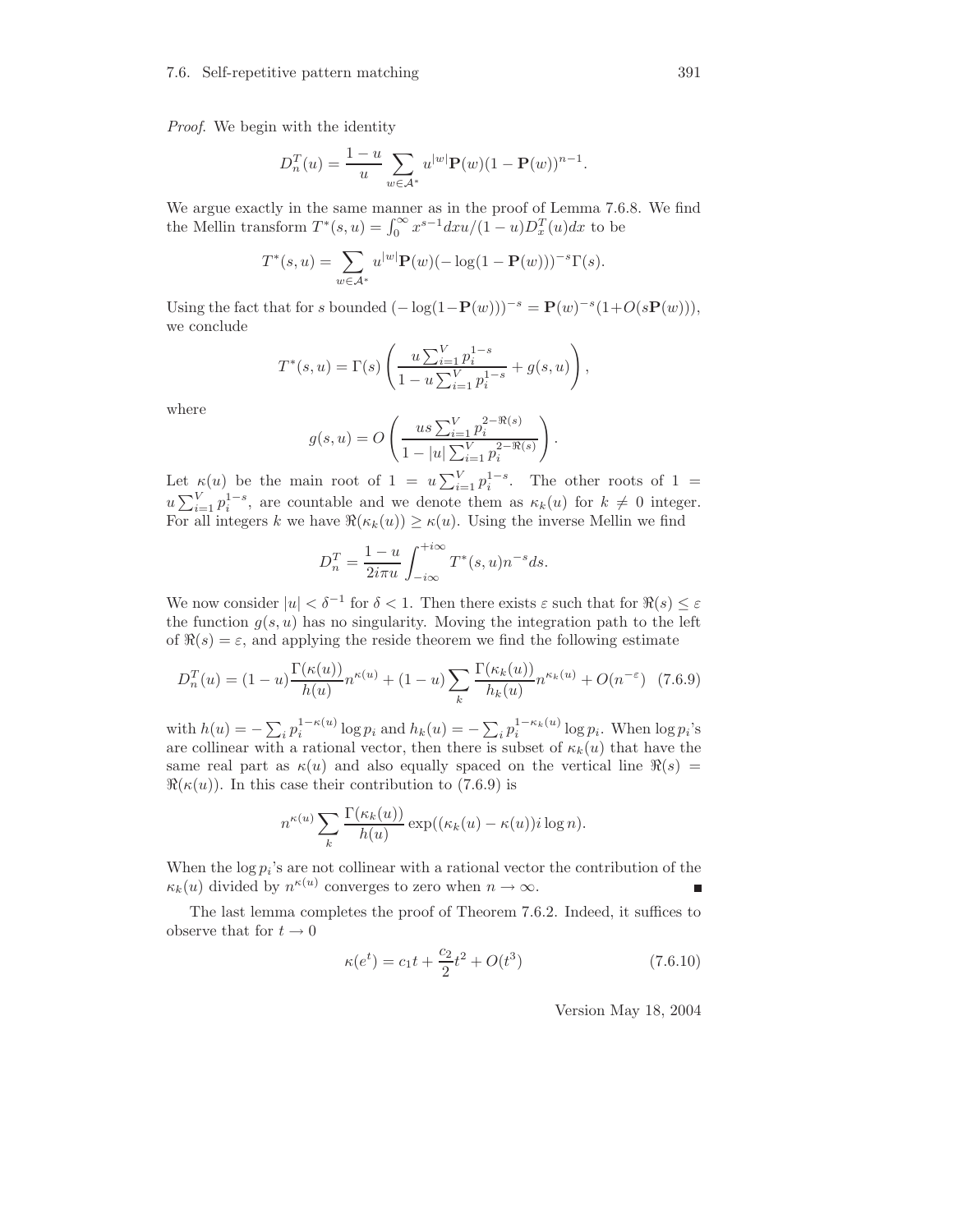*Proof.* We begin with the identity

$$D_n^T(u) = \frac{1-u}{u} \sum_{w \in \mathcal{A}^*} u^{|w|} \mathbf{P}(w)(1 - \mathbf{P}(w))^{n-1}.$$

We argue exactly in the same manner as in the proof of Lemma 7.6.8. We find the Mellin transform $T^*(s,u) = \int_0^\infty x^{s-1} dx u/(1-u) D_x^T(u) dx$ to be

$$T^*(s,u) = \sum_{w \in \mathcal{A}^*} u^{|w|} \mathbf{P}(w)(-\log(1 - \mathbf{P}(w)))^{-s} \Gamma(s).$$

Using the fact that for $s$ bounded $(-\log(1-\mathbf{P}(w)))^{-s} = \mathbf{P}(w)^{-s}(1+O(s\mathbf{P}(w)))$, we conclude

$$T^*(s,u) = \Gamma(s) \left( \frac{u \sum_{i=1}^V p_i^{1-s}}{1 - u \sum_{i=1}^V p_i^{1-s}} + g(s,u) \right),$$

where

$$g(s,u) = O\left( \frac{us \sum_{i=1}^V p_i^{2-\Re(s)}}{1 - |u| \sum_{i=1}^V p_i^{2-\Re(s)}} \right).$$

Let $\kappa(u)$ be the main root of $1 = u \sum_{i=1}^V p_i^{1-s}$. The other roots of $1 = u \sum_{i=1}^V p_i^{1-s}$, are countable and we denote them as $\kappa_k(u)$ for $k \neq 0$ integer. For all integers $k$ we have $\Re(\kappa_k(u)) \geq \kappa(u)$. Using the inverse Mellin we find

$$D_n^T = \frac{1-u}{2i\pi u} \int_{-i\infty}^{+i\infty} T^*(s,u) n^{-s} ds.$$

We now consider $|u| < \delta^{-1}$ for $\delta < 1$. Then there exists $\varepsilon$ such that for $\Re(s) \leq \varepsilon$ the function $g(s,u)$ has no singularity. Moving the integration path to the left of $\Re(s) = \varepsilon$, and applying the reside theorem we find the following estimate

$$D_n^T(u) = (1-u) \frac{\Gamma(\kappa(u))}{h(u)} n^{\kappa(u)} + (1-u) \sum_k \frac{\Gamma(\kappa_k(u))}{h_k(u)} n^{\kappa_k(u)} + O(n^{-\varepsilon}) \quad (7.6.9)$$

with $h(u) = -\sum_i p_i^{1-\kappa(u)} \log p_i$ and $h_k(u) = -\sum_i p_i^{1-\kappa_k(u)} \log p_i$. When $\log p_i$'s are collinear with a rational vector, then there is subset of $\kappa_k(u)$ that have the same real part as $\kappa(u)$ and also equally spaced on the vertical line $\Re(s) = \Re(\kappa(u))$. In this case their contribution to (7.6.9) is

$$n^{\kappa(u)} \sum_k \frac{\Gamma(\kappa_k(u))}{h(u)} \exp((\kappa_k(u) - \kappa(u)) i \log n).$$

When the $\log p_i$'s are not collinear with a rational vector the contribution of the $\kappa_k(u)$ divided by $n^{\kappa(u)}$ converges to zero when $n \to \infty$. ∎

The last lemma completes the proof of Theorem 7.6.2. Indeed, it suffices to observe that for $t \to 0$

$$\kappa(e^t) = c_1 t + \frac{c_2}{2} t^2 + O(t^3) \quad (7.6.10)$$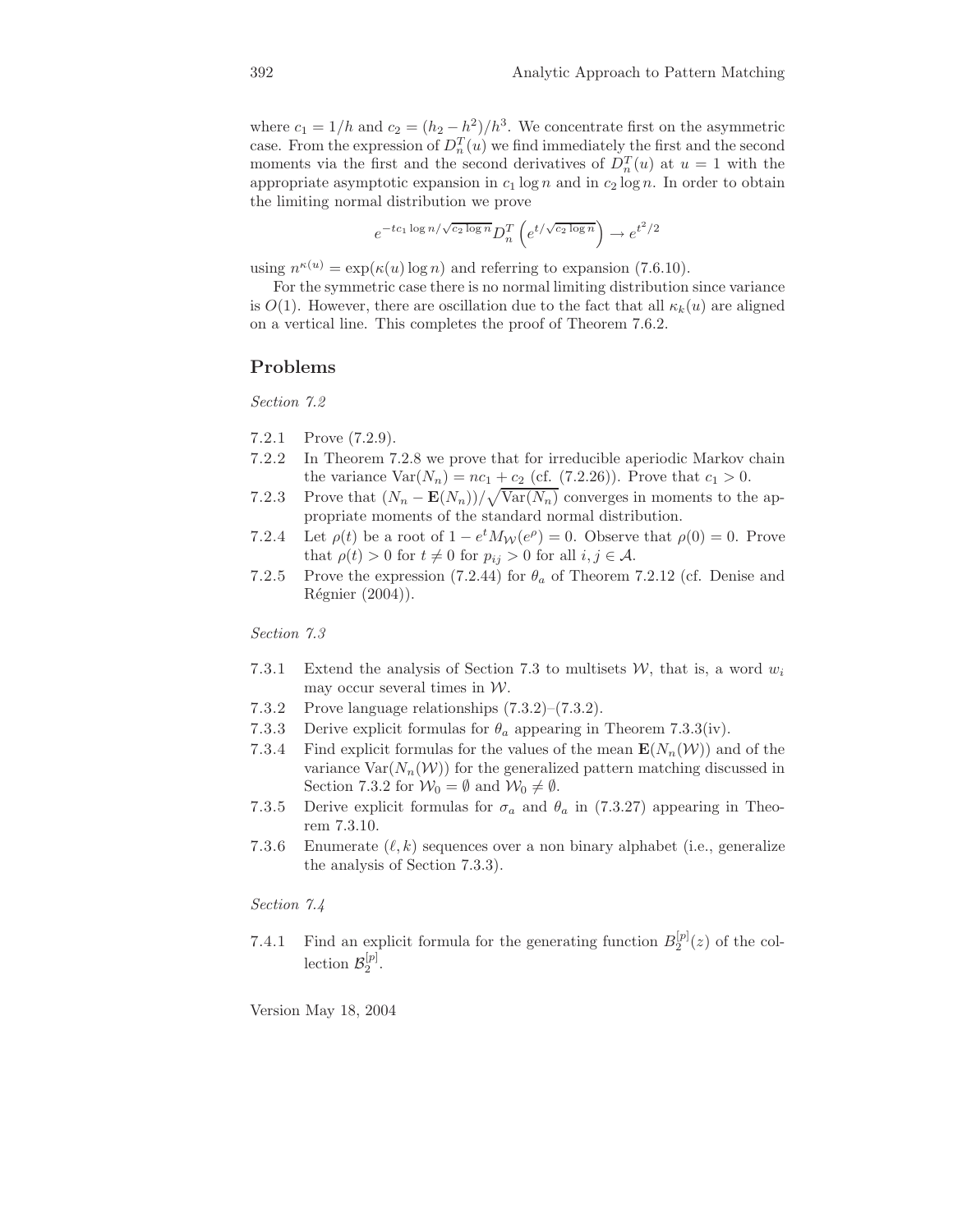where $c_1 = 1/h$ and $c_2 = (h_2 - h^2)/h^3$. We concentrate first on the asymmetric case. From the expression of $D_n^T(u)$ we find immediately the first and the second moments via the first and the second derivatives of $D_n^T(u)$ at $u = 1$ with the appropriate asymptotic expansion in $c_1 \log n$ and in $c_2 \log n$. In order to obtain the limiting normal distribution we prove

$$e^{-tc_1 \log n/\sqrt{c_2 \log n}} D_n^T\left(e^{t/\sqrt{c_2 \log n}}\right) \to e^{t^2/2}$$

using $n^{\kappa(u)} = \exp(\kappa(u) \log n)$ and referring to expansion (7.6.10).

For the symmetric case there is no normal limiting distribution since variance is $O(1)$. However, there are oscillation due to the fact that all $\kappa_k(u)$ are aligned on a vertical line. This completes the proof of Theorem 7.6.2.

## Problems

*Section 7.2*

7.2.1 Prove (7.2.9).

7.2.2 In Theorem 7.2.8 we prove that for irreducible aperiodic Markov chain the variance $\mathrm{Var}(N_n) = nc_1 + c_2$ (cf. (7.2.26)). Prove that $c_1 > 0$.

7.2.3 Prove that $(N_n - \mathbf{E}(N_n))/\sqrt{\mathrm{Var}(N_n)}$ converges in moments to the appropriate moments of the standard normal distribution.

7.2.4 Let $\rho(t)$ be a root of $1 - e^t M_{\mathcal{W}}(e^\rho) = 0$. Observe that $\rho(0) = 0$. Prove that $\rho(t) > 0$ for $t \neq 0$ for $p_{ij} > 0$ for all $i, j \in \mathcal{A}$.

7.2.5 Prove the expression (7.2.44) for $\theta_a$ of Theorem 7.2.12 (cf. Denise and Régnier (2004)).

*Section 7.3*

7.3.1 Extend the analysis of Section 7.3 to multisets $\mathcal{W}$, that is, a word $w_i$ may occur several times in $\mathcal{W}$.

7.3.2 Prove language relationships (7.3.2)–(7.3.2).

7.3.3 Derive explicit formulas for $\theta_a$ appearing in Theorem 7.3.3(iv).

7.3.4 Find explicit formulas for the values of the mean $\mathbf{E}(N_n(\mathcal{W}))$ and of the variance $\mathrm{Var}(N_n(\mathcal{W}))$ for the generalized pattern matching discussed in Section 7.3.2 for $\mathcal{W}_0 = \emptyset$ and $\mathcal{W}_0 \neq \emptyset$.

7.3.5 Derive explicit formulas for $\sigma_a$ and $\theta_a$ in (7.3.27) appearing in Theorem 7.3.10.

7.3.6 Enumerate $(\ell, k)$ sequences over a non binary alphabet (i.e., generalize the analysis of Section 7.3.3).

*Section 7.4*

7.4.1 Find an explicit formula for the generating function $B_2^{[p]}(z)$ of the collection $\mathcal{B}_2^{[p]}$.

Version May 18, 2004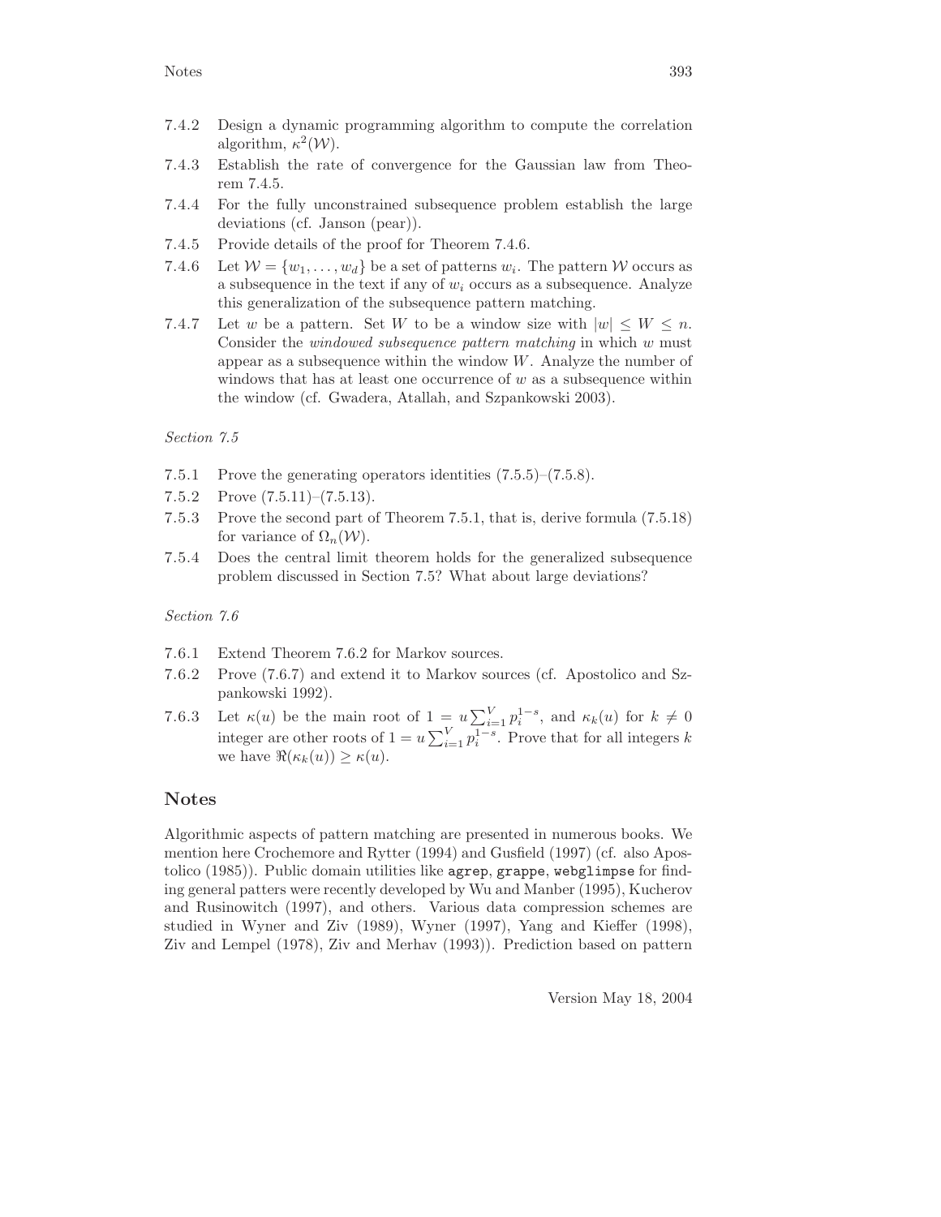7.4.2 Design a dynamic programming algorithm to compute the correlation algorithm, $\kappa^2(\mathcal{W})$.

7.4.3 Establish the rate of convergence for the Gaussian law from Theorem 7.4.5.

7.4.4 For the fully unconstrained subsequence problem establish the large deviations (cf. Janson (pear)).

7.4.5 Provide details of the proof for Theorem 7.4.6.

7.4.6 Let $\mathcal{W} = \{w_1, \ldots, w_d\}$ be a set of patterns $w_i$. The pattern $\mathcal{W}$ occurs as a subsequence in the text if any of $w_i$ occurs as a subsequence. Analyze this generalization of the subsequence pattern matching.

7.4.7 Let $w$ be a pattern. Set $W$ to be a window size with $|w| \leq W \leq n$. Consider the *windowed subsequence pattern matching* in which $w$ must appear as a subsequence within the window $W$. Analyze the number of windows that has at least one occurrence of $w$ as a subsequence within the window (cf. Gwadera, Atallah, and Szpankowski 2003).

*Section 7.5*

7.5.1 Prove the generating operators identities (7.5.5)–(7.5.8).

7.5.2 Prove (7.5.11)–(7.5.13).

7.5.3 Prove the second part of Theorem 7.5.1, that is, derive formula (7.5.18) for variance of $\Omega_n(\mathcal{W})$.

7.5.4 Does the central limit theorem holds for the generalized subsequence problem discussed in Section 7.5? What about large deviations?

*Section 7.6*

7.6.1 Extend Theorem 7.6.2 for Markov sources.

7.6.2 Prove (7.6.7) and extend it to Markov sources (cf. Apostolico and Szpankowski 1992).

7.6.3 Let $\kappa(u)$ be the main root of $1 = u\sum_{i=1}^{V} p_i^{1-s}$, and $\kappa_k(u)$ for $k \neq 0$ integer are other roots of $1 = u\sum_{i=1}^{V} p_i^{1-s}$. Prove that for all integers $k$ we have $\Re(\kappa_k(u)) \geq \kappa(u)$.

## Notes

Algorithmic aspects of pattern matching are presented in numerous books. We mention here Crochemore and Rytter (1994) and Gusfield (1997) (cf. also Apostolico (1985)). Public domain utilities like `agrep`, `grappe`, `webglimpse` for finding general patters were recently developed by Wu and Manber (1995), Kucherov and Rusinowitch (1997), and others. Various data compression schemes are studied in Wyner and Ziv (1989), Wyner (1997), Yang and Kieffer (1998), Ziv and Lempel (1978), Ziv and Merhav (1993)). Prediction based on pattern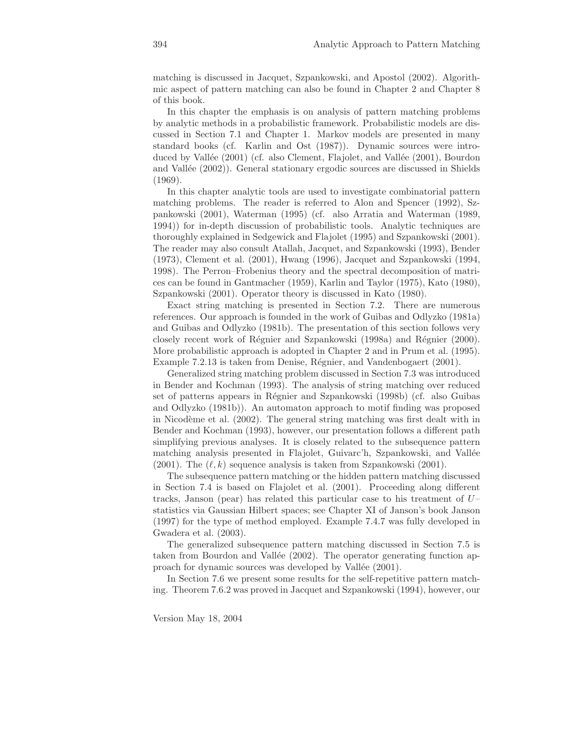matching is discussed in Jacquet, Szpankowski, and Apostol (2002). Algorithmic aspect of pattern matching can also be found in Chapter 2 and Chapter 8 of this book.

In this chapter the emphasis is on analysis of pattern matching problems by analytic methods in a probabilistic framework. Probabilistic models are discussed in Section 7.1 and Chapter 1. Markov models are presented in many standard books (cf. Karlin and Ost (1987)). Dynamic sources were introduced by Vallée (2001) (cf. also Clement, Flajolet, and Vallée (2001), Bourdon and Vallée (2002)). General stationary ergodic sources are discussed in Shields (1969).

In this chapter analytic tools are used to investigate combinatorial pattern matching problems. The reader is referred to Alon and Spencer (1992), Szpankowski (2001), Waterman (1995) (cf. also Arratia and Waterman (1989, 1994)) for in-depth discussion of probabilistic tools. Analytic techniques are thoroughly explained in Sedgewick and Flajolet (1995) and Szpankowski (2001). The reader may also consult Atallah, Jacquet, and Szpankowski (1993), Bender (1973), Clement et al. (2001), Hwang (1996), Jacquet and Szpankowski (1994, 1998). The Perron–Frobenius theory and the spectral decomposition of matrices can be found in Gantmacher (1959), Karlin and Taylor (1975), Kato (1980), Szpankowski (2001). Operator theory is discussed in Kato (1980).

Exact string matching is presented in Section 7.2. There are numerous references. Our approach is founded in the work of Guibas and Odlyzko (1981a) and Guibas and Odlyzko (1981b). The presentation of this section follows very closely recent work of Régnier and Szpankowski (1998a) and Régnier (2000). More probabilistic approach is adopted in Chapter 2 and in Prum et al. (1995). Example 7.2.13 is taken from Denise, Régnier, and Vandenbogaert (2001).

Generalized string matching problem discussed in Section 7.3 was introduced in Bender and Kochman (1993). The analysis of string matching over reduced set of patterns appears in Régnier and Szpankowski (1998b) (cf. also Guibas and Odlyzko (1981b)). An automaton approach to motif finding was proposed in Nicodème et al. (2002). The general string matching was first dealt with in Bender and Kochman (1993), however, our presentation follows a different path simplifying previous analyses. It is closely related to the subsequence pattern matching analysis presented in Flajolet, Guivarc'h, Szpankowski, and Vallée (2001). The $(\ell, k)$ sequence analysis is taken from Szpankowski (2001).

The subsequence pattern matching or the hidden pattern matching discussed in Section 7.4 is based on Flajolet et al. (2001). Proceeding along different tracks, Janson (pear) has related this particular case to his treatment of $U$–statistics via Gaussian Hilbert spaces; see Chapter XI of Janson's book Janson (1997) for the type of method employed. Example 7.4.7 was fully developed in Gwadera et al. (2003).

The generalized subsequence pattern matching discussed in Section 7.5 is taken from Bourdon and Vallée (2002). The operator generating function approach for dynamic sources was developed by Vallée (2001).

In Section 7.6 we present some results for the self-repetitive pattern matching. Theorem 7.6.2 was proved in Jacquet and Szpankowski (1994), however, our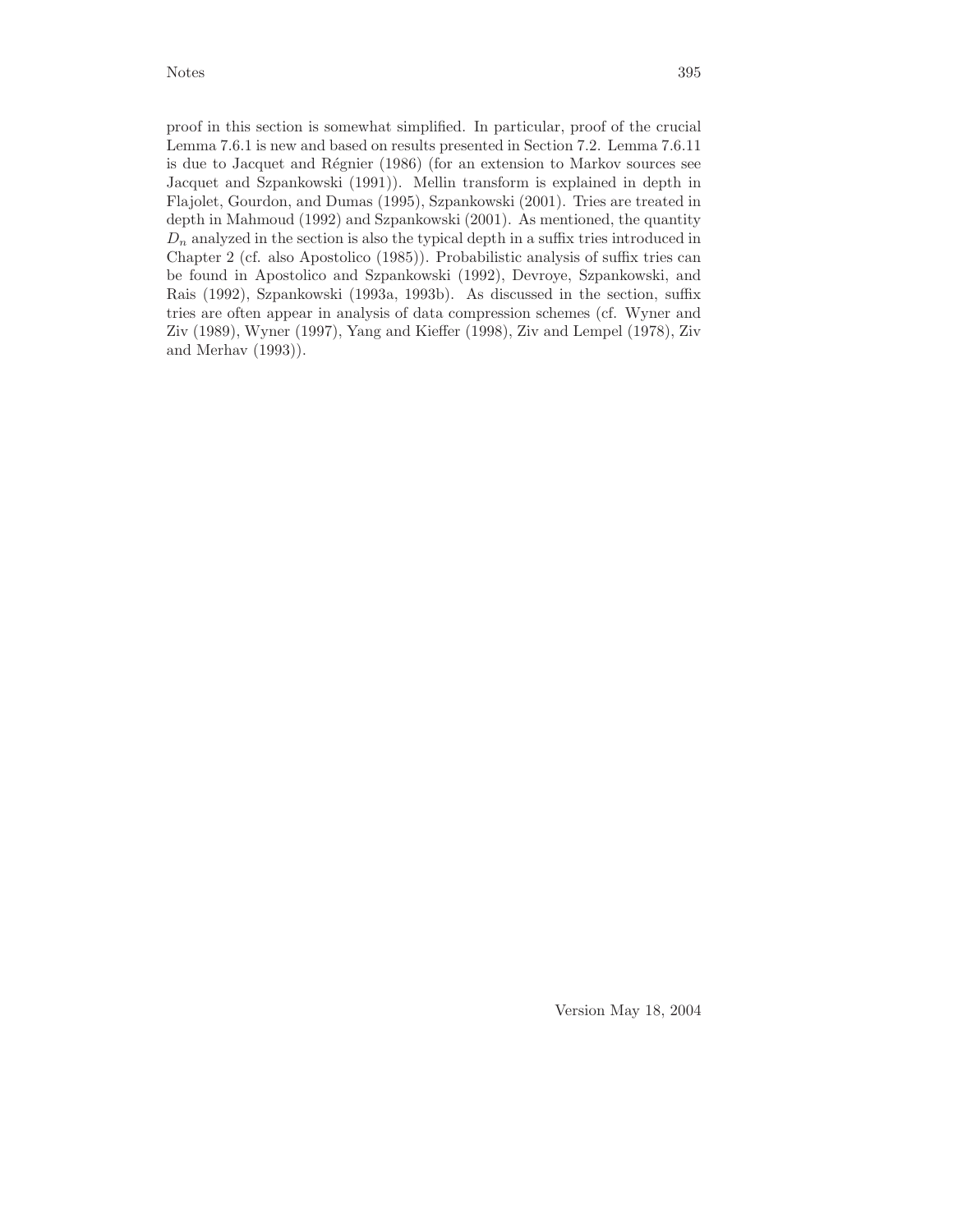proof in this section is somewhat simplified. In particular, proof of the crucial Lemma 7.6.1 is new and based on results presented in Section 7.2. Lemma 7.6.11 is due to Jacquet and Régnier (1986) (for an extension to Markov sources see Jacquet and Szpankowski (1991)). Mellin transform is explained in depth in Flajolet, Gourdon, and Dumas (1995), Szpankowski (2001). Tries are treated in depth in Mahmoud (1992) and Szpankowski (2001). As mentioned, the quantity $D_n$ analyzed in the section is also the typical depth in a suffix tries introduced in Chapter 2 (cf. also Apostolico (1985)). Probabilistic analysis of suffix tries can be found in Apostolico and Szpankowski (1992), Devroye, Szpankowski, and Rais (1992), Szpankowski (1993a, 1993b). As discussed in the section, suffix tries are often appear in analysis of data compression schemes (cf. Wyner and Ziv (1989), Wyner (1997), Yang and Kieffer (1998), Ziv and Lempel (1978), Ziv and Merhav (1993)).